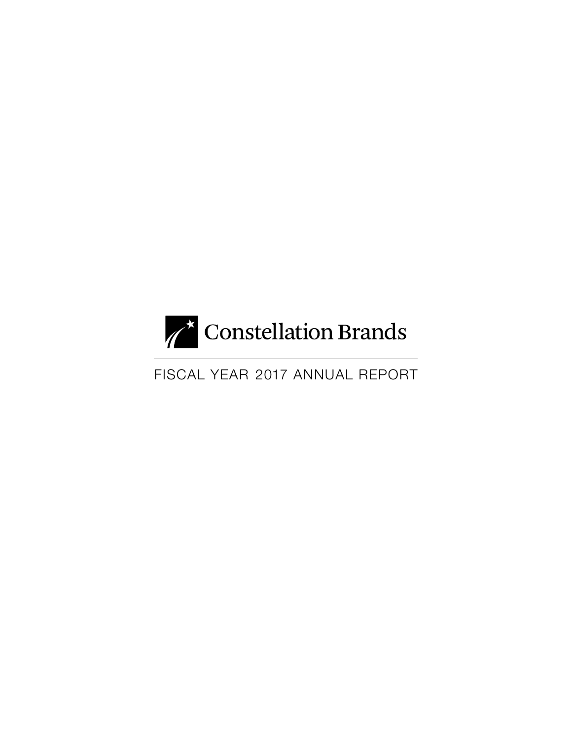# Constellation Brands

FISCAL YEAR 2017 ANNUAL REPORT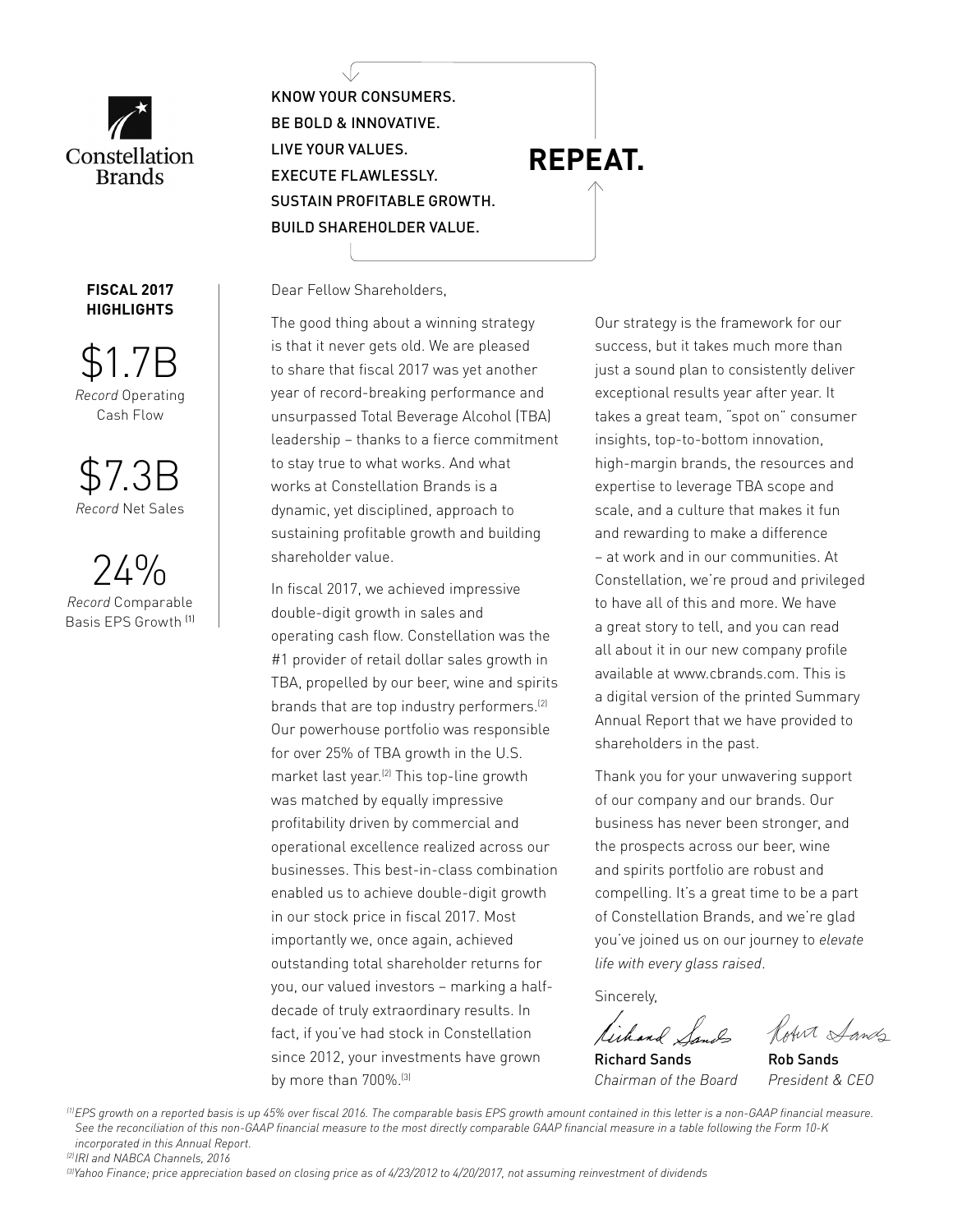Constellation Brands

KNOW YOUR CONSUMERS.
BE BOLD & INNOVATIVE.
LIVE YOUR VALUES.
EXECUTE FLAWLESSLY.
SUSTAIN PROFITABLE GROWTH.
BUILD SHAREHOLDER VALUE.

**REPEAT.**

**FISCAL 2017 HIGHLIGHTS**

$1.7B
*Record* Operating Cash Flow

$7.3B
*Record* Net Sales

24%
*Record* Comparable Basis EPS Growth [1]

Dear Fellow Shareholders,

The good thing about a winning strategy is that it never gets old. We are pleased to share that fiscal 2017 was yet another year of record-breaking performance and unsurpassed Total Beverage Alcohol (TBA) leadership – thanks to a fierce commitment to stay true to what works. And what works at Constellation Brands is a dynamic, yet disciplined, approach to sustaining profitable growth and building shareholder value.

In fiscal 2017, we achieved impressive double-digit growth in sales and operating cash flow. Constellation was the #1 provider of retail dollar sales growth in TBA, propelled by our beer, wine and spirits brands that are top industry performers.[2] Our powerhouse portfolio was responsible for over 25% of TBA growth in the U.S. market last year.[2] This top-line growth was matched by equally impressive profitability driven by commercial and operational excellence realized across our businesses. This best-in-class combination enabled us to achieve double-digit growth in our stock price in fiscal 2017. Most importantly we, once again, achieved outstanding total shareholder returns for you, our valued investors – marking a half-decade of truly extraordinary results. In fact, if you've had stock in Constellation since 2012, your investments have grown by more than 700%.[3]

Our strategy is the framework for our success, but it takes much more than just a sound plan to consistently deliver exceptional results year after year. It takes a great team, "spot on" consumer insights, top-to-bottom innovation, high-margin brands, the resources and expertise to leverage TBA scope and scale, and a culture that makes it fun and rewarding to make a difference – at work and in our communities. At Constellation, we're proud and privileged to have all of this and more. We have a great story to tell, and you can read all about it in our new company profile available at www.cbrands.com. This is a digital version of the printed Summary Annual Report that we have provided to shareholders in the past.

Thank you for your unwavering support of our company and our brands. Our business has never been stronger, and the prospects across our beer, wine and spirits portfolio are robust and compelling. It's a great time to be a part of Constellation Brands, and we're glad you've joined us on our journey to *elevate life with every glass raised*.

Sincerely,

Richard Sands
*Chairman of the Board*

Rob Sands
*President & CEO*

*[1] EPS growth on a reported basis is up 45% over fiscal 2016. The comparable basis EPS growth amount contained in this letter is a non-GAAP financial measure. See the reconciliation of this non-GAAP financial measure to the most directly comparable GAAP financial measure in a table following the Form 10-K incorporated in this Annual Report.*
*[2] IRI and NABCA Channels, 2016*
*[3] Yahoo Finance; price appreciation based on closing price as of 4/23/2012 to 4/20/2017, not assuming reinvestment of dividends*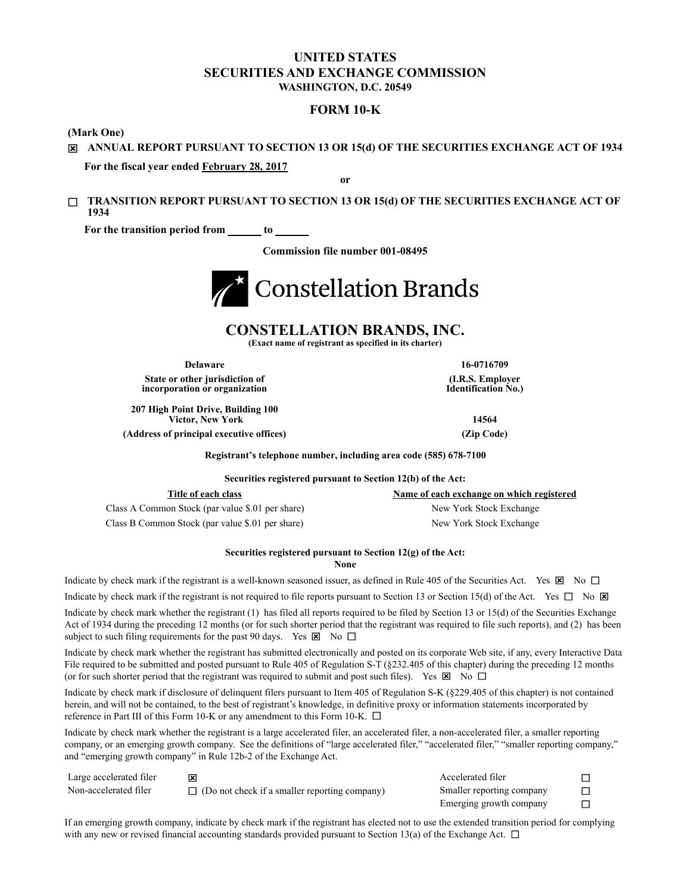# UNITED STATES
# SECURITIES AND EXCHANGE COMMISSION
**WASHINGTON, D.C. 20549**

## FORM 10-K

**(Mark One)**

☒ **ANNUAL REPORT PURSUANT TO SECTION 13 OR 15(d) OF THE SECURITIES EXCHANGE ACT OF 1934**

**For the fiscal year ended February 28, 2017**

**or**

☐ **TRANSITION REPORT PURSUANT TO SECTION 13 OR 15(d) OF THE SECURITIES EXCHANGE ACT OF 1934**

**For the transition period from ______ to ______**

**Commission file number 001-08495**

Constellation Brands

## CONSTELLATION BRANDS, INC.
**(Exact name of registrant as specified in its charter)**

| **Delaware** | **16-0716709** |
|---|---|
| **State or other jurisdiction of incorporation or organization** | **(I.R.S. Employer Identification No.)** |
| **207 High Point Drive, Building 100 Victor, New York** | **14564** |
| **(Address of principal executive offices)** | **(Zip Code)** |

**Registrant's telephone number, including area code (585) 678-7100**

**Securities registered pursuant to Section 12(b) of the Act:**

| Title of each class | Name of each exchange on which registered |
|---|---|
| Class A Common Stock (par value $.01 per share) | New York Stock Exchange |
| Class B Common Stock (par value $.01 per share) | New York Stock Exchange |

**Securities registered pursuant to Section 12(g) of the Act:**
**None**

Indicate by check mark if the registrant is a well-known seasoned issuer, as defined in Rule 405 of the Securities Act. Yes ☒ No ☐

Indicate by check mark if the registrant is not required to file reports pursuant to Section 13 or Section 15(d) of the Act. Yes ☐ No ☒

Indicate by check mark whether the registrant (1) has filed all reports required to be filed by Section 13 or 15(d) of the Securities Exchange Act of 1934 during the preceding 12 months (or for such shorter period that the registrant was required to file such reports), and (2) has been subject to such filing requirements for the past 90 days. Yes ☒ No ☐

Indicate by check mark whether the registrant has submitted electronically and posted on its corporate Web site, if any, every Interactive Data File required to be submitted and posted pursuant to Rule 405 of Regulation S-T (§232.405 of this chapter) during the preceding 12 months (or for such shorter period that the registrant was required to submit and post such files). Yes ☒ No ☐

Indicate by check mark if disclosure of delinquent filers pursuant to Item 405 of Regulation S-K (§229.405 of this chapter) is not contained herein, and will not be contained, to the best of registrant's knowledge, in definitive proxy or information statements incorporated by reference in Part III of this Form 10-K or any amendment to this Form 10-K. ☐

Indicate by check mark whether the registrant is a large accelerated filer, an accelerated filer, a non-accelerated filer, a smaller reporting company, or an emerging growth company. See the definitions of "large accelerated filer," "accelerated filer," "smaller reporting company," and "emerging growth company" in Rule 12b-2 of the Exchange Act.

| | | | |
|---|---|---|---|
| Large accelerated filer | ☒ | Accelerated filer | ☐ |
| Non-accelerated filer | ☐ (Do not check if a smaller reporting company) | Smaller reporting company | ☐ |
| | | Emerging growth company | ☐ |

If an emerging growth company, indicate by check mark if the registrant has elected not to use the extended transition period for complying with any new or revised financial accounting standards provided pursuant to Section 13(a) of the Exchange Act. ☐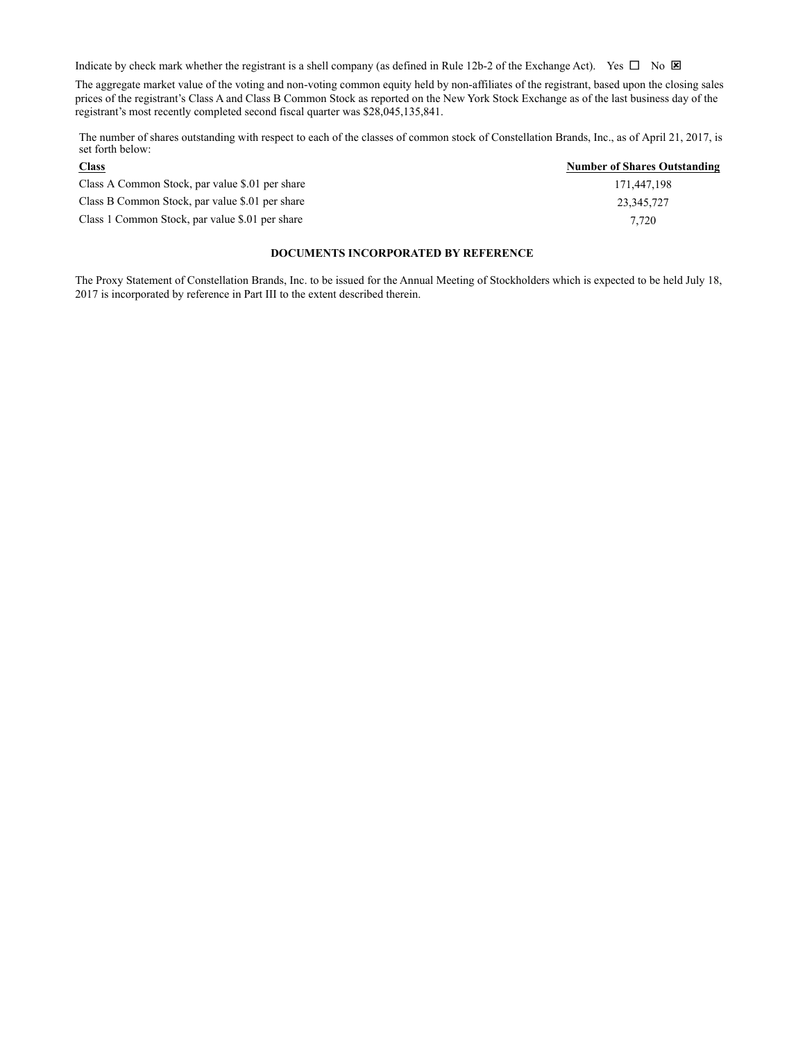Indicate by check mark whether the registrant is a shell company (as defined in Rule 12b-2 of the Exchange Act). Yes ☐ No ☒

The aggregate market value of the voting and non-voting common equity held by non-affiliates of the registrant, based upon the closing sales prices of the registrant's Class A and Class B Common Stock as reported on the New York Stock Exchange as of the last business day of the registrant's most recently completed second fiscal quarter was $28,045,135,841.

The number of shares outstanding with respect to each of the classes of common stock of Constellation Brands, Inc., as of April 21, 2017, is set forth below:

| Class | Number of Shares Outstanding |
| --- | --- |
| Class A Common Stock, par value $.01 per share | 171,447,198 |
| Class B Common Stock, par value $.01 per share | 23,345,727 |
| Class 1 Common Stock, par value $.01 per share | 7,720 |

**DOCUMENTS INCORPORATED BY REFERENCE**

The Proxy Statement of Constellation Brands, Inc. to be issued for the Annual Meeting of Stockholders which is expected to be held July 18, 2017 is incorporated by reference in Part III to the extent described therein.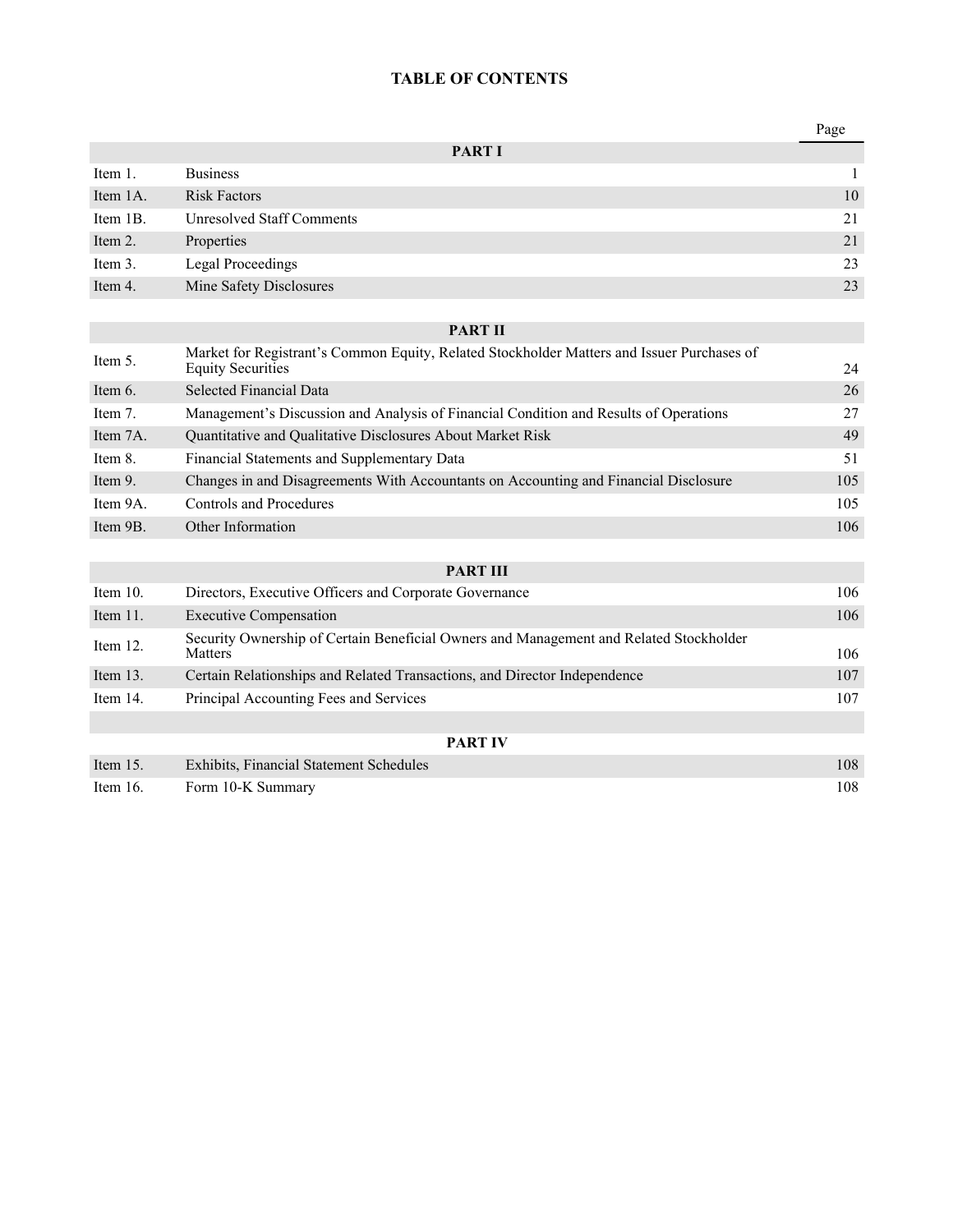# TABLE OF CONTENTS

| | | Page |
|---|---|---|
| | **PART I** | |
| Item 1. | Business | 1 |
| Item 1A. | Risk Factors | 10 |
| Item 1B. | Unresolved Staff Comments | 21 |
| Item 2. | Properties | 21 |
| Item 3. | Legal Proceedings | 23 |
| Item 4. | Mine Safety Disclosures | 23 |
| | **PART II** | |
| Item 5. | Market for Registrant's Common Equity, Related Stockholder Matters and Issuer Purchases of Equity Securities | 24 |
| Item 6. | Selected Financial Data | 26 |
| Item 7. | Management's Discussion and Analysis of Financial Condition and Results of Operations | 27 |
| Item 7A. | Quantitative and Qualitative Disclosures About Market Risk | 49 |
| Item 8. | Financial Statements and Supplementary Data | 51 |
| Item 9. | Changes in and Disagreements With Accountants on Accounting and Financial Disclosure | 105 |
| Item 9A. | Controls and Procedures | 105 |
| Item 9B. | Other Information | 106 |
| | **PART III** | |
| Item 10. | Directors, Executive Officers and Corporate Governance | 106 |
| Item 11. | Executive Compensation | 106 |
| Item 12. | Security Ownership of Certain Beneficial Owners and Management and Related Stockholder Matters | 106 |
| Item 13. | Certain Relationships and Related Transactions, and Director Independence | 107 |
| Item 14. | Principal Accounting Fees and Services | 107 |
| | **PART IV** | |
| Item 15. | Exhibits, Financial Statement Schedules | 108 |
| Item 16. | Form 10-K Summary | 108 |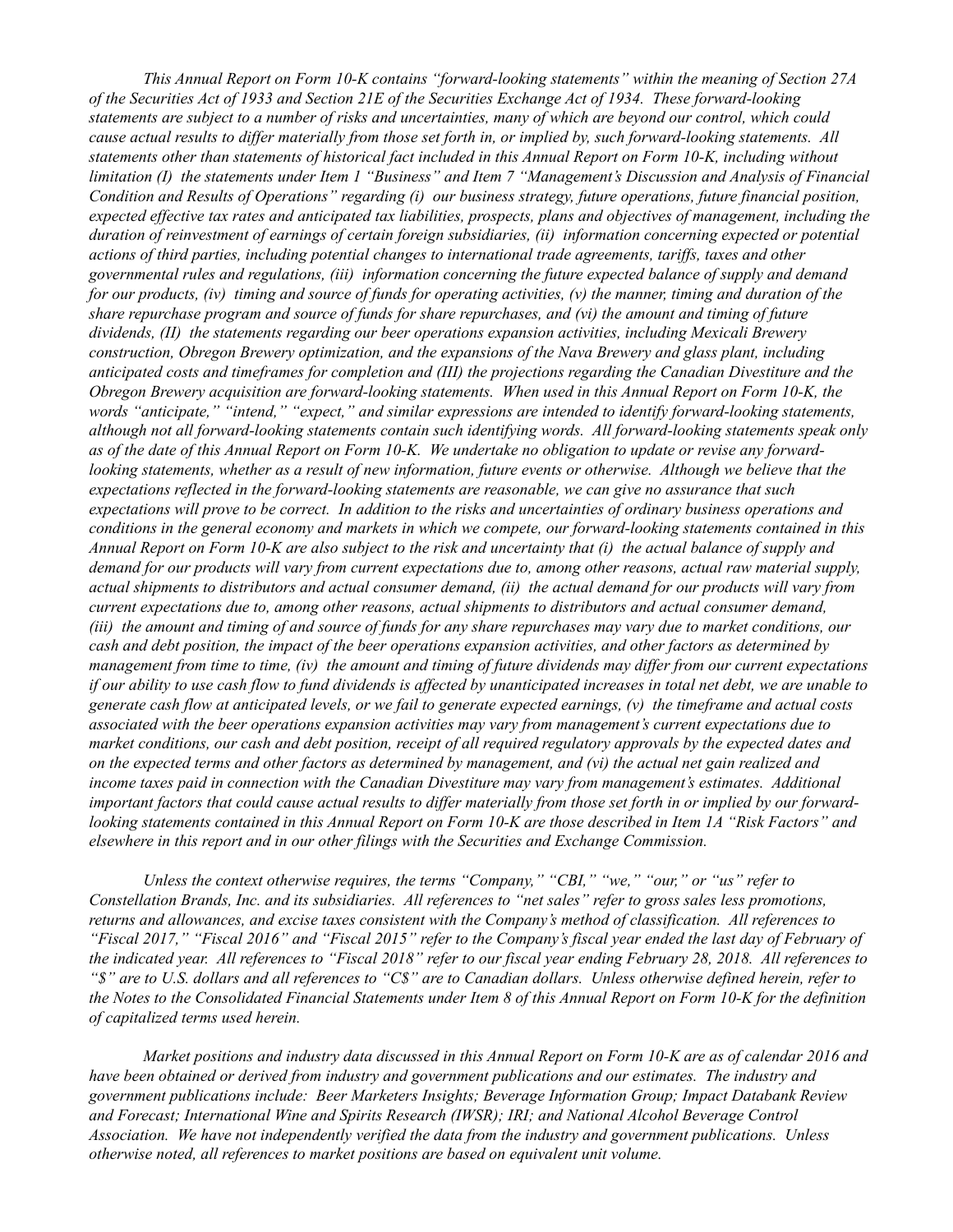*This Annual Report on Form 10-K contains "forward-looking statements" within the meaning of Section 27A of the Securities Act of 1933 and Section 21E of the Securities Exchange Act of 1934. These forward-looking statements are subject to a number of risks and uncertainties, many of which are beyond our control, which could cause actual results to differ materially from those set forth in, or implied by, such forward-looking statements. All statements other than statements of historical fact included in this Annual Report on Form 10-K, including without limitation (I) the statements under Item 1 "Business" and Item 7 "Management's Discussion and Analysis of Financial Condition and Results of Operations" regarding (i) our business strategy, future operations, future financial position, expected effective tax rates and anticipated tax liabilities, prospects, plans and objectives of management, including the duration of reinvestment of earnings of certain foreign subsidiaries, (ii) information concerning expected or potential actions of third parties, including potential changes to international trade agreements, tariffs, taxes and other governmental rules and regulations, (iii) information concerning the future expected balance of supply and demand for our products, (iv) timing and source of funds for operating activities, (v) the manner, timing and duration of the share repurchase program and source of funds for share repurchases, and (vi) the amount and timing of future dividends, (II) the statements regarding our beer operations expansion activities, including Mexicali Brewery construction, Obregon Brewery optimization, and the expansions of the Nava Brewery and glass plant, including anticipated costs and timeframes for completion and (III) the projections regarding the Canadian Divestiture and the Obregon Brewery acquisition are forward-looking statements. When used in this Annual Report on Form 10-K, the words "anticipate," "intend," "expect," and similar expressions are intended to identify forward-looking statements, although not all forward-looking statements contain such identifying words. All forward-looking statements speak only as of the date of this Annual Report on Form 10-K. We undertake no obligation to update or revise any forward-looking statements, whether as a result of new information, future events or otherwise. Although we believe that the expectations reflected in the forward-looking statements are reasonable, we can give no assurance that such expectations will prove to be correct. In addition to the risks and uncertainties of ordinary business operations and conditions in the general economy and markets in which we compete, our forward-looking statements contained in this Annual Report on Form 10-K are also subject to the risk and uncertainty that (i) the actual balance of supply and demand for our products will vary from current expectations due to, among other reasons, actual raw material supply, actual shipments to distributors and actual consumer demand, (ii) the actual demand for our products will vary from current expectations due to, among other reasons, actual shipments to distributors and actual consumer demand, (iii) the amount and timing of and source of funds for any share repurchases may vary due to market conditions, our cash and debt position, the impact of the beer operations expansion activities, and other factors as determined by management from time to time, (iv) the amount and timing of future dividends may differ from our current expectations if our ability to use cash flow to fund dividends is affected by unanticipated increases in total net debt, we are unable to generate cash flow at anticipated levels, or we fail to generate expected earnings, (v) the timeframe and actual costs associated with the beer operations expansion activities may vary from management's current expectations due to market conditions, our cash and debt position, receipt of all required regulatory approvals by the expected dates and on the expected terms and other factors as determined by management, and (vi) the actual net gain realized and income taxes paid in connection with the Canadian Divestiture may vary from management's estimates. Additional important factors that could cause actual results to differ materially from those set forth in or implied by our forward-looking statements contained in this Annual Report on Form 10-K are those described in Item 1A "Risk Factors" and elsewhere in this report and in our other filings with the Securities and Exchange Commission.*

*Unless the context otherwise requires, the terms "Company," "CBI," "we," "our," or "us" refer to Constellation Brands, Inc. and its subsidiaries. All references to "net sales" refer to gross sales less promotions, returns and allowances, and excise taxes consistent with the Company's method of classification. All references to "Fiscal 2017," "Fiscal 2016" and "Fiscal 2015" refer to the Company's fiscal year ended the last day of February of the indicated year. All references to "Fiscal 2018" refer to our fiscal year ending February 28, 2018. All references to "$" are to U.S. dollars and all references to "C$" are to Canadian dollars. Unless otherwise defined herein, refer to the Notes to the Consolidated Financial Statements under Item 8 of this Annual Report on Form 10-K for the definition of capitalized terms used herein.*

*Market positions and industry data discussed in this Annual Report on Form 10-K are as of calendar 2016 and have been obtained or derived from industry and government publications and our estimates. The industry and government publications include: Beer Marketers Insights; Beverage Information Group; Impact Databank Review and Forecast; International Wine and Spirits Research (IWSR); IRI; and National Alcohol Beverage Control Association. We have not independently verified the data from the industry and government publications. Unless otherwise noted, all references to market positions are based on equivalent unit volume.*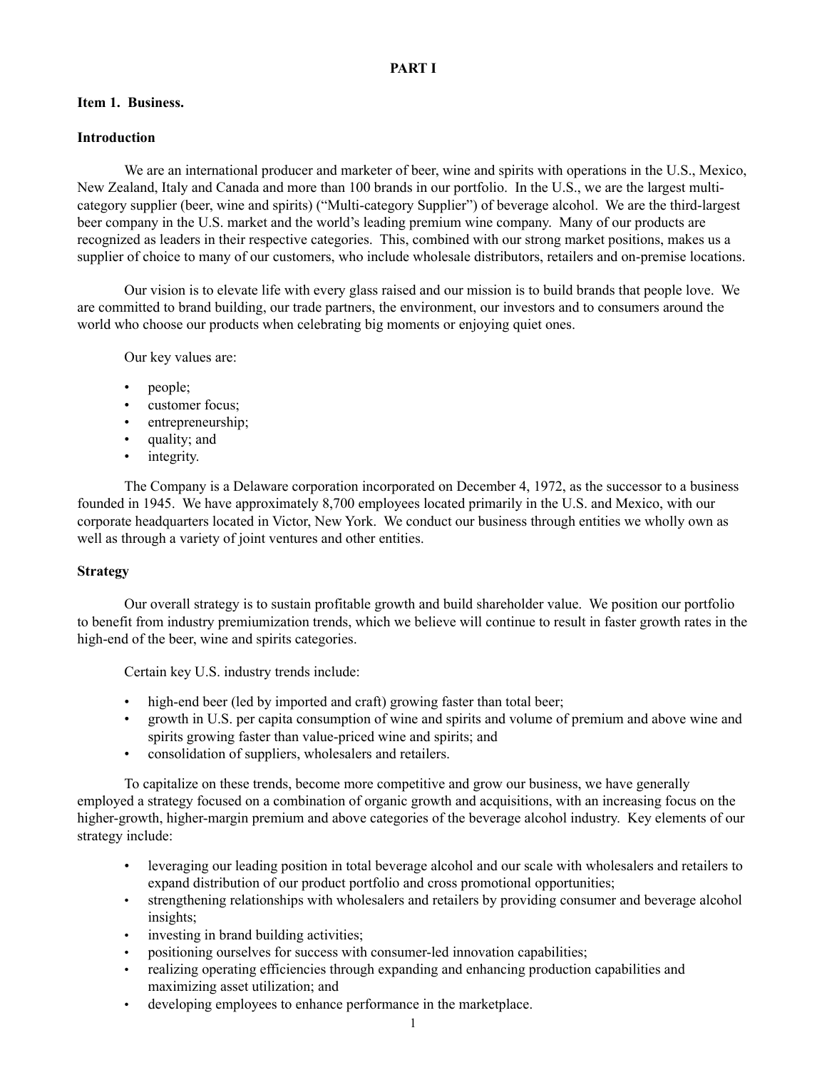# PART I

## Item 1. Business.

### Introduction

We are an international producer and marketer of beer, wine and spirits with operations in the U.S., Mexico, New Zealand, Italy and Canada and more than 100 brands in our portfolio. In the U.S., we are the largest multi-category supplier (beer, wine and spirits) ("Multi-category Supplier") of beverage alcohol. We are the third-largest beer company in the U.S. market and the world's leading premium wine company. Many of our products are recognized as leaders in their respective categories. This, combined with our strong market positions, makes us a supplier of choice to many of our customers, who include wholesale distributors, retailers and on-premise locations.

Our vision is to elevate life with every glass raised and our mission is to build brands that people love. We are committed to brand building, our trade partners, the environment, our investors and to consumers around the world who choose our products when celebrating big moments or enjoying quiet ones.

Our key values are:

- people;
- customer focus;
- entrepreneurship;
- quality; and
- integrity.

The Company is a Delaware corporation incorporated on December 4, 1972, as the successor to a business founded in 1945. We have approximately 8,700 employees located primarily in the U.S. and Mexico, with our corporate headquarters located in Victor, New York. We conduct our business through entities we wholly own as well as through a variety of joint ventures and other entities.

### Strategy

Our overall strategy is to sustain profitable growth and build shareholder value. We position our portfolio to benefit from industry premiumization trends, which we believe will continue to result in faster growth rates in the high-end of the beer, wine and spirits categories.

Certain key U.S. industry trends include:

- high-end beer (led by imported and craft) growing faster than total beer;
- growth in U.S. per capita consumption of wine and spirits and volume of premium and above wine and spirits growing faster than value-priced wine and spirits; and
- consolidation of suppliers, wholesalers and retailers.

To capitalize on these trends, become more competitive and grow our business, we have generally employed a strategy focused on a combination of organic growth and acquisitions, with an increasing focus on the higher-growth, higher-margin premium and above categories of the beverage alcohol industry. Key elements of our strategy include:

- leveraging our leading position in total beverage alcohol and our scale with wholesalers and retailers to expand distribution of our product portfolio and cross promotional opportunities;
- strengthening relationships with wholesalers and retailers by providing consumer and beverage alcohol insights;
- investing in brand building activities;
- positioning ourselves for success with consumer-led innovation capabilities;
- realizing operating efficiencies through expanding and enhancing production capabilities and maximizing asset utilization; and
- developing employees to enhance performance in the marketplace.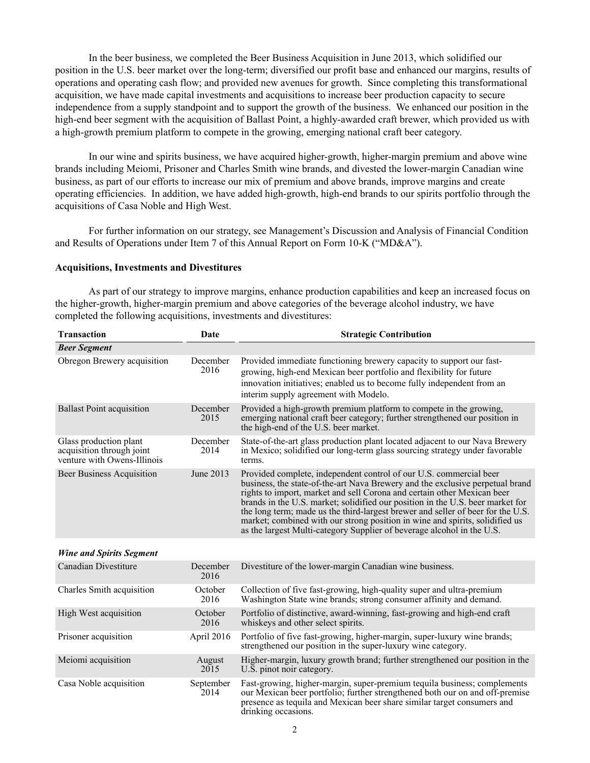In the beer business, we completed the Beer Business Acquisition in June 2013, which solidified our position in the U.S. beer market over the long-term; diversified our profit base and enhanced our margins, results of operations and operating cash flow; and provided new avenues for growth. Since completing this transformational acquisition, we have made capital investments and acquisitions to increase beer production capacity to secure independence from a supply standpoint and to support the growth of the business. We enhanced our position in the high-end beer segment with the acquisition of Ballast Point, a highly-awarded craft brewer, which provided us with a high-growth premium platform to compete in the growing, emerging national craft beer category.

In our wine and spirits business, we have acquired higher-growth, higher-margin premium and above wine brands including Meiomi, Prisoner and Charles Smith wine brands, and divested the lower-margin Canadian wine business, as part of our efforts to increase our mix of premium and above brands, improve margins and create operating efficiencies. In addition, we have added high-growth, high-end brands to our spirits portfolio through the acquisitions of Casa Noble and High West.

For further information on our strategy, see Management's Discussion and Analysis of Financial Condition and Results of Operations under Item 7 of this Annual Report on Form 10-K ("MD&A").

**Acquisitions, Investments and Divestitures**

As part of our strategy to improve margins, enhance production capabilities and keep an increased focus on the higher-growth, higher-margin premium and above categories of the beverage alcohol industry, we have completed the following acquisitions, investments and divestitures:

| Transaction | Date | Strategic Contribution |
|---|---|---|
| ***Beer Segment*** | | |
| Obregon Brewery acquisition | December 2016 | Provided immediate functioning brewery capacity to support our fast-growing, high-end Mexican beer portfolio and flexibility for future innovation initiatives; enabled us to become fully independent from an interim supply agreement with Modelo. |
| Ballast Point acquisition | December 2015 | Provided a high-growth premium platform to compete in the growing, emerging national craft beer category; further strengthened our position in the high-end of the U.S. beer market. |
| Glass production plant acquisition through joint venture with Owens-Illinois | December 2014 | State-of-the-art glass production plant located adjacent to our Nava Brewery in Mexico; solidified our long-term glass sourcing strategy under favorable terms. |
| Beer Business Acquisition | June 2013 | Provided complete, independent control of our U.S. commercial beer business, the state-of-the-art Nava Brewery and the exclusive perpetual brand rights to import, market and sell Corona and certain other Mexican beer brands in the U.S. market; solidified our position in the U.S. beer market for the long term; made us the third-largest brewer and seller of beer for the U.S. market; combined with our strong position in wine and spirits, solidified us as the largest Multi-category Supplier of beverage alcohol in the U.S. |
| ***Wine and Spirits Segment*** | | |
| Canadian Divestiture | December 2016 | Divestiture of the lower-margin Canadian wine business. |
| Charles Smith acquisition | October 2016 | Collection of five fast-growing, high-quality super and ultra-premium Washington State wine brands; strong consumer affinity and demand. |
| High West acquisition | October 2016 | Portfolio of distinctive, award-winning, fast-growing and high-end craft whiskeys and other select spirits. |
| Prisoner acquisition | April 2016 | Portfolio of five fast-growing, higher-margin, super-luxury wine brands; strengthened our position in the super-luxury wine category. |
| Meiomi acquisition | August 2015 | Higher-margin, luxury growth brand; further strengthened our position in the U.S. pinot noir category. |
| Casa Noble acquisition | September 2014 | Fast-growing, higher-margin, super-premium tequila business; complements our Mexican beer portfolio; further strengthened both our on and off-premise presence as tequila and Mexican beer share similar target consumers and drinking occasions. |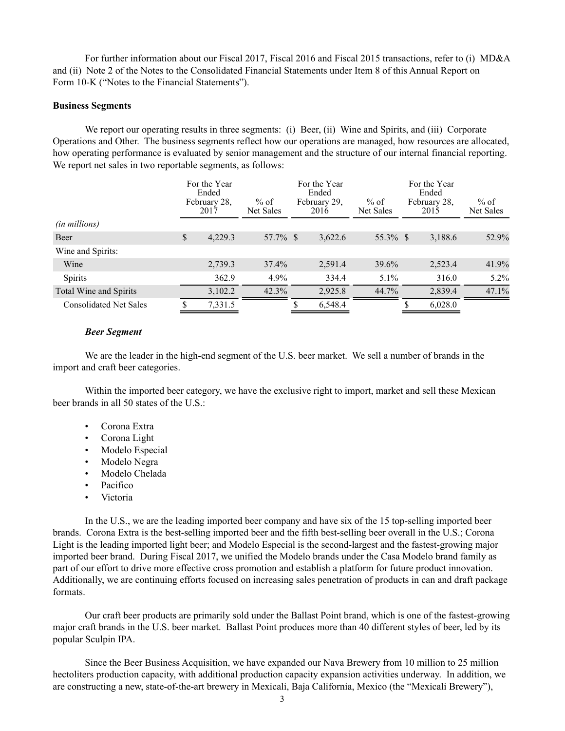For further information about our Fiscal 2017, Fiscal 2016 and Fiscal 2015 transactions, refer to (i) MD&A and (ii) Note 2 of the Notes to the Consolidated Financial Statements under Item 8 of this Annual Report on Form 10-K ("Notes to the Financial Statements").

**Business Segments**

We report our operating results in three segments: (i) Beer, (ii) Wine and Spirits, and (iii) Corporate Operations and Other. The business segments reflect how our operations are managed, how resources are allocated, how operating performance is evaluated by senior management and the structure of our internal financial reporting. We report net sales in two reportable segments, as follows:

| *(in millions)* | For the Year Ended February 28, 2017 | % of Net Sales | For the Year Ended February 29, 2016 | % of Net Sales | For the Year Ended February 28, 2015 | % of Net Sales |
|---|---|---|---|---|---|---|
| Beer | $ 4,229.3 | 57.7 % | $ 3,622.6 | 55.3 % | $ 3,188.6 | 52.9% |
| Wine and Spirits: | | | | | | |
| Wine | 2,739.3 | 37.4% | 2,591.4 | 39.6% | 2,523.4 | 41.9% |
| Spirits | 362.9 | 4.9% | 334.4 | 5.1% | 316.0 | 5.2% |
| Total Wine and Spirits | 3,102.2 | 42.3% | 2,925.8 | 44.7% | 2,839.4 | 47.1% |
| Consolidated Net Sales | $ 7,331.5 | | $ 6,548.4 | | $ 6,028.0 | |

***Beer Segment***

We are the leader in the high-end segment of the U.S. beer market. We sell a number of brands in the import and craft beer categories.

Within the imported beer category, we have the exclusive right to import, market and sell these Mexican beer brands in all 50 states of the U.S.:

- Corona Extra
- Corona Light
- Modelo Especial
- Modelo Negra
- Modelo Chelada
- Pacifico
- Victoria

In the U.S., we are the leading imported beer company and have six of the 15 top-selling imported beer brands. Corona Extra is the best-selling imported beer and the fifth best-selling beer overall in the U.S.; Corona Light is the leading imported light beer; and Modelo Especial is the second-largest and the fastest-growing major imported beer brand. During Fiscal 2017, we unified the Modelo brands under the Casa Modelo brand family as part of our effort to drive more effective cross promotion and establish a platform for future product innovation. Additionally, we are continuing efforts focused on increasing sales penetration of products in can and draft package formats.

Our craft beer products are primarily sold under the Ballast Point brand, which is one of the fastest-growing major craft brands in the U.S. beer market. Ballast Point produces more than 40 different styles of beer, led by its popular Sculpin IPA.

Since the Beer Business Acquisition, we have expanded our Nava Brewery from 10 million to 25 million hectoliters production capacity, with additional production capacity expansion activities underway. In addition, we are constructing a new, state-of-the-art brewery in Mexicali, Baja California, Mexico (the "Mexicali Brewery"),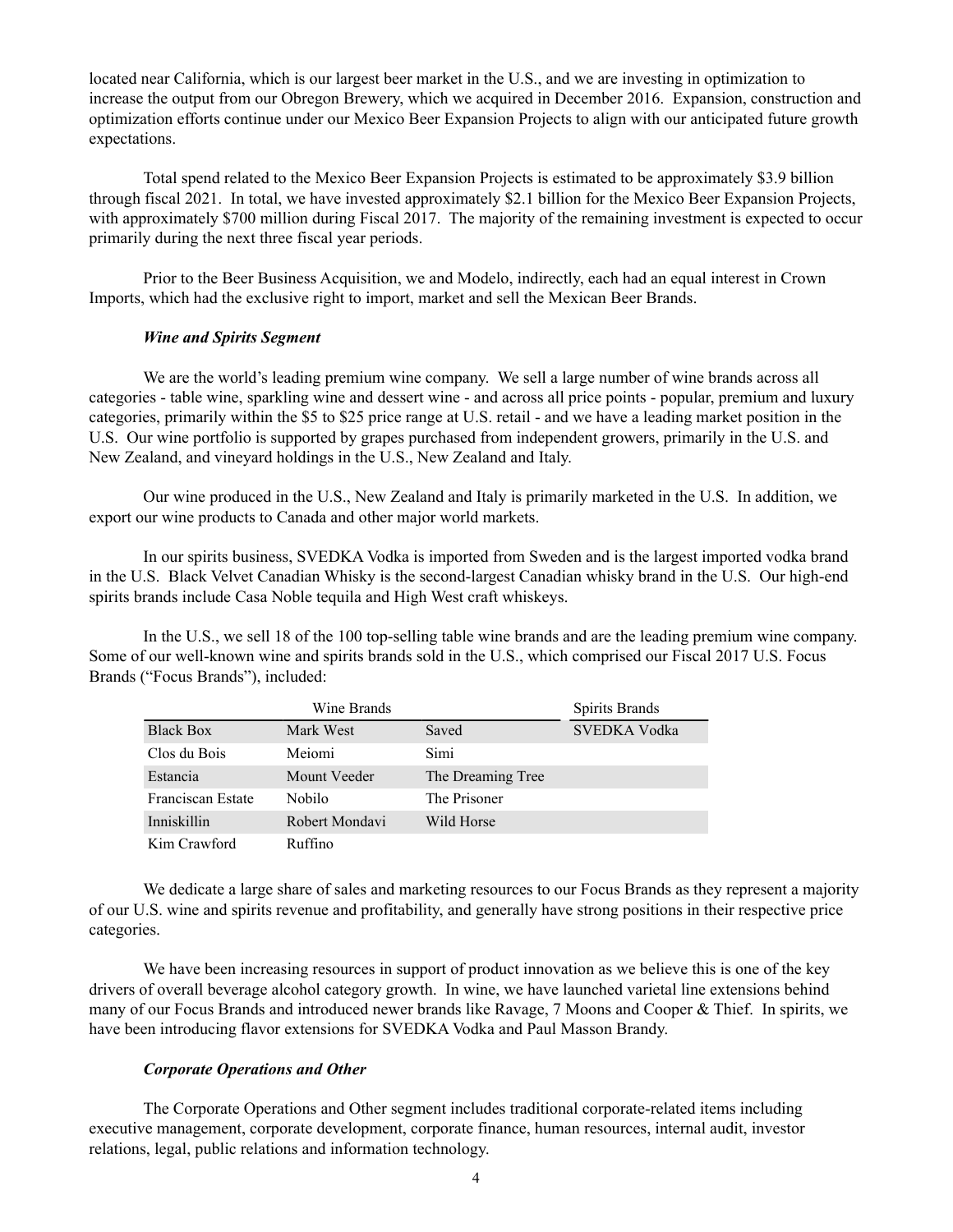located near California, which is our largest beer market in the U.S., and we are investing in optimization to increase the output from our Obregon Brewery, which we acquired in December 2016. Expansion, construction and optimization efforts continue under our Mexico Beer Expansion Projects to align with our anticipated future growth expectations.

Total spend related to the Mexico Beer Expansion Projects is estimated to be approximately $3.9 billion through fiscal 2021. In total, we have invested approximately $2.1 billion for the Mexico Beer Expansion Projects, with approximately $700 million during Fiscal 2017. The majority of the remaining investment is expected to occur primarily during the next three fiscal year periods.

Prior to the Beer Business Acquisition, we and Modelo, indirectly, each had an equal interest in Crown Imports, which had the exclusive right to import, market and sell the Mexican Beer Brands.

#### *Wine and Spirits Segment*

We are the world's leading premium wine company. We sell a large number of wine brands across all categories - table wine, sparkling wine and dessert wine - and across all price points - popular, premium and luxury categories, primarily within the $5 to $25 price range at U.S. retail - and we have a leading market position in the U.S. Our wine portfolio is supported by grapes purchased from independent growers, primarily in the U.S. and New Zealand, and vineyard holdings in the U.S., New Zealand and Italy.

Our wine produced in the U.S., New Zealand and Italy is primarily marketed in the U.S. In addition, we export our wine products to Canada and other major world markets.

In our spirits business, SVEDKA Vodka is imported from Sweden and is the largest imported vodka brand in the U.S. Black Velvet Canadian Whisky is the second-largest Canadian whisky brand in the U.S. Our high-end spirits brands include Casa Noble tequila and High West craft whiskeys.

In the U.S., we sell 18 of the 100 top-selling table wine brands and are the leading premium wine company. Some of our well-known wine and spirits brands sold in the U.S., which comprised our Fiscal 2017 U.S. Focus Brands ("Focus Brands"), included:

| Wine Brands | | | Spirits Brands |
|---|---|---|---|
| Black Box | Mark West | Saved | SVEDKA Vodka |
| Clos du Bois | Meiomi | Simi | |
| Estancia | Mount Veeder | The Dreaming Tree | |
| Franciscan Estate | Nobilo | The Prisoner | |
| Inniskillin | Robert Mondavi | Wild Horse | |
| Kim Crawford | Ruffino | | |

We dedicate a large share of sales and marketing resources to our Focus Brands as they represent a majority of our U.S. wine and spirits revenue and profitability, and generally have strong positions in their respective price categories.

We have been increasing resources in support of product innovation as we believe this is one of the key drivers of overall beverage alcohol category growth. In wine, we have launched varietal line extensions behind many of our Focus Brands and introduced newer brands like Ravage, 7 Moons and Cooper & Thief. In spirits, we have been introducing flavor extensions for SVEDKA Vodka and Paul Masson Brandy.

#### *Corporate Operations and Other*

The Corporate Operations and Other segment includes traditional corporate-related items including executive management, corporate development, corporate finance, human resources, internal audit, investor relations, legal, public relations and information technology.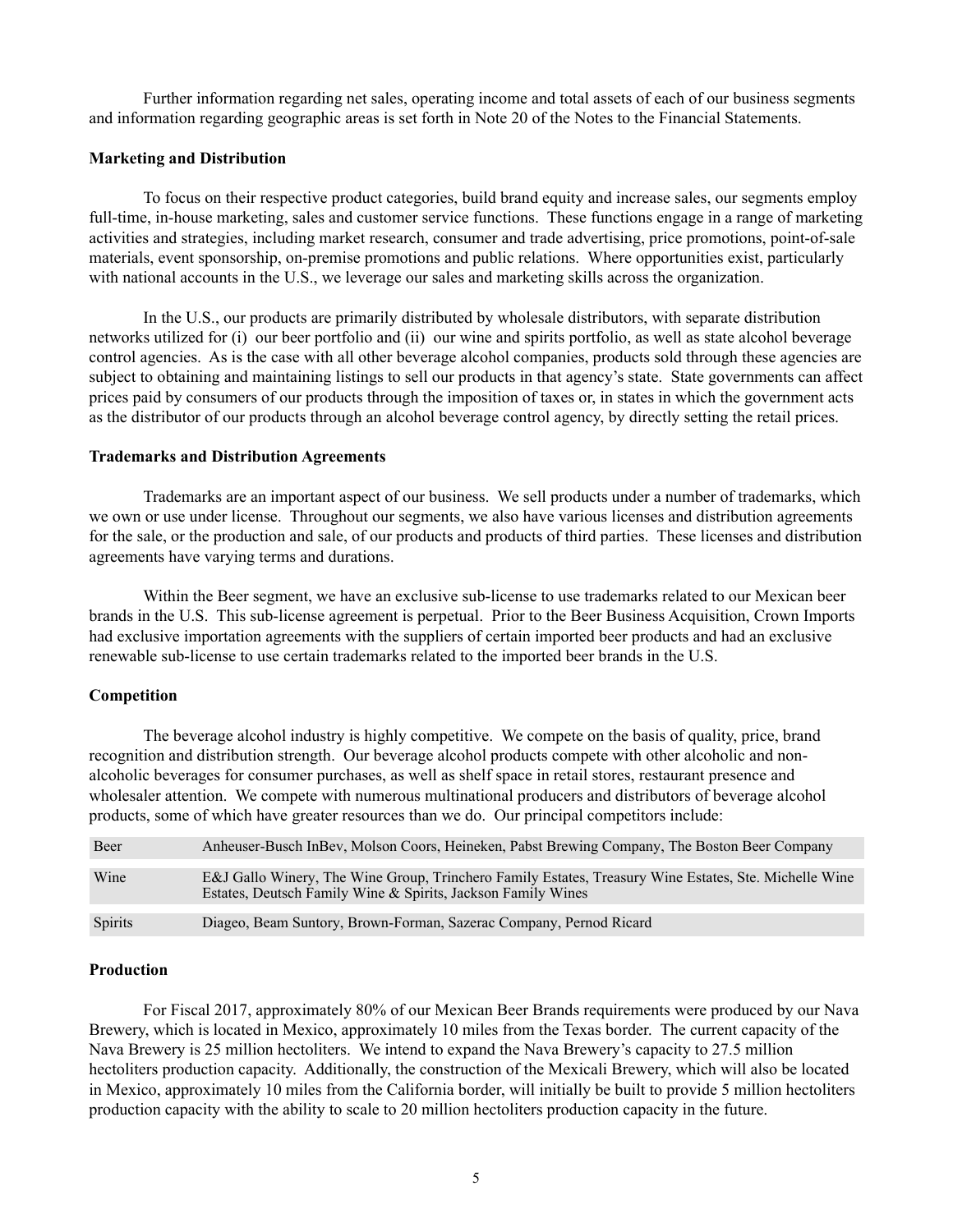Further information regarding net sales, operating income and total assets of each of our business segments and information regarding geographic areas is set forth in Note 20 of the Notes to the Financial Statements.

**Marketing and Distribution**

To focus on their respective product categories, build brand equity and increase sales, our segments employ full-time, in-house marketing, sales and customer service functions. These functions engage in a range of marketing activities and strategies, including market research, consumer and trade advertising, price promotions, point-of-sale materials, event sponsorship, on-premise promotions and public relations. Where opportunities exist, particularly with national accounts in the U.S., we leverage our sales and marketing skills across the organization.

In the U.S., our products are primarily distributed by wholesale distributors, with separate distribution networks utilized for (i) our beer portfolio and (ii) our wine and spirits portfolio, as well as state alcohol beverage control agencies. As is the case with all other beverage alcohol companies, products sold through these agencies are subject to obtaining and maintaining listings to sell our products in that agency's state. State governments can affect prices paid by consumers of our products through the imposition of taxes or, in states in which the government acts as the distributor of our products through an alcohol beverage control agency, by directly setting the retail prices.

**Trademarks and Distribution Agreements**

Trademarks are an important aspect of our business. We sell products under a number of trademarks, which we own or use under license. Throughout our segments, we also have various licenses and distribution agreements for the sale, or the production and sale, of our products and products of third parties. These licenses and distribution agreements have varying terms and durations.

Within the Beer segment, we have an exclusive sub-license to use trademarks related to our Mexican beer brands in the U.S. This sub-license agreement is perpetual. Prior to the Beer Business Acquisition, Crown Imports had exclusive importation agreements with the suppliers of certain imported beer products and had an exclusive renewable sub-license to use certain trademarks related to the imported beer brands in the U.S.

**Competition**

The beverage alcohol industry is highly competitive. We compete on the basis of quality, price, brand recognition and distribution strength. Our beverage alcohol products compete with other alcoholic and non-alcoholic beverages for consumer purchases, as well as shelf space in retail stores, restaurant presence and wholesaler attention. We compete with numerous multinational producers and distributors of beverage alcohol products, some of which have greater resources than we do. Our principal competitors include:

| | |
|---|---|
| Beer | Anheuser-Busch InBev, Molson Coors, Heineken, Pabst Brewing Company, The Boston Beer Company |
| Wine | E&J Gallo Winery, The Wine Group, Trinchero Family Estates, Treasury Wine Estates, Ste. Michelle Wine Estates, Deutsch Family Wine & Spirits, Jackson Family Wines |
| Spirits | Diageo, Beam Suntory, Brown-Forman, Sazerac Company, Pernod Ricard |

**Production**

For Fiscal 2017, approximately 80% of our Mexican Beer Brands requirements were produced by our Nava Brewery, which is located in Mexico, approximately 10 miles from the Texas border. The current capacity of the Nava Brewery is 25 million hectoliters. We intend to expand the Nava Brewery's capacity to 27.5 million hectoliters production capacity. Additionally, the construction of the Mexicali Brewery, which will also be located in Mexico, approximately 10 miles from the California border, will initially be built to provide 5 million hectoliters production capacity with the ability to scale to 20 million hectoliters production capacity in the future.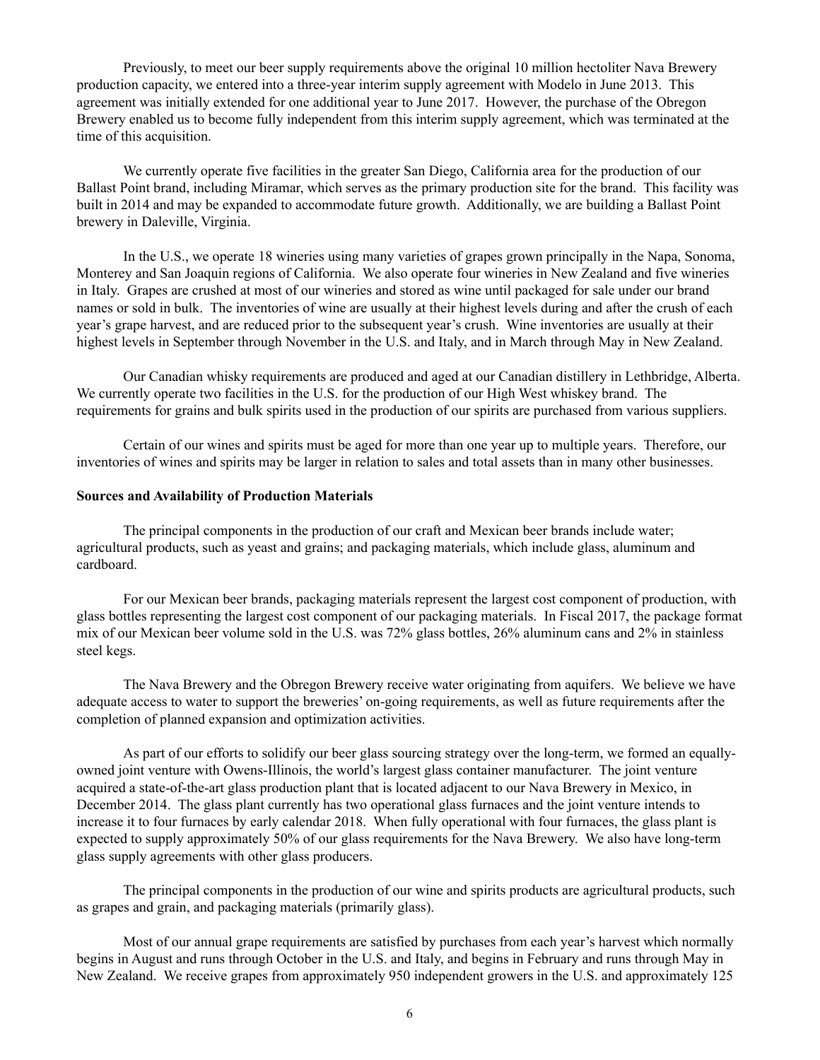Previously, to meet our beer supply requirements above the original 10 million hectoliter Nava Brewery production capacity, we entered into a three-year interim supply agreement with Modelo in June 2013. This agreement was initially extended for one additional year to June 2017. However, the purchase of the Obregon Brewery enabled us to become fully independent from this interim supply agreement, which was terminated at the time of this acquisition.

We currently operate five facilities in the greater San Diego, California area for the production of our Ballast Point brand, including Miramar, which serves as the primary production site for the brand. This facility was built in 2014 and may be expanded to accommodate future growth. Additionally, we are building a Ballast Point brewery in Daleville, Virginia.

In the U.S., we operate 18 wineries using many varieties of grapes grown principally in the Napa, Sonoma, Monterey and San Joaquin regions of California. We also operate four wineries in New Zealand and five wineries in Italy. Grapes are crushed at most of our wineries and stored as wine until packaged for sale under our brand names or sold in bulk. The inventories of wine are usually at their highest levels during and after the crush of each year's grape harvest, and are reduced prior to the subsequent year's crush. Wine inventories are usually at their highest levels in September through November in the U.S. and Italy, and in March through May in New Zealand.

Our Canadian whisky requirements are produced and aged at our Canadian distillery in Lethbridge, Alberta. We currently operate two facilities in the U.S. for the production of our High West whiskey brand. The requirements for grains and bulk spirits used in the production of our spirits are purchased from various suppliers.

Certain of our wines and spirits must be aged for more than one year up to multiple years. Therefore, our inventories of wines and spirits may be larger in relation to sales and total assets than in many other businesses.

**Sources and Availability of Production Materials**

The principal components in the production of our craft and Mexican beer brands include water; agricultural products, such as yeast and grains; and packaging materials, which include glass, aluminum and cardboard.

For our Mexican beer brands, packaging materials represent the largest cost component of production, with glass bottles representing the largest cost component of our packaging materials. In Fiscal 2017, the package format mix of our Mexican beer volume sold in the U.S. was 72% glass bottles, 26% aluminum cans and 2% in stainless steel kegs.

The Nava Brewery and the Obregon Brewery receive water originating from aquifers. We believe we have adequate access to water to support the breweries' on-going requirements, as well as future requirements after the completion of planned expansion and optimization activities.

As part of our efforts to solidify our beer glass sourcing strategy over the long-term, we formed an equally-owned joint venture with Owens-Illinois, the world's largest glass container manufacturer. The joint venture acquired a state-of-the-art glass production plant that is located adjacent to our Nava Brewery in Mexico, in December 2014. The glass plant currently has two operational glass furnaces and the joint venture intends to increase it to four furnaces by early calendar 2018. When fully operational with four furnaces, the glass plant is expected to supply approximately 50% of our glass requirements for the Nava Brewery. We also have long-term glass supply agreements with other glass producers.

The principal components in the production of our wine and spirits products are agricultural products, such as grapes and grain, and packaging materials (primarily glass).

Most of our annual grape requirements are satisfied by purchases from each year's harvest which normally begins in August and runs through October in the U.S. and Italy, and begins in February and runs through May in New Zealand. We receive grapes from approximately 950 independent growers in the U.S. and approximately 125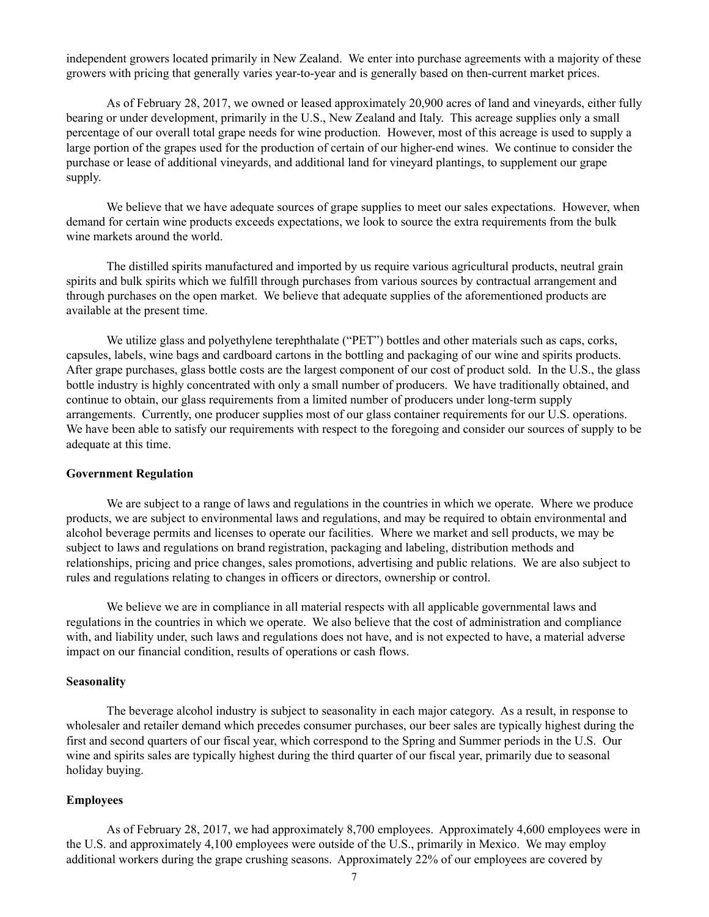independent growers located primarily in New Zealand. We enter into purchase agreements with a majority of these growers with pricing that generally varies year-to-year and is generally based on then-current market prices.

As of February 28, 2017, we owned or leased approximately 20,900 acres of land and vineyards, either fully bearing or under development, primarily in the U.S., New Zealand and Italy. This acreage supplies only a small percentage of our overall total grape needs for wine production. However, most of this acreage is used to supply a large portion of the grapes used for the production of certain of our higher-end wines. We continue to consider the purchase or lease of additional vineyards, and additional land for vineyard plantings, to supplement our grape supply.

We believe that we have adequate sources of grape supplies to meet our sales expectations. However, when demand for certain wine products exceeds expectations, we look to source the extra requirements from the bulk wine markets around the world.

The distilled spirits manufactured and imported by us require various agricultural products, neutral grain spirits and bulk spirits which we fulfill through purchases from various sources by contractual arrangement and through purchases on the open market. We believe that adequate supplies of the aforementioned products are available at the present time.

We utilize glass and polyethylene terephthalate ("PET") bottles and other materials such as caps, corks, capsules, labels, wine bags and cardboard cartons in the bottling and packaging of our wine and spirits products. After grape purchases, glass bottle costs are the largest component of our cost of product sold. In the U.S., the glass bottle industry is highly concentrated with only a small number of producers. We have traditionally obtained, and continue to obtain, our glass requirements from a limited number of producers under long-term supply arrangements. Currently, one producer supplies most of our glass container requirements for our U.S. operations. We have been able to satisfy our requirements with respect to the foregoing and consider our sources of supply to be adequate at this time.

**Government Regulation**

We are subject to a range of laws and regulations in the countries in which we operate. Where we produce products, we are subject to environmental laws and regulations, and may be required to obtain environmental and alcohol beverage permits and licenses to operate our facilities. Where we market and sell products, we may be subject to laws and regulations on brand registration, packaging and labeling, distribution methods and relationships, pricing and price changes, sales promotions, advertising and public relations. We are also subject to rules and regulations relating to changes in officers or directors, ownership or control.

We believe we are in compliance in all material respects with all applicable governmental laws and regulations in the countries in which we operate. We also believe that the cost of administration and compliance with, and liability under, such laws and regulations does not have, and is not expected to have, a material adverse impact on our financial condition, results of operations or cash flows.

**Seasonality**

The beverage alcohol industry is subject to seasonality in each major category. As a result, in response to wholesaler and retailer demand which precedes consumer purchases, our beer sales are typically highest during the first and second quarters of our fiscal year, which correspond to the Spring and Summer periods in the U.S. Our wine and spirits sales are typically highest during the third quarter of our fiscal year, primarily due to seasonal holiday buying.

**Employees**

As of February 28, 2017, we had approximately 8,700 employees. Approximately 4,600 employees were in the U.S. and approximately 4,100 employees were outside of the U.S., primarily in Mexico. We may employ additional workers during the grape crushing seasons. Approximately 22% of our employees are covered by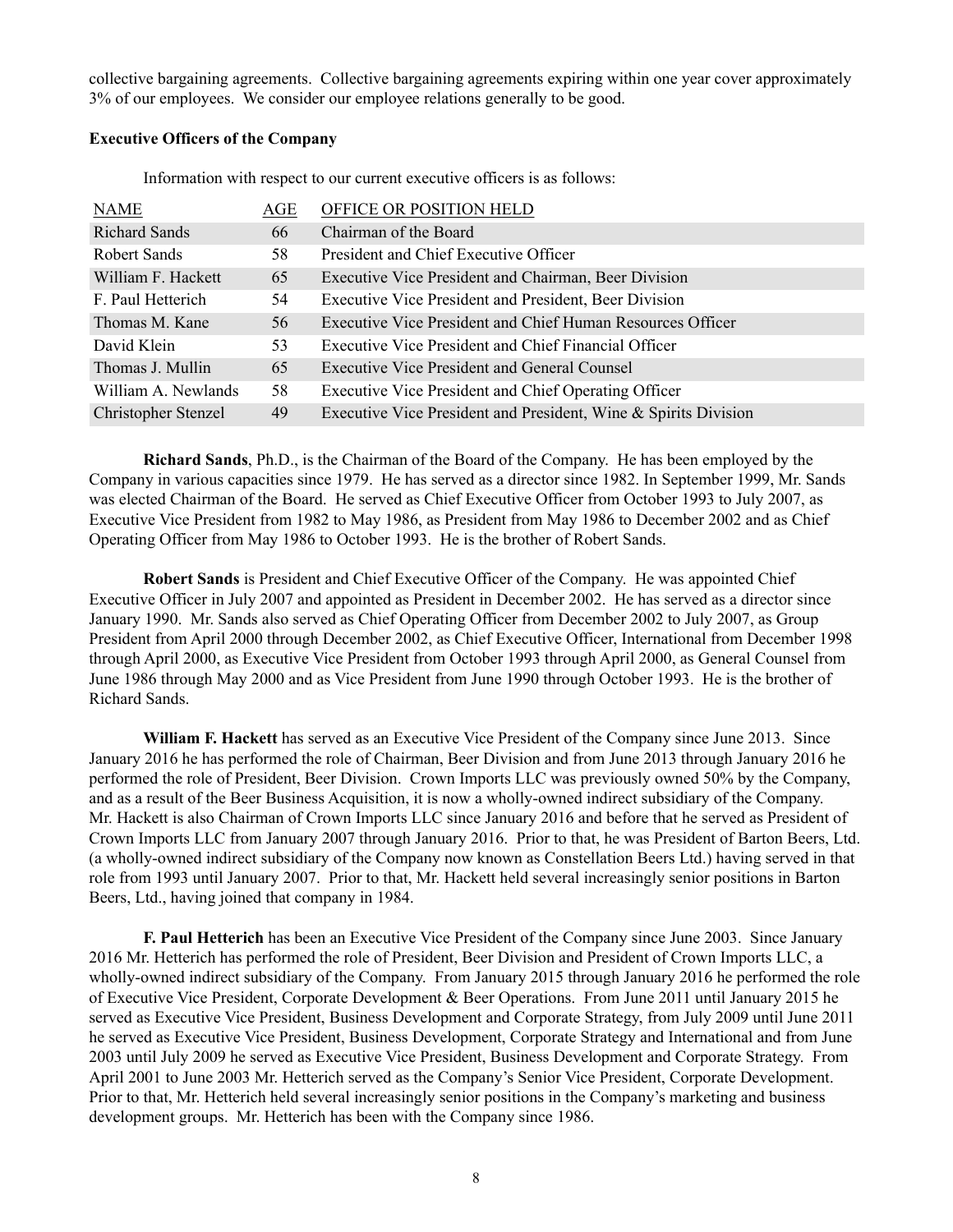collective bargaining agreements. Collective bargaining agreements expiring within one year cover approximately 3% of our employees. We consider our employee relations generally to be good.

**Executive Officers of the Company**

Information with respect to our current executive officers is as follows:

| NAME | AGE | OFFICE OR POSITION HELD |
|---|---|---|
| Richard Sands | 66 | Chairman of the Board |
| Robert Sands | 58 | President and Chief Executive Officer |
| William F. Hackett | 65 | Executive Vice President and Chairman, Beer Division |
| F. Paul Hetterich | 54 | Executive Vice President and President, Beer Division |
| Thomas M. Kane | 56 | Executive Vice President and Chief Human Resources Officer |
| David Klein | 53 | Executive Vice President and Chief Financial Officer |
| Thomas J. Mullin | 65 | Executive Vice President and General Counsel |
| William A. Newlands | 58 | Executive Vice President and Chief Operating Officer |
| Christopher Stenzel | 49 | Executive Vice President and President, Wine & Spirits Division |

**Richard Sands**, Ph.D., is the Chairman of the Board of the Company. He has been employed by the Company in various capacities since 1979. He has served as a director since 1982. In September 1999, Mr. Sands was elected Chairman of the Board. He served as Chief Executive Officer from October 1993 to July 2007, as Executive Vice President from 1982 to May 1986, as President from May 1986 to December 2002 and as Chief Operating Officer from May 1986 to October 1993. He is the brother of Robert Sands.

**Robert Sands** is President and Chief Executive Officer of the Company. He was appointed Chief Executive Officer in July 2007 and appointed as President in December 2002. He has served as a director since January 1990. Mr. Sands also served as Chief Operating Officer from December 2002 to July 2007, as Group President from April 2000 through December 2002, as Chief Executive Officer, International from December 1998 through April 2000, as Executive Vice President from October 1993 through April 2000, as General Counsel from June 1986 through May 2000 and as Vice President from June 1990 through October 1993. He is the brother of Richard Sands.

**William F. Hackett** has served as an Executive Vice President of the Company since June 2013. Since January 2016 he has performed the role of Chairman, Beer Division and from June 2013 through January 2016 he performed the role of President, Beer Division. Crown Imports LLC was previously owned 50% by the Company, and as a result of the Beer Business Acquisition, it is now a wholly-owned indirect subsidiary of the Company. Mr. Hackett is also Chairman of Crown Imports LLC since January 2016 and before that he served as President of Crown Imports LLC from January 2007 through January 2016. Prior to that, he was President of Barton Beers, Ltd. (a wholly-owned indirect subsidiary of the Company now known as Constellation Beers Ltd.) having served in that role from 1993 until January 2007. Prior to that, Mr. Hackett held several increasingly senior positions in Barton Beers, Ltd., having joined that company in 1984.

**F. Paul Hetterich** has been an Executive Vice President of the Company since June 2003. Since January 2016 Mr. Hetterich has performed the role of President, Beer Division and President of Crown Imports LLC, a wholly-owned indirect subsidiary of the Company. From January 2015 through January 2016 he performed the role of Executive Vice President, Corporate Development & Beer Operations. From June 2011 until January 2015 he served as Executive Vice President, Business Development and Corporate Strategy, from July 2009 until June 2011 he served as Executive Vice President, Business Development, Corporate Strategy and International and from June 2003 until July 2009 he served as Executive Vice President, Business Development and Corporate Strategy. From April 2001 to June 2003 Mr. Hetterich served as the Company's Senior Vice President, Corporate Development. Prior to that, Mr. Hetterich held several increasingly senior positions in the Company's marketing and business development groups. Mr. Hetterich has been with the Company since 1986.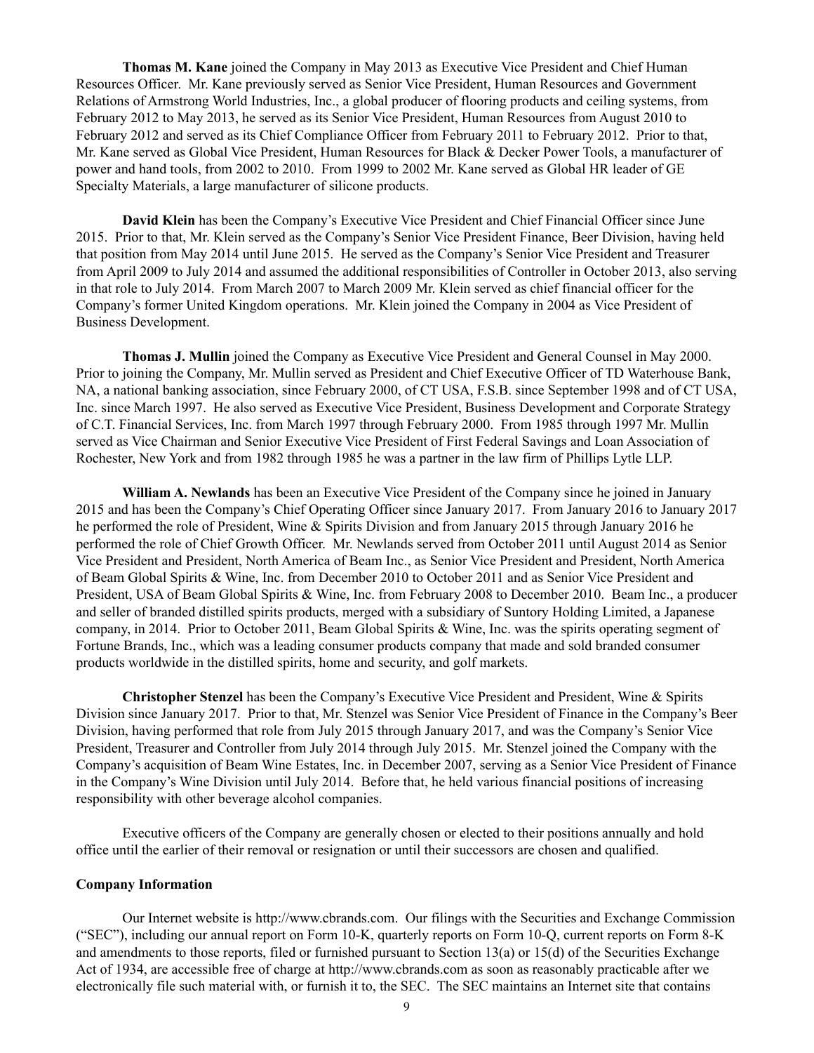**Thomas M. Kane** joined the Company in May 2013 as Executive Vice President and Chief Human Resources Officer. Mr. Kane previously served as Senior Vice President, Human Resources and Government Relations of Armstrong World Industries, Inc., a global producer of flooring products and ceiling systems, from February 2012 to May 2013, he served as its Senior Vice President, Human Resources from August 2010 to February 2012 and served as its Chief Compliance Officer from February 2011 to February 2012. Prior to that, Mr. Kane served as Global Vice President, Human Resources for Black & Decker Power Tools, a manufacturer of power and hand tools, from 2002 to 2010. From 1999 to 2002 Mr. Kane served as Global HR leader of GE Specialty Materials, a large manufacturer of silicone products.

**David Klein** has been the Company's Executive Vice President and Chief Financial Officer since June 2015. Prior to that, Mr. Klein served as the Company's Senior Vice President Finance, Beer Division, having held that position from May 2014 until June 2015. He served as the Company's Senior Vice President and Treasurer from April 2009 to July 2014 and assumed the additional responsibilities of Controller in October 2013, also serving in that role to July 2014. From March 2007 to March 2009 Mr. Klein served as chief financial officer for the Company's former United Kingdom operations. Mr. Klein joined the Company in 2004 as Vice President of Business Development.

**Thomas J. Mullin** joined the Company as Executive Vice President and General Counsel in May 2000. Prior to joining the Company, Mr. Mullin served as President and Chief Executive Officer of TD Waterhouse Bank, NA, a national banking association, since February 2000, of CT USA, F.S.B. since September 1998 and of CT USA, Inc. since March 1997. He also served as Executive Vice President, Business Development and Corporate Strategy of C.T. Financial Services, Inc. from March 1997 through February 2000. From 1985 through 1997 Mr. Mullin served as Vice Chairman and Senior Executive Vice President of First Federal Savings and Loan Association of Rochester, New York and from 1982 through 1985 he was a partner in the law firm of Phillips Lytle LLP.

**William A. Newlands** has been an Executive Vice President of the Company since he joined in January 2015 and has been the Company's Chief Operating Officer since January 2017. From January 2016 to January 2017 he performed the role of President, Wine & Spirits Division and from January 2015 through January 2016 he performed the role of Chief Growth Officer. Mr. Newlands served from October 2011 until August 2014 as Senior Vice President and President, North America of Beam Inc., as Senior Vice President and President, North America of Beam Global Spirits & Wine, Inc. from December 2010 to October 2011 and as Senior Vice President and President, USA of Beam Global Spirits & Wine, Inc. from February 2008 to December 2010. Beam Inc., a producer and seller of branded distilled spirits products, merged with a subsidiary of Suntory Holding Limited, a Japanese company, in 2014. Prior to October 2011, Beam Global Spirits & Wine, Inc. was the spirits operating segment of Fortune Brands, Inc., which was a leading consumer products company that made and sold branded consumer products worldwide in the distilled spirits, home and security, and golf markets.

**Christopher Stenzel** has been the Company's Executive Vice President and President, Wine & Spirits Division since January 2017. Prior to that, Mr. Stenzel was Senior Vice President of Finance in the Company's Beer Division, having performed that role from July 2015 through January 2017, and was the Company's Senior Vice President, Treasurer and Controller from July 2014 through July 2015. Mr. Stenzel joined the Company with the Company's acquisition of Beam Wine Estates, Inc. in December 2007, serving as a Senior Vice President of Finance in the Company's Wine Division until July 2014. Before that, he held various financial positions of increasing responsibility with other beverage alcohol companies.

Executive officers of the Company are generally chosen or elected to their positions annually and hold office until the earlier of their removal or resignation or until their successors are chosen and qualified.

**Company Information**

Our Internet website is http://www.cbrands.com. Our filings with the Securities and Exchange Commission ("SEC"), including our annual report on Form 10-K, quarterly reports on Form 10-Q, current reports on Form 8-K and amendments to those reports, filed or furnished pursuant to Section 13(a) or 15(d) of the Securities Exchange Act of 1934, are accessible free of charge at http://www.cbrands.com as soon as reasonably practicable after we electronically file such material with, or furnish it to, the SEC. The SEC maintains an Internet site that contains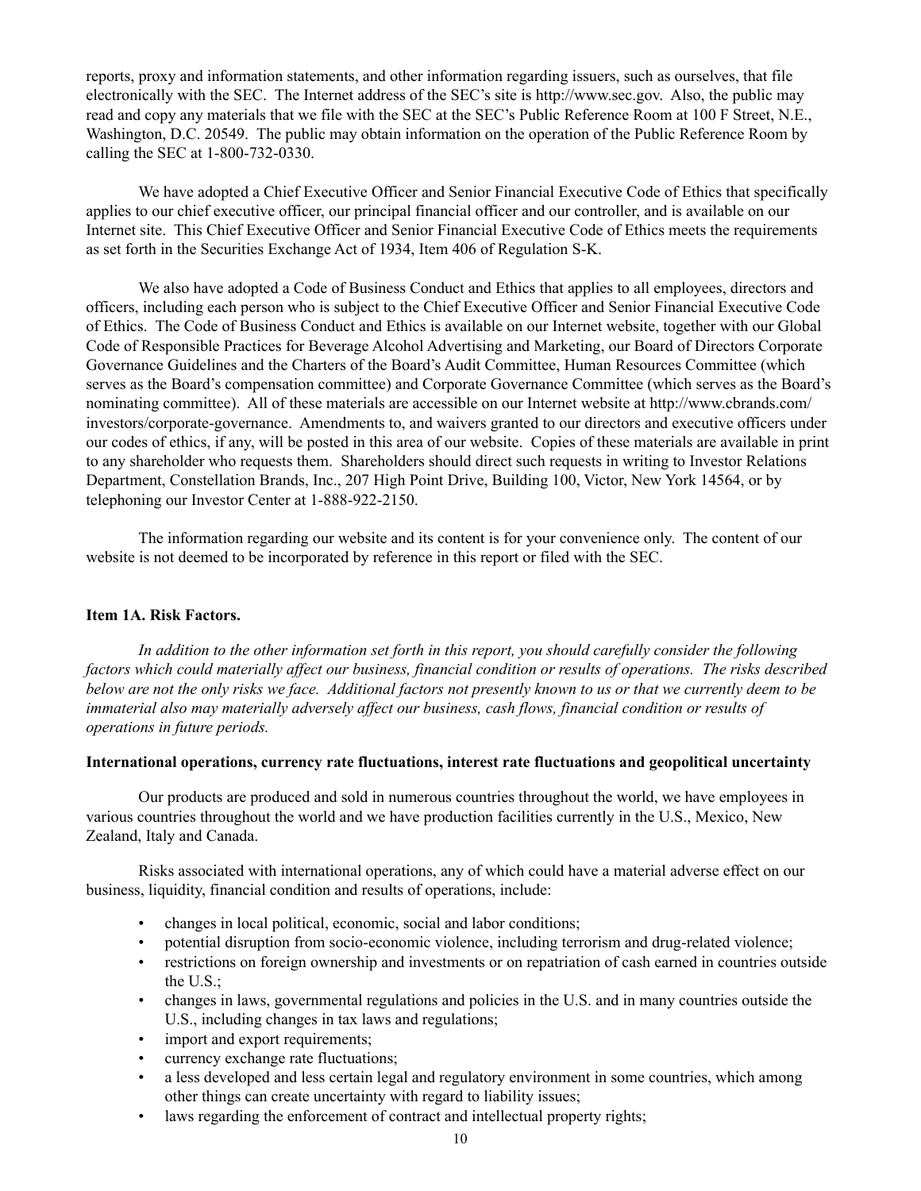reports, proxy and information statements, and other information regarding issuers, such as ourselves, that file electronically with the SEC. The Internet address of the SEC's site is http://www.sec.gov. Also, the public may read and copy any materials that we file with the SEC at the SEC's Public Reference Room at 100 F Street, N.E., Washington, D.C. 20549. The public may obtain information on the operation of the Public Reference Room by calling the SEC at 1-800-732-0330.

We have adopted a Chief Executive Officer and Senior Financial Executive Code of Ethics that specifically applies to our chief executive officer, our principal financial officer and our controller, and is available on our Internet site. This Chief Executive Officer and Senior Financial Executive Code of Ethics meets the requirements as set forth in the Securities Exchange Act of 1934, Item 406 of Regulation S-K.

We also have adopted a Code of Business Conduct and Ethics that applies to all employees, directors and officers, including each person who is subject to the Chief Executive Officer and Senior Financial Executive Code of Ethics. The Code of Business Conduct and Ethics is available on our Internet website, together with our Global Code of Responsible Practices for Beverage Alcohol Advertising and Marketing, our Board of Directors Corporate Governance Guidelines and the Charters of the Board's Audit Committee, Human Resources Committee (which serves as the Board's compensation committee) and Corporate Governance Committee (which serves as the Board's nominating committee). All of these materials are accessible on our Internet website at http://www.cbrands.com/investors/corporate-governance. Amendments to, and waivers granted to our directors and executive officers under our codes of ethics, if any, will be posted in this area of our website. Copies of these materials are available in print to any shareholder who requests them. Shareholders should direct such requests in writing to Investor Relations Department, Constellation Brands, Inc., 207 High Point Drive, Building 100, Victor, New York 14564, or by telephoning our Investor Center at 1-888-922-2150.

The information regarding our website and its content is for your convenience only. The content of our website is not deemed to be incorporated by reference in this report or filed with the SEC.

## Item 1A. Risk Factors.

*In addition to the other information set forth in this report, you should carefully consider the following factors which could materially affect our business, financial condition or results of operations. The risks described below are not the only risks we face. Additional factors not presently known to us or that we currently deem to be immaterial also may materially adversely affect our business, cash flows, financial condition or results of operations in future periods.*

**International operations, currency rate fluctuations, interest rate fluctuations and geopolitical uncertainty**

Our products are produced and sold in numerous countries throughout the world, we have employees in various countries throughout the world and we have production facilities currently in the U.S., Mexico, New Zealand, Italy and Canada.

Risks associated with international operations, any of which could have a material adverse effect on our business, liquidity, financial condition and results of operations, include:

- changes in local political, economic, social and labor conditions;
- potential disruption from socio-economic violence, including terrorism and drug-related violence;
- restrictions on foreign ownership and investments or on repatriation of cash earned in countries outside the U.S.;
- changes in laws, governmental regulations and policies in the U.S. and in many countries outside the U.S., including changes in tax laws and regulations;
- import and export requirements;
- currency exchange rate fluctuations;
- a less developed and less certain legal and regulatory environment in some countries, which among other things can create uncertainty with regard to liability issues;
- laws regarding the enforcement of contract and intellectual property rights;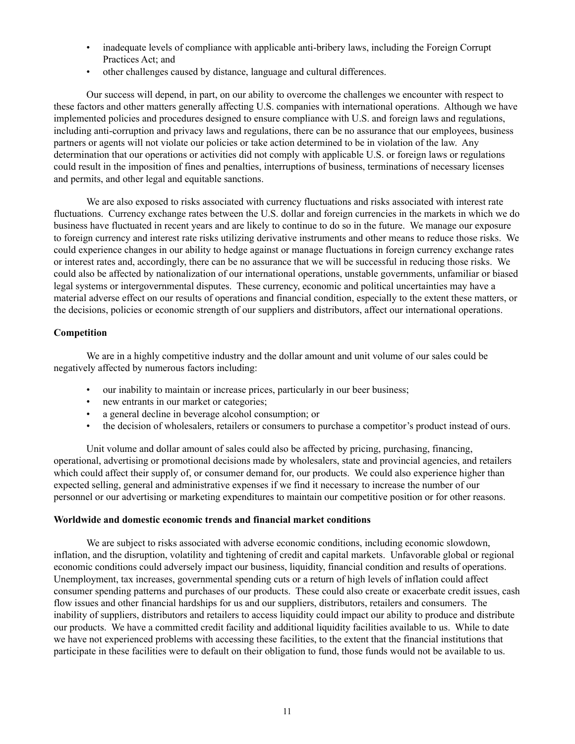- inadequate levels of compliance with applicable anti-bribery laws, including the Foreign Corrupt Practices Act; and
- other challenges caused by distance, language and cultural differences.

Our success will depend, in part, on our ability to overcome the challenges we encounter with respect to these factors and other matters generally affecting U.S. companies with international operations. Although we have implemented policies and procedures designed to ensure compliance with U.S. and foreign laws and regulations, including anti-corruption and privacy laws and regulations, there can be no assurance that our employees, business partners or agents will not violate our policies or take action determined to be in violation of the law. Any determination that our operations or activities did not comply with applicable U.S. or foreign laws or regulations could result in the imposition of fines and penalties, interruptions of business, terminations of necessary licenses and permits, and other legal and equitable sanctions.

We are also exposed to risks associated with currency fluctuations and risks associated with interest rate fluctuations. Currency exchange rates between the U.S. dollar and foreign currencies in the markets in which we do business have fluctuated in recent years and are likely to continue to do so in the future. We manage our exposure to foreign currency and interest rate risks utilizing derivative instruments and other means to reduce those risks. We could experience changes in our ability to hedge against or manage fluctuations in foreign currency exchange rates or interest rates and, accordingly, there can be no assurance that we will be successful in reducing those risks. We could also be affected by nationalization of our international operations, unstable governments, unfamiliar or biased legal systems or intergovernmental disputes. These currency, economic and political uncertainties may have a material adverse effect on our results of operations and financial condition, especially to the extent these matters, or the decisions, policies or economic strength of our suppliers and distributors, affect our international operations.

**Competition**

We are in a highly competitive industry and the dollar amount and unit volume of our sales could be negatively affected by numerous factors including:

- our inability to maintain or increase prices, particularly in our beer business;
- new entrants in our market or categories;
- a general decline in beverage alcohol consumption; or
- the decision of wholesalers, retailers or consumers to purchase a competitor's product instead of ours.

Unit volume and dollar amount of sales could also be affected by pricing, purchasing, financing, operational, advertising or promotional decisions made by wholesalers, state and provincial agencies, and retailers which could affect their supply of, or consumer demand for, our products. We could also experience higher than expected selling, general and administrative expenses if we find it necessary to increase the number of our personnel or our advertising or marketing expenditures to maintain our competitive position or for other reasons.

**Worldwide and domestic economic trends and financial market conditions**

We are subject to risks associated with adverse economic conditions, including economic slowdown, inflation, and the disruption, volatility and tightening of credit and capital markets. Unfavorable global or regional economic conditions could adversely impact our business, liquidity, financial condition and results of operations. Unemployment, tax increases, governmental spending cuts or a return of high levels of inflation could affect consumer spending patterns and purchases of our products. These could also create or exacerbate credit issues, cash flow issues and other financial hardships for us and our suppliers, distributors, retailers and consumers. The inability of suppliers, distributors and retailers to access liquidity could impact our ability to produce and distribute our products. We have a committed credit facility and additional liquidity facilities available to us. While to date we have not experienced problems with accessing these facilities, to the extent that the financial institutions that participate in these facilities were to default on their obligation to fund, those funds would not be available to us.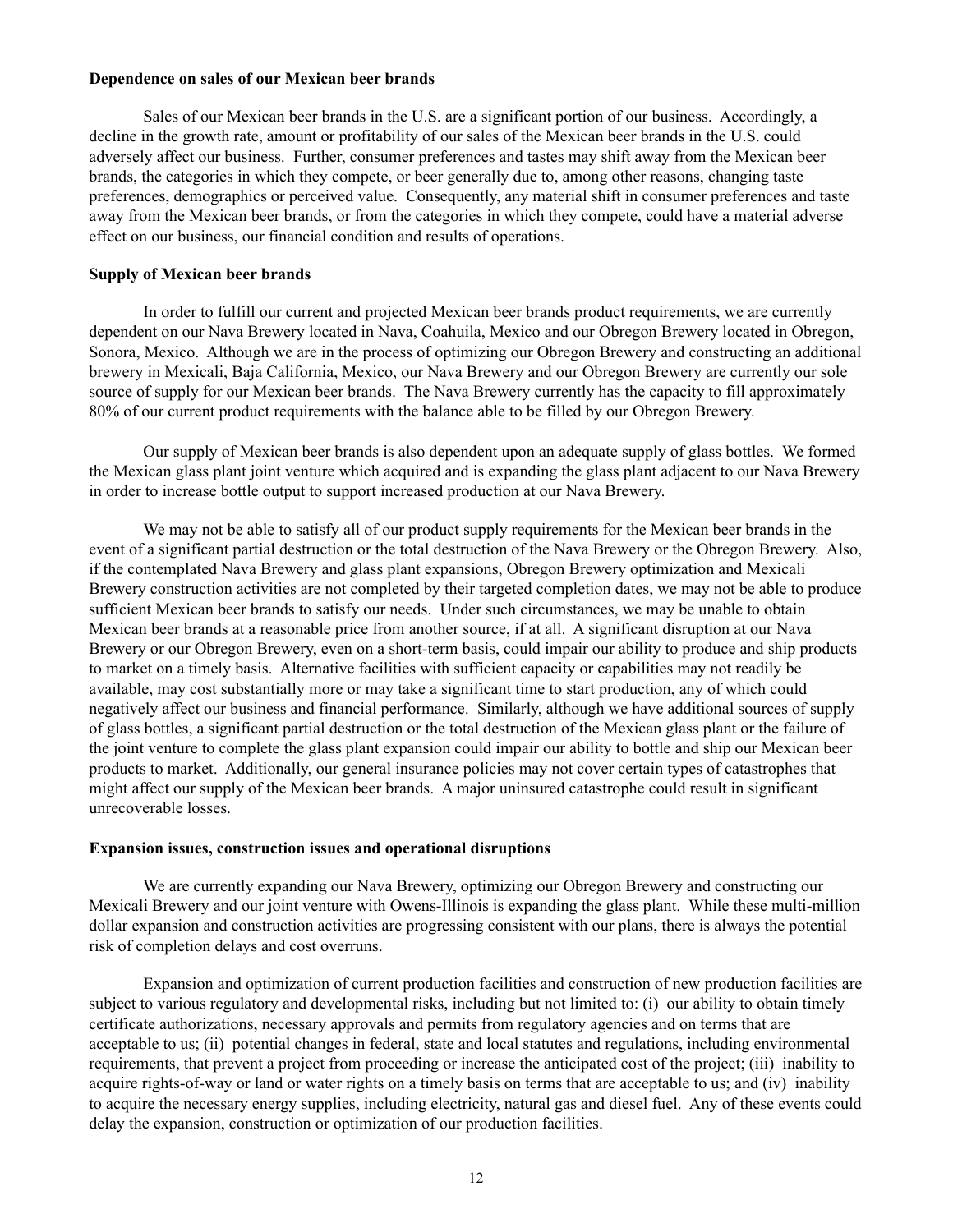**Dependence on sales of our Mexican beer brands**

Sales of our Mexican beer brands in the U.S. are a significant portion of our business. Accordingly, a decline in the growth rate, amount or profitability of our sales of the Mexican beer brands in the U.S. could adversely affect our business. Further, consumer preferences and tastes may shift away from the Mexican beer brands, the categories in which they compete, or beer generally due to, among other reasons, changing taste preferences, demographics or perceived value. Consequently, any material shift in consumer preferences and taste away from the Mexican beer brands, or from the categories in which they compete, could have a material adverse effect on our business, our financial condition and results of operations.

**Supply of Mexican beer brands**

In order to fulfill our current and projected Mexican beer brands product requirements, we are currently dependent on our Nava Brewery located in Nava, Coahuila, Mexico and our Obregon Brewery located in Obregon, Sonora, Mexico. Although we are in the process of optimizing our Obregon Brewery and constructing an additional brewery in Mexicali, Baja California, Mexico, our Nava Brewery and our Obregon Brewery are currently our sole source of supply for our Mexican beer brands. The Nava Brewery currently has the capacity to fill approximately 80% of our current product requirements with the balance able to be filled by our Obregon Brewery.

Our supply of Mexican beer brands is also dependent upon an adequate supply of glass bottles. We formed the Mexican glass plant joint venture which acquired and is expanding the glass plant adjacent to our Nava Brewery in order to increase bottle output to support increased production at our Nava Brewery.

We may not be able to satisfy all of our product supply requirements for the Mexican beer brands in the event of a significant partial destruction or the total destruction of the Nava Brewery or the Obregon Brewery. Also, if the contemplated Nava Brewery and glass plant expansions, Obregon Brewery optimization and Mexicali Brewery construction activities are not completed by their targeted completion dates, we may not be able to produce sufficient Mexican beer brands to satisfy our needs. Under such circumstances, we may be unable to obtain Mexican beer brands at a reasonable price from another source, if at all. A significant disruption at our Nava Brewery or our Obregon Brewery, even on a short-term basis, could impair our ability to produce and ship products to market on a timely basis. Alternative facilities with sufficient capacity or capabilities may not readily be available, may cost substantially more or may take a significant time to start production, any of which could negatively affect our business and financial performance. Similarly, although we have additional sources of supply of glass bottles, a significant partial destruction or the total destruction of the Mexican glass plant or the failure of the joint venture to complete the glass plant expansion could impair our ability to bottle and ship our Mexican beer products to market. Additionally, our general insurance policies may not cover certain types of catastrophes that might affect our supply of the Mexican beer brands. A major uninsured catastrophe could result in significant unrecoverable losses.

**Expansion issues, construction issues and operational disruptions**

We are currently expanding our Nava Brewery, optimizing our Obregon Brewery and constructing our Mexicali Brewery and our joint venture with Owens-Illinois is expanding the glass plant. While these multi-million dollar expansion and construction activities are progressing consistent with our plans, there is always the potential risk of completion delays and cost overruns.

Expansion and optimization of current production facilities and construction of new production facilities are subject to various regulatory and developmental risks, including but not limited to: (i) our ability to obtain timely certificate authorizations, necessary approvals and permits from regulatory agencies and on terms that are acceptable to us; (ii) potential changes in federal, state and local statutes and regulations, including environmental requirements, that prevent a project from proceeding or increase the anticipated cost of the project; (iii) inability to acquire rights-of-way or land or water rights on a timely basis on terms that are acceptable to us; and (iv) inability to acquire the necessary energy supplies, including electricity, natural gas and diesel fuel. Any of these events could delay the expansion, construction or optimization of our production facilities.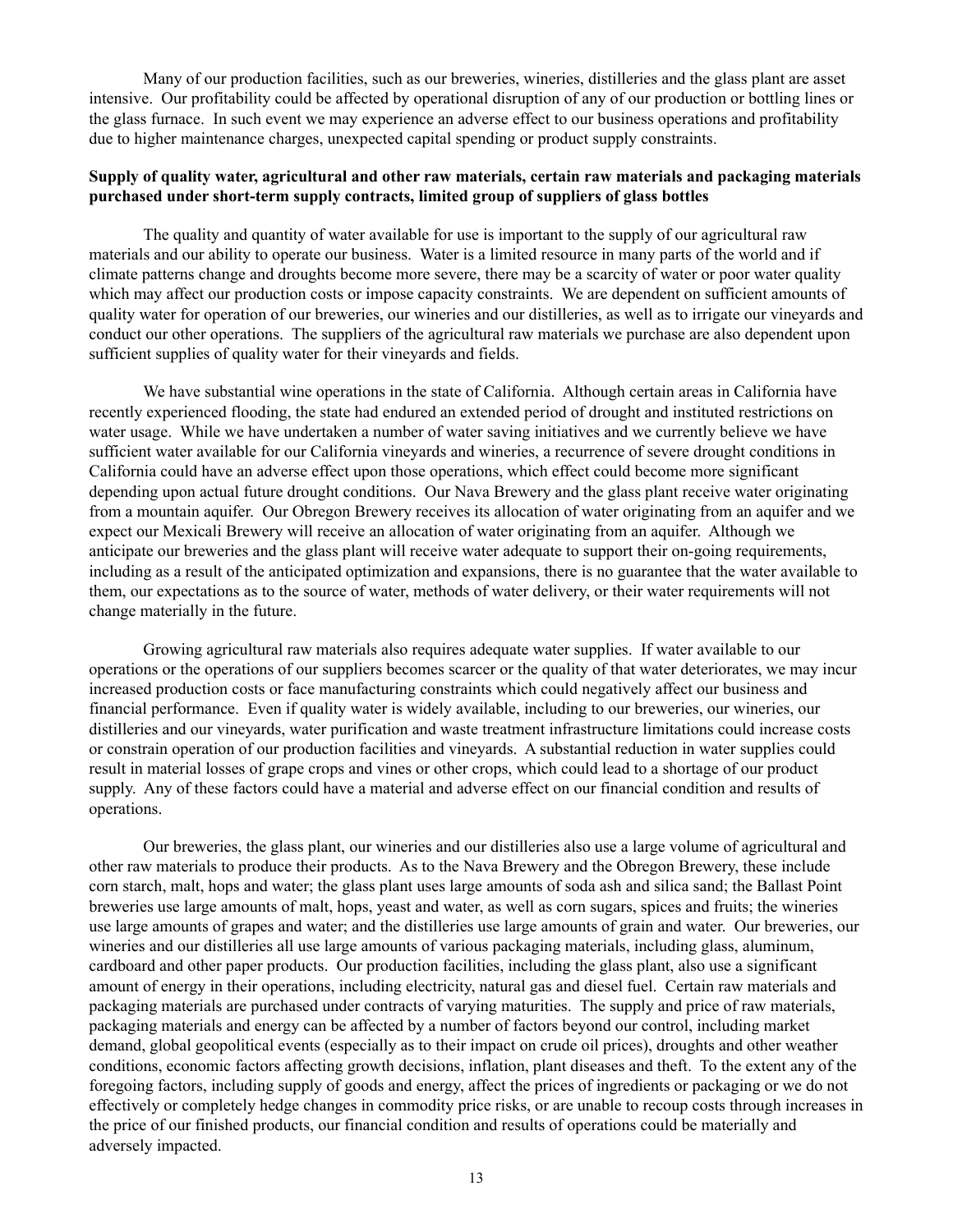Many of our production facilities, such as our breweries, wineries, distilleries and the glass plant are asset intensive. Our profitability could be affected by operational disruption of any of our production or bottling lines or the glass furnace. In such event we may experience an adverse effect to our business operations and profitability due to higher maintenance charges, unexpected capital spending or product supply constraints.

**Supply of quality water, agricultural and other raw materials, certain raw materials and packaging materials purchased under short-term supply contracts, limited group of suppliers of glass bottles**

The quality and quantity of water available for use is important to the supply of our agricultural raw materials and our ability to operate our business. Water is a limited resource in many parts of the world and if climate patterns change and droughts become more severe, there may be a scarcity of water or poor water quality which may affect our production costs or impose capacity constraints. We are dependent on sufficient amounts of quality water for operation of our breweries, our wineries and our distilleries, as well as to irrigate our vineyards and conduct our other operations. The suppliers of the agricultural raw materials we purchase are also dependent upon sufficient supplies of quality water for their vineyards and fields.

We have substantial wine operations in the state of California. Although certain areas in California have recently experienced flooding, the state had endured an extended period of drought and instituted restrictions on water usage. While we have undertaken a number of water saving initiatives and we currently believe we have sufficient water available for our California vineyards and wineries, a recurrence of severe drought conditions in California could have an adverse effect upon those operations, which effect could become more significant depending upon actual future drought conditions. Our Nava Brewery and the glass plant receive water originating from a mountain aquifer. Our Obregon Brewery receives its allocation of water originating from an aquifer and we expect our Mexicali Brewery will receive an allocation of water originating from an aquifer. Although we anticipate our breweries and the glass plant will receive water adequate to support their on-going requirements, including as a result of the anticipated optimization and expansions, there is no guarantee that the water available to them, our expectations as to the source of water, methods of water delivery, or their water requirements will not change materially in the future.

Growing agricultural raw materials also requires adequate water supplies. If water available to our operations or the operations of our suppliers becomes scarcer or the quality of that water deteriorates, we may incur increased production costs or face manufacturing constraints which could negatively affect our business and financial performance. Even if quality water is widely available, including to our breweries, our wineries, our distilleries and our vineyards, water purification and waste treatment infrastructure limitations could increase costs or constrain operation of our production facilities and vineyards. A substantial reduction in water supplies could result in material losses of grape crops and vines or other crops, which could lead to a shortage of our product supply. Any of these factors could have a material and adverse effect on our financial condition and results of operations.

Our breweries, the glass plant, our wineries and our distilleries also use a large volume of agricultural and other raw materials to produce their products. As to the Nava Brewery and the Obregon Brewery, these include corn starch, malt, hops and water; the glass plant uses large amounts of soda ash and silica sand; the Ballast Point breweries use large amounts of malt, hops, yeast and water, as well as corn sugars, spices and fruits; the wineries use large amounts of grapes and water; and the distilleries use large amounts of grain and water. Our breweries, our wineries and our distilleries all use large amounts of various packaging materials, including glass, aluminum, cardboard and other paper products. Our production facilities, including the glass plant, also use a significant amount of energy in their operations, including electricity, natural gas and diesel fuel. Certain raw materials and packaging materials are purchased under contracts of varying maturities. The supply and price of raw materials, packaging materials and energy can be affected by a number of factors beyond our control, including market demand, global geopolitical events (especially as to their impact on crude oil prices), droughts and other weather conditions, economic factors affecting growth decisions, inflation, plant diseases and theft. To the extent any of the foregoing factors, including supply of goods and energy, affect the prices of ingredients or packaging or we do not effectively or completely hedge changes in commodity price risks, or are unable to recoup costs through increases in the price of our finished products, our financial condition and results of operations could be materially and adversely impacted.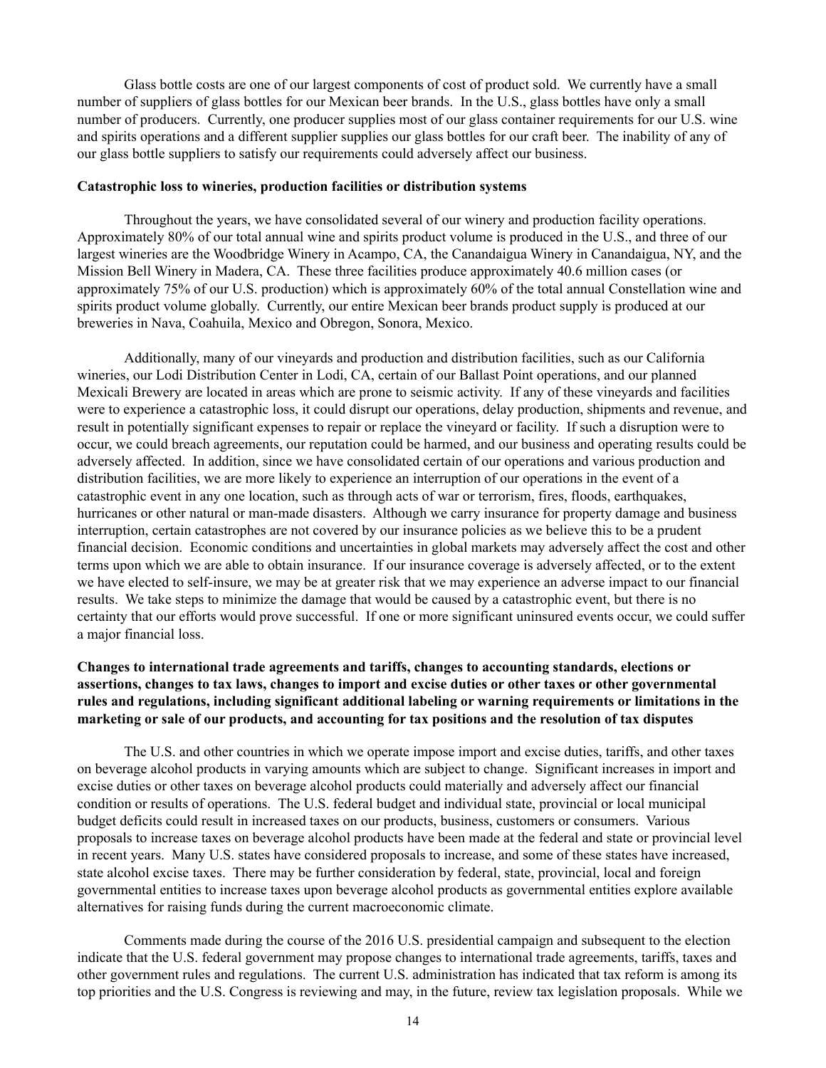Glass bottle costs are one of our largest components of cost of product sold. We currently have a small number of suppliers of glass bottles for our Mexican beer brands. In the U.S., glass bottles have only a small number of producers. Currently, one producer supplies most of our glass container requirements for our U.S. wine and spirits operations and a different supplier supplies our glass bottles for our craft beer. The inability of any of our glass bottle suppliers to satisfy our requirements could adversely affect our business.

**Catastrophic loss to wineries, production facilities or distribution systems**

Throughout the years, we have consolidated several of our winery and production facility operations. Approximately 80% of our total annual wine and spirits product volume is produced in the U.S., and three of our largest wineries are the Woodbridge Winery in Acampo, CA, the Canandaigua Winery in Canandaigua, NY, and the Mission Bell Winery in Madera, CA. These three facilities produce approximately 40.6 million cases (or approximately 75% of our U.S. production) which is approximately 60% of the total annual Constellation wine and spirits product volume globally. Currently, our entire Mexican beer brands product supply is produced at our breweries in Nava, Coahuila, Mexico and Obregon, Sonora, Mexico.

Additionally, many of our vineyards and production and distribution facilities, such as our California wineries, our Lodi Distribution Center in Lodi, CA, certain of our Ballast Point operations, and our planned Mexicali Brewery are located in areas which are prone to seismic activity. If any of these vineyards and facilities were to experience a catastrophic loss, it could disrupt our operations, delay production, shipments and revenue, and result in potentially significant expenses to repair or replace the vineyard or facility. If such a disruption were to occur, we could breach agreements, our reputation could be harmed, and our business and operating results could be adversely affected. In addition, since we have consolidated certain of our operations and various production and distribution facilities, we are more likely to experience an interruption of our operations in the event of a catastrophic event in any one location, such as through acts of war or terrorism, fires, floods, earthquakes, hurricanes or other natural or man-made disasters. Although we carry insurance for property damage and business interruption, certain catastrophes are not covered by our insurance policies as we believe this to be a prudent financial decision. Economic conditions and uncertainties in global markets may adversely affect the cost and other terms upon which we are able to obtain insurance. If our insurance coverage is adversely affected, or to the extent we have elected to self-insure, we may be at greater risk that we may experience an adverse impact to our financial results. We take steps to minimize the damage that would be caused by a catastrophic event, but there is no certainty that our efforts would prove successful. If one or more significant uninsured events occur, we could suffer a major financial loss.

**Changes to international trade agreements and tariffs, changes to accounting standards, elections or assertions, changes to tax laws, changes to import and excise duties or other taxes or other governmental rules and regulations, including significant additional labeling or warning requirements or limitations in the marketing or sale of our products, and accounting for tax positions and the resolution of tax disputes**

The U.S. and other countries in which we operate impose import and excise duties, tariffs, and other taxes on beverage alcohol products in varying amounts which are subject to change. Significant increases in import and excise duties or other taxes on beverage alcohol products could materially and adversely affect our financial condition or results of operations. The U.S. federal budget and individual state, provincial or local municipal budget deficits could result in increased taxes on our products, business, customers or consumers. Various proposals to increase taxes on beverage alcohol products have been made at the federal and state or provincial level in recent years. Many U.S. states have considered proposals to increase, and some of these states have increased, state alcohol excise taxes. There may be further consideration by federal, state, provincial, local and foreign governmental entities to increase taxes upon beverage alcohol products as governmental entities explore available alternatives for raising funds during the current macroeconomic climate.

Comments made during the course of the 2016 U.S. presidential campaign and subsequent to the election indicate that the U.S. federal government may propose changes to international trade agreements, tariffs, taxes and other government rules and regulations. The current U.S. administration has indicated that tax reform is among its top priorities and the U.S. Congress is reviewing and may, in the future, review tax legislation proposals. While we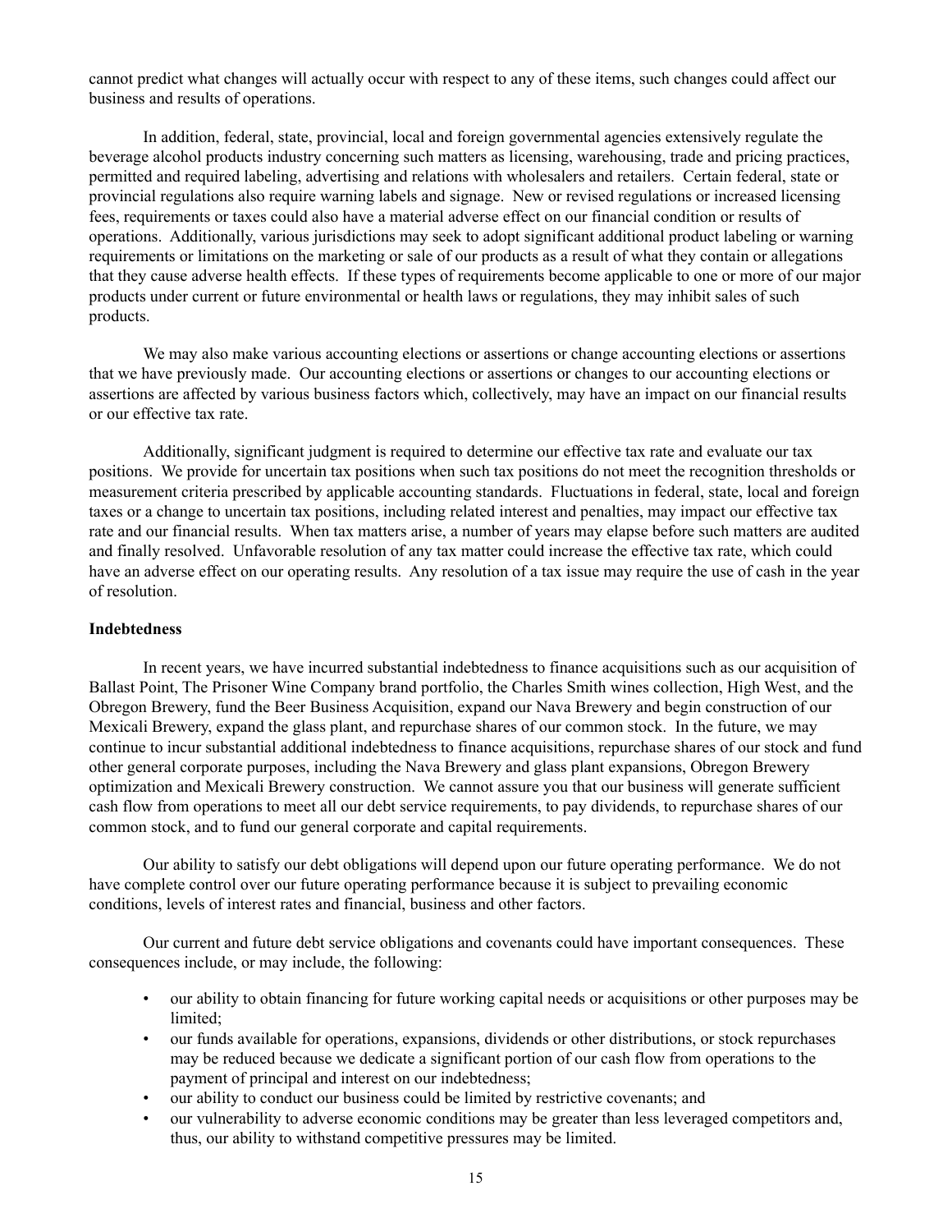cannot predict what changes will actually occur with respect to any of these items, such changes could affect our business and results of operations.

In addition, federal, state, provincial, local and foreign governmental agencies extensively regulate the beverage alcohol products industry concerning such matters as licensing, warehousing, trade and pricing practices, permitted and required labeling, advertising and relations with wholesalers and retailers. Certain federal, state or provincial regulations also require warning labels and signage. New or revised regulations or increased licensing fees, requirements or taxes could also have a material adverse effect on our financial condition or results of operations. Additionally, various jurisdictions may seek to adopt significant additional product labeling or warning requirements or limitations on the marketing or sale of our products as a result of what they contain or allegations that they cause adverse health effects. If these types of requirements become applicable to one or more of our major products under current or future environmental or health laws or regulations, they may inhibit sales of such products.

We may also make various accounting elections or assertions or change accounting elections or assertions that we have previously made. Our accounting elections or assertions or changes to our accounting elections or assertions are affected by various business factors which, collectively, may have an impact on our financial results or our effective tax rate.

Additionally, significant judgment is required to determine our effective tax rate and evaluate our tax positions. We provide for uncertain tax positions when such tax positions do not meet the recognition thresholds or measurement criteria prescribed by applicable accounting standards. Fluctuations in federal, state, local and foreign taxes or a change to uncertain tax positions, including related interest and penalties, may impact our effective tax rate and our financial results. When tax matters arise, a number of years may elapse before such matters are audited and finally resolved. Unfavorable resolution of any tax matter could increase the effective tax rate, which could have an adverse effect on our operating results. Any resolution of a tax issue may require the use of cash in the year of resolution.

**Indebtedness**

In recent years, we have incurred substantial indebtedness to finance acquisitions such as our acquisition of Ballast Point, The Prisoner Wine Company brand portfolio, the Charles Smith wines collection, High West, and the Obregon Brewery, fund the Beer Business Acquisition, expand our Nava Brewery and begin construction of our Mexicali Brewery, expand the glass plant, and repurchase shares of our common stock. In the future, we may continue to incur substantial additional indebtedness to finance acquisitions, repurchase shares of our stock and fund other general corporate purposes, including the Nava Brewery and glass plant expansions, Obregon Brewery optimization and Mexicali Brewery construction. We cannot assure you that our business will generate sufficient cash flow from operations to meet all our debt service requirements, to pay dividends, to repurchase shares of our common stock, and to fund our general corporate and capital requirements.

Our ability to satisfy our debt obligations will depend upon our future operating performance. We do not have complete control over our future operating performance because it is subject to prevailing economic conditions, levels of interest rates and financial, business and other factors.

Our current and future debt service obligations and covenants could have important consequences. These consequences include, or may include, the following:

- our ability to obtain financing for future working capital needs or acquisitions or other purposes may be limited;
- our funds available for operations, expansions, dividends or other distributions, or stock repurchases may be reduced because we dedicate a significant portion of our cash flow from operations to the payment of principal and interest on our indebtedness;
- our ability to conduct our business could be limited by restrictive covenants; and
- our vulnerability to adverse economic conditions may be greater than less leveraged competitors and, thus, our ability to withstand competitive pressures may be limited.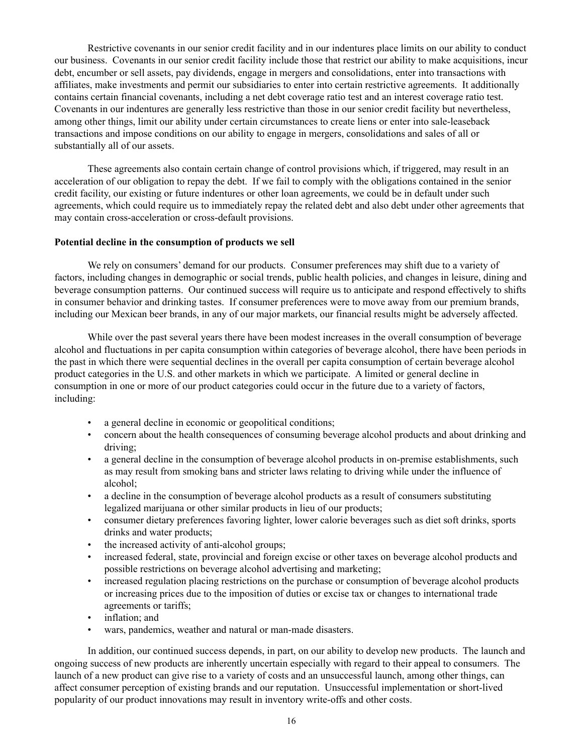Restrictive covenants in our senior credit facility and in our indentures place limits on our ability to conduct our business. Covenants in our senior credit facility include those that restrict our ability to make acquisitions, incur debt, encumber or sell assets, pay dividends, engage in mergers and consolidations, enter into transactions with affiliates, make investments and permit our subsidiaries to enter into certain restrictive agreements. It additionally contains certain financial covenants, including a net debt coverage ratio test and an interest coverage ratio test. Covenants in our indentures are generally less restrictive than those in our senior credit facility but nevertheless, among other things, limit our ability under certain circumstances to create liens or enter into sale-leaseback transactions and impose conditions on our ability to engage in mergers, consolidations and sales of all or substantially all of our assets.

These agreements also contain certain change of control provisions which, if triggered, may result in an acceleration of our obligation to repay the debt. If we fail to comply with the obligations contained in the senior credit facility, our existing or future indentures or other loan agreements, we could be in default under such agreements, which could require us to immediately repay the related debt and also debt under other agreements that may contain cross-acceleration or cross-default provisions.

**Potential decline in the consumption of products we sell**

We rely on consumers' demand for our products. Consumer preferences may shift due to a variety of factors, including changes in demographic or social trends, public health policies, and changes in leisure, dining and beverage consumption patterns. Our continued success will require us to anticipate and respond effectively to shifts in consumer behavior and drinking tastes. If consumer preferences were to move away from our premium brands, including our Mexican beer brands, in any of our major markets, our financial results might be adversely affected.

While over the past several years there have been modest increases in the overall consumption of beverage alcohol and fluctuations in per capita consumption within categories of beverage alcohol, there have been periods in the past in which there were sequential declines in the overall per capita consumption of certain beverage alcohol product categories in the U.S. and other markets in which we participate. A limited or general decline in consumption in one or more of our product categories could occur in the future due to a variety of factors, including:

- a general decline in economic or geopolitical conditions;
- concern about the health consequences of consuming beverage alcohol products and about drinking and driving;
- a general decline in the consumption of beverage alcohol products in on-premise establishments, such as may result from smoking bans and stricter laws relating to driving while under the influence of alcohol;
- a decline in the consumption of beverage alcohol products as a result of consumers substituting legalized marijuana or other similar products in lieu of our products;
- consumer dietary preferences favoring lighter, lower calorie beverages such as diet soft drinks, sports drinks and water products;
- the increased activity of anti-alcohol groups;
- increased federal, state, provincial and foreign excise or other taxes on beverage alcohol products and possible restrictions on beverage alcohol advertising and marketing;
- increased regulation placing restrictions on the purchase or consumption of beverage alcohol products or increasing prices due to the imposition of duties or excise tax or changes to international trade agreements or tariffs;
- inflation; and
- wars, pandemics, weather and natural or man-made disasters.

In addition, our continued success depends, in part, on our ability to develop new products. The launch and ongoing success of new products are inherently uncertain especially with regard to their appeal to consumers. The launch of a new product can give rise to a variety of costs and an unsuccessful launch, among other things, can affect consumer perception of existing brands and our reputation. Unsuccessful implementation or short-lived popularity of our product innovations may result in inventory write-offs and other costs.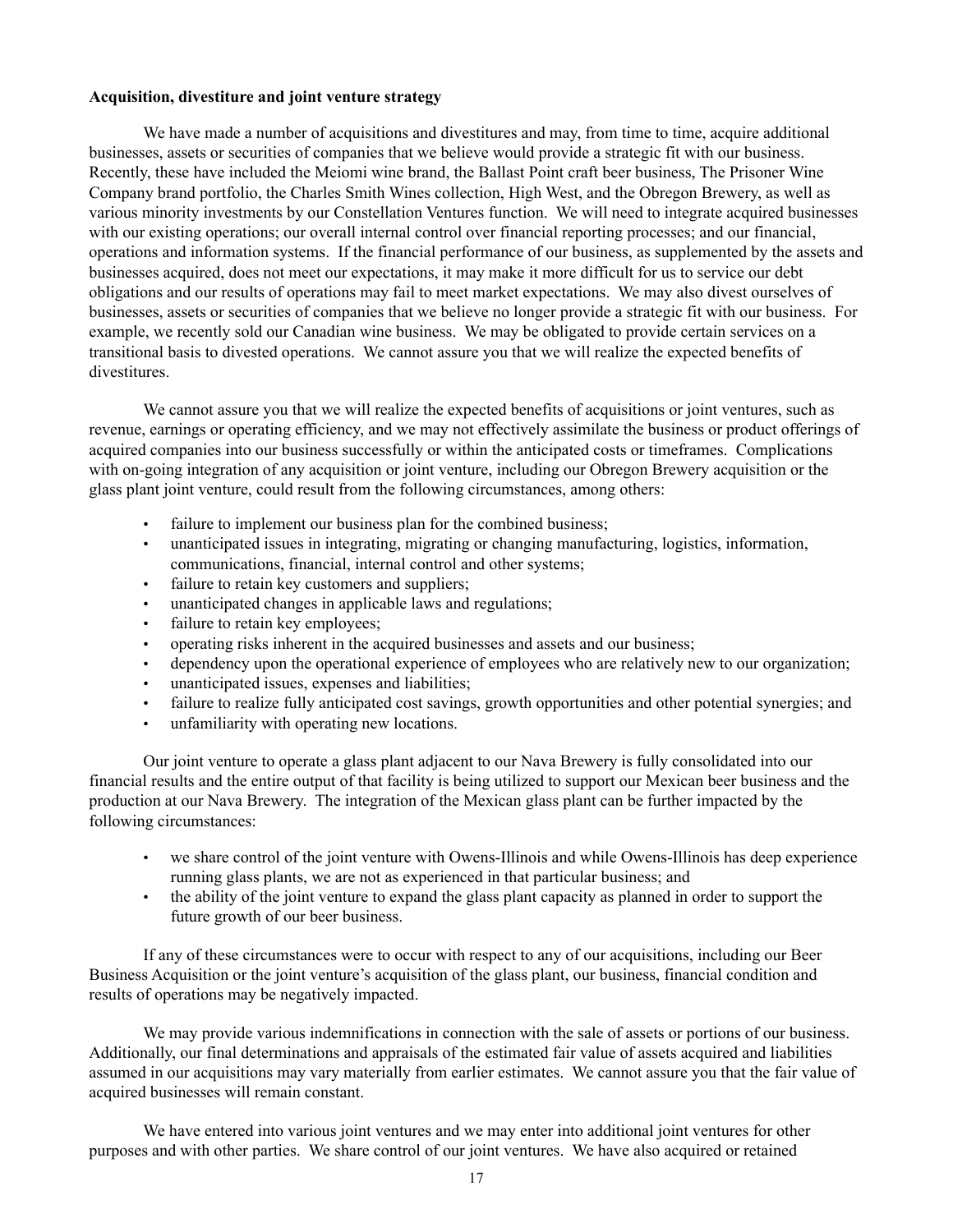**Acquisition, divestiture and joint venture strategy**

We have made a number of acquisitions and divestitures and may, from time to time, acquire additional businesses, assets or securities of companies that we believe would provide a strategic fit with our business. Recently, these have included the Meiomi wine brand, the Ballast Point craft beer business, The Prisoner Wine Company brand portfolio, the Charles Smith Wines collection, High West, and the Obregon Brewery, as well as various minority investments by our Constellation Ventures function. We will need to integrate acquired businesses with our existing operations; our overall internal control over financial reporting processes; and our financial, operations and information systems. If the financial performance of our business, as supplemented by the assets and businesses acquired, does not meet our expectations, it may make it more difficult for us to service our debt obligations and our results of operations may fail to meet market expectations. We may also divest ourselves of businesses, assets or securities of companies that we believe no longer provide a strategic fit with our business. For example, we recently sold our Canadian wine business. We may be obligated to provide certain services on a transitional basis to divested operations. We cannot assure you that we will realize the expected benefits of divestitures.

We cannot assure you that we will realize the expected benefits of acquisitions or joint ventures, such as revenue, earnings or operating efficiency, and we may not effectively assimilate the business or product offerings of acquired companies into our business successfully or within the anticipated costs or timeframes. Complications with on-going integration of any acquisition or joint venture, including our Obregon Brewery acquisition or the glass plant joint venture, could result from the following circumstances, among others:

- failure to implement our business plan for the combined business;
- unanticipated issues in integrating, migrating or changing manufacturing, logistics, information, communications, financial, internal control and other systems;
- failure to retain key customers and suppliers;
- unanticipated changes in applicable laws and regulations;
- failure to retain key employees;
- operating risks inherent in the acquired businesses and assets and our business;
- dependency upon the operational experience of employees who are relatively new to our organization;
- unanticipated issues, expenses and liabilities;
- failure to realize fully anticipated cost savings, growth opportunities and other potential synergies; and
- unfamiliarity with operating new locations.

Our joint venture to operate a glass plant adjacent to our Nava Brewery is fully consolidated into our financial results and the entire output of that facility is being utilized to support our Mexican beer business and the production at our Nava Brewery. The integration of the Mexican glass plant can be further impacted by the following circumstances:

- we share control of the joint venture with Owens-Illinois and while Owens-Illinois has deep experience running glass plants, we are not as experienced in that particular business; and
- the ability of the joint venture to expand the glass plant capacity as planned in order to support the future growth of our beer business.

If any of these circumstances were to occur with respect to any of our acquisitions, including our Beer Business Acquisition or the joint venture's acquisition of the glass plant, our business, financial condition and results of operations may be negatively impacted.

We may provide various indemnifications in connection with the sale of assets or portions of our business. Additionally, our final determinations and appraisals of the estimated fair value of assets acquired and liabilities assumed in our acquisitions may vary materially from earlier estimates. We cannot assure you that the fair value of acquired businesses will remain constant.

We have entered into various joint ventures and we may enter into additional joint ventures for other purposes and with other parties. We share control of our joint ventures. We have also acquired or retained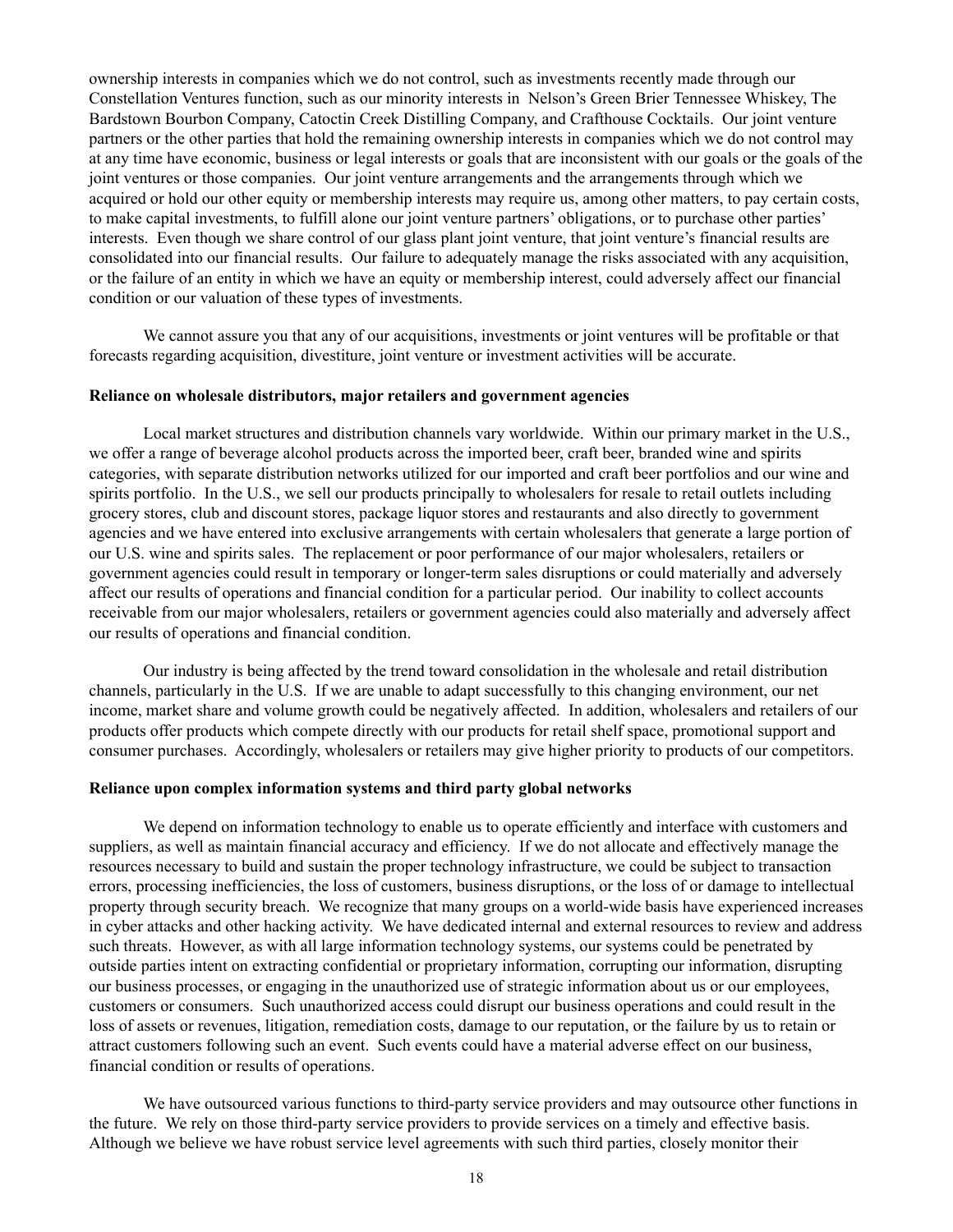ownership interests in companies which we do not control, such as investments recently made through our Constellation Ventures function, such as our minority interests in Nelson's Green Brier Tennessee Whiskey, The Bardstown Bourbon Company, Catoctin Creek Distilling Company, and Crafthouse Cocktails. Our joint venture partners or the other parties that hold the remaining ownership interests in companies which we do not control may at any time have economic, business or legal interests or goals that are inconsistent with our goals or the goals of the joint ventures or those companies. Our joint venture arrangements and the arrangements through which we acquired or hold our other equity or membership interests may require us, among other matters, to pay certain costs, to make capital investments, to fulfill alone our joint venture partners' obligations, or to purchase other parties' interests. Even though we share control of our glass plant joint venture, that joint venture's financial results are consolidated into our financial results. Our failure to adequately manage the risks associated with any acquisition, or the failure of an entity in which we have an equity or membership interest, could adversely affect our financial condition or our valuation of these types of investments.

We cannot assure you that any of our acquisitions, investments or joint ventures will be profitable or that forecasts regarding acquisition, divestiture, joint venture or investment activities will be accurate.

**Reliance on wholesale distributors, major retailers and government agencies**

Local market structures and distribution channels vary worldwide. Within our primary market in the U.S., we offer a range of beverage alcohol products across the imported beer, craft beer, branded wine and spirits categories, with separate distribution networks utilized for our imported and craft beer portfolios and our wine and spirits portfolio. In the U.S., we sell our products principally to wholesalers for resale to retail outlets including grocery stores, club and discount stores, package liquor stores and restaurants and also directly to government agencies and we have entered into exclusive arrangements with certain wholesalers that generate a large portion of our U.S. wine and spirits sales. The replacement or poor performance of our major wholesalers, retailers or government agencies could result in temporary or longer-term sales disruptions or could materially and adversely affect our results of operations and financial condition for a particular period. Our inability to collect accounts receivable from our major wholesalers, retailers or government agencies could also materially and adversely affect our results of operations and financial condition.

Our industry is being affected by the trend toward consolidation in the wholesale and retail distribution channels, particularly in the U.S. If we are unable to adapt successfully to this changing environment, our net income, market share and volume growth could be negatively affected. In addition, wholesalers and retailers of our products offer products which compete directly with our products for retail shelf space, promotional support and consumer purchases. Accordingly, wholesalers or retailers may give higher priority to products of our competitors.

**Reliance upon complex information systems and third party global networks**

We depend on information technology to enable us to operate efficiently and interface with customers and suppliers, as well as maintain financial accuracy and efficiency. If we do not allocate and effectively manage the resources necessary to build and sustain the proper technology infrastructure, we could be subject to transaction errors, processing inefficiencies, the loss of customers, business disruptions, or the loss of or damage to intellectual property through security breach. We recognize that many groups on a world-wide basis have experienced increases in cyber attacks and other hacking activity. We have dedicated internal and external resources to review and address such threats. However, as with all large information technology systems, our systems could be penetrated by outside parties intent on extracting confidential or proprietary information, corrupting our information, disrupting our business processes, or engaging in the unauthorized use of strategic information about us or our employees, customers or consumers. Such unauthorized access could disrupt our business operations and could result in the loss of assets or revenues, litigation, remediation costs, damage to our reputation, or the failure by us to retain or attract customers following such an event. Such events could have a material adverse effect on our business, financial condition or results of operations.

We have outsourced various functions to third-party service providers and may outsource other functions in the future. We rely on those third-party service providers to provide services on a timely and effective basis. Although we believe we have robust service level agreements with such third parties, closely monitor their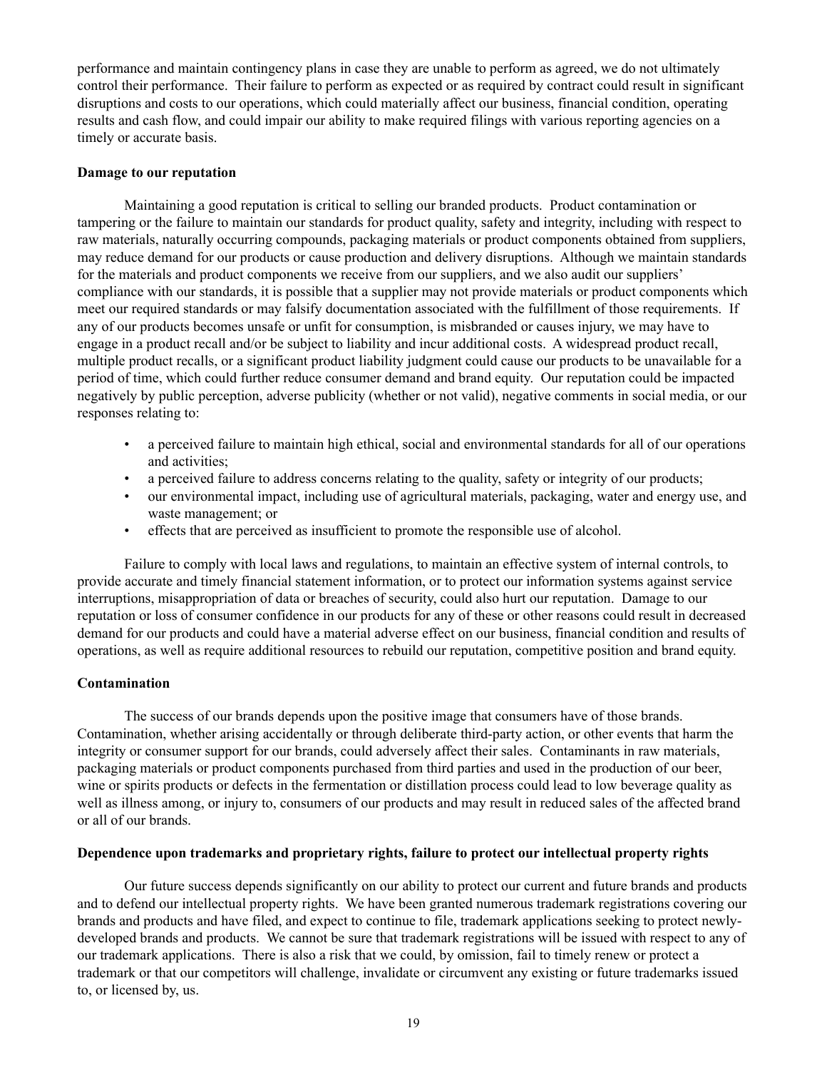performance and maintain contingency plans in case they are unable to perform as agreed, we do not ultimately control their performance. Their failure to perform as expected or as required by contract could result in significant disruptions and costs to our operations, which could materially affect our business, financial condition, operating results and cash flow, and could impair our ability to make required filings with various reporting agencies on a timely or accurate basis.

**Damage to our reputation**

Maintaining a good reputation is critical to selling our branded products. Product contamination or tampering or the failure to maintain our standards for product quality, safety and integrity, including with respect to raw materials, naturally occurring compounds, packaging materials or product components obtained from suppliers, may reduce demand for our products or cause production and delivery disruptions. Although we maintain standards for the materials and product components we receive from our suppliers, and we also audit our suppliers' compliance with our standards, it is possible that a supplier may not provide materials or product components which meet our required standards or may falsify documentation associated with the fulfillment of those requirements. If any of our products becomes unsafe or unfit for consumption, is misbranded or causes injury, we may have to engage in a product recall and/or be subject to liability and incur additional costs. A widespread product recall, multiple product recalls, or a significant product liability judgment could cause our products to be unavailable for a period of time, which could further reduce consumer demand and brand equity. Our reputation could be impacted negatively by public perception, adverse publicity (whether or not valid), negative comments in social media, or our responses relating to:

- a perceived failure to maintain high ethical, social and environmental standards for all of our operations and activities;
- a perceived failure to address concerns relating to the quality, safety or integrity of our products;
- our environmental impact, including use of agricultural materials, packaging, water and energy use, and waste management; or
- effects that are perceived as insufficient to promote the responsible use of alcohol.

Failure to comply with local laws and regulations, to maintain an effective system of internal controls, to provide accurate and timely financial statement information, or to protect our information systems against service interruptions, misappropriation of data or breaches of security, could also hurt our reputation. Damage to our reputation or loss of consumer confidence in our products for any of these or other reasons could result in decreased demand for our products and could have a material adverse effect on our business, financial condition and results of operations, as well as require additional resources to rebuild our reputation, competitive position and brand equity.

**Contamination**

The success of our brands depends upon the positive image that consumers have of those brands. Contamination, whether arising accidentally or through deliberate third-party action, or other events that harm the integrity or consumer support for our brands, could adversely affect their sales. Contaminants in raw materials, packaging materials or product components purchased from third parties and used in the production of our beer, wine or spirits products or defects in the fermentation or distillation process could lead to low beverage quality as well as illness among, or injury to, consumers of our products and may result in reduced sales of the affected brand or all of our brands.

**Dependence upon trademarks and proprietary rights, failure to protect our intellectual property rights**

Our future success depends significantly on our ability to protect our current and future brands and products and to defend our intellectual property rights. We have been granted numerous trademark registrations covering our brands and products and have filed, and expect to continue to file, trademark applications seeking to protect newly-developed brands and products. We cannot be sure that trademark registrations will be issued with respect to any of our trademark applications. There is also a risk that we could, by omission, fail to timely renew or protect a trademark or that our competitors will challenge, invalidate or circumvent any existing or future trademarks issued to, or licensed by, us.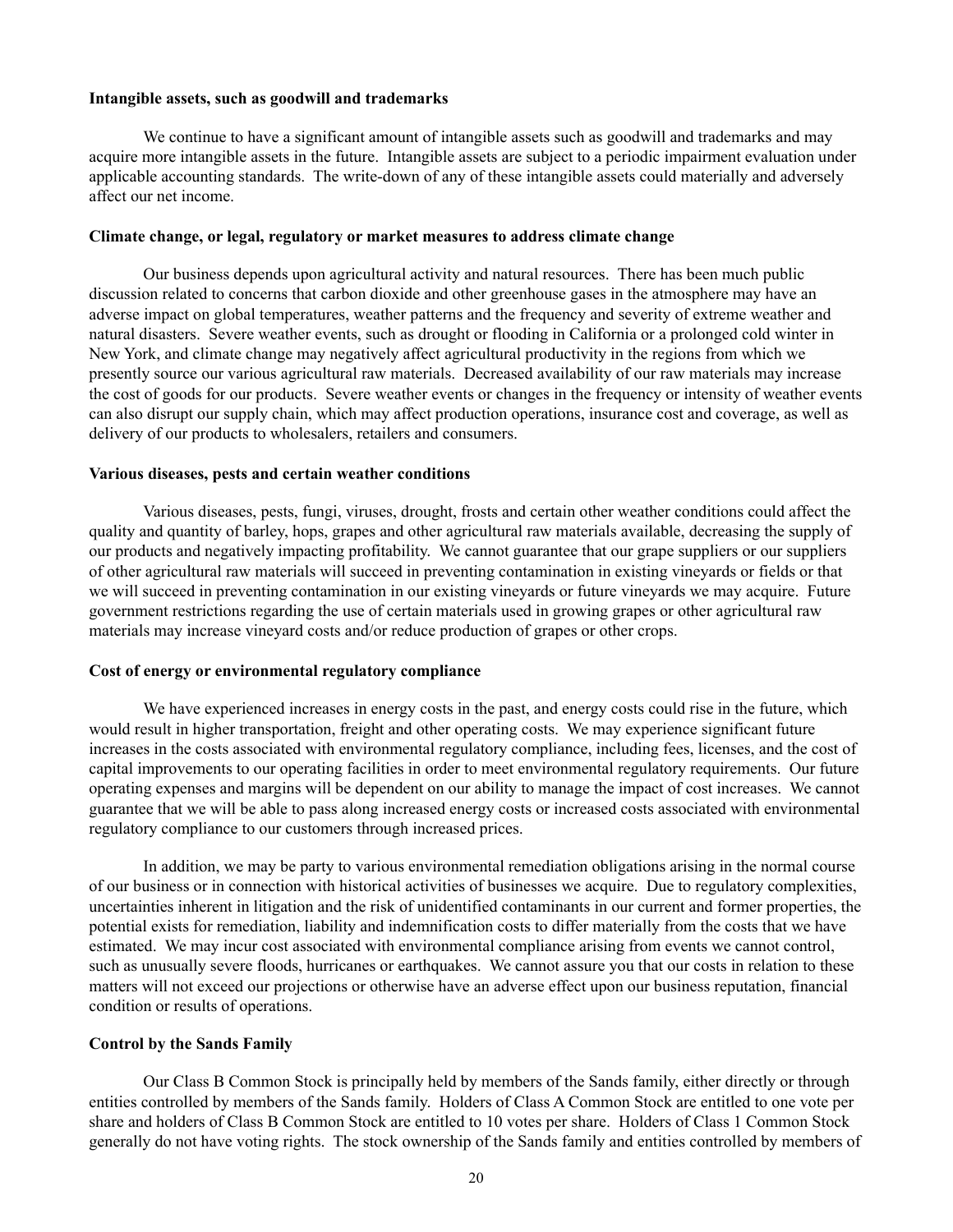**Intangible assets, such as goodwill and trademarks**

We continue to have a significant amount of intangible assets such as goodwill and trademarks and may acquire more intangible assets in the future. Intangible assets are subject to a periodic impairment evaluation under applicable accounting standards. The write-down of any of these intangible assets could materially and adversely affect our net income.

**Climate change, or legal, regulatory or market measures to address climate change**

Our business depends upon agricultural activity and natural resources. There has been much public discussion related to concerns that carbon dioxide and other greenhouse gases in the atmosphere may have an adverse impact on global temperatures, weather patterns and the frequency and severity of extreme weather and natural disasters. Severe weather events, such as drought or flooding in California or a prolonged cold winter in New York, and climate change may negatively affect agricultural productivity in the regions from which we presently source our various agricultural raw materials. Decreased availability of our raw materials may increase the cost of goods for our products. Severe weather events or changes in the frequency or intensity of weather events can also disrupt our supply chain, which may affect production operations, insurance cost and coverage, as well as delivery of our products to wholesalers, retailers and consumers.

**Various diseases, pests and certain weather conditions**

Various diseases, pests, fungi, viruses, drought, frosts and certain other weather conditions could affect the quality and quantity of barley, hops, grapes and other agricultural raw materials available, decreasing the supply of our products and negatively impacting profitability. We cannot guarantee that our grape suppliers or our suppliers of other agricultural raw materials will succeed in preventing contamination in existing vineyards or fields or that we will succeed in preventing contamination in our existing vineyards or future vineyards we may acquire. Future government restrictions regarding the use of certain materials used in growing grapes or other agricultural raw materials may increase vineyard costs and/or reduce production of grapes or other crops.

**Cost of energy or environmental regulatory compliance**

We have experienced increases in energy costs in the past, and energy costs could rise in the future, which would result in higher transportation, freight and other operating costs. We may experience significant future increases in the costs associated with environmental regulatory compliance, including fees, licenses, and the cost of capital improvements to our operating facilities in order to meet environmental regulatory requirements. Our future operating expenses and margins will be dependent on our ability to manage the impact of cost increases. We cannot guarantee that we will be able to pass along increased energy costs or increased costs associated with environmental regulatory compliance to our customers through increased prices.

In addition, we may be party to various environmental remediation obligations arising in the normal course of our business or in connection with historical activities of businesses we acquire. Due to regulatory complexities, uncertainties inherent in litigation and the risk of unidentified contaminants in our current and former properties, the potential exists for remediation, liability and indemnification costs to differ materially from the costs that we have estimated. We may incur cost associated with environmental compliance arising from events we cannot control, such as unusually severe floods, hurricanes or earthquakes. We cannot assure you that our costs in relation to these matters will not exceed our projections or otherwise have an adverse effect upon our business reputation, financial condition or results of operations.

**Control by the Sands Family**

Our Class B Common Stock is principally held by members of the Sands family, either directly or through entities controlled by members of the Sands family. Holders of Class A Common Stock are entitled to one vote per share and holders of Class B Common Stock are entitled to 10 votes per share. Holders of Class 1 Common Stock generally do not have voting rights. The stock ownership of the Sands family and entities controlled by members of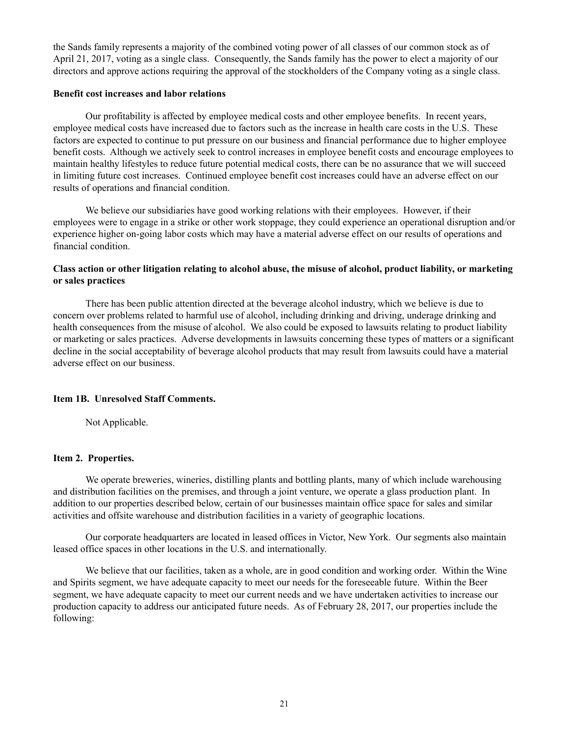the Sands family represents a majority of the combined voting power of all classes of our common stock as of April 21, 2017, voting as a single class. Consequently, the Sands family has the power to elect a majority of our directors and approve actions requiring the approval of the stockholders of the Company voting as a single class.

**Benefit cost increases and labor relations**

Our profitability is affected by employee medical costs and other employee benefits. In recent years, employee medical costs have increased due to factors such as the increase in health care costs in the U.S. These factors are expected to continue to put pressure on our business and financial performance due to higher employee benefit costs. Although we actively seek to control increases in employee benefit costs and encourage employees to maintain healthy lifestyles to reduce future potential medical costs, there can be no assurance that we will succeed in limiting future cost increases. Continued employee benefit cost increases could have an adverse effect on our results of operations and financial condition.

We believe our subsidiaries have good working relations with their employees. However, if their employees were to engage in a strike or other work stoppage, they could experience an operational disruption and/or experience higher on-going labor costs which may have a material adverse effect on our results of operations and financial condition.

**Class action or other litigation relating to alcohol abuse, the misuse of alcohol, product liability, or marketing or sales practices**

There has been public attention directed at the beverage alcohol industry, which we believe is due to concern over problems related to harmful use of alcohol, including drinking and driving, underage drinking and health consequences from the misuse of alcohol. We also could be exposed to lawsuits relating to product liability or marketing or sales practices. Adverse developments in lawsuits concerning these types of matters or a significant decline in the social acceptability of beverage alcohol products that may result from lawsuits could have a material adverse effect on our business.

## Item 1B. Unresolved Staff Comments.

Not Applicable.

## Item 2. Properties.

We operate breweries, wineries, distilling plants and bottling plants, many of which include warehousing and distribution facilities on the premises, and through a joint venture, we operate a glass production plant. In addition to our properties described below, certain of our businesses maintain office space for sales and similar activities and offsite warehouse and distribution facilities in a variety of geographic locations.

Our corporate headquarters are located in leased offices in Victor, New York. Our segments also maintain leased office spaces in other locations in the U.S. and internationally.

We believe that our facilities, taken as a whole, are in good condition and working order. Within the Wine and Spirits segment, we have adequate capacity to meet our needs for the foreseeable future. Within the Beer segment, we have adequate capacity to meet our current needs and we have undertaken activities to increase our production capacity to address our anticipated future needs. As of February 28, 2017, our properties include the following: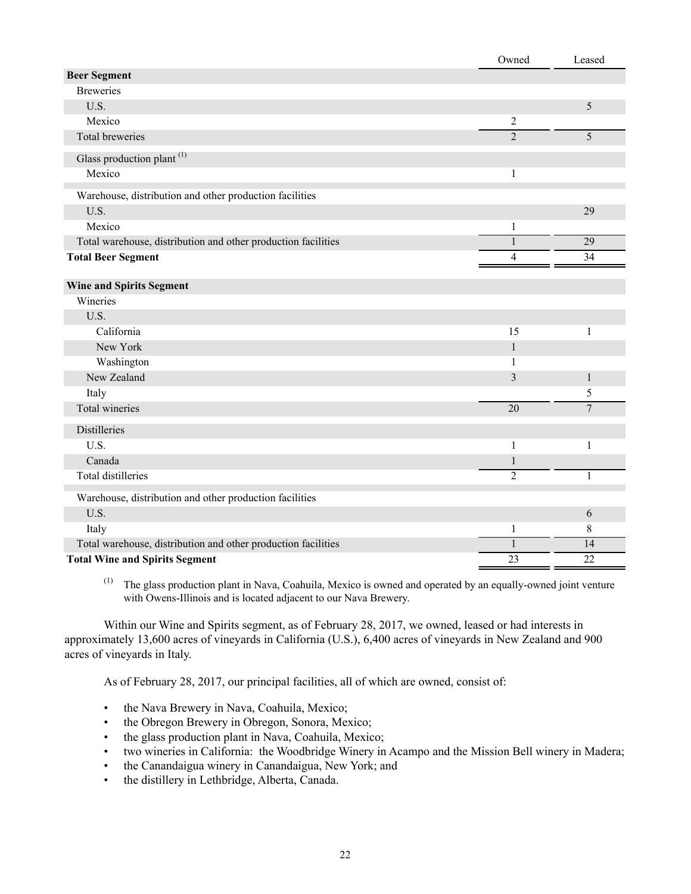| | Owned | Leased |
|---|---|---|
| **Beer Segment** | | |
| Breweries | | |
| U.S. | | 5 |
| Mexico | 2 | |
| Total breweries | 2 | 5 |
| Glass production plant [(1)] | | |
| Mexico | 1 | |
| Warehouse, distribution and other production facilities | | |
| U.S. | | 29 |
| Mexico | 1 | |
| Total warehouse, distribution and other production facilities | 1 | 29 |
| **Total Beer Segment** | 4 | 34 |
| **Wine and Spirits Segment** | | |
| Wineries | | |
| U.S. | | |
| California | 15 | 1 |
| New York | 1 | |
| Washington | 1 | |
| New Zealand | 3 | 1 |
| Italy | | 5 |
| Total wineries | 20 | 7 |
| Distilleries | | |
| U.S. | 1 | 1 |
| Canada | 1 | |
| Total distilleries | 2 | 1 |
| Warehouse, distribution and other production facilities | | |
| U.S. | | 6 |
| Italy | 1 | 8 |
| Total warehouse, distribution and other production facilities | 1 | 14 |
| **Total Wine and Spirits Segment** | 23 | 22 |

(1) The glass production plant in Nava, Coahuila, Mexico is owned and operated by an equally-owned joint venture with Owens-Illinois and is located adjacent to our Nava Brewery.

Within our Wine and Spirits segment, as of February 28, 2017, we owned, leased or had interests in approximately 13,600 acres of vineyards in California (U.S.), 6,400 acres of vineyards in New Zealand and 900 acres of vineyards in Italy.

As of February 28, 2017, our principal facilities, all of which are owned, consist of:

- the Nava Brewery in Nava, Coahuila, Mexico;
- the Obregon Brewery in Obregon, Sonora, Mexico;
- the glass production plant in Nava, Coahuila, Mexico;
- two wineries in California: the Woodbridge Winery in Acampo and the Mission Bell winery in Madera;
- the Canandaigua winery in Canandaigua, New York; and
- the distillery in Lethbridge, Alberta, Canada.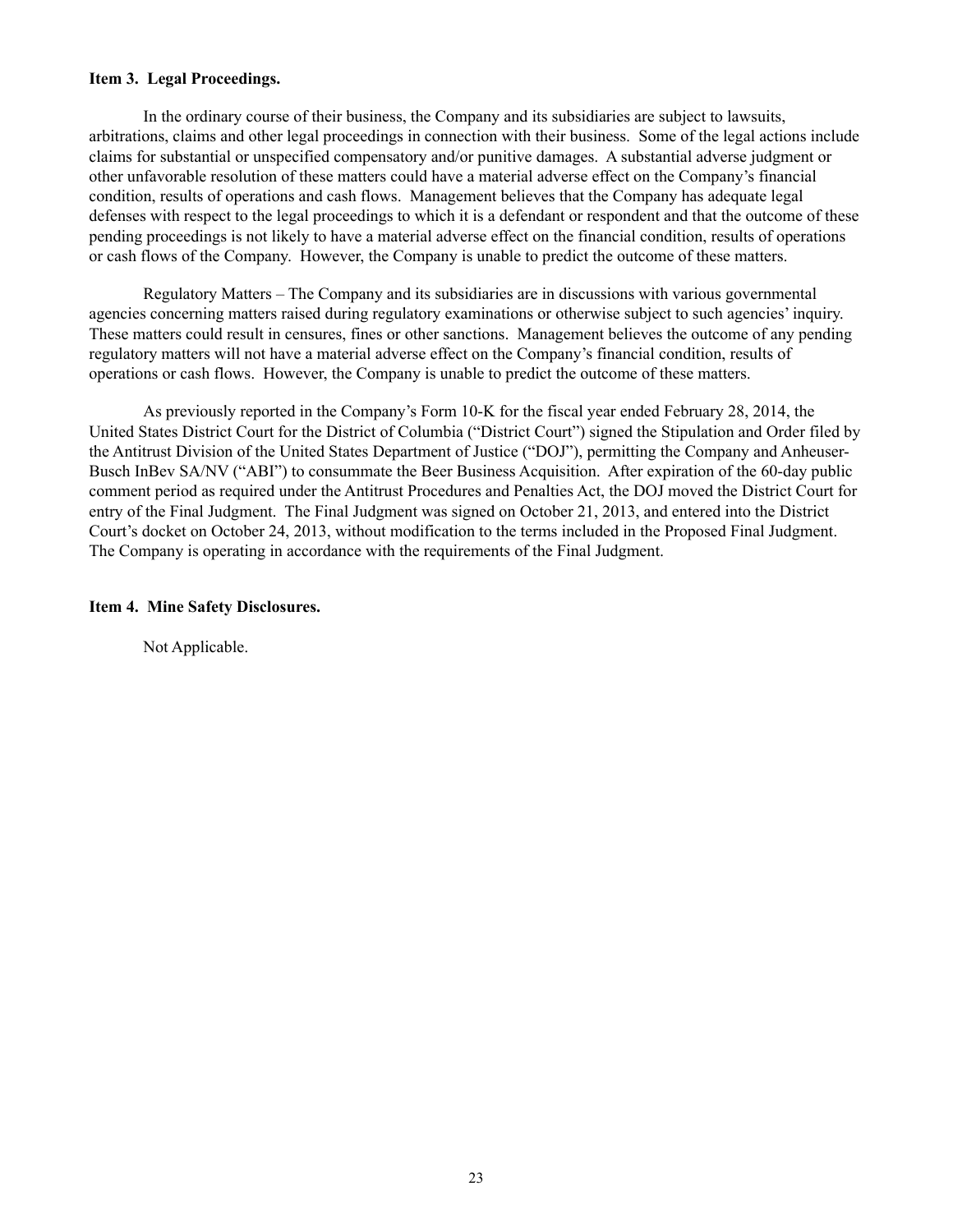**Item 3. Legal Proceedings.**

In the ordinary course of their business, the Company and its subsidiaries are subject to lawsuits, arbitrations, claims and other legal proceedings in connection with their business. Some of the legal actions include claims for substantial or unspecified compensatory and/or punitive damages. A substantial adverse judgment or other unfavorable resolution of these matters could have a material adverse effect on the Company's financial condition, results of operations and cash flows. Management believes that the Company has adequate legal defenses with respect to the legal proceedings to which it is a defendant or respondent and that the outcome of these pending proceedings is not likely to have a material adverse effect on the financial condition, results of operations or cash flows of the Company. However, the Company is unable to predict the outcome of these matters.

Regulatory Matters – The Company and its subsidiaries are in discussions with various governmental agencies concerning matters raised during regulatory examinations or otherwise subject to such agencies' inquiry. These matters could result in censures, fines or other sanctions. Management believes the outcome of any pending regulatory matters will not have a material adverse effect on the Company's financial condition, results of operations or cash flows. However, the Company is unable to predict the outcome of these matters.

As previously reported in the Company's Form 10-K for the fiscal year ended February 28, 2014, the United States District Court for the District of Columbia ("District Court") signed the Stipulation and Order filed by the Antitrust Division of the United States Department of Justice ("DOJ"), permitting the Company and Anheuser-Busch InBev SA/NV ("ABI") to consummate the Beer Business Acquisition. After expiration of the 60-day public comment period as required under the Antitrust Procedures and Penalties Act, the DOJ moved the District Court for entry of the Final Judgment. The Final Judgment was signed on October 21, 2013, and entered into the District Court's docket on October 24, 2013, without modification to the terms included in the Proposed Final Judgment. The Company is operating in accordance with the requirements of the Final Judgment.

**Item 4. Mine Safety Disclosures.**

Not Applicable.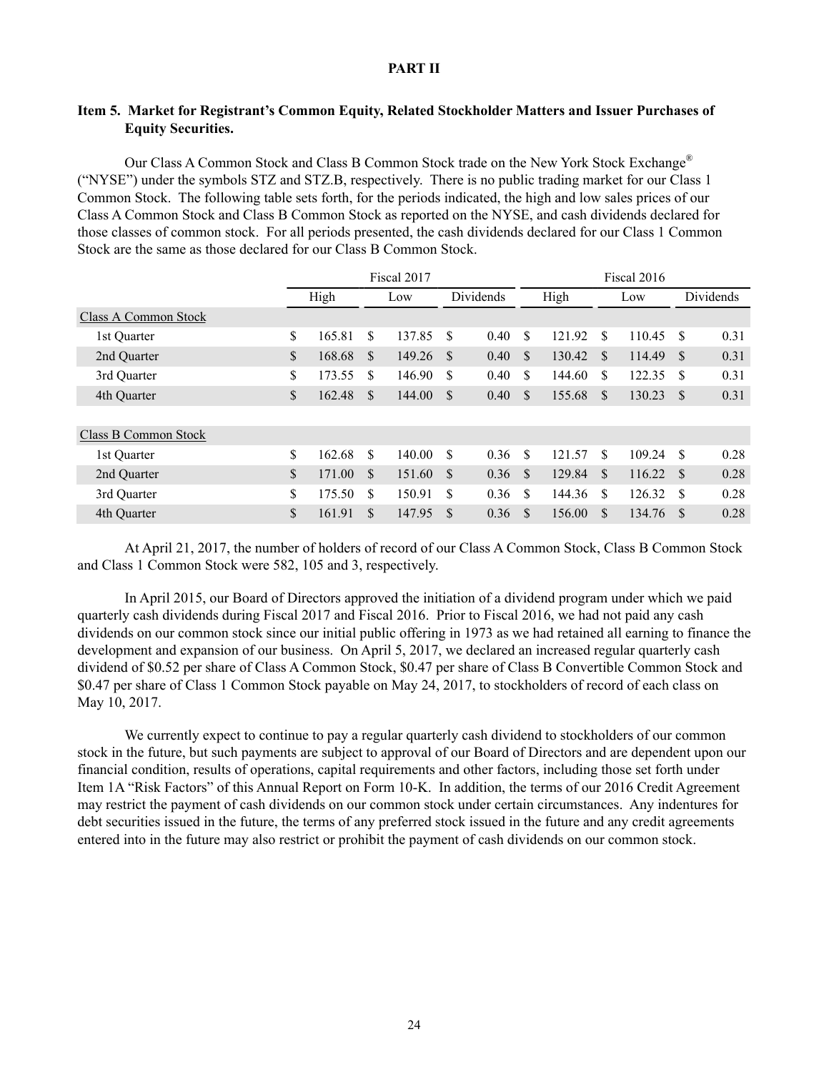# PART II

## Item 5. Market for Registrant's Common Equity, Related Stockholder Matters and Issuer Purchases of Equity Securities.

Our Class A Common Stock and Class B Common Stock trade on the New York Stock Exchange® ("NYSE") under the symbols STZ and STZ.B, respectively. There is no public trading market for our Class 1 Common Stock. The following table sets forth, for the periods indicated, the high and low sales prices of our Class A Common Stock and Class B Common Stock as reported on the NYSE, and cash dividends declared for those classes of common stock. For all periods presented, the cash dividends declared for our Class 1 Common Stock are the same as those declared for our Class B Common Stock.

| | Fiscal 2017 | | | Fiscal 2016 | | |
|---|---|---|---|---|---|---|
| | High | Low | Dividends | High | Low | Dividends |
| Class A Common Stock | | | | | | |
| 1st Quarter | $ 165.81 | $ 137.85 | $ 0.40 | $ 121.92 | $ 110.45 | $ 0.31 |
| 2nd Quarter | $ 168.68 | $ 149.26 | $ 0.40 | $ 130.42 | $ 114.49 | $ 0.31 |
| 3rd Quarter | $ 173.55 | $ 146.90 | $ 0.40 | $ 144.60 | $ 122.35 | $ 0.31 |
| 4th Quarter | $ 162.48 | $ 144.00 | $ 0.40 | $ 155.68 | $ 130.23 | $ 0.31 |
| Class B Common Stock | | | | | | |
| 1st Quarter | $ 162.68 | $ 140.00 | $ 0.36 | $ 121.57 | $ 109.24 | $ 0.28 |
| 2nd Quarter | $ 171.00 | $ 151.60 | $ 0.36 | $ 129.84 | $ 116.22 | $ 0.28 |
| 3rd Quarter | $ 175.50 | $ 150.91 | $ 0.36 | $ 144.36 | $ 126.32 | $ 0.28 |
| 4th Quarter | $ 161.91 | $ 147.95 | $ 0.36 | $ 156.00 | $ 134.76 | $ 0.28 |

At April 21, 2017, the number of holders of record of our Class A Common Stock, Class B Common Stock and Class 1 Common Stock were 582, 105 and 3, respectively.

In April 2015, our Board of Directors approved the initiation of a dividend program under which we paid quarterly cash dividends during Fiscal 2017 and Fiscal 2016. Prior to Fiscal 2016, we had not paid any cash dividends on our common stock since our initial public offering in 1973 as we had retained all earning to finance the development and expansion of our business. On April 5, 2017, we declared an increased regular quarterly cash dividend of $0.52 per share of Class A Common Stock, $0.47 per share of Class B Convertible Common Stock and $0.47 per share of Class 1 Common Stock payable on May 24, 2017, to stockholders of record of each class on May 10, 2017.

We currently expect to continue to pay a regular quarterly cash dividend to stockholders of our common stock in the future, but such payments are subject to approval of our Board of Directors and are dependent upon our financial condition, results of operations, capital requirements and other factors, including those set forth under Item 1A "Risk Factors" of this Annual Report on Form 10-K. In addition, the terms of our 2016 Credit Agreement may restrict the payment of cash dividends on our common stock under certain circumstances. Any indentures for debt securities issued in the future, the terms of any preferred stock issued in the future and any credit agreements entered into in the future may also restrict or prohibit the payment of cash dividends on our common stock.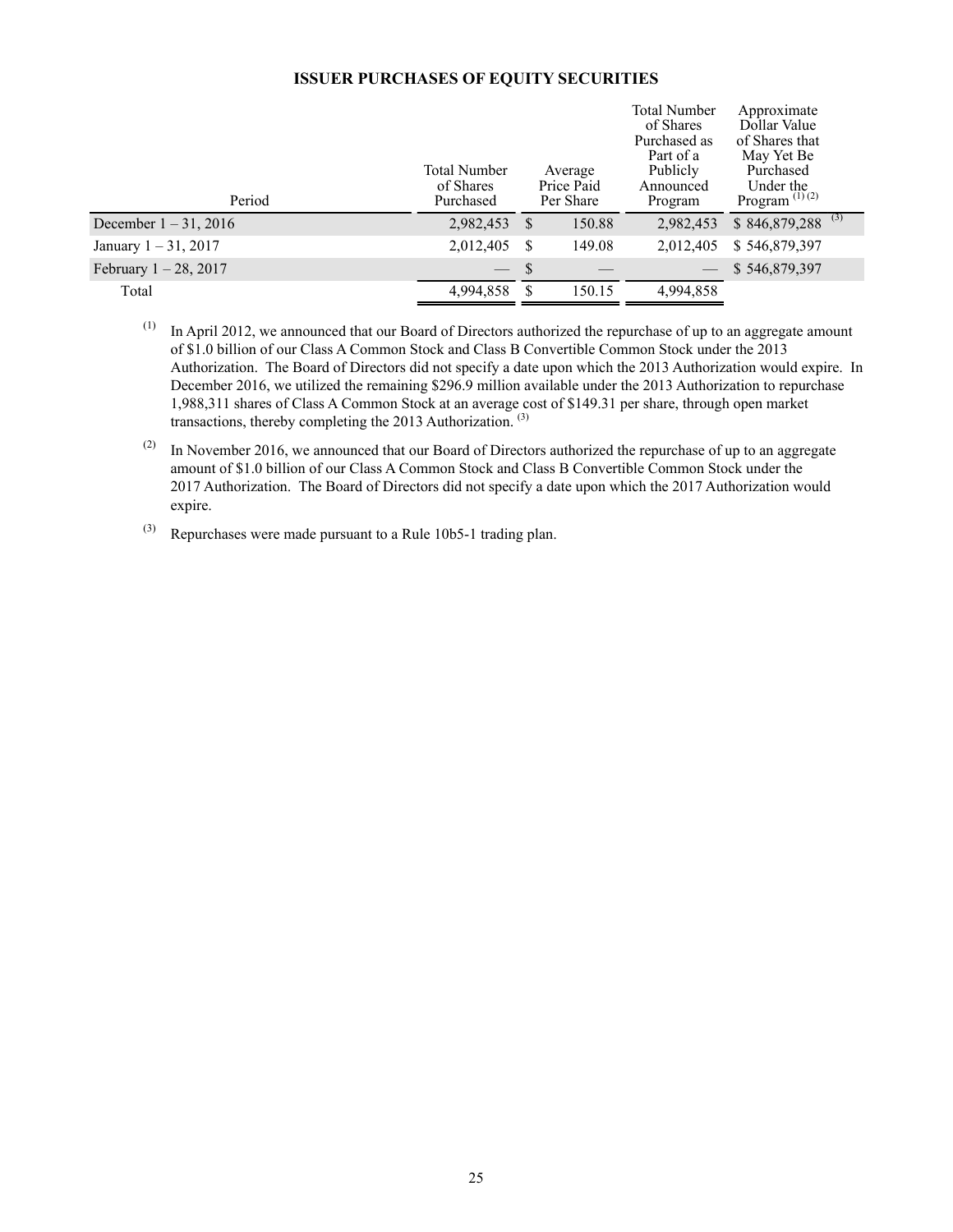### ISSUER PURCHASES OF EQUITY SECURITIES

| Period | Total Number of Shares Purchased | Average Price Paid Per Share | Total Number of Shares Purchased as Part of a Publicly Announced Program | Approximate Dollar Value of Shares that May Yet Be Purchased Under the Program [(1)(2)] |
|---|---|---|---|---|
| December 1 – 31, 2016 | 2,982,453 | $ 150.88 | 2,982,453 | $ 846,879,288 [(3)] |
| January 1 – 31, 2017 | 2,012,405 | $ 149.08 | 2,012,405 | $ 546,879,397 |
| February 1 – 28, 2017 | — | $ — | — | $ 546,879,397 |
| Total | 4,994,858 | $ 150.15 | 4,994,858 | |

(1) In April 2012, we announced that our Board of Directors authorized the repurchase of up to an aggregate amount of $1.0 billion of our Class A Common Stock and Class B Convertible Common Stock under the 2013 Authorization. The Board of Directors did not specify a date upon which the 2013 Authorization would expire. In December 2016, we utilized the remaining $296.9 million available under the 2013 Authorization to repurchase 1,988,311 shares of Class A Common Stock at an average cost of $149.31 per share, through open market transactions, thereby completing the 2013 Authorization. [(3)]

(2) In November 2016, we announced that our Board of Directors authorized the repurchase of up to an aggregate amount of $1.0 billion of our Class A Common Stock and Class B Convertible Common Stock under the 2017 Authorization. The Board of Directors did not specify a date upon which the 2017 Authorization would expire.

(3) Repurchases were made pursuant to a Rule 10b5-1 trading plan.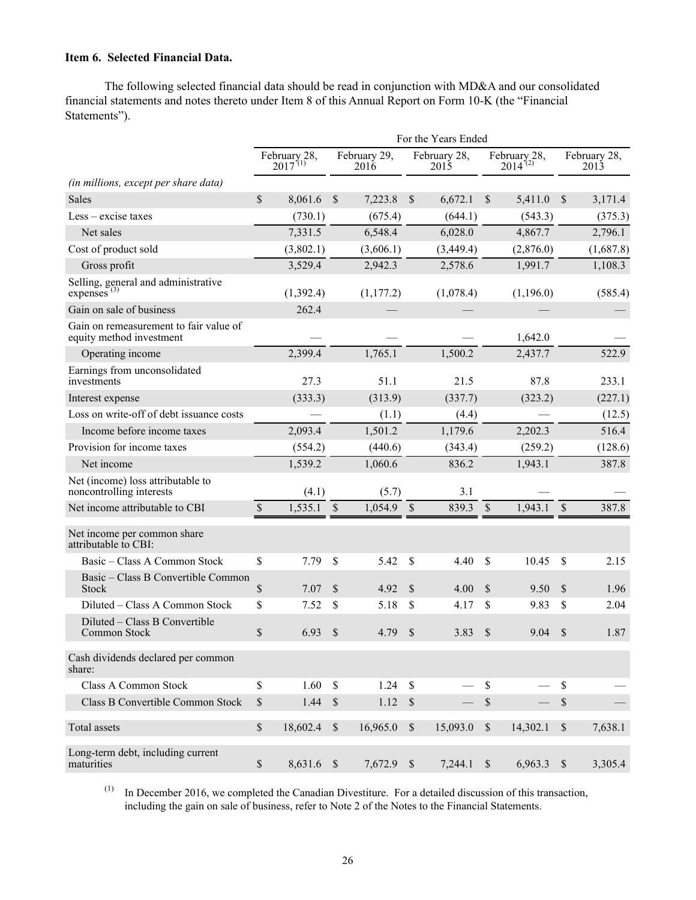### Item 6. Selected Financial Data.

The following selected financial data should be read in conjunction with MD&A and our consolidated financial statements and notes thereto under Item 8 of this Annual Report on Form 10-K (the "Financial Statements").

| | For the Years Ended | | | | |
|---|---|---|---|---|---|
| | February 28, 2017 (1) | February 29, 2016 | February 28, 2015 | February 28, 2014 (2) | February 28, 2013 |
| *(in millions, except per share data)* | | | | | |
| Sales | $ 8,061.6 | $ 7,223.8 | $ 6,672.1 | $ 5,411.0 | $ 3,171.4 |
| Less – excise taxes | (730.1) | (675.4) | (644.1) | (543.3) | (375.3) |
| Net sales | 7,331.5 | 6,548.4 | 6,028.0 | 4,867.7 | 2,796.1 |
| Cost of product sold | (3,802.1) | (3,606.1) | (3,449.4) | (2,876.0) | (1,687.8) |
| Gross profit | 3,529.4 | 2,942.3 | 2,578.6 | 1,991.7 | 1,108.3 |
| Selling, general and administrative expenses (3) | (1,392.4) | (1,177.2) | (1,078.4) | (1,196.0) | (585.4) |
| Gain on sale of business | 262.4 | — | — | — | — |
| Gain on remeasurement to fair value of equity method investment | — | — | — | 1,642.0 | — |
| Operating income | 2,399.4 | 1,765.1 | 1,500.2 | 2,437.7 | 522.9 |
| Earnings from unconsolidated investments | 27.3 | 51.1 | 21.5 | 87.8 | 233.1 |
| Interest expense | (333.3) | (313.9) | (337.7) | (323.2) | (227.1) |
| Loss on write-off of debt issuance costs | — | (1.1) | (4.4) | — | (12.5) |
| Income before income taxes | 2,093.4 | 1,501.2 | 1,179.6 | 2,202.3 | 516.4 |
| Provision for income taxes | (554.2) | (440.6) | (343.4) | (259.2) | (128.6) |
| Net income | 1,539.2 | 1,060.6 | 836.2 | 1,943.1 | 387.8 |
| Net (income) loss attributable to noncontrolling interests | (4.1) | (5.7) | 3.1 | — | — |
| Net income attributable to CBI | $ 1,535.1 | $ 1,054.9 | $ 839.3 | $ 1,943.1 | $ 387.8 |
| Net income per common share attributable to CBI: | | | | | |
| Basic – Class A Common Stock | $ 7.79 | $ 5.42 | $ 4.40 | $ 10.45 | $ 2.15 |
| Basic – Class B Convertible Common Stock | $ 7.07 | $ 4.92 | $ 4.00 | $ 9.50 | $ 1.96 |
| Diluted – Class A Common Stock | $ 7.52 | $ 5.18 | $ 4.17 | $ 9.83 | $ 2.04 |
| Diluted – Class B Convertible Common Stock | $ 6.93 | $ 4.79 | $ 3.83 | $ 9.04 | $ 1.87 |
| Cash dividends declared per common share: | | | | | |
| Class A Common Stock | $ 1.60 | $ 1.24 | $ — | $ — | $ — |
| Class B Convertible Common Stock | $ 1.44 | $ 1.12 | $ — | $ — | $ — |
| Total assets | $ 18,602.4 | $ 16,965.0 | $ 15,093.0 | $ 14,302.1 | $ 7,638.1 |
| Long-term debt, including current maturities | $ 8,631.6 | $ 7,672.9 | $ 7,244.1 | $ 6,963.3 | $ 3,305.4 |

(1) In December 2016, we completed the Canadian Divestiture. For a detailed discussion of this transaction, including the gain on sale of business, refer to Note 2 of the Notes to the Financial Statements.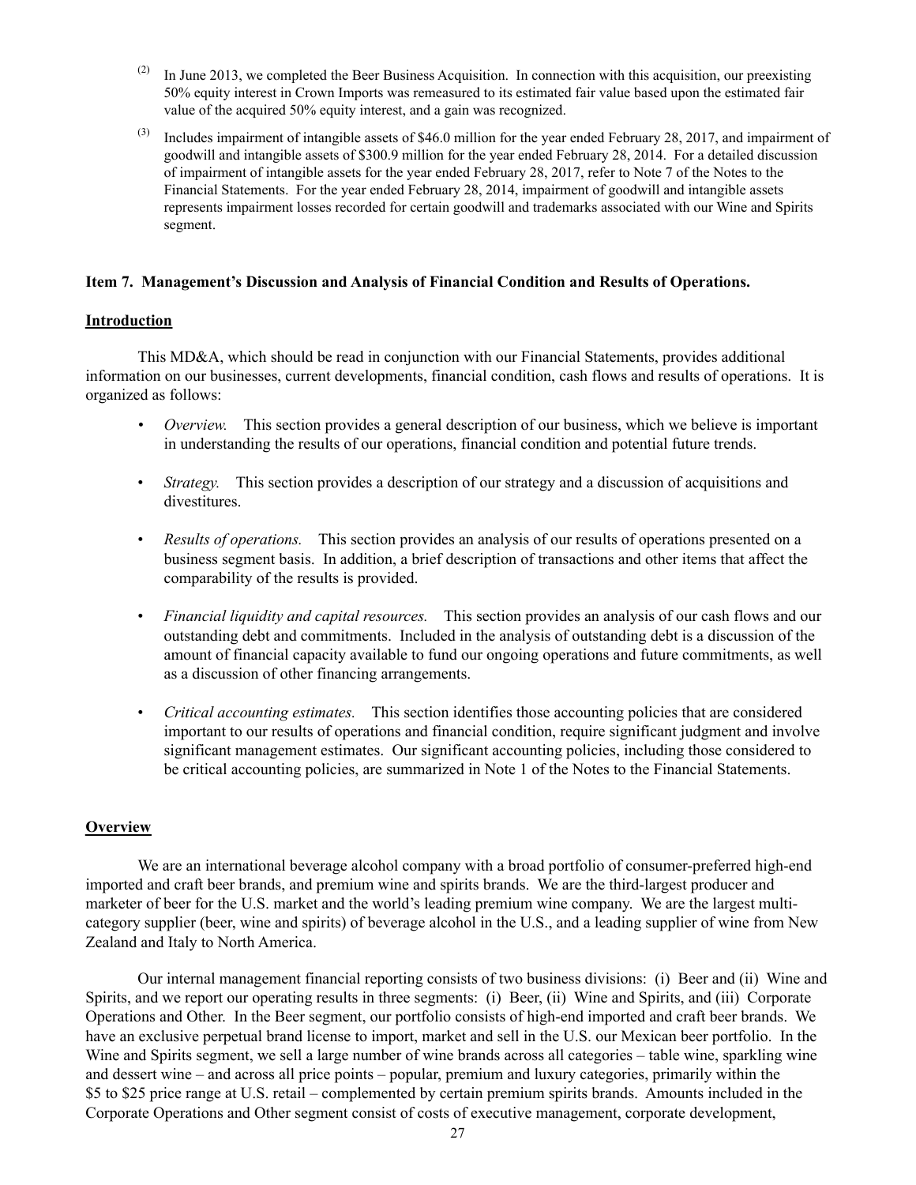(2) In June 2013, we completed the Beer Business Acquisition. In connection with this acquisition, our preexisting 50% equity interest in Crown Imports was remeasured to its estimated fair value based upon the estimated fair value of the acquired 50% equity interest, and a gain was recognized.

(3) Includes impairment of intangible assets of $46.0 million for the year ended February 28, 2017, and impairment of goodwill and intangible assets of $300.9 million for the year ended February 28, 2014. For a detailed discussion of impairment of intangible assets for the year ended February 28, 2017, refer to Note 7 of the Notes to the Financial Statements. For the year ended February 28, 2014, impairment of goodwill and intangible assets represents impairment losses recorded for certain goodwill and trademarks associated with our Wine and Spirits segment.

## Item 7. Management's Discussion and Analysis of Financial Condition and Results of Operations.

### Introduction

This MD&A, which should be read in conjunction with our Financial Statements, provides additional information on our businesses, current developments, financial condition, cash flows and results of operations. It is organized as follows:

- *Overview.* This section provides a general description of our business, which we believe is important in understanding the results of our operations, financial condition and potential future trends.
- *Strategy.* This section provides a description of our strategy and a discussion of acquisitions and divestitures.
- *Results of operations.* This section provides an analysis of our results of operations presented on a business segment basis. In addition, a brief description of transactions and other items that affect the comparability of the results is provided.
- *Financial liquidity and capital resources.* This section provides an analysis of our cash flows and our outstanding debt and commitments. Included in the analysis of outstanding debt is a discussion of the amount of financial capacity available to fund our ongoing operations and future commitments, as well as a discussion of other financing arrangements.
- *Critical accounting estimates.* This section identifies those accounting policies that are considered important to our results of operations and financial condition, require significant judgment and involve significant management estimates. Our significant accounting policies, including those considered to be critical accounting policies, are summarized in Note 1 of the Notes to the Financial Statements.

### Overview

We are an international beverage alcohol company with a broad portfolio of consumer-preferred high-end imported and craft beer brands, and premium wine and spirits brands. We are the third-largest producer and marketer of beer for the U.S. market and the world's leading premium wine company. We are the largest multi-category supplier (beer, wine and spirits) of beverage alcohol in the U.S., and a leading supplier of wine from New Zealand and Italy to North America.

Our internal management financial reporting consists of two business divisions: (i) Beer and (ii) Wine and Spirits, and we report our operating results in three segments: (i) Beer, (ii) Wine and Spirits, and (iii) Corporate Operations and Other. In the Beer segment, our portfolio consists of high-end imported and craft beer brands. We have an exclusive perpetual brand license to import, market and sell in the U.S. our Mexican beer portfolio. In the Wine and Spirits segment, we sell a large number of wine brands across all categories – table wine, sparkling wine and dessert wine – and across all price points – popular, premium and luxury categories, primarily within the $5 to $25 price range at U.S. retail – complemented by certain premium spirits brands. Amounts included in the Corporate Operations and Other segment consist of costs of executive management, corporate development,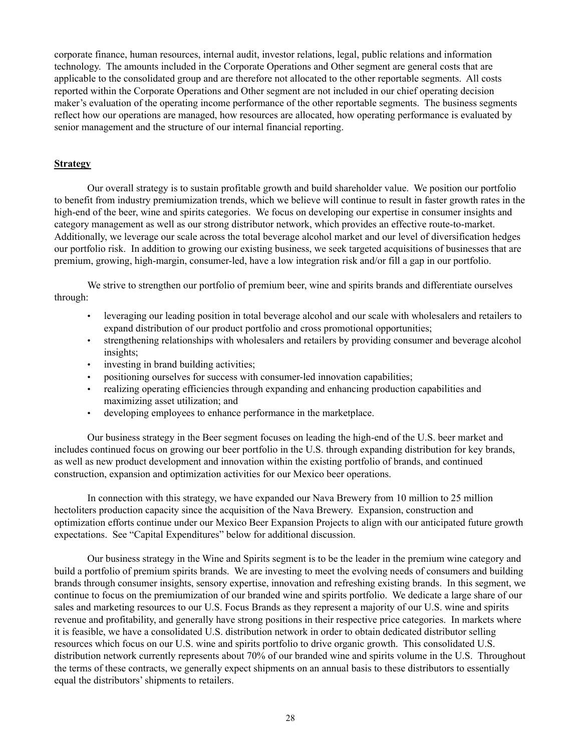corporate finance, human resources, internal audit, investor relations, legal, public relations and information technology. The amounts included in the Corporate Operations and Other segment are general costs that are applicable to the consolidated group and are therefore not allocated to the other reportable segments. All costs reported within the Corporate Operations and Other segment are not included in our chief operating decision maker's evaluation of the operating income performance of the other reportable segments. The business segments reflect how our operations are managed, how resources are allocated, how operating performance is evaluated by senior management and the structure of our internal financial reporting.

## Strategy

Our overall strategy is to sustain profitable growth and build shareholder value. We position our portfolio to benefit from industry premiumization trends, which we believe will continue to result in faster growth rates in the high-end of the beer, wine and spirits categories. We focus on developing our expertise in consumer insights and category management as well as our strong distributor network, which provides an effective route-to-market. Additionally, we leverage our scale across the total beverage alcohol market and our level of diversification hedges our portfolio risk. In addition to growing our existing business, we seek targeted acquisitions of businesses that are premium, growing, high-margin, consumer-led, have a low integration risk and/or fill a gap in our portfolio.

We strive to strengthen our portfolio of premium beer, wine and spirits brands and differentiate ourselves through:

- leveraging our leading position in total beverage alcohol and our scale with wholesalers and retailers to expand distribution of our product portfolio and cross promotional opportunities;
- strengthening relationships with wholesalers and retailers by providing consumer and beverage alcohol insights;
- investing in brand building activities;
- positioning ourselves for success with consumer-led innovation capabilities;
- realizing operating efficiencies through expanding and enhancing production capabilities and maximizing asset utilization; and
- developing employees to enhance performance in the marketplace.

Our business strategy in the Beer segment focuses on leading the high-end of the U.S. beer market and includes continued focus on growing our beer portfolio in the U.S. through expanding distribution for key brands, as well as new product development and innovation within the existing portfolio of brands, and continued construction, expansion and optimization activities for our Mexico beer operations.

In connection with this strategy, we have expanded our Nava Brewery from 10 million to 25 million hectoliters production capacity since the acquisition of the Nava Brewery. Expansion, construction and optimization efforts continue under our Mexico Beer Expansion Projects to align with our anticipated future growth expectations. See "Capital Expenditures" below for additional discussion.

Our business strategy in the Wine and Spirits segment is to be the leader in the premium wine category and build a portfolio of premium spirits brands. We are investing to meet the evolving needs of consumers and building brands through consumer insights, sensory expertise, innovation and refreshing existing brands. In this segment, we continue to focus on the premiumization of our branded wine and spirits portfolio. We dedicate a large share of our sales and marketing resources to our U.S. Focus Brands as they represent a majority of our U.S. wine and spirits revenue and profitability, and generally have strong positions in their respective price categories. In markets where it is feasible, we have a consolidated U.S. distribution network in order to obtain dedicated distributor selling resources which focus on our U.S. wine and spirits portfolio to drive organic growth. This consolidated U.S. distribution network currently represents about 70% of our branded wine and spirits volume in the U.S. Throughout the terms of these contracts, we generally expect shipments on an annual basis to these distributors to essentially equal the distributors' shipments to retailers.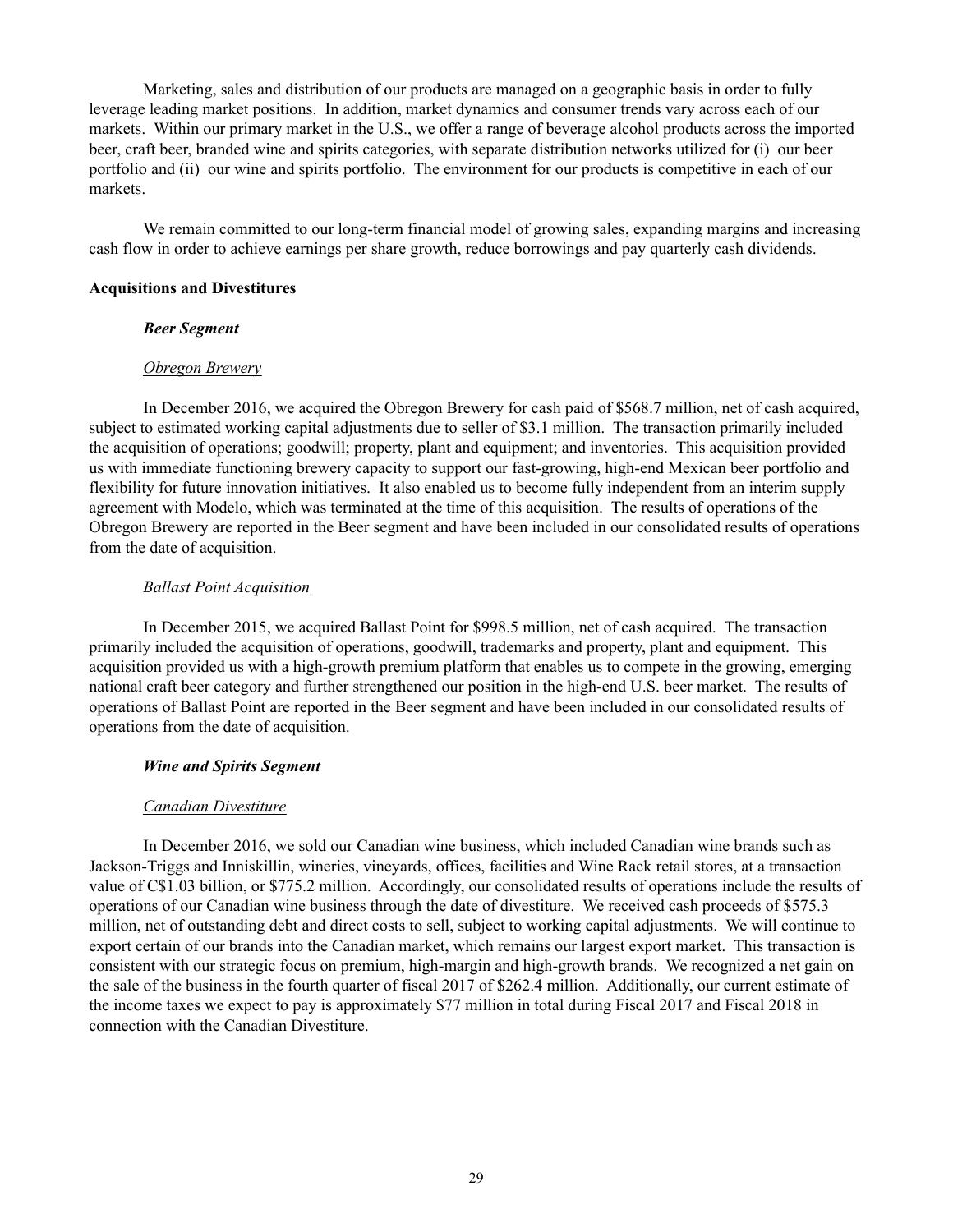Marketing, sales and distribution of our products are managed on a geographic basis in order to fully leverage leading market positions. In addition, market dynamics and consumer trends vary across each of our markets. Within our primary market in the U.S., we offer a range of beverage alcohol products across the imported beer, craft beer, branded wine and spirits categories, with separate distribution networks utilized for (i) our beer portfolio and (ii) our wine and spirits portfolio. The environment for our products is competitive in each of our markets.

We remain committed to our long-term financial model of growing sales, expanding margins and increasing cash flow in order to achieve earnings per share growth, reduce borrowings and pay quarterly cash dividends.

**Acquisitions and Divestitures**

***Beer Segment***

*Obregon Brewery*

In December 2016, we acquired the Obregon Brewery for cash paid of $568.7 million, net of cash acquired, subject to estimated working capital adjustments due to seller of $3.1 million. The transaction primarily included the acquisition of operations; goodwill; property, plant and equipment; and inventories. This acquisition provided us with immediate functioning brewery capacity to support our fast-growing, high-end Mexican beer portfolio and flexibility for future innovation initiatives. It also enabled us to become fully independent from an interim supply agreement with Modelo, which was terminated at the time of this acquisition. The results of operations of the Obregon Brewery are reported in the Beer segment and have been included in our consolidated results of operations from the date of acquisition.

*Ballast Point Acquisition*

In December 2015, we acquired Ballast Point for $998.5 million, net of cash acquired. The transaction primarily included the acquisition of operations, goodwill, trademarks and property, plant and equipment. This acquisition provided us with a high-growth premium platform that enables us to compete in the growing, emerging national craft beer category and further strengthened our position in the high-end U.S. beer market. The results of operations of Ballast Point are reported in the Beer segment and have been included in our consolidated results of operations from the date of acquisition.

***Wine and Spirits Segment***

*Canadian Divestiture*

In December 2016, we sold our Canadian wine business, which included Canadian wine brands such as Jackson-Triggs and Inniskillin, wineries, vineyards, offices, facilities and Wine Rack retail stores, at a transaction value of C$1.03 billion, or $775.2 million. Accordingly, our consolidated results of operations include the results of operations of our Canadian wine business through the date of divestiture. We received cash proceeds of $575.3 million, net of outstanding debt and direct costs to sell, subject to working capital adjustments. We will continue to export certain of our brands into the Canadian market, which remains our largest export market. This transaction is consistent with our strategic focus on premium, high-margin and high-growth brands. We recognized a net gain on the sale of the business in the fourth quarter of fiscal 2017 of $262.4 million. Additionally, our current estimate of the income taxes we expect to pay is approximately $77 million in total during Fiscal 2017 and Fiscal 2018 in connection with the Canadian Divestiture.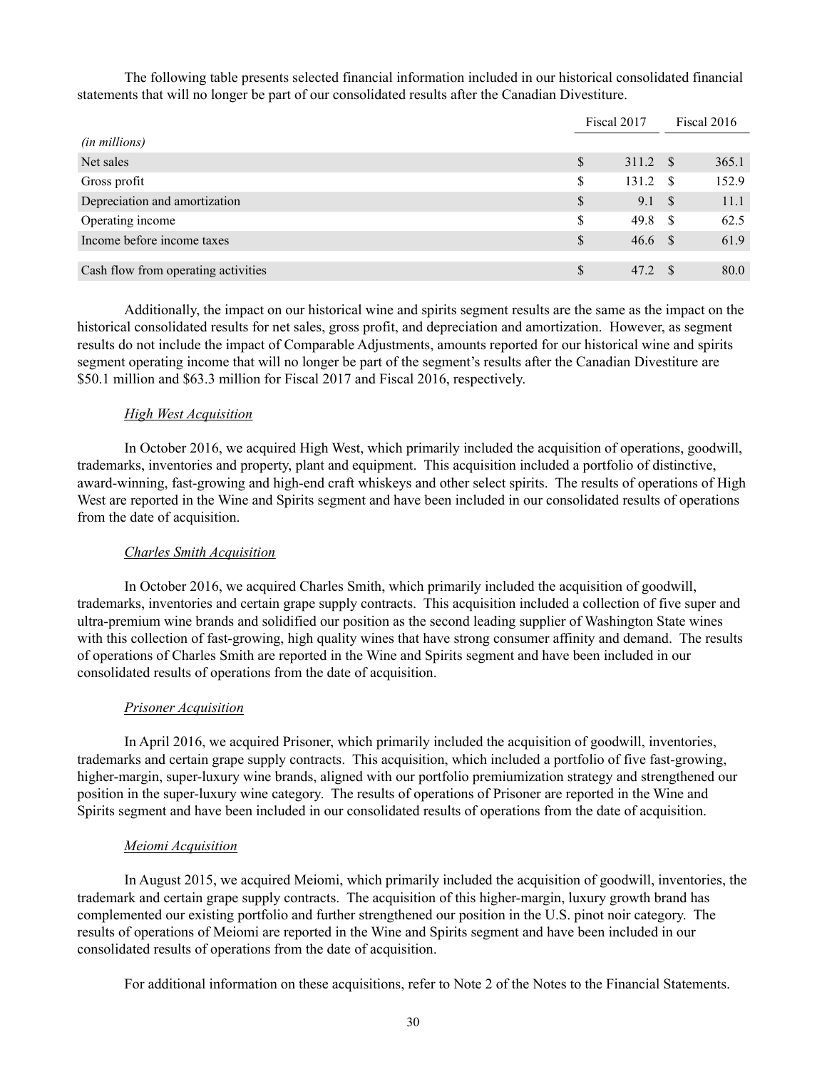The following table presents selected financial information included in our historical consolidated financial statements that will no longer be part of our consolidated results after the Canadian Divestiture.

| *(in millions)* | Fiscal 2017 | Fiscal 2016 |
|---|---|---|
| Net sales | $ 311.2 | $ 365.1 |
| Gross profit | $ 131.2 | $ 152.9 |
| Depreciation and amortization | $ 9.1 | $ 11.1 |
| Operating income | $ 49.8 | $ 62.5 |
| Income before income taxes | $ 46.6 | $ 61.9 |
| Cash flow from operating activities | $ 47.2 | $ 80.0 |

Additionally, the impact on our historical wine and spirits segment results are the same as the impact on the historical consolidated results for net sales, gross profit, and depreciation and amortization. However, as segment results do not include the impact of Comparable Adjustments, amounts reported for our historical wine and spirits segment operating income that will no longer be part of the segment's results after the Canadian Divestiture are $50.1 million and $63.3 million for Fiscal 2017 and Fiscal 2016, respectively.

*High West Acquisition*

In October 2016, we acquired High West, which primarily included the acquisition of operations, goodwill, trademarks, inventories and property, plant and equipment. This acquisition included a portfolio of distinctive, award-winning, fast-growing and high-end craft whiskeys and other select spirits. The results of operations of High West are reported in the Wine and Spirits segment and have been included in our consolidated results of operations from the date of acquisition.

*Charles Smith Acquisition*

In October 2016, we acquired Charles Smith, which primarily included the acquisition of goodwill, trademarks, inventories and certain grape supply contracts. This acquisition included a collection of five super and ultra-premium wine brands and solidified our position as the second leading supplier of Washington State wines with this collection of fast-growing, high quality wines that have strong consumer affinity and demand. The results of operations of Charles Smith are reported in the Wine and Spirits segment and have been included in our consolidated results of operations from the date of acquisition.

*Prisoner Acquisition*

In April 2016, we acquired Prisoner, which primarily included the acquisition of goodwill, inventories, trademarks and certain grape supply contracts. This acquisition, which included a portfolio of five fast-growing, higher-margin, super-luxury wine brands, aligned with our portfolio premiumization strategy and strengthened our position in the super-luxury wine category. The results of operations of Prisoner are reported in the Wine and Spirits segment and have been included in our consolidated results of operations from the date of acquisition.

*Meiomi Acquisition*

In August 2015, we acquired Meiomi, which primarily included the acquisition of goodwill, inventories, the trademark and certain grape supply contracts. The acquisition of this higher-margin, luxury growth brand has complemented our existing portfolio and further strengthened our position in the U.S. pinot noir category. The results of operations of Meiomi are reported in the Wine and Spirits segment and have been included in our consolidated results of operations from the date of acquisition.

For additional information on these acquisitions, refer to Note 2 of the Notes to the Financial Statements.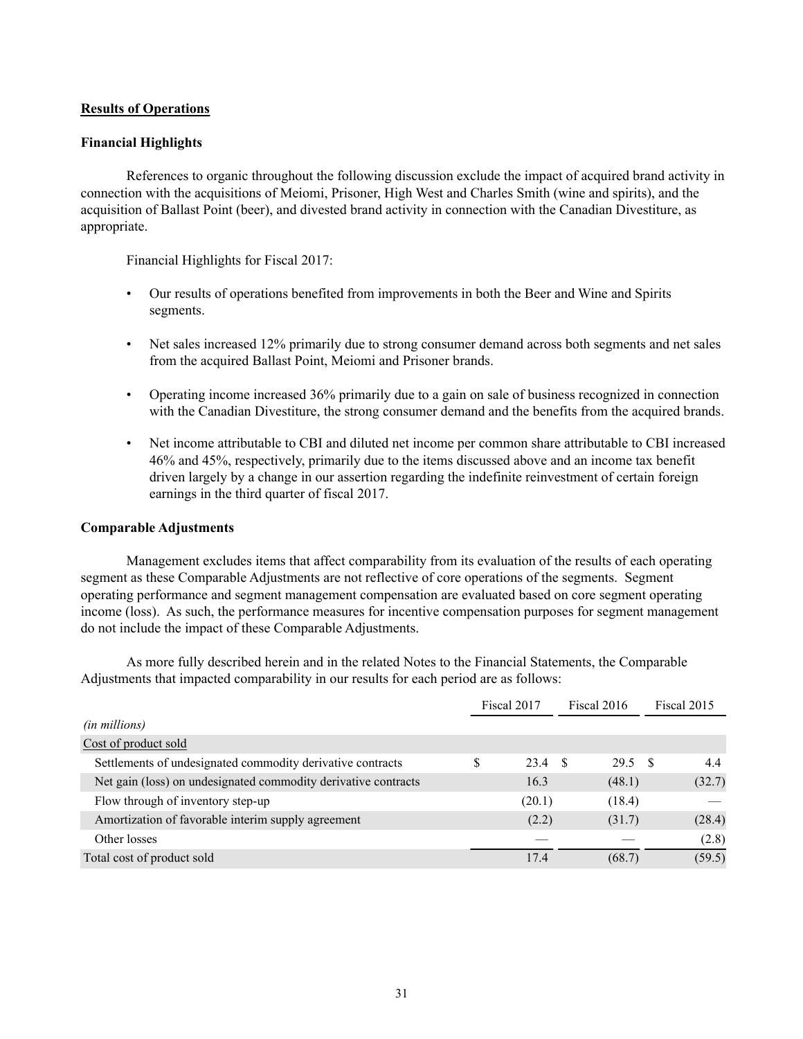## Results of Operations

### Financial Highlights

References to organic throughout the following discussion exclude the impact of acquired brand activity in connection with the acquisitions of Meiomi, Prisoner, High West and Charles Smith (wine and spirits), and the acquisition of Ballast Point (beer), and divested brand activity in connection with the Canadian Divestiture, as appropriate.

Financial Highlights for Fiscal 2017:

- Our results of operations benefited from improvements in both the Beer and Wine and Spirits segments.
- Net sales increased 12% primarily due to strong consumer demand across both segments and net sales from the acquired Ballast Point, Meiomi and Prisoner brands.
- Operating income increased 36% primarily due to a gain on sale of business recognized in connection with the Canadian Divestiture, the strong consumer demand and the benefits from the acquired brands.
- Net income attributable to CBI and diluted net income per common share attributable to CBI increased 46% and 45%, respectively, primarily due to the items discussed above and an income tax benefit driven largely by a change in our assertion regarding the indefinite reinvestment of certain foreign earnings in the third quarter of fiscal 2017.

### Comparable Adjustments

Management excludes items that affect comparability from its evaluation of the results of each operating segment as these Comparable Adjustments are not reflective of core operations of the segments. Segment operating performance and segment management compensation are evaluated based on core segment operating income (loss). As such, the performance measures for incentive compensation purposes for segment management do not include the impact of these Comparable Adjustments.

As more fully described herein and in the related Notes to the Financial Statements, the Comparable Adjustments that impacted comparability in our results for each period are as follows:

| | Fiscal 2017 | Fiscal 2016 | Fiscal 2015 |
|---|---|---|---|
| *(in millions)* | | | |
| Cost of product sold | | | |
| Settlements of undesignated commodity derivative contracts | $ 23.4 | $ 29.5 | $ 4.4 |
| Net gain (loss) on undesignated commodity derivative contracts | 16.3 | (48.1) | (32.7) |
| Flow through of inventory step-up | (20.1) | (18.4) | — |
| Amortization of favorable interim supply agreement | (2.2) | (31.7) | (28.4) |
| Other losses | — | — | (2.8) |
| Total cost of product sold | 17.4 | (68.7) | (59.5) |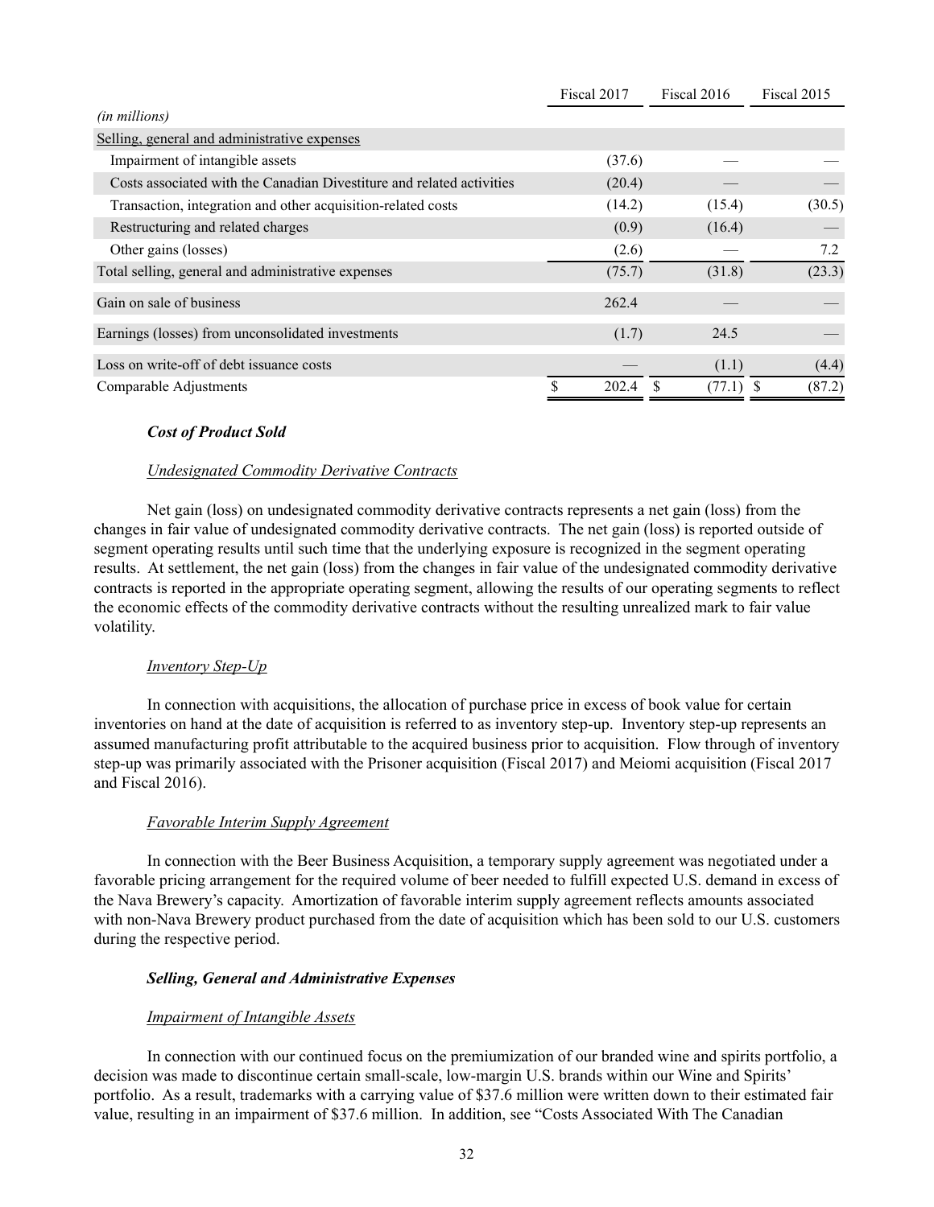| | Fiscal 2017 | Fiscal 2016 | Fiscal 2015 |
|---|---|---|---|
| *(in millions)* | | | |
| Selling, general and administrative expenses | | | |
| Impairment of intangible assets | (37.6) | — | — |
| Costs associated with the Canadian Divestiture and related activities | (20.4) | — | — |
| Transaction, integration and other acquisition-related costs | (14.2) | (15.4) | (30.5) |
| Restructuring and related charges | (0.9) | (16.4) | — |
| Other gains (losses) | (2.6) | — | 7.2 |
| Total selling, general and administrative expenses | (75.7) | (31.8) | (23.3) |
| Gain on sale of business | 262.4 | — | — |
| Earnings (losses) from unconsolidated investments | (1.7) | 24.5 | — |
| Loss on write-off of debt issuance costs | — | (1.1) | (4.4) |
| Comparable Adjustments | $ 202.4 | $ (77.1) | $ (87.2) |

***Cost of Product Sold***

*Undesignated Commodity Derivative Contracts*

Net gain (loss) on undesignated commodity derivative contracts represents a net gain (loss) from the changes in fair value of undesignated commodity derivative contracts. The net gain (loss) is reported outside of segment operating results until such time that the underlying exposure is recognized in the segment operating results. At settlement, the net gain (loss) from the changes in fair value of the undesignated commodity derivative contracts is reported in the appropriate operating segment, allowing the results of our operating segments to reflect the economic effects of the commodity derivative contracts without the resulting unrealized mark to fair value volatility.

*Inventory Step-Up*

In connection with acquisitions, the allocation of purchase price in excess of book value for certain inventories on hand at the date of acquisition is referred to as inventory step-up. Inventory step-up represents an assumed manufacturing profit attributable to the acquired business prior to acquisition. Flow through of inventory step-up was primarily associated with the Prisoner acquisition (Fiscal 2017) and Meiomi acquisition (Fiscal 2017 and Fiscal 2016).

*Favorable Interim Supply Agreement*

In connection with the Beer Business Acquisition, a temporary supply agreement was negotiated under a favorable pricing arrangement for the required volume of beer needed to fulfill expected U.S. demand in excess of the Nava Brewery's capacity. Amortization of favorable interim supply agreement reflects amounts associated with non-Nava Brewery product purchased from the date of acquisition which has been sold to our U.S. customers during the respective period.

***Selling, General and Administrative Expenses***

*Impairment of Intangible Assets*

In connection with our continued focus on the premiumization of our branded wine and spirits portfolio, a decision was made to discontinue certain small-scale, low-margin U.S. brands within our Wine and Spirits' portfolio. As a result, trademarks with a carrying value of $37.6 million were written down to their estimated fair value, resulting in an impairment of $37.6 million. In addition, see "Costs Associated With The Canadian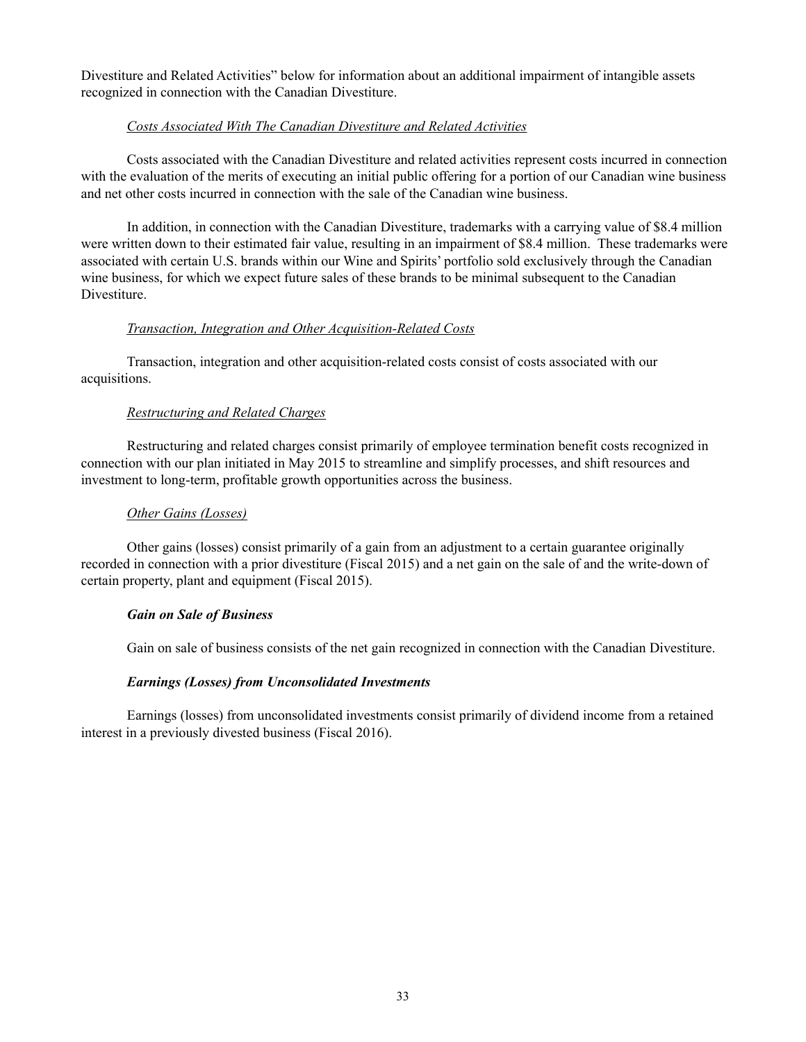Divestiture and Related Activities" below for information about an additional impairment of intangible assets recognized in connection with the Canadian Divestiture.

*Costs Associated With The Canadian Divestiture and Related Activities*

Costs associated with the Canadian Divestiture and related activities represent costs incurred in connection with the evaluation of the merits of executing an initial public offering for a portion of our Canadian wine business and net other costs incurred in connection with the sale of the Canadian wine business.

In addition, in connection with the Canadian Divestiture, trademarks with a carrying value of $8.4 million were written down to their estimated fair value, resulting in an impairment of $8.4 million. These trademarks were associated with certain U.S. brands within our Wine and Spirits' portfolio sold exclusively through the Canadian wine business, for which we expect future sales of these brands to be minimal subsequent to the Canadian Divestiture.

*Transaction, Integration and Other Acquisition-Related Costs*

Transaction, integration and other acquisition-related costs consist of costs associated with our acquisitions.

*Restructuring and Related Charges*

Restructuring and related charges consist primarily of employee termination benefit costs recognized in connection with our plan initiated in May 2015 to streamline and simplify processes, and shift resources and investment to long-term, profitable growth opportunities across the business.

*Other Gains (Losses)*

Other gains (losses) consist primarily of a gain from an adjustment to a certain guarantee originally recorded in connection with a prior divestiture (Fiscal 2015) and a net gain on the sale of and the write-down of certain property, plant and equipment (Fiscal 2015).

***Gain on Sale of Business***

Gain on sale of business consists of the net gain recognized in connection with the Canadian Divestiture.

***Earnings (Losses) from Unconsolidated Investments***

Earnings (losses) from unconsolidated investments consist primarily of dividend income from a retained interest in a previously divested business (Fiscal 2016).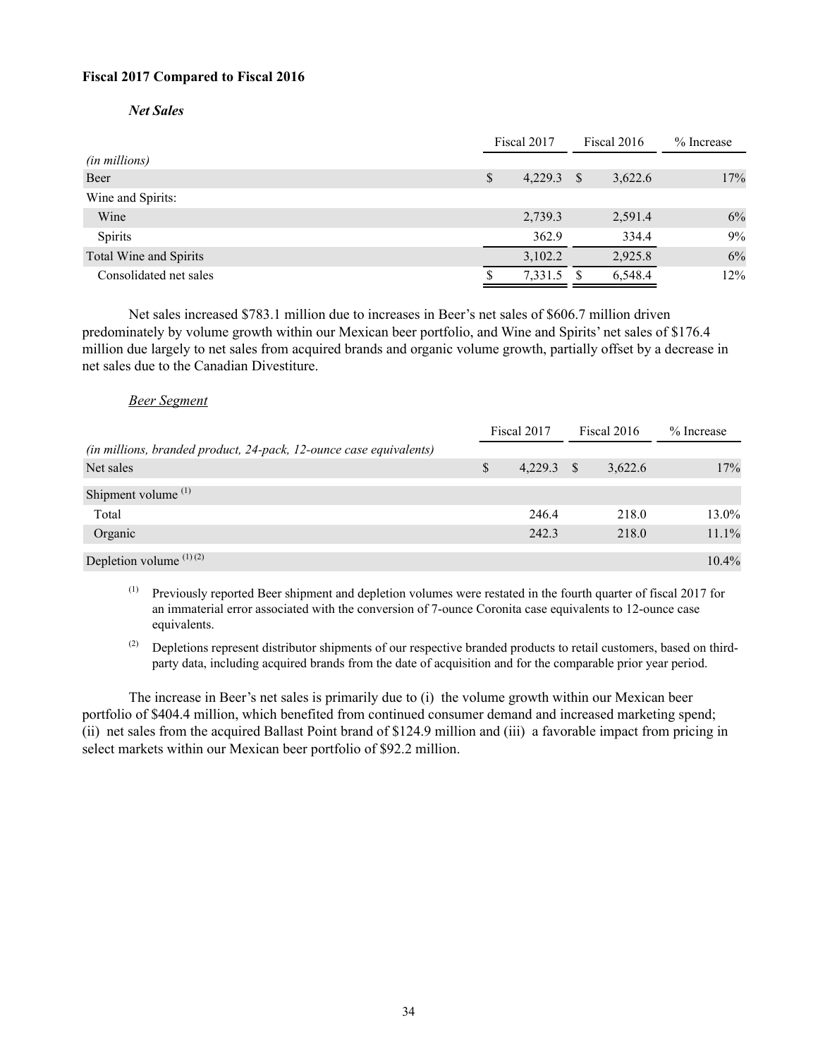**Fiscal 2017 Compared to Fiscal 2016**

***Net Sales***

| (in millions) | Fiscal 2017 | Fiscal 2016 | % Increase |
|---|---|---|---|
| Beer | $ 4,229.3 | $ 3,622.6 | 17% |
| Wine and Spirits: | | | |
| Wine | 2,739.3 | 2,591.4 | 6% |
| Spirits | 362.9 | 334.4 | 9% |
| Total Wine and Spirits | 3,102.2 | 2,925.8 | 6% |
| Consolidated net sales | $ 7,331.5 | $ 6,548.4 | 12% |

Net sales increased $783.1 million due to increases in Beer's net sales of $606.7 million driven predominately by volume growth within our Mexican beer portfolio, and Wine and Spirits' net sales of $176.4 million due largely to net sales from acquired brands and organic volume growth, partially offset by a decrease in net sales due to the Canadian Divestiture.

*Beer Segment*

| (in millions, branded product, 24-pack, 12-ounce case equivalents) | Fiscal 2017 | Fiscal 2016 | % Increase |
|---|---|---|---|
| Net sales | $ 4,229.3 | $ 3,622.6 | 17% |
| Shipment volume [1] | | | |
| Total | 246.4 | 218.0 | 13.0% |
| Organic | 242.3 | 218.0 | 11.1% |
| Depletion volume [1] [2] | | | 10.4% |

[1] Previously reported Beer shipment and depletion volumes were restated in the fourth quarter of fiscal 2017 for an immaterial error associated with the conversion of 7-ounce Coronita case equivalents to 12-ounce case equivalents.

[2] Depletions represent distributor shipments of our respective branded products to retail customers, based on third-party data, including acquired brands from the date of acquisition and for the comparable prior year period.

The increase in Beer's net sales is primarily due to (i) the volume growth within our Mexican beer portfolio of $404.4 million, which benefited from continued consumer demand and increased marketing spend; (ii) net sales from the acquired Ballast Point brand of $124.9 million and (iii) a favorable impact from pricing in select markets within our Mexican beer portfolio of $92.2 million.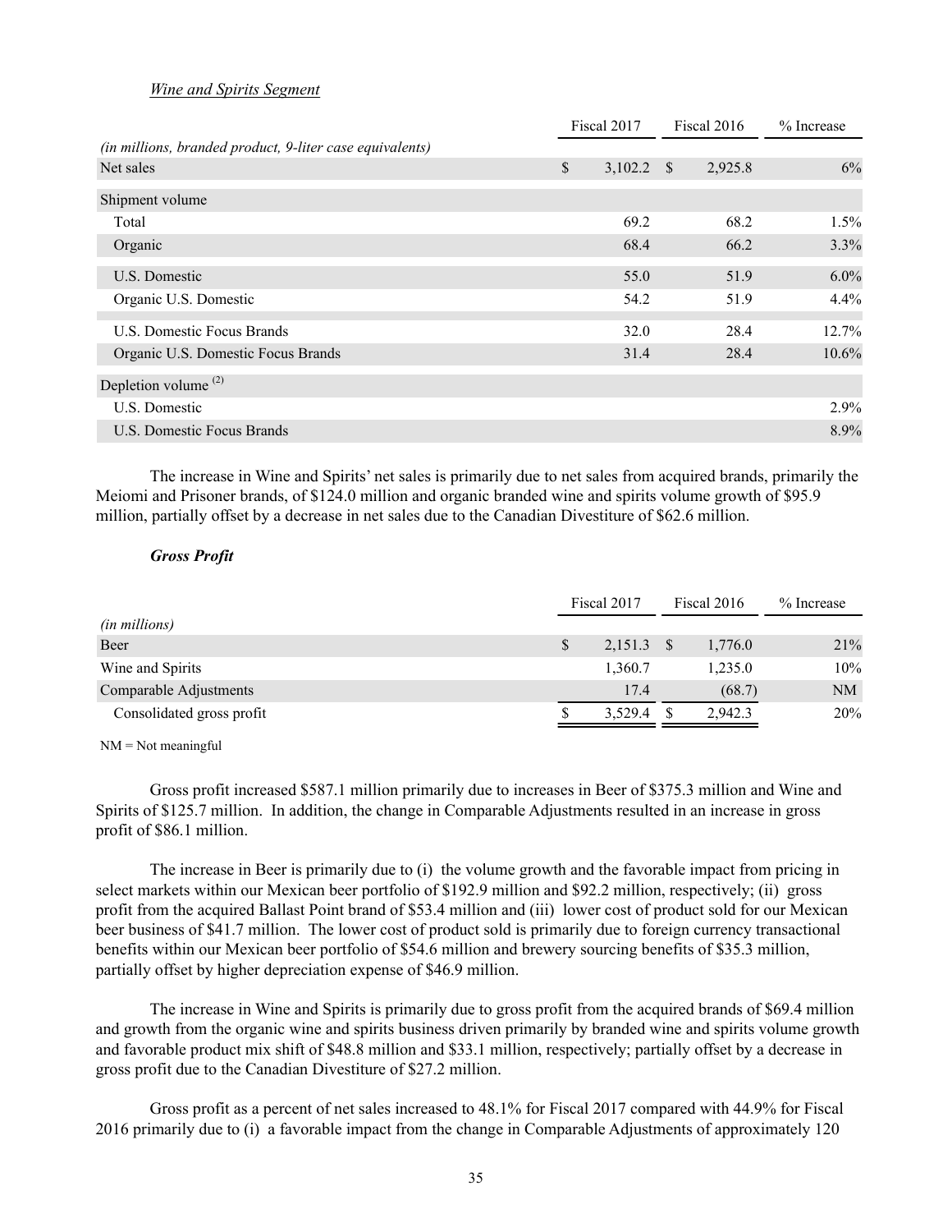*Wine and Spirits Segment*

| | Fiscal 2017 | Fiscal 2016 | % Increase |
|---|---|---|---|
| *(in millions, branded product, 9-liter case equivalents)* | | | |
| Net sales | $ 3,102.2 | $ 2,925.8 | 6% |
| Shipment volume | | | |
| Total | 69.2 | 68.2 | 1.5% |
| Organic | 68.4 | 66.2 | 3.3% |
| U.S. Domestic | 55.0 | 51.9 | 6.0% |
| Organic U.S. Domestic | 54.2 | 51.9 | 4.4% |
| U.S. Domestic Focus Brands | 32.0 | 28.4 | 12.7% |
| Organic U.S. Domestic Focus Brands | 31.4 | 28.4 | 10.6% |
| Depletion volume [(2)] | | | |
| U.S. Domestic | | | 2.9% |
| U.S. Domestic Focus Brands | | | 8.9% |

The increase in Wine and Spirits' net sales is primarily due to net sales from acquired brands, primarily the Meiomi and Prisoner brands, of $124.0 million and organic branded wine and spirits volume growth of $95.9 million, partially offset by a decrease in net sales due to the Canadian Divestiture of $62.6 million.

***Gross Profit***

| | Fiscal 2017 | Fiscal 2016 | % Increase |
|---|---|---|---|
| *(in millions)* | | | |
| Beer | $ 2,151.3 | $ 1,776.0 | 21% |
| Wine and Spirits | 1,360.7 | 1,235.0 | 10% |
| Comparable Adjustments | 17.4 | (68.7) | NM |
| Consolidated gross profit | $ 3,529.4 | $ 2,942.3 | 20% |

NM = Not meaningful

Gross profit increased $587.1 million primarily due to increases in Beer of $375.3 million and Wine and Spirits of $125.7 million. In addition, the change in Comparable Adjustments resulted in an increase in gross profit of $86.1 million.

The increase in Beer is primarily due to (i) the volume growth and the favorable impact from pricing in select markets within our Mexican beer portfolio of $192.9 million and $92.2 million, respectively; (ii) gross profit from the acquired Ballast Point brand of $53.4 million and (iii) lower cost of product sold for our Mexican beer business of $41.7 million. The lower cost of product sold is primarily due to foreign currency transactional benefits within our Mexican beer portfolio of $54.6 million and brewery sourcing benefits of $35.3 million, partially offset by higher depreciation expense of $46.9 million.

The increase in Wine and Spirits is primarily due to gross profit from the acquired brands of $69.4 million and growth from the organic wine and spirits business driven primarily by branded wine and spirits volume growth and favorable product mix shift of $48.8 million and $33.1 million, respectively; partially offset by a decrease in gross profit due to the Canadian Divestiture of $27.2 million.

Gross profit as a percent of net sales increased to 48.1% for Fiscal 2017 compared with 44.9% for Fiscal 2016 primarily due to (i) a favorable impact from the change in Comparable Adjustments of approximately 120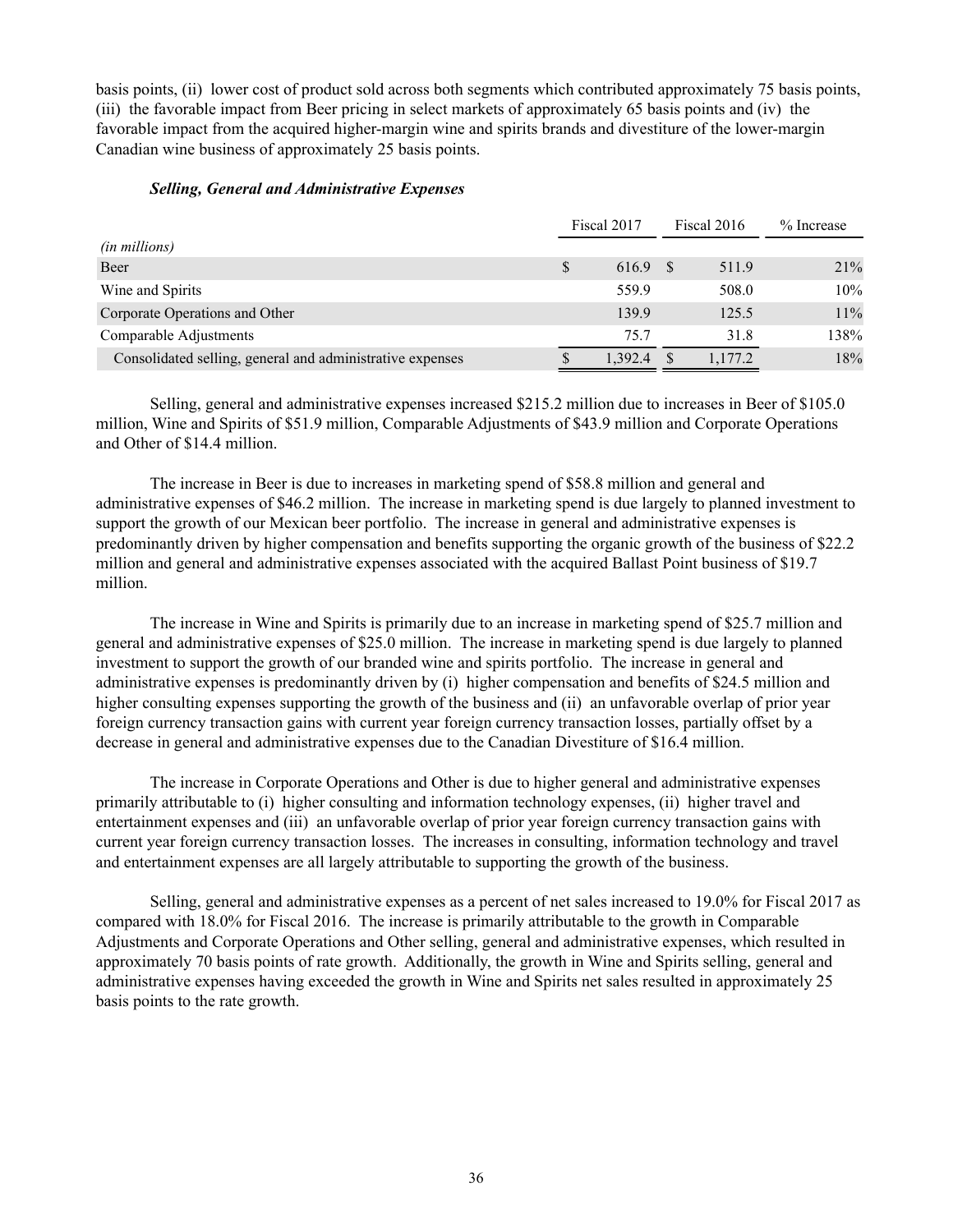basis points, (ii) lower cost of product sold across both segments which contributed approximately 75 basis points, (iii) the favorable impact from Beer pricing in select markets of approximately 65 basis points and (iv) the favorable impact from the acquired higher-margin wine and spirits brands and divestiture of the lower-margin Canadian wine business of approximately 25 basis points.

***Selling, General and Administrative Expenses***

| *(in millions)* | Fiscal 2017 | Fiscal 2016 | % Increase |
|---|---|---|---|
| Beer | $ 616.9 | $ 511.9 | 21% |
| Wine and Spirits | 559.9 | 508.0 | 10% |
| Corporate Operations and Other | 139.9 | 125.5 | 11% |
| Comparable Adjustments | 75.7 | 31.8 | 138% |
| Consolidated selling, general and administrative expenses | $ 1,392.4 | $ 1,177.2 | 18% |

Selling, general and administrative expenses increased $215.2 million due to increases in Beer of $105.0 million, Wine and Spirits of $51.9 million, Comparable Adjustments of $43.9 million and Corporate Operations and Other of $14.4 million.

The increase in Beer is due to increases in marketing spend of $58.8 million and general and administrative expenses of $46.2 million. The increase in marketing spend is due largely to planned investment to support the growth of our Mexican beer portfolio. The increase in general and administrative expenses is predominantly driven by higher compensation and benefits supporting the organic growth of the business of $22.2 million and general and administrative expenses associated with the acquired Ballast Point business of $19.7 million.

The increase in Wine and Spirits is primarily due to an increase in marketing spend of $25.7 million and general and administrative expenses of $25.0 million. The increase in marketing spend is due largely to planned investment to support the growth of our branded wine and spirits portfolio. The increase in general and administrative expenses is predominantly driven by (i) higher compensation and benefits of $24.5 million and higher consulting expenses supporting the growth of the business and (ii) an unfavorable overlap of prior year foreign currency transaction gains with current year foreign currency transaction losses, partially offset by a decrease in general and administrative expenses due to the Canadian Divestiture of $16.4 million.

The increase in Corporate Operations and Other is due to higher general and administrative expenses primarily attributable to (i) higher consulting and information technology expenses, (ii) higher travel and entertainment expenses and (iii) an unfavorable overlap of prior year foreign currency transaction gains with current year foreign currency transaction losses. The increases in consulting, information technology and travel and entertainment expenses are all largely attributable to supporting the growth of the business.

Selling, general and administrative expenses as a percent of net sales increased to 19.0% for Fiscal 2017 as compared with 18.0% for Fiscal 2016. The increase is primarily attributable to the growth in Comparable Adjustments and Corporate Operations and Other selling, general and administrative expenses, which resulted in approximately 70 basis points of rate growth. Additionally, the growth in Wine and Spirits selling, general and administrative expenses having exceeded the growth in Wine and Spirits net sales resulted in approximately 25 basis points to the rate growth.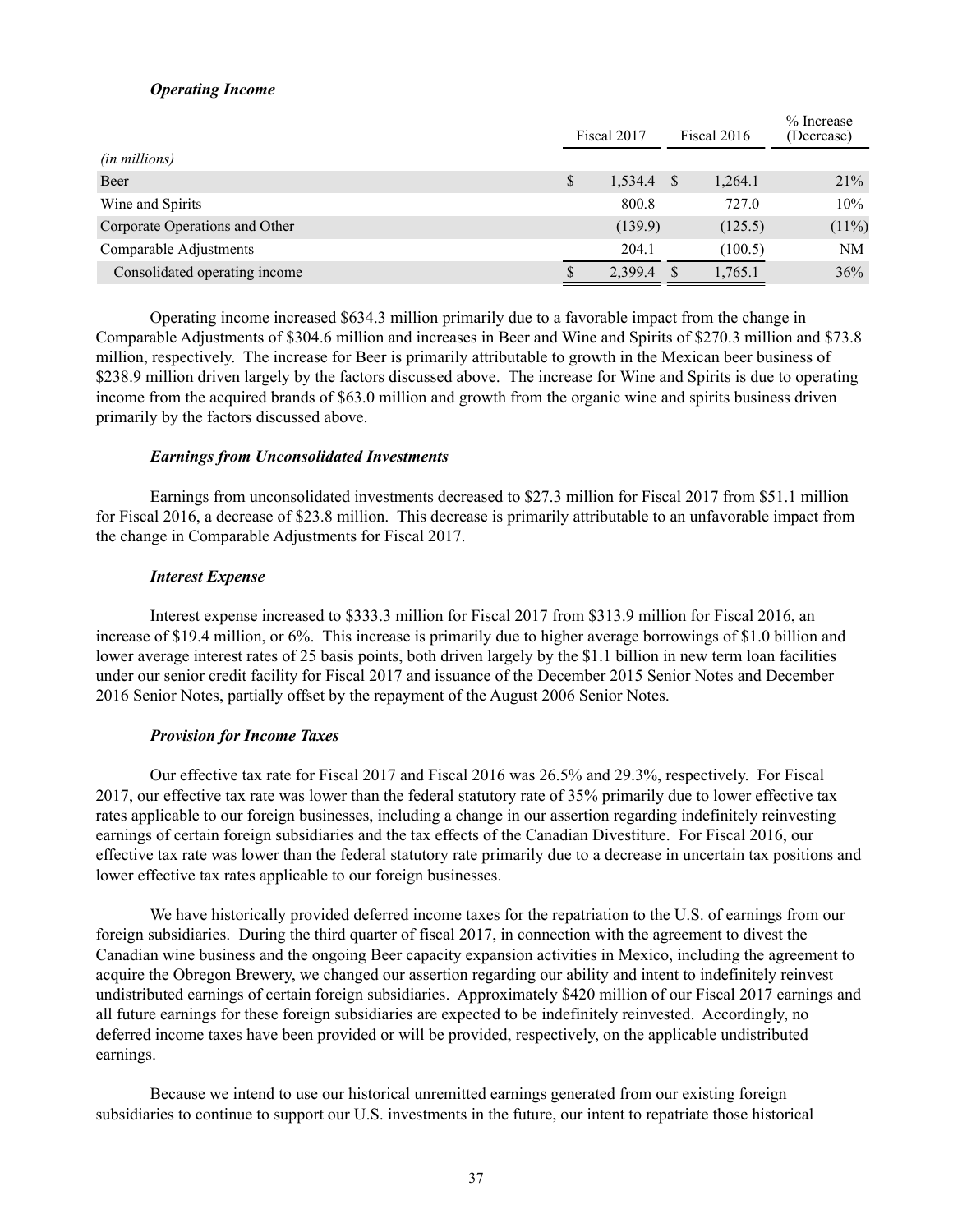### *Operating Income*

| *(in millions)* | Fiscal 2017 | Fiscal 2016 | % Increase (Decrease) |
|---|---|---|---|
| Beer | $ 1,534.4 | $ 1,264.1 | 21% |
| Wine and Spirits | 800.8 | 727.0 | 10% |
| Corporate Operations and Other | (139.9) | (125.5) | (11%) |
| Comparable Adjustments | 204.1 | (100.5) | NM |
| Consolidated operating income | $ 2,399.4 | $ 1,765.1 | 36% |

Operating income increased $634.3 million primarily due to a favorable impact from the change in Comparable Adjustments of $304.6 million and increases in Beer and Wine and Spirits of $270.3 million and $73.8 million, respectively. The increase for Beer is primarily attributable to growth in the Mexican beer business of $238.9 million driven largely by the factors discussed above. The increase for Wine and Spirits is due to operating income from the acquired brands of $63.0 million and growth from the organic wine and spirits business driven primarily by the factors discussed above.

### *Earnings from Unconsolidated Investments*

Earnings from unconsolidated investments decreased to $27.3 million for Fiscal 2017 from $51.1 million for Fiscal 2016, a decrease of $23.8 million. This decrease is primarily attributable to an unfavorable impact from the change in Comparable Adjustments for Fiscal 2017.

### *Interest Expense*

Interest expense increased to $333.3 million for Fiscal 2017 from $313.9 million for Fiscal 2016, an increase of $19.4 million, or 6%. This increase is primarily due to higher average borrowings of $1.0 billion and lower average interest rates of 25 basis points, both driven largely by the $1.1 billion in new term loan facilities under our senior credit facility for Fiscal 2017 and issuance of the December 2015 Senior Notes and December 2016 Senior Notes, partially offset by the repayment of the August 2006 Senior Notes.

### *Provision for Income Taxes*

Our effective tax rate for Fiscal 2017 and Fiscal 2016 was 26.5% and 29.3%, respectively. For Fiscal 2017, our effective tax rate was lower than the federal statutory rate of 35% primarily due to lower effective tax rates applicable to our foreign businesses, including a change in our assertion regarding indefinitely reinvesting earnings of certain foreign subsidiaries and the tax effects of the Canadian Divestiture. For Fiscal 2016, our effective tax rate was lower than the federal statutory rate primarily due to a decrease in uncertain tax positions and lower effective tax rates applicable to our foreign businesses.

We have historically provided deferred income taxes for the repatriation to the U.S. of earnings from our foreign subsidiaries. During the third quarter of fiscal 2017, in connection with the agreement to divest the Canadian wine business and the ongoing Beer capacity expansion activities in Mexico, including the agreement to acquire the Obregon Brewery, we changed our assertion regarding our ability and intent to indefinitely reinvest undistributed earnings of certain foreign subsidiaries. Approximately $420 million of our Fiscal 2017 earnings and all future earnings for these foreign subsidiaries are expected to be indefinitely reinvested. Accordingly, no deferred income taxes have been provided or will be provided, respectively, on the applicable undistributed earnings.

Because we intend to use our historical unremitted earnings generated from our existing foreign subsidiaries to continue to support our U.S. investments in the future, our intent to repatriate those historical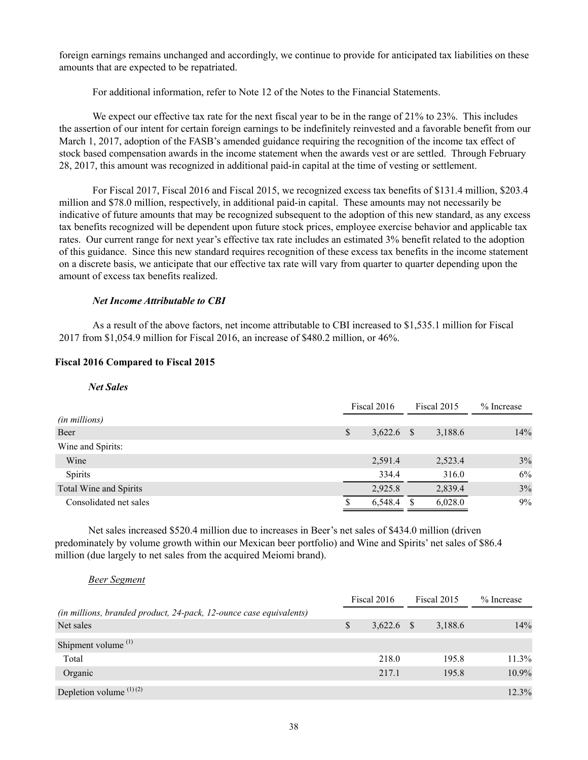foreign earnings remains unchanged and accordingly, we continue to provide for anticipated tax liabilities on these amounts that are expected to be repatriated.

For additional information, refer to Note 12 of the Notes to the Financial Statements.

We expect our effective tax rate for the next fiscal year to be in the range of 21% to 23%. This includes the assertion of our intent for certain foreign earnings to be indefinitely reinvested and a favorable benefit from our March 1, 2017, adoption of the FASB's amended guidance requiring the recognition of the income tax effect of stock based compensation awards in the income statement when the awards vest or are settled. Through February 28, 2017, this amount was recognized in additional paid-in capital at the time of vesting or settlement.

For Fiscal 2017, Fiscal 2016 and Fiscal 2015, we recognized excess tax benefits of $131.4 million, $203.4 million and $78.0 million, respectively, in additional paid-in capital. These amounts may not necessarily be indicative of future amounts that may be recognized subsequent to the adoption of this new standard, as any excess tax benefits recognized will be dependent upon future stock prices, employee exercise behavior and applicable tax rates. Our current range for next year's effective tax rate includes an estimated 3% benefit related to the adoption of this guidance. Since this new standard requires recognition of these excess tax benefits in the income statement on a discrete basis, we anticipate that our effective tax rate will vary from quarter to quarter depending upon the amount of excess tax benefits realized.

***Net Income Attributable to CBI***

As a result of the above factors, net income attributable to CBI increased to $1,535.1 million for Fiscal 2017 from $1,054.9 million for Fiscal 2016, an increase of $480.2 million, or 46%.

**Fiscal 2016 Compared to Fiscal 2015**

***Net Sales***

| | Fiscal 2016 | Fiscal 2015 | % Increase |
|---|---|---|---|
| *(in millions)* | | | |
| Beer | $ 3,622.6 | $ 3,188.6 | 14% |
| Wine and Spirits: | | | |
| Wine | 2,591.4 | 2,523.4 | 3% |
| Spirits | 334.4 | 316.0 | 6% |
| Total Wine and Spirits | 2,925.8 | 2,839.4 | 3% |
| Consolidated net sales | $ 6,548.4 | $ 6,028.0 | 9% |

Net sales increased $520.4 million due to increases in Beer's net sales of $434.0 million (driven predominately by volume growth within our Mexican beer portfolio) and Wine and Spirits' net sales of $86.4 million (due largely to net sales from the acquired Meiomi brand).

*Beer Segment*

| | Fiscal 2016 | Fiscal 2015 | % Increase |
|---|---|---|---|
| *(in millions, branded product, 24-pack, 12-ounce case equivalents)* | | | |
| Net sales | $ 3,622.6 | $ 3,188.6 | 14% |
| Shipment volume [1] | | | |
| Total | 218.0 | 195.8 | 11.3% |
| Organic | 217.1 | 195.8 | 10.9% |
| Depletion volume [1] [2] | | | 12.3% |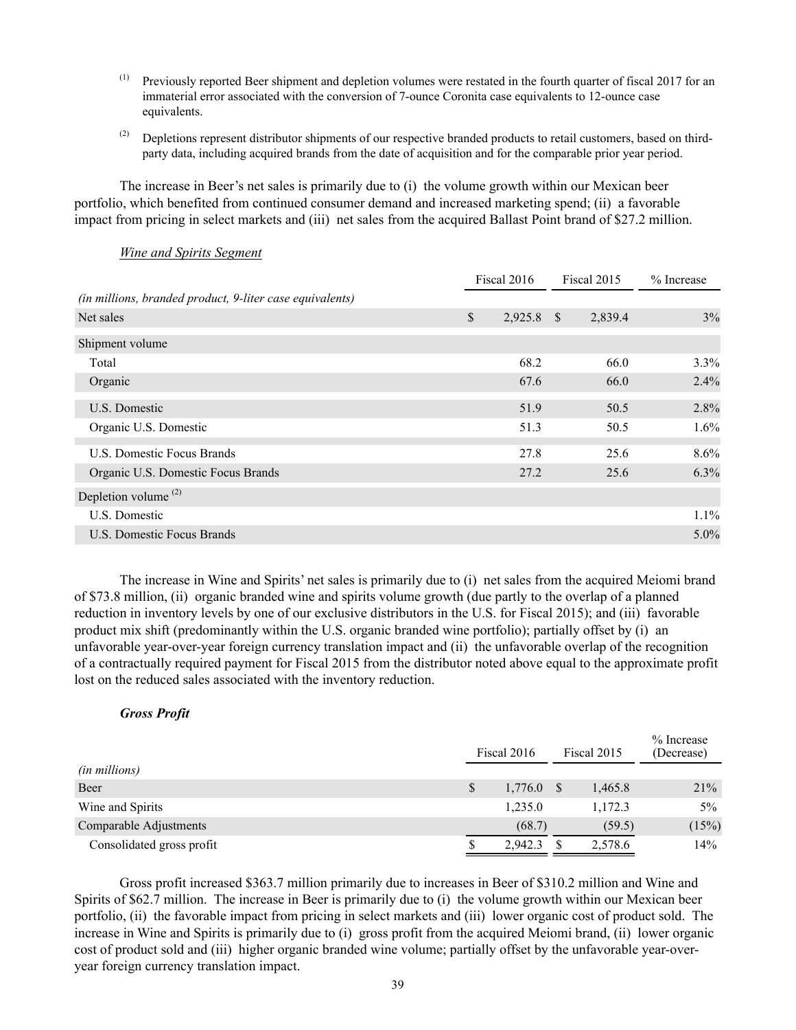(1) Previously reported Beer shipment and depletion volumes were restated in the fourth quarter of fiscal 2017 for an immaterial error associated with the conversion of 7-ounce Coronita case equivalents to 12-ounce case equivalents.

(2) Depletions represent distributor shipments of our respective branded products to retail customers, based on third-party data, including acquired brands from the date of acquisition and for the comparable prior year period.

The increase in Beer's net sales is primarily due to (i) the volume growth within our Mexican beer portfolio, which benefited from continued consumer demand and increased marketing spend; (ii) a favorable impact from pricing in select markets and (iii) net sales from the acquired Ballast Point brand of $27.2 million.

*Wine and Spirits Segment*

| | Fiscal 2016 | Fiscal 2015 | % Increase |
|---|---|---|---|
| *(in millions, branded product, 9-liter case equivalents)* | | | |
| Net sales | $ 2,925.8 | $ 2,839.4 | 3% |
| Shipment volume | | | |
| Total | 68.2 | 66.0 | 3.3% |
| Organic | 67.6 | 66.0 | 2.4% |
| U.S. Domestic | 51.9 | 50.5 | 2.8% |
| Organic U.S. Domestic | 51.3 | 50.5 | 1.6% |
| U.S. Domestic Focus Brands | 27.8 | 25.6 | 8.6% |
| Organic U.S. Domestic Focus Brands | 27.2 | 25.6 | 6.3% |
| Depletion volume (2) | | | |
| U.S. Domestic | | | 1.1% |
| U.S. Domestic Focus Brands | | | 5.0% |

The increase in Wine and Spirits' net sales is primarily due to (i) net sales from the acquired Meiomi brand of $73.8 million, (ii) organic branded wine and spirits volume growth (due partly to the overlap of a planned reduction in inventory levels by one of our exclusive distributors in the U.S. for Fiscal 2015); and (iii) favorable product mix shift (predominantly within the U.S. organic branded wine portfolio); partially offset by (i) an unfavorable year-over-year foreign currency translation impact and (ii) the unfavorable overlap of the recognition of a contractually required payment for Fiscal 2015 from the distributor noted above equal to the approximate profit lost on the reduced sales associated with the inventory reduction.

***Gross Profit***

| | Fiscal 2016 | Fiscal 2015 | % Increase (Decrease) |
|---|---|---|---|
| *(in millions)* | | | |
| Beer | $ 1,776.0 | $ 1,465.8 | 21% |
| Wine and Spirits | 1,235.0 | 1,172.3 | 5% |
| Comparable Adjustments | (68.7) | (59.5) | (15%) |
| Consolidated gross profit | $ 2,942.3 | $ 2,578.6 | 14% |

Gross profit increased $363.7 million primarily due to increases in Beer of $310.2 million and Wine and Spirits of $62.7 million. The increase in Beer is primarily due to (i) the volume growth within our Mexican beer portfolio, (ii) the favorable impact from pricing in select markets and (iii) lower organic cost of product sold. The increase in Wine and Spirits is primarily due to (i) gross profit from the acquired Meiomi brand, (ii) lower organic cost of product sold and (iii) higher organic branded wine volume; partially offset by the unfavorable year-over-year foreign currency translation impact.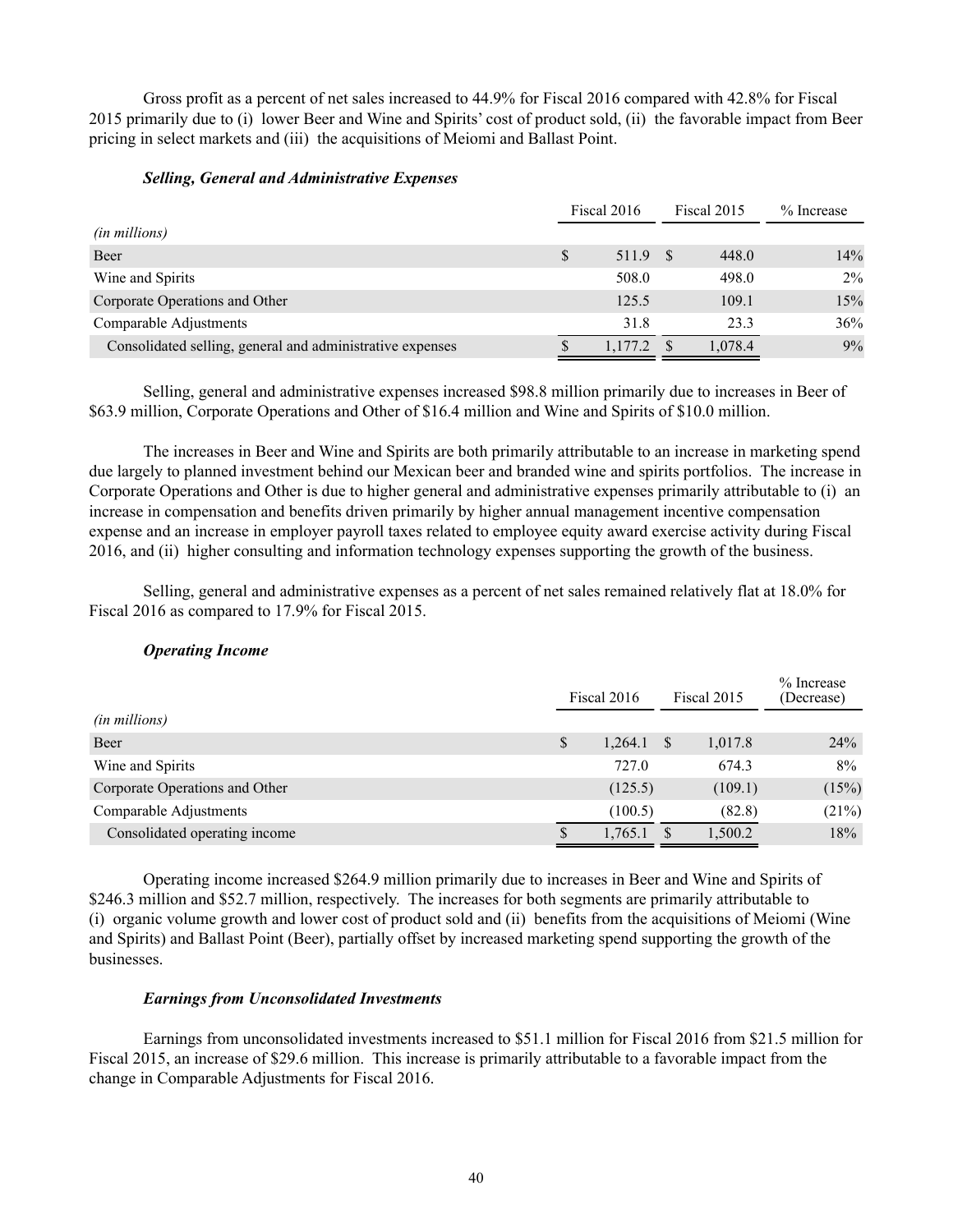Gross profit as a percent of net sales increased to 44.9% for Fiscal 2016 compared with 42.8% for Fiscal 2015 primarily due to (i) lower Beer and Wine and Spirits' cost of product sold, (ii) the favorable impact from Beer pricing in select markets and (iii) the acquisitions of Meiomi and Ballast Point.

***Selling, General and Administrative Expenses***

| *(in millions)* | Fiscal 2016 | Fiscal 2015 | % Increase |
|---|---|---|---|
| Beer | $ 511.9 | $ 448.0 | 14% |
| Wine and Spirits | 508.0 | 498.0 | 2% |
| Corporate Operations and Other | 125.5 | 109.1 | 15% |
| Comparable Adjustments | 31.8 | 23.3 | 36% |
| Consolidated selling, general and administrative expenses | $ 1,177.2 | $ 1,078.4 | 9% |

Selling, general and administrative expenses increased $98.8 million primarily due to increases in Beer of $63.9 million, Corporate Operations and Other of $16.4 million and Wine and Spirits of $10.0 million.

The increases in Beer and Wine and Spirits are both primarily attributable to an increase in marketing spend due largely to planned investment behind our Mexican beer and branded wine and spirits portfolios. The increase in Corporate Operations and Other is due to higher general and administrative expenses primarily attributable to (i) an increase in compensation and benefits driven primarily by higher annual management incentive compensation expense and an increase in employer payroll taxes related to employee equity award exercise activity during Fiscal 2016, and (ii) higher consulting and information technology expenses supporting the growth of the business.

Selling, general and administrative expenses as a percent of net sales remained relatively flat at 18.0% for Fiscal 2016 as compared to 17.9% for Fiscal 2015.

***Operating Income***

| *(in millions)* | Fiscal 2016 | Fiscal 2015 | % Increase (Decrease) |
|---|---|---|---|
| Beer | $ 1,264.1 | $ 1,017.8 | 24% |
| Wine and Spirits | 727.0 | 674.3 | 8% |
| Corporate Operations and Other | (125.5) | (109.1) | (15%) |
| Comparable Adjustments | (100.5) | (82.8) | (21%) |
| Consolidated operating income | $ 1,765.1 | $ 1,500.2 | 18% |

Operating income increased $264.9 million primarily due to increases in Beer and Wine and Spirits of $246.3 million and $52.7 million, respectively. The increases for both segments are primarily attributable to (i) organic volume growth and lower cost of product sold and (ii) benefits from the acquisitions of Meiomi (Wine and Spirits) and Ballast Point (Beer), partially offset by increased marketing spend supporting the growth of the businesses.

***Earnings from Unconsolidated Investments***

Earnings from unconsolidated investments increased to $51.1 million for Fiscal 2016 from $21.5 million for Fiscal 2015, an increase of $29.6 million. This increase is primarily attributable to a favorable impact from the change in Comparable Adjustments for Fiscal 2016.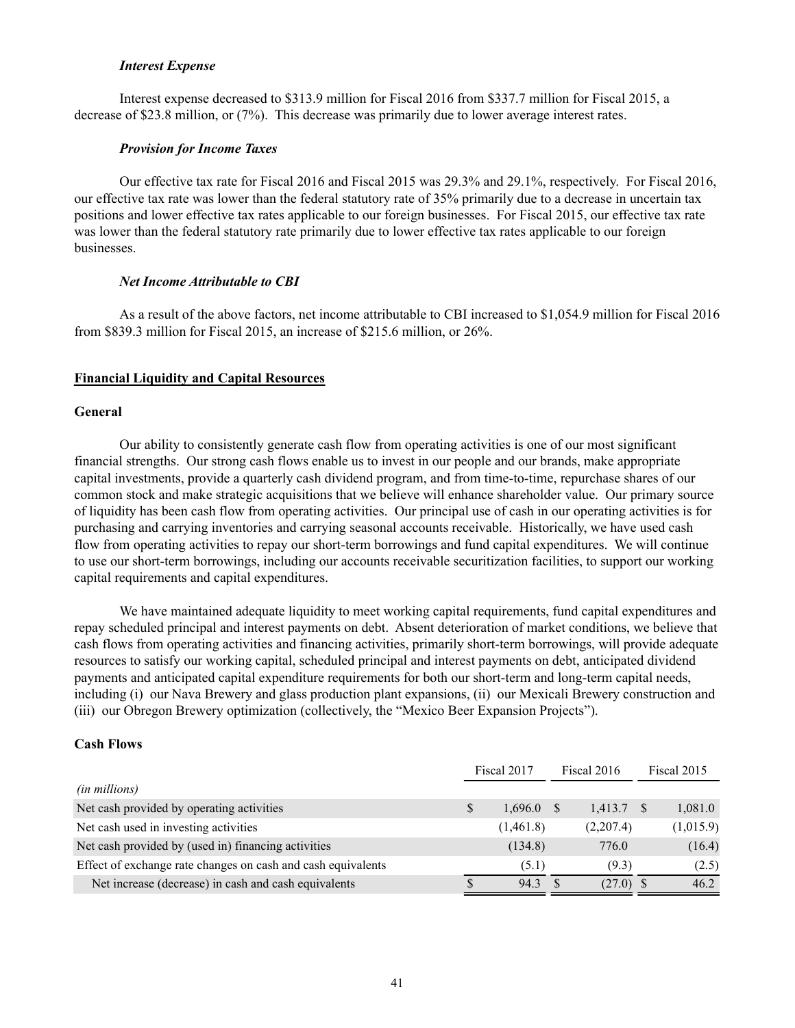*Interest Expense*

Interest expense decreased to $313.9 million for Fiscal 2016 from $337.7 million for Fiscal 2015, a decrease of $23.8 million, or (7%). This decrease was primarily due to lower average interest rates.

*Provision for Income Taxes*

Our effective tax rate for Fiscal 2016 and Fiscal 2015 was 29.3% and 29.1%, respectively. For Fiscal 2016, our effective tax rate was lower than the federal statutory rate of 35% primarily due to a decrease in uncertain tax positions and lower effective tax rates applicable to our foreign businesses. For Fiscal 2015, our effective tax rate was lower than the federal statutory rate primarily due to lower effective tax rates applicable to our foreign businesses.

*Net Income Attributable to CBI*

As a result of the above factors, net income attributable to CBI increased to $1,054.9 million for Fiscal 2016 from $839.3 million for Fiscal 2015, an increase of $215.6 million, or 26%.

## Financial Liquidity and Capital Resources

### General

Our ability to consistently generate cash flow from operating activities is one of our most significant financial strengths. Our strong cash flows enable us to invest in our people and our brands, make appropriate capital investments, provide a quarterly cash dividend program, and from time-to-time, repurchase shares of our common stock and make strategic acquisitions that we believe will enhance shareholder value. Our primary source of liquidity has been cash flow from operating activities. Our principal use of cash in our operating activities is for purchasing and carrying inventories and carrying seasonal accounts receivable. Historically, we have used cash flow from operating activities to repay our short-term borrowings and fund capital expenditures. We will continue to use our short-term borrowings, including our accounts receivable securitization facilities, to support our working capital requirements and capital expenditures.

We have maintained adequate liquidity to meet working capital requirements, fund capital expenditures and repay scheduled principal and interest payments on debt. Absent deterioration of market conditions, we believe that cash flows from operating activities and financing activities, primarily short-term borrowings, will provide adequate resources to satisfy our working capital, scheduled principal and interest payments on debt, anticipated dividend payments and anticipated capital expenditure requirements for both our short-term and long-term capital needs, including (i) our Nava Brewery and glass production plant expansions, (ii) our Mexicali Brewery construction and (iii) our Obregon Brewery optimization (collectively, the "Mexico Beer Expansion Projects").

### Cash Flows

| *(in millions)* | Fiscal 2017 | Fiscal 2016 | Fiscal 2015 |
|---|---|---|---|
| Net cash provided by operating activities | $ 1,696.0 | $ 1,413.7 | $ 1,081.0 |
| Net cash used in investing activities | (1,461.8) | (2,207.4) | (1,015.9) |
| Net cash provided by (used in) financing activities | (134.8) | 776.0 | (16.4) |
| Effect of exchange rate changes on cash and cash equivalents | (5.1) | (9.3) | (2.5) |
| Net increase (decrease) in cash and cash equivalents | $ 94.3 | $ (27.0) | $ 46.2 |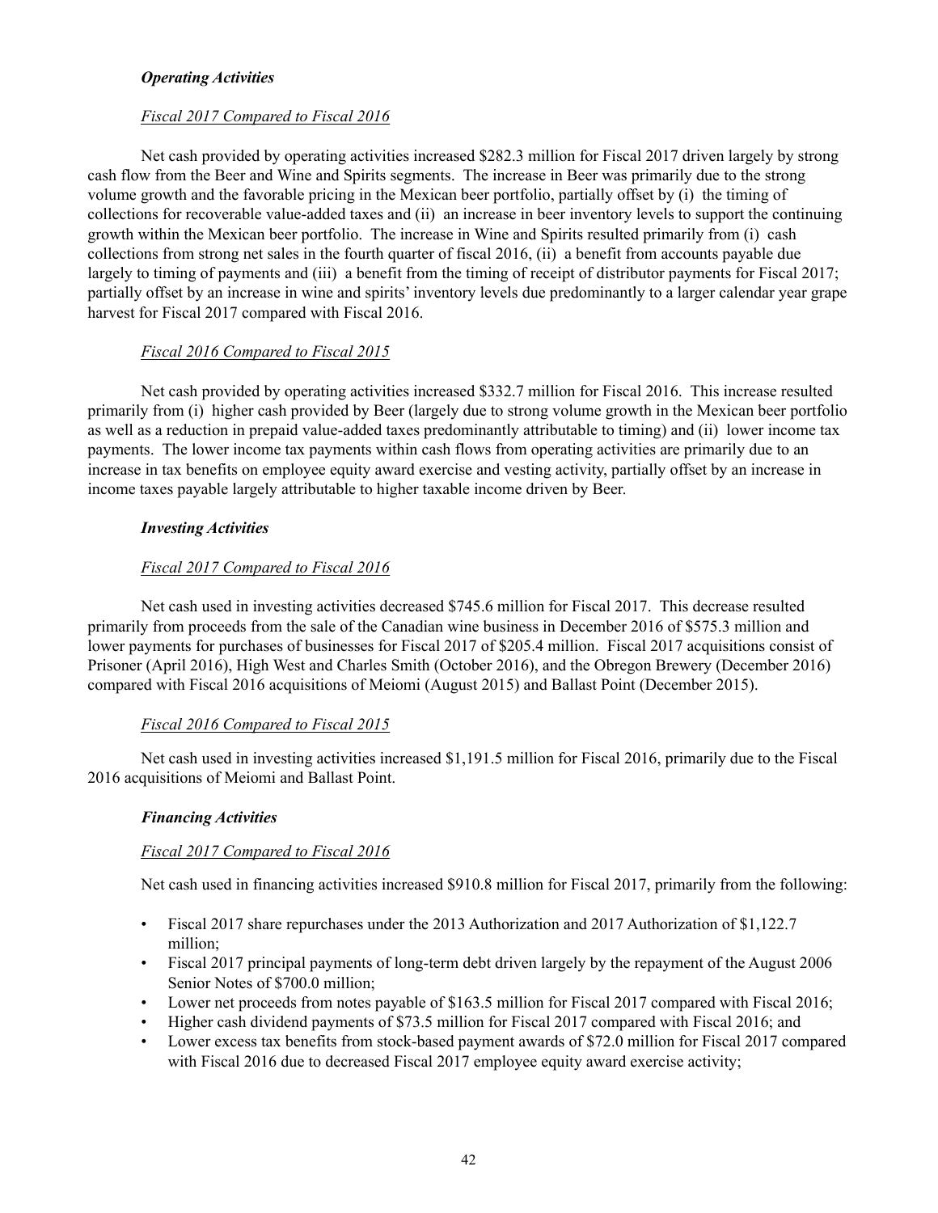***Operating Activities***

*Fiscal 2017 Compared to Fiscal 2016*

Net cash provided by operating activities increased $282.3 million for Fiscal 2017 driven largely by strong cash flow from the Beer and Wine and Spirits segments. The increase in Beer was primarily due to the strong volume growth and the favorable pricing in the Mexican beer portfolio, partially offset by (i) the timing of collections for recoverable value-added taxes and (ii) an increase in beer inventory levels to support the continuing growth within the Mexican beer portfolio. The increase in Wine and Spirits resulted primarily from (i) cash collections from strong net sales in the fourth quarter of fiscal 2016, (ii) a benefit from accounts payable due largely to timing of payments and (iii) a benefit from the timing of receipt of distributor payments for Fiscal 2017; partially offset by an increase in wine and spirits' inventory levels due predominantly to a larger calendar year grape harvest for Fiscal 2017 compared with Fiscal 2016.

*Fiscal 2016 Compared to Fiscal 2015*

Net cash provided by operating activities increased $332.7 million for Fiscal 2016. This increase resulted primarily from (i) higher cash provided by Beer (largely due to strong volume growth in the Mexican beer portfolio as well as a reduction in prepaid value-added taxes predominantly attributable to timing) and (ii) lower income tax payments. The lower income tax payments within cash flows from operating activities are primarily due to an increase in tax benefits on employee equity award exercise and vesting activity, partially offset by an increase in income taxes payable largely attributable to higher taxable income driven by Beer.

***Investing Activities***

*Fiscal 2017 Compared to Fiscal 2016*

Net cash used in investing activities decreased $745.6 million for Fiscal 2017. This decrease resulted primarily from proceeds from the sale of the Canadian wine business in December 2016 of $575.3 million and lower payments for purchases of businesses for Fiscal 2017 of $205.4 million. Fiscal 2017 acquisitions consist of Prisoner (April 2016), High West and Charles Smith (October 2016), and the Obregon Brewery (December 2016) compared with Fiscal 2016 acquisitions of Meiomi (August 2015) and Ballast Point (December 2015).

*Fiscal 2016 Compared to Fiscal 2015*

Net cash used in investing activities increased $1,191.5 million for Fiscal 2016, primarily due to the Fiscal 2016 acquisitions of Meiomi and Ballast Point.

***Financing Activities***

*Fiscal 2017 Compared to Fiscal 2016*

Net cash used in financing activities increased $910.8 million for Fiscal 2017, primarily from the following:

- Fiscal 2017 share repurchases under the 2013 Authorization and 2017 Authorization of $1,122.7 million;
- Fiscal 2017 principal payments of long-term debt driven largely by the repayment of the August 2006 Senior Notes of $700.0 million;
- Lower net proceeds from notes payable of $163.5 million for Fiscal 2017 compared with Fiscal 2016;
- Higher cash dividend payments of $73.5 million for Fiscal 2017 compared with Fiscal 2016; and
- Lower excess tax benefits from stock-based payment awards of $72.0 million for Fiscal 2017 compared with Fiscal 2016 due to decreased Fiscal 2017 employee equity award exercise activity;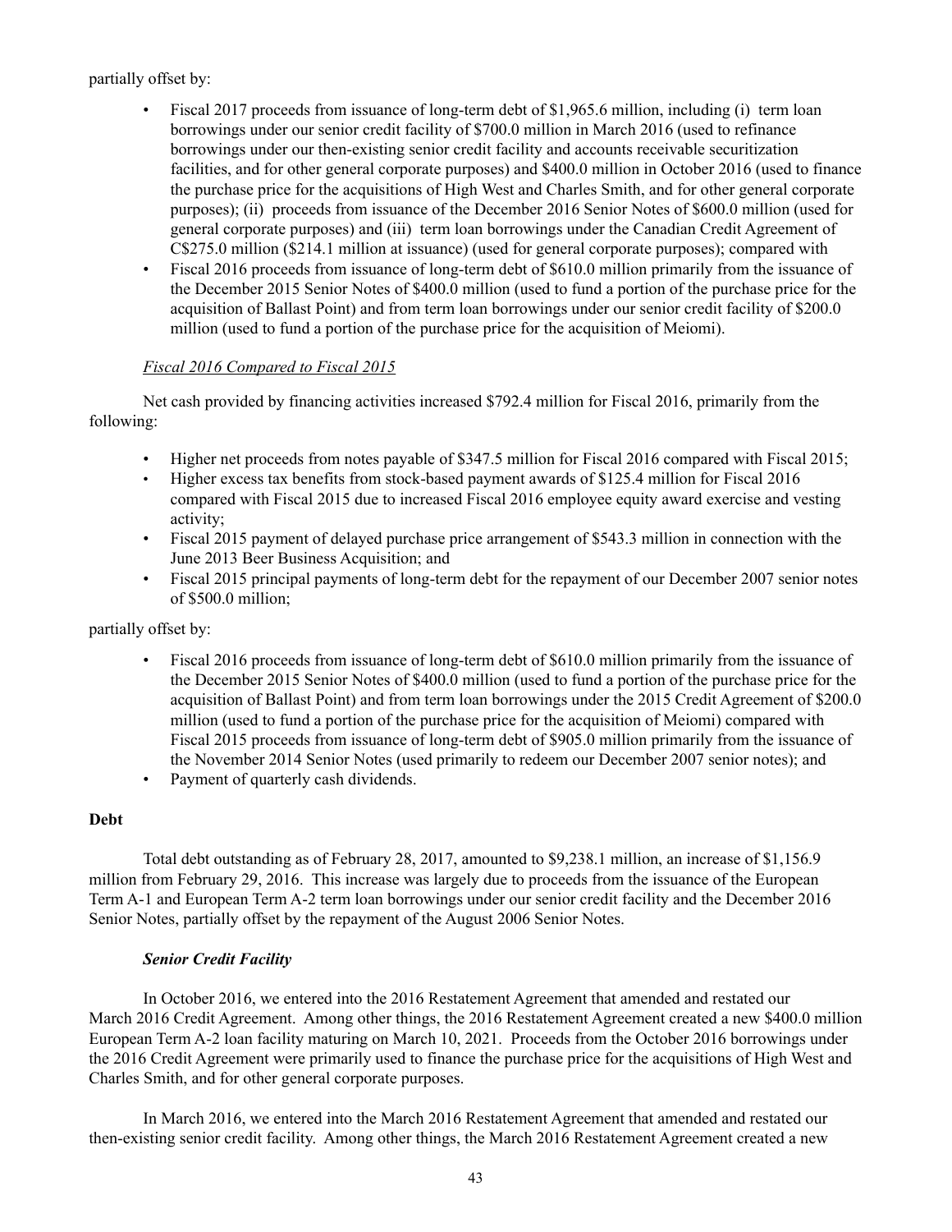partially offset by:

- Fiscal 2017 proceeds from issuance of long-term debt of $1,965.6 million, including (i) term loan borrowings under our senior credit facility of $700.0 million in March 2016 (used to refinance borrowings under our then-existing senior credit facility and accounts receivable securitization facilities, and for other general corporate purposes) and $400.0 million in October 2016 (used to finance the purchase price for the acquisitions of High West and Charles Smith, and for other general corporate purposes); (ii) proceeds from issuance of the December 2016 Senior Notes of $600.0 million (used for general corporate purposes) and (iii) term loan borrowings under the Canadian Credit Agreement of C$275.0 million ($214.1 million at issuance) (used for general corporate purposes); compared with
- Fiscal 2016 proceeds from issuance of long-term debt of $610.0 million primarily from the issuance of the December 2015 Senior Notes of $400.0 million (used to fund a portion of the purchase price for the acquisition of Ballast Point) and from term loan borrowings under our senior credit facility of $200.0 million (used to fund a portion of the purchase price for the acquisition of Meiomi).

*Fiscal 2016 Compared to Fiscal 2015*

Net cash provided by financing activities increased $792.4 million for Fiscal 2016, primarily from the following:

- Higher net proceeds from notes payable of $347.5 million for Fiscal 2016 compared with Fiscal 2015;
- Higher excess tax benefits from stock-based payment awards of $125.4 million for Fiscal 2016 compared with Fiscal 2015 due to increased Fiscal 2016 employee equity award exercise and vesting activity;
- Fiscal 2015 payment of delayed purchase price arrangement of $543.3 million in connection with the June 2013 Beer Business Acquisition; and
- Fiscal 2015 principal payments of long-term debt for the repayment of our December 2007 senior notes of $500.0 million;

partially offset by:

- Fiscal 2016 proceeds from issuance of long-term debt of $610.0 million primarily from the issuance of the December 2015 Senior Notes of $400.0 million (used to fund a portion of the purchase price for the acquisition of Ballast Point) and from term loan borrowings under the 2015 Credit Agreement of $200.0 million (used to fund a portion of the purchase price for the acquisition of Meiomi) compared with Fiscal 2015 proceeds from issuance of long-term debt of $905.0 million primarily from the issuance of the November 2014 Senior Notes (used primarily to redeem our December 2007 senior notes); and
- Payment of quarterly cash dividends.

**Debt**

Total debt outstanding as of February 28, 2017, amounted to $9,238.1 million, an increase of $1,156.9 million from February 29, 2016. This increase was largely due to proceeds from the issuance of the European Term A-1 and European Term A-2 term loan borrowings under our senior credit facility and the December 2016 Senior Notes, partially offset by the repayment of the August 2006 Senior Notes.

***Senior Credit Facility***

In October 2016, we entered into the 2016 Restatement Agreement that amended and restated our March 2016 Credit Agreement. Among other things, the 2016 Restatement Agreement created a new $400.0 million European Term A-2 loan facility maturing on March 10, 2021. Proceeds from the October 2016 borrowings under the 2016 Credit Agreement were primarily used to finance the purchase price for the acquisitions of High West and Charles Smith, and for other general corporate purposes.

In March 2016, we entered into the March 2016 Restatement Agreement that amended and restated our then-existing senior credit facility. Among other things, the March 2016 Restatement Agreement created a new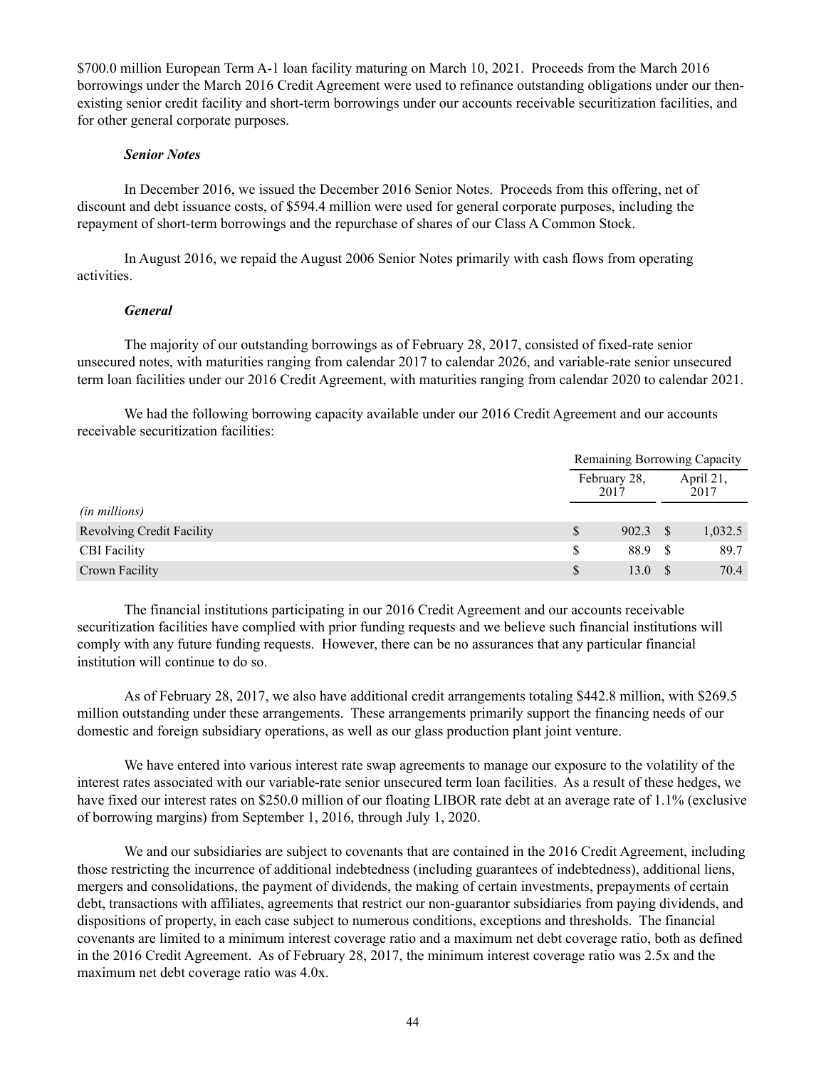$700.0 million European Term A-1 loan facility maturing on March 10, 2021. Proceeds from the March 2016 borrowings under the March 2016 Credit Agreement were used to refinance outstanding obligations under our then-existing senior credit facility and short-term borrowings under our accounts receivable securitization facilities, and for other general corporate purposes.

***Senior Notes***

In December 2016, we issued the December 2016 Senior Notes. Proceeds from this offering, net of discount and debt issuance costs, of $594.4 million were used for general corporate purposes, including the repayment of short-term borrowings and the repurchase of shares of our Class A Common Stock.

In August 2016, we repaid the August 2006 Senior Notes primarily with cash flows from operating activities.

***General***

The majority of our outstanding borrowings as of February 28, 2017, consisted of fixed-rate senior unsecured notes, with maturities ranging from calendar 2017 to calendar 2026, and variable-rate senior unsecured term loan facilities under our 2016 Credit Agreement, with maturities ranging from calendar 2020 to calendar 2021.

We had the following borrowing capacity available under our 2016 Credit Agreement and our accounts receivable securitization facilities:

| | Remaining Borrowing Capacity | |
|---|---|---|
| | February 28, 2017 | April 21, 2017 |
| *(in millions)* | | |
| Revolving Credit Facility | $ 902.3 | $ 1,032.5 |
| CBI Facility | $ 88.9 | $ 89.7 |
| Crown Facility | $ 13.0 | $ 70.4 |

The financial institutions participating in our 2016 Credit Agreement and our accounts receivable securitization facilities have complied with prior funding requests and we believe such financial institutions will comply with any future funding requests. However, there can be no assurances that any particular financial institution will continue to do so.

As of February 28, 2017, we also have additional credit arrangements totaling $442.8 million, with $269.5 million outstanding under these arrangements. These arrangements primarily support the financing needs of our domestic and foreign subsidiary operations, as well as our glass production plant joint venture.

We have entered into various interest rate swap agreements to manage our exposure to the volatility of the interest rates associated with our variable-rate senior unsecured term loan facilities. As a result of these hedges, we have fixed our interest rates on $250.0 million of our floating LIBOR rate debt at an average rate of 1.1% (exclusive of borrowing margins) from September 1, 2016, through July 1, 2020.

We and our subsidiaries are subject to covenants that are contained in the 2016 Credit Agreement, including those restricting the incurrence of additional indebtedness (including guarantees of indebtedness), additional liens, mergers and consolidations, the payment of dividends, the making of certain investments, prepayments of certain debt, transactions with affiliates, agreements that restrict our non-guarantor subsidiaries from paying dividends, and dispositions of property, in each case subject to numerous conditions, exceptions and thresholds. The financial covenants are limited to a minimum interest coverage ratio and a maximum net debt coverage ratio, both as defined in the 2016 Credit Agreement. As of February 28, 2017, the minimum interest coverage ratio was 2.5x and the maximum net debt coverage ratio was 4.0x.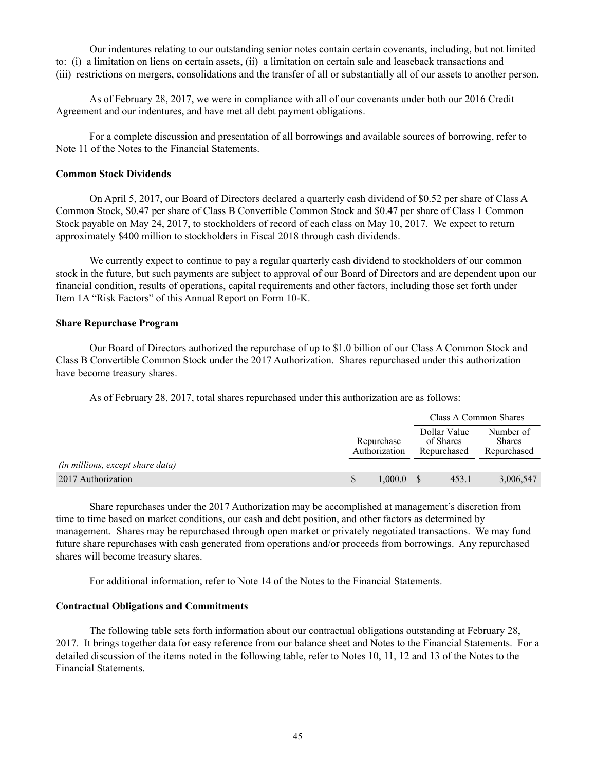Our indentures relating to our outstanding senior notes contain certain covenants, including, but not limited to: (i) a limitation on liens on certain assets, (ii) a limitation on certain sale and leaseback transactions and (iii) restrictions on mergers, consolidations and the transfer of all or substantially all of our assets to another person.

As of February 28, 2017, we were in compliance with all of our covenants under both our 2016 Credit Agreement and our indentures, and have met all debt payment obligations.

For a complete discussion and presentation of all borrowings and available sources of borrowing, refer to Note 11 of the Notes to the Financial Statements.

**Common Stock Dividends**

On April 5, 2017, our Board of Directors declared a quarterly cash dividend of $0.52 per share of Class A Common Stock, $0.47 per share of Class B Convertible Common Stock and $0.47 per share of Class 1 Common Stock payable on May 24, 2017, to stockholders of record of each class on May 10, 2017. We expect to return approximately $400 million to stockholders in Fiscal 2018 through cash dividends.

We currently expect to continue to pay a regular quarterly cash dividend to stockholders of our common stock in the future, but such payments are subject to approval of our Board of Directors and are dependent upon our financial condition, results of operations, capital requirements and other factors, including those set forth under Item 1A "Risk Factors" of this Annual Report on Form 10-K.

**Share Repurchase Program**

Our Board of Directors authorized the repurchase of up to $1.0 billion of our Class A Common Stock and Class B Convertible Common Stock under the 2017 Authorization. Shares repurchased under this authorization have become treasury shares.

As of February 28, 2017, total shares repurchased under this authorization are as follows:

| | | Class A Common Shares | |
|---|---|---|---|
| *(in millions, except share data)* | Repurchase Authorization | Dollar Value of Shares Repurchased | Number of Shares Repurchased |
| 2017 Authorization | $ 1,000.0 | $ 453.1 | 3,006,547 |

Share repurchases under the 2017 Authorization may be accomplished at management's discretion from time to time based on market conditions, our cash and debt position, and other factors as determined by management. Shares may be repurchased through open market or privately negotiated transactions. We may fund future share repurchases with cash generated from operations and/or proceeds from borrowings. Any repurchased shares will become treasury shares.

For additional information, refer to Note 14 of the Notes to the Financial Statements.

**Contractual Obligations and Commitments**

The following table sets forth information about our contractual obligations outstanding at February 28, 2017. It brings together data for easy reference from our balance sheet and Notes to the Financial Statements. For a detailed discussion of the items noted in the following table, refer to Notes 10, 11, 12 and 13 of the Notes to the Financial Statements.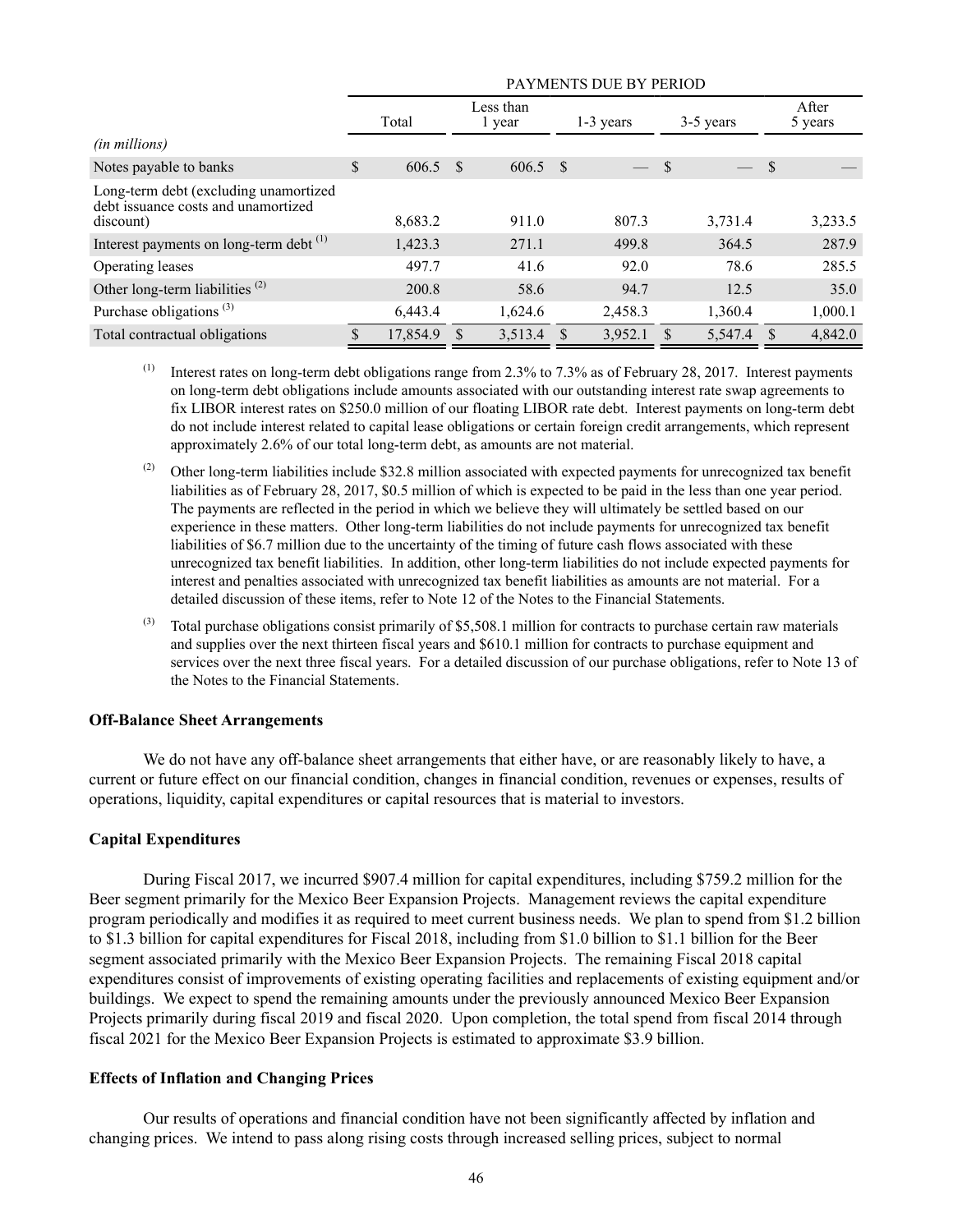| | PAYMENTS DUE BY PERIOD | | | | |
|---|---|---|---|---|---|
| *(in millions)* | Total | Less than 1 year | 1-3 years | 3-5 years | After 5 years |
| Notes payable to banks | $ 606.5 | $ 606.5 | $ — | $ — | $ — |
| Long-term debt (excluding unamortized debt issuance costs and unamortized discount) | 8,683.2 | 911.0 | 807.3 | 3,731.4 | 3,233.5 |
| Interest payments on long-term debt [(1)] | 1,423.3 | 271.1 | 499.8 | 364.5 | 287.9 |
| Operating leases | 497.7 | 41.6 | 92.0 | 78.6 | 285.5 |
| Other long-term liabilities [(2)] | 200.8 | 58.6 | 94.7 | 12.5 | 35.0 |
| Purchase obligations [(3)] | 6,443.4 | 1,624.6 | 2,458.3 | 1,360.4 | 1,000.1 |
| Total contractual obligations | $ 17,854.9 | $ 3,513.4 | $ 3,952.1 | $ 5,547.4 | $ 4,842.0 |

(1) Interest rates on long-term debt obligations range from 2.3% to 7.3% as of February 28, 2017. Interest payments on long-term debt obligations include amounts associated with our outstanding interest rate swap agreements to fix LIBOR interest rates on $250.0 million of our floating LIBOR rate debt. Interest payments on long-term debt do not include interest related to capital lease obligations or certain foreign credit arrangements, which represent approximately 2.6% of our total long-term debt, as amounts are not material.

(2) Other long-term liabilities include $32.8 million associated with expected payments for unrecognized tax benefit liabilities as of February 28, 2017, $0.5 million of which is expected to be paid in the less than one year period. The payments are reflected in the period in which we believe they will ultimately be settled based on our experience in these matters. Other long-term liabilities do not include payments for unrecognized tax benefit liabilities of $6.7 million due to the uncertainty of the timing of future cash flows associated with these unrecognized tax benefit liabilities. In addition, other long-term liabilities do not include expected payments for interest and penalties associated with unrecognized tax benefit liabilities as amounts are not material. For a detailed discussion of these items, refer to Note 12 of the Notes to the Financial Statements.

(3) Total purchase obligations consist primarily of $5,508.1 million for contracts to purchase certain raw materials and supplies over the next thirteen fiscal years and $610.1 million for contracts to purchase equipment and services over the next three fiscal years. For a detailed discussion of our purchase obligations, refer to Note 13 of the Notes to the Financial Statements.

**Off-Balance Sheet Arrangements**

We do not have any off-balance sheet arrangements that either have, or are reasonably likely to have, a current or future effect on our financial condition, changes in financial condition, revenues or expenses, results of operations, liquidity, capital expenditures or capital resources that is material to investors.

**Capital Expenditures**

During Fiscal 2017, we incurred $907.4 million for capital expenditures, including $759.2 million for the Beer segment primarily for the Mexico Beer Expansion Projects. Management reviews the capital expenditure program periodically and modifies it as required to meet current business needs. We plan to spend from $1.2 billion to $1.3 billion for capital expenditures for Fiscal 2018, including from $1.0 billion to $1.1 billion for the Beer segment associated primarily with the Mexico Beer Expansion Projects. The remaining Fiscal 2018 capital expenditures consist of improvements of existing operating facilities and replacements of existing equipment and/or buildings. We expect to spend the remaining amounts under the previously announced Mexico Beer Expansion Projects primarily during fiscal 2019 and fiscal 2020. Upon completion, the total spend from fiscal 2014 through fiscal 2021 for the Mexico Beer Expansion Projects is estimated to approximate $3.9 billion.

**Effects of Inflation and Changing Prices**

Our results of operations and financial condition have not been significantly affected by inflation and changing prices. We intend to pass along rising costs through increased selling prices, subject to normal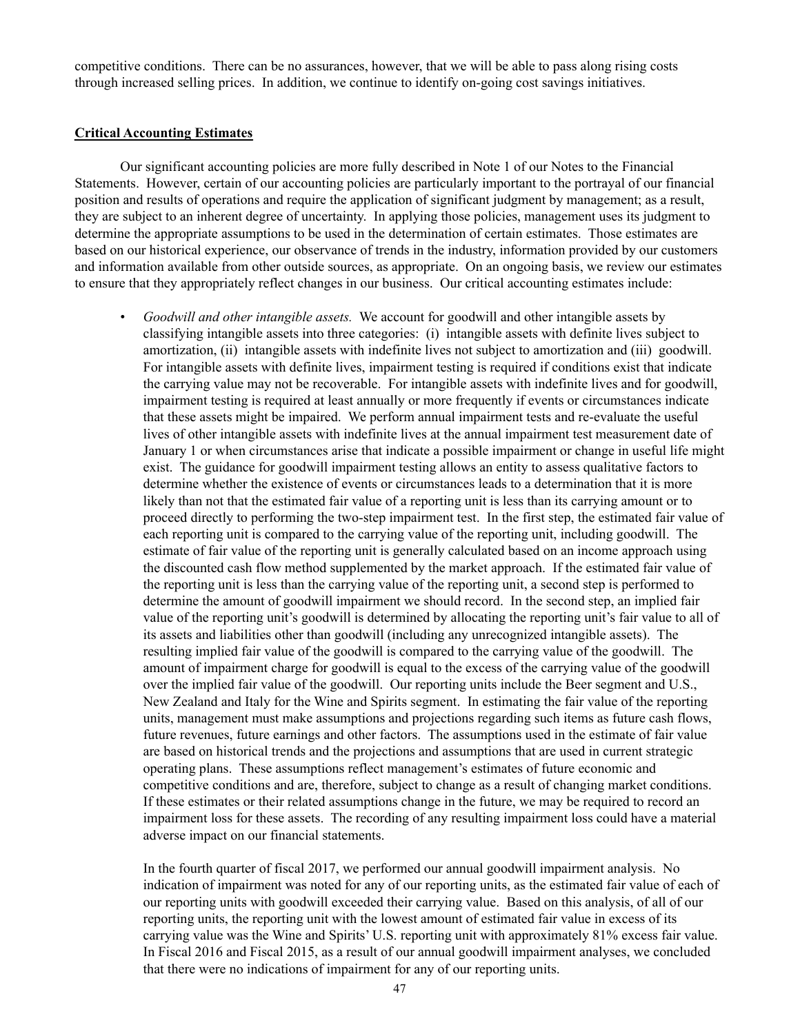competitive conditions. There can be no assurances, however, that we will be able to pass along rising costs through increased selling prices. In addition, we continue to identify on-going cost savings initiatives.

## Critical Accounting Estimates

Our significant accounting policies are more fully described in Note 1 of our Notes to the Financial Statements. However, certain of our accounting policies are particularly important to the portrayal of our financial position and results of operations and require the application of significant judgment by management; as a result, they are subject to an inherent degree of uncertainty. In applying those policies, management uses its judgment to determine the appropriate assumptions to be used in the determination of certain estimates. Those estimates are based on our historical experience, our observance of trends in the industry, information provided by our customers and information available from other outside sources, as appropriate. On an ongoing basis, we review our estimates to ensure that they appropriately reflect changes in our business. Our critical accounting estimates include:

- *Goodwill and other intangible assets.* We account for goodwill and other intangible assets by classifying intangible assets into three categories: (i) intangible assets with definite lives subject to amortization, (ii) intangible assets with indefinite lives not subject to amortization and (iii) goodwill. For intangible assets with definite lives, impairment testing is required if conditions exist that indicate the carrying value may not be recoverable. For intangible assets with indefinite lives and for goodwill, impairment testing is required at least annually or more frequently if events or circumstances indicate that these assets might be impaired. We perform annual impairment tests and re-evaluate the useful lives of other intangible assets with indefinite lives at the annual impairment test measurement date of January 1 or when circumstances arise that indicate a possible impairment or change in useful life might exist. The guidance for goodwill impairment testing allows an entity to assess qualitative factors to determine whether the existence of events or circumstances leads to a determination that it is more likely than not that the estimated fair value of a reporting unit is less than its carrying amount or to proceed directly to performing the two-step impairment test. In the first step, the estimated fair value of each reporting unit is compared to the carrying value of the reporting unit, including goodwill. The estimate of fair value of the reporting unit is generally calculated based on an income approach using the discounted cash flow method supplemented by the market approach. If the estimated fair value of the reporting unit is less than the carrying value of the reporting unit, a second step is performed to determine the amount of goodwill impairment we should record. In the second step, an implied fair value of the reporting unit's goodwill is determined by allocating the reporting unit's fair value to all of its assets and liabilities other than goodwill (including any unrecognized intangible assets). The resulting implied fair value of the goodwill is compared to the carrying value of the goodwill. The amount of impairment charge for goodwill is equal to the excess of the carrying value of the goodwill over the implied fair value of the goodwill. Our reporting units include the Beer segment and U.S., New Zealand and Italy for the Wine and Spirits segment. In estimating the fair value of the reporting units, management must make assumptions and projections regarding such items as future cash flows, future revenues, future earnings and other factors. The assumptions used in the estimate of fair value are based on historical trends and the projections and assumptions that are used in current strategic operating plans. These assumptions reflect management's estimates of future economic and competitive conditions and are, therefore, subject to change as a result of changing market conditions. If these estimates or their related assumptions change in the future, we may be required to record an impairment loss for these assets. The recording of any resulting impairment loss could have a material adverse impact on our financial statements.

  In the fourth quarter of fiscal 2017, we performed our annual goodwill impairment analysis. No indication of impairment was noted for any of our reporting units, as the estimated fair value of each of our reporting units with goodwill exceeded their carrying value. Based on this analysis, of all of our reporting units, the reporting unit with the lowest amount of estimated fair value in excess of its carrying value was the Wine and Spirits' U.S. reporting unit with approximately 81% excess fair value. In Fiscal 2016 and Fiscal 2015, as a result of our annual goodwill impairment analyses, we concluded that there were no indications of impairment for any of our reporting units.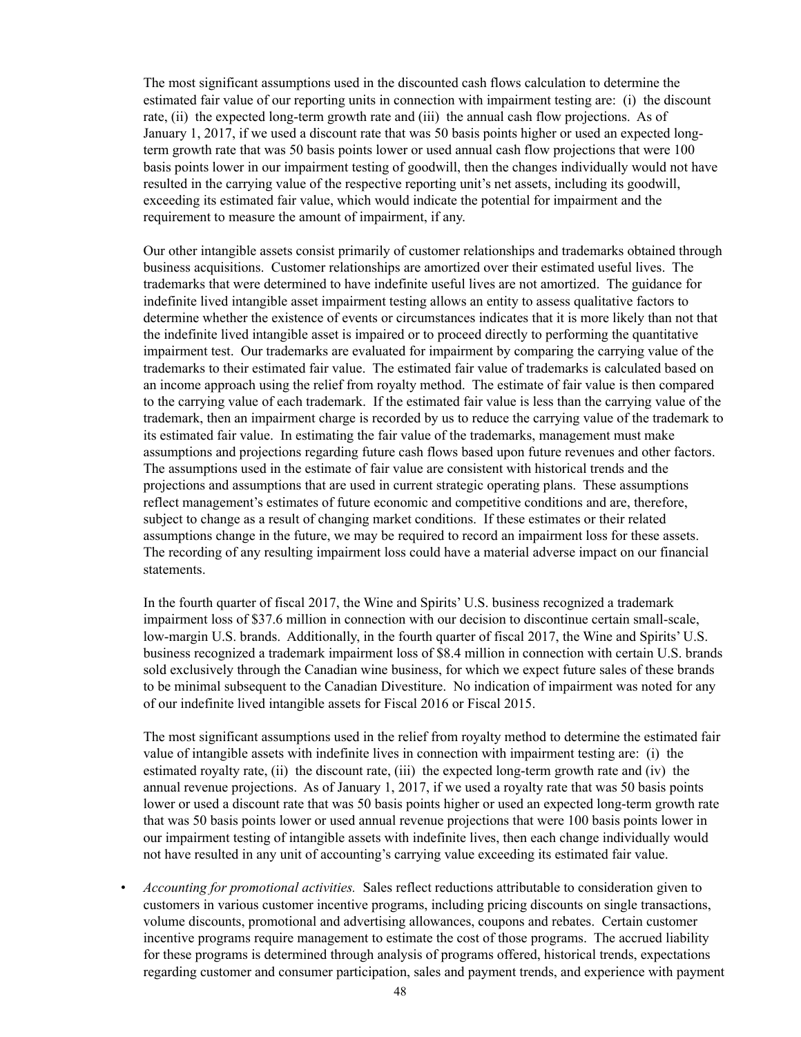The most significant assumptions used in the discounted cash flows calculation to determine the estimated fair value of our reporting units in connection with impairment testing are: (i) the discount rate, (ii) the expected long-term growth rate and (iii) the annual cash flow projections. As of January 1, 2017, if we used a discount rate that was 50 basis points higher or used an expected long-term growth rate that was 50 basis points lower or used annual cash flow projections that were 100 basis points lower in our impairment testing of goodwill, then the changes individually would not have resulted in the carrying value of the respective reporting unit's net assets, including its goodwill, exceeding its estimated fair value, which would indicate the potential for impairment and the requirement to measure the amount of impairment, if any.

Our other intangible assets consist primarily of customer relationships and trademarks obtained through business acquisitions. Customer relationships are amortized over their estimated useful lives. The trademarks that were determined to have indefinite useful lives are not amortized. The guidance for indefinite lived intangible asset impairment testing allows an entity to assess qualitative factors to determine whether the existence of events or circumstances indicates that it is more likely than not that the indefinite lived intangible asset is impaired or to proceed directly to performing the quantitative impairment test. Our trademarks are evaluated for impairment by comparing the carrying value of the trademarks to their estimated fair value. The estimated fair value of trademarks is calculated based on an income approach using the relief from royalty method. The estimate of fair value is then compared to the carrying value of each trademark. If the estimated fair value is less than the carrying value of the trademark, then an impairment charge is recorded by us to reduce the carrying value of the trademark to its estimated fair value. In estimating the fair value of the trademarks, management must make assumptions and projections regarding future cash flows based upon future revenues and other factors. The assumptions used in the estimate of fair value are consistent with historical trends and the projections and assumptions that are used in current strategic operating plans. These assumptions reflect management's estimates of future economic and competitive conditions and are, therefore, subject to change as a result of changing market conditions. If these estimates or their related assumptions change in the future, we may be required to record an impairment loss for these assets. The recording of any resulting impairment loss could have a material adverse impact on our financial statements.

In the fourth quarter of fiscal 2017, the Wine and Spirits' U.S. business recognized a trademark impairment loss of $37.6 million in connection with our decision to discontinue certain small-scale, low-margin U.S. brands. Additionally, in the fourth quarter of fiscal 2017, the Wine and Spirits' U.S. business recognized a trademark impairment loss of $8.4 million in connection with certain U.S. brands sold exclusively through the Canadian wine business, for which we expect future sales of these brands to be minimal subsequent to the Canadian Divestiture. No indication of impairment was noted for any of our indefinite lived intangible assets for Fiscal 2016 or Fiscal 2015.

The most significant assumptions used in the relief from royalty method to determine the estimated fair value of intangible assets with indefinite lives in connection with impairment testing are: (i) the estimated royalty rate, (ii) the discount rate, (iii) the expected long-term growth rate and (iv) the annual revenue projections. As of January 1, 2017, if we used a royalty rate that was 50 basis points lower or used a discount rate that was 50 basis points higher or used an expected long-term growth rate that was 50 basis points lower or used annual revenue projections that were 100 basis points lower in our impairment testing of intangible assets with indefinite lives, then each change individually would not have resulted in any unit of accounting's carrying value exceeding its estimated fair value.

- *Accounting for promotional activities.* Sales reflect reductions attributable to consideration given to customers in various customer incentive programs, including pricing discounts on single transactions, volume discounts, promotional and advertising allowances, coupons and rebates. Certain customer incentive programs require management to estimate the cost of those programs. The accrued liability for these programs is determined through analysis of programs offered, historical trends, expectations regarding customer and consumer participation, sales and payment trends, and experience with payment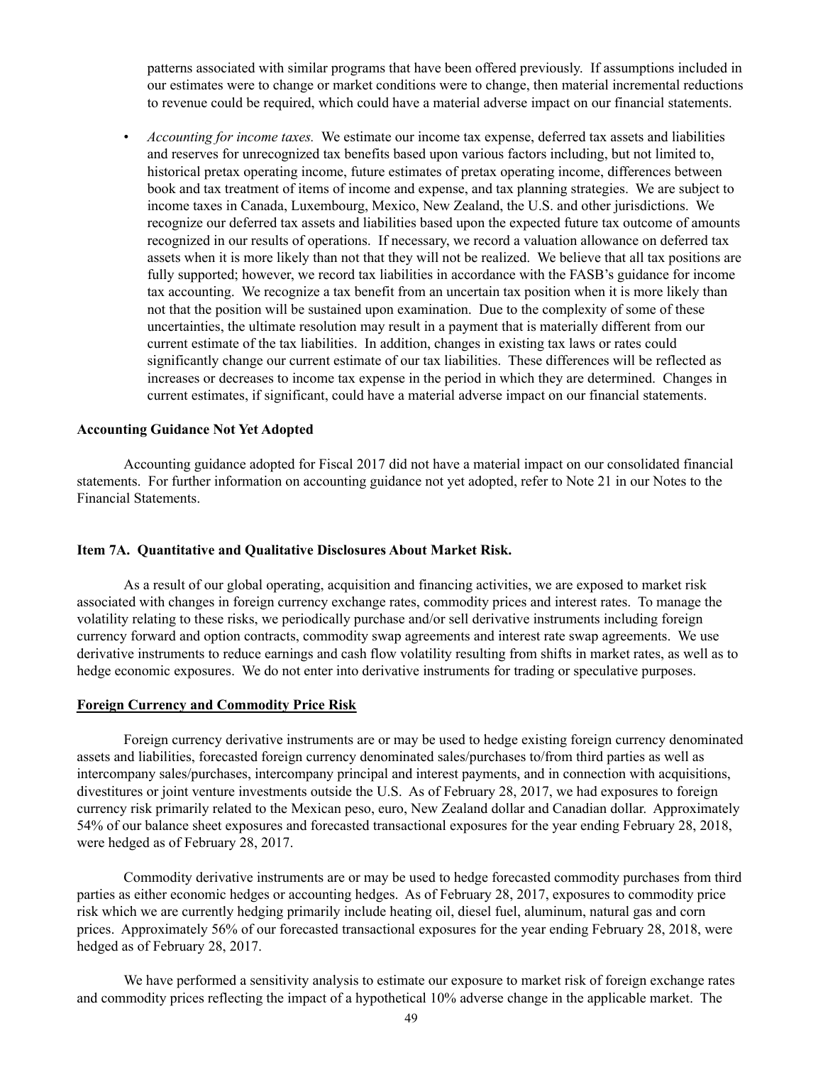patterns associated with similar programs that have been offered previously. If assumptions included in our estimates were to change or market conditions were to change, then material incremental reductions to revenue could be required, which could have a material adverse impact on our financial statements.

- *Accounting for income taxes.* We estimate our income tax expense, deferred tax assets and liabilities and reserves for unrecognized tax benefits based upon various factors including, but not limited to, historical pretax operating income, future estimates of pretax operating income, differences between book and tax treatment of items of income and expense, and tax planning strategies. We are subject to income taxes in Canada, Luxembourg, Mexico, New Zealand, the U.S. and other jurisdictions. We recognize our deferred tax assets and liabilities based upon the expected future tax outcome of amounts recognized in our results of operations. If necessary, we record a valuation allowance on deferred tax assets when it is more likely than not that they will not be realized. We believe that all tax positions are fully supported; however, we record tax liabilities in accordance with the FASB's guidance for income tax accounting. We recognize a tax benefit from an uncertain tax position when it is more likely than not that the position will be sustained upon examination. Due to the complexity of some of these uncertainties, the ultimate resolution may result in a payment that is materially different from our current estimate of the tax liabilities. In addition, changes in existing tax laws or rates could significantly change our current estimate of our tax liabilities. These differences will be reflected as increases or decreases to income tax expense in the period in which they are determined. Changes in current estimates, if significant, could have a material adverse impact on our financial statements.

**Accounting Guidance Not Yet Adopted**

Accounting guidance adopted for Fiscal 2017 did not have a material impact on our consolidated financial statements. For further information on accounting guidance not yet adopted, refer to Note 21 in our Notes to the Financial Statements.

**Item 7A. Quantitative and Qualitative Disclosures About Market Risk.**

As a result of our global operating, acquisition and financing activities, we are exposed to market risk associated with changes in foreign currency exchange rates, commodity prices and interest rates. To manage the volatility relating to these risks, we periodically purchase and/or sell derivative instruments including foreign currency forward and option contracts, commodity swap agreements and interest rate swap agreements. We use derivative instruments to reduce earnings and cash flow volatility resulting from shifts in market rates, as well as to hedge economic exposures. We do not enter into derivative instruments for trading or speculative purposes.

**Foreign Currency and Commodity Price Risk**

Foreign currency derivative instruments are or may be used to hedge existing foreign currency denominated assets and liabilities, forecasted foreign currency denominated sales/purchases to/from third parties as well as intercompany sales/purchases, intercompany principal and interest payments, and in connection with acquisitions, divestitures or joint venture investments outside the U.S. As of February 28, 2017, we had exposures to foreign currency risk primarily related to the Mexican peso, euro, New Zealand dollar and Canadian dollar. Approximately 54% of our balance sheet exposures and forecasted transactional exposures for the year ending February 28, 2018, were hedged as of February 28, 2017.

Commodity derivative instruments are or may be used to hedge forecasted commodity purchases from third parties as either economic hedges or accounting hedges. As of February 28, 2017, exposures to commodity price risk which we are currently hedging primarily include heating oil, diesel fuel, aluminum, natural gas and corn prices. Approximately 56% of our forecasted transactional exposures for the year ending February 28, 2018, were hedged as of February 28, 2017.

We have performed a sensitivity analysis to estimate our exposure to market risk of foreign exchange rates and commodity prices reflecting the impact of a hypothetical 10% adverse change in the applicable market. The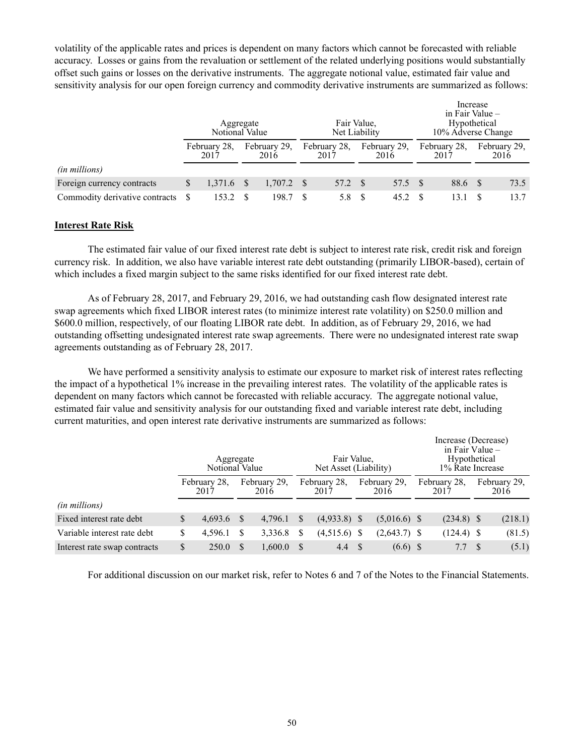volatility of the applicable rates and prices is dependent on many factors which cannot be forecasted with reliable accuracy. Losses or gains from the revaluation or settlement of the related underlying positions would substantially offset such gains or losses on the derivative instruments. The aggregate notional value, estimated fair value and sensitivity analysis for our open foreign currency and commodity derivative instruments are summarized as follows:

| | Aggregate Notional Value | | Fair Value, Net Liability | | Increase in Fair Value – Hypothetical 10% Adverse Change | |
|---|---|---|---|---|---|---|
| | February 28, 2017 | February 29, 2016 | February 28, 2017 | February 29, 2016 | February 28, 2017 | February 29, 2016 |
| *(in millions)* | | | | | | |
| Foreign currency contracts | $ 1,371.6 | $ 1,707.2 | $ 57.2 | $ 57.5 | $ 88.6 | $ 73.5 |
| Commodity derivative contracts | $ 153.2 | $ 198.7 | $ 5.8 | $ 45.2 | $ 13.1 | $ 13.7 |

**Interest Rate Risk**

The estimated fair value of our fixed interest rate debt is subject to interest rate risk, credit risk and foreign currency risk. In addition, we also have variable interest rate debt outstanding (primarily LIBOR-based), certain of which includes a fixed margin subject to the same risks identified for our fixed interest rate debt.

As of February 28, 2017, and February 29, 2016, we had outstanding cash flow designated interest rate swap agreements which fixed LIBOR interest rates (to minimize interest rate volatility) on $250.0 million and $600.0 million, respectively, of our floating LIBOR rate debt. In addition, as of February 29, 2016, we had outstanding offsetting undesignated interest rate swap agreements. There were no undesignated interest rate swap agreements outstanding as of February 28, 2017.

We have performed a sensitivity analysis to estimate our exposure to market risk of interest rates reflecting the impact of a hypothetical 1% increase in the prevailing interest rates. The volatility of the applicable rates is dependent on many factors which cannot be forecasted with reliable accuracy. The aggregate notional value, estimated fair value and sensitivity analysis for our outstanding fixed and variable interest rate debt, including current maturities, and open interest rate derivative instruments are summarized as follows:

| | Aggregate Notional Value | | Fair Value, Net Asset (Liability) | | Increase (Decrease) in Fair Value – Hypothetical 1% Rate Increase | |
|---|---|---|---|---|---|---|
| | February 28, 2017 | February 29, 2016 | February 28, 2017 | February 29, 2016 | February 28, 2017 | February 29, 2016 |
| *(in millions)* | | | | | | |
| Fixed interest rate debt | $ 4,693.6 | $ 4,796.1 | $ (4,933.8) | $ (5,016.6) | $ (234.8) | $ (218.1) |
| Variable interest rate debt | $ 4,596.1 | $ 3,336.8 | $ (4,515.6) | $ (2,643.7) | $ (124.4) | $ (81.5) |
| Interest rate swap contracts | $ 250.0 | $ 1,600.0 | $ 4.4 | $ (6.6) | $ 7.7 | $ (5.1) |

For additional discussion on our market risk, refer to Notes 6 and 7 of the Notes to the Financial Statements.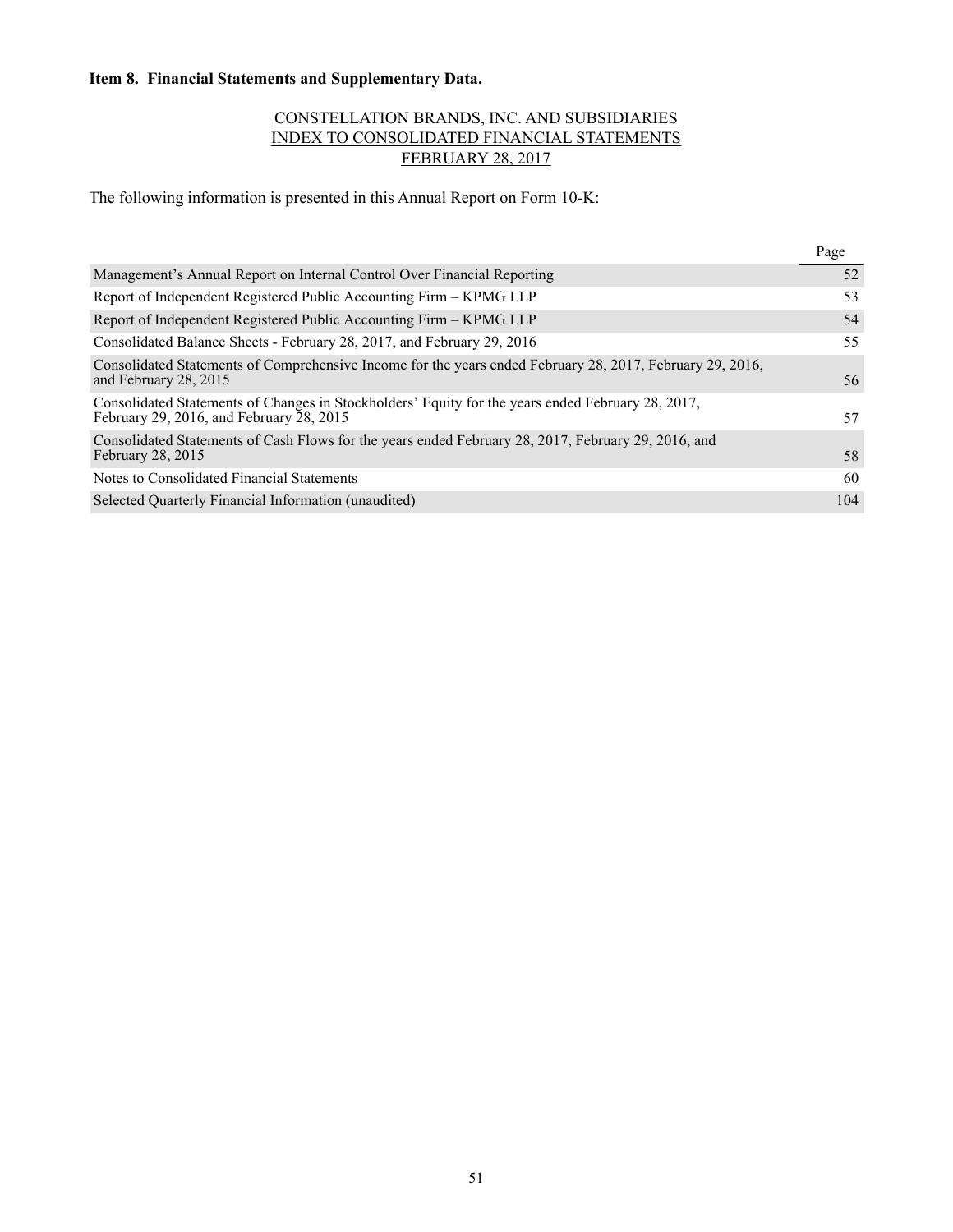## Item 8. Financial Statements and Supplementary Data.

CONSTELLATION BRANDS, INC. AND SUBSIDIARIES
INDEX TO CONSOLIDATED FINANCIAL STATEMENTS
FEBRUARY 28, 2017

The following information is presented in this Annual Report on Form 10-K:

| | Page |
|---|---|
| Management's Annual Report on Internal Control Over Financial Reporting | 52 |
| Report of Independent Registered Public Accounting Firm – KPMG LLP | 53 |
| Report of Independent Registered Public Accounting Firm – KPMG LLP | 54 |
| Consolidated Balance Sheets - February 28, 2017, and February 29, 2016 | 55 |
| Consolidated Statements of Comprehensive Income for the years ended February 28, 2017, February 29, 2016, and February 28, 2015 | 56 |
| Consolidated Statements of Changes in Stockholders' Equity for the years ended February 28, 2017, February 29, 2016, and February 28, 2015 | 57 |
| Consolidated Statements of Cash Flows for the years ended February 28, 2017, February 29, 2016, and February 28, 2015 | 58 |
| Notes to Consolidated Financial Statements | 60 |
| Selected Quarterly Financial Information (unaudited) | 104 |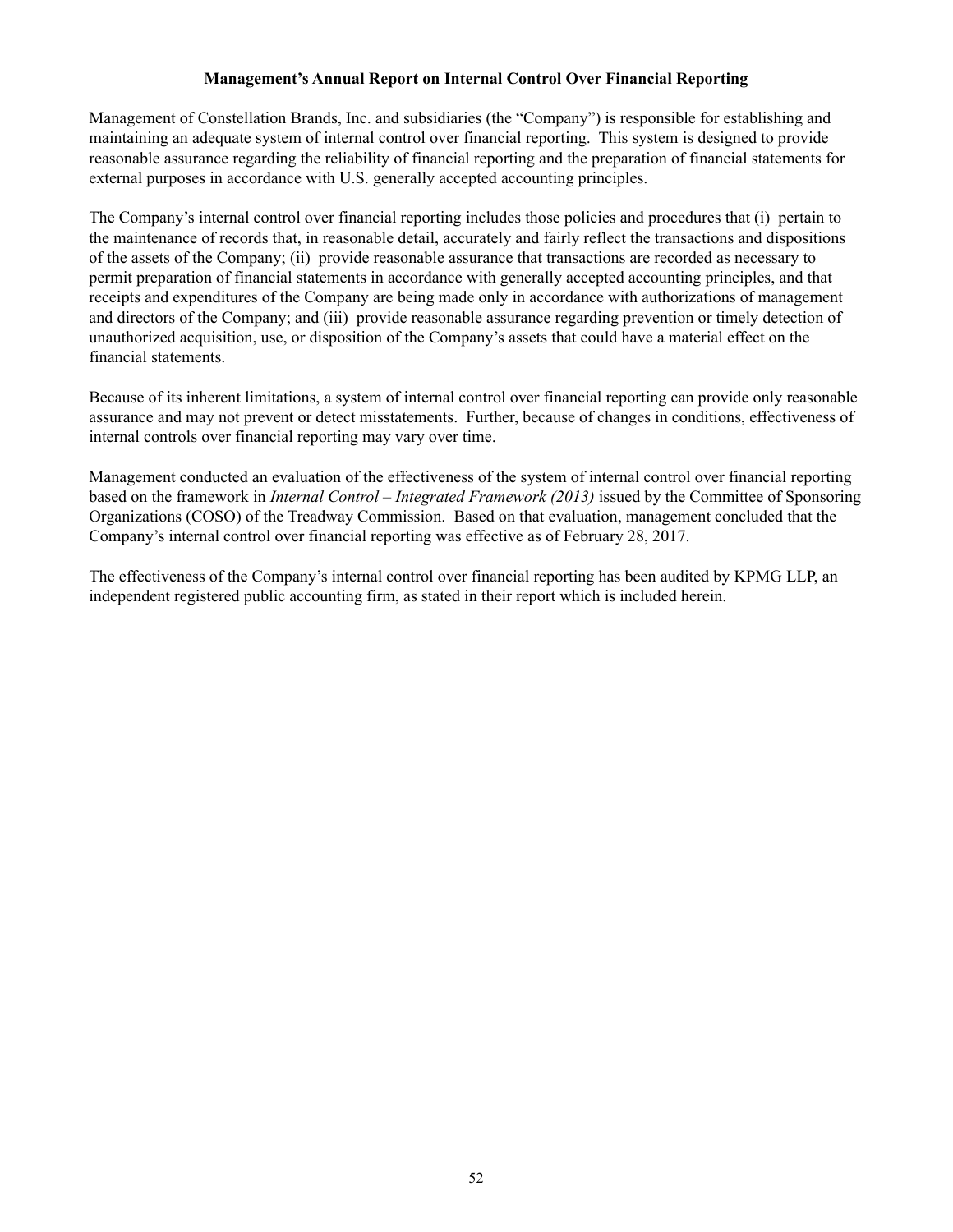## Management's Annual Report on Internal Control Over Financial Reporting

Management of Constellation Brands, Inc. and subsidiaries (the "Company") is responsible for establishing and maintaining an adequate system of internal control over financial reporting. This system is designed to provide reasonable assurance regarding the reliability of financial reporting and the preparation of financial statements for external purposes in accordance with U.S. generally accepted accounting principles.

The Company's internal control over financial reporting includes those policies and procedures that (i) pertain to the maintenance of records that, in reasonable detail, accurately and fairly reflect the transactions and dispositions of the assets of the Company; (ii) provide reasonable assurance that transactions are recorded as necessary to permit preparation of financial statements in accordance with generally accepted accounting principles, and that receipts and expenditures of the Company are being made only in accordance with authorizations of management and directors of the Company; and (iii) provide reasonable assurance regarding prevention or timely detection of unauthorized acquisition, use, or disposition of the Company's assets that could have a material effect on the financial statements.

Because of its inherent limitations, a system of internal control over financial reporting can provide only reasonable assurance and may not prevent or detect misstatements. Further, because of changes in conditions, effectiveness of internal controls over financial reporting may vary over time.

Management conducted an evaluation of the effectiveness of the system of internal control over financial reporting based on the framework in *Internal Control – Integrated Framework (2013)* issued by the Committee of Sponsoring Organizations (COSO) of the Treadway Commission. Based on that evaluation, management concluded that the Company's internal control over financial reporting was effective as of February 28, 2017.

The effectiveness of the Company's internal control over financial reporting has been audited by KPMG LLP, an independent registered public accounting firm, as stated in their report which is included herein.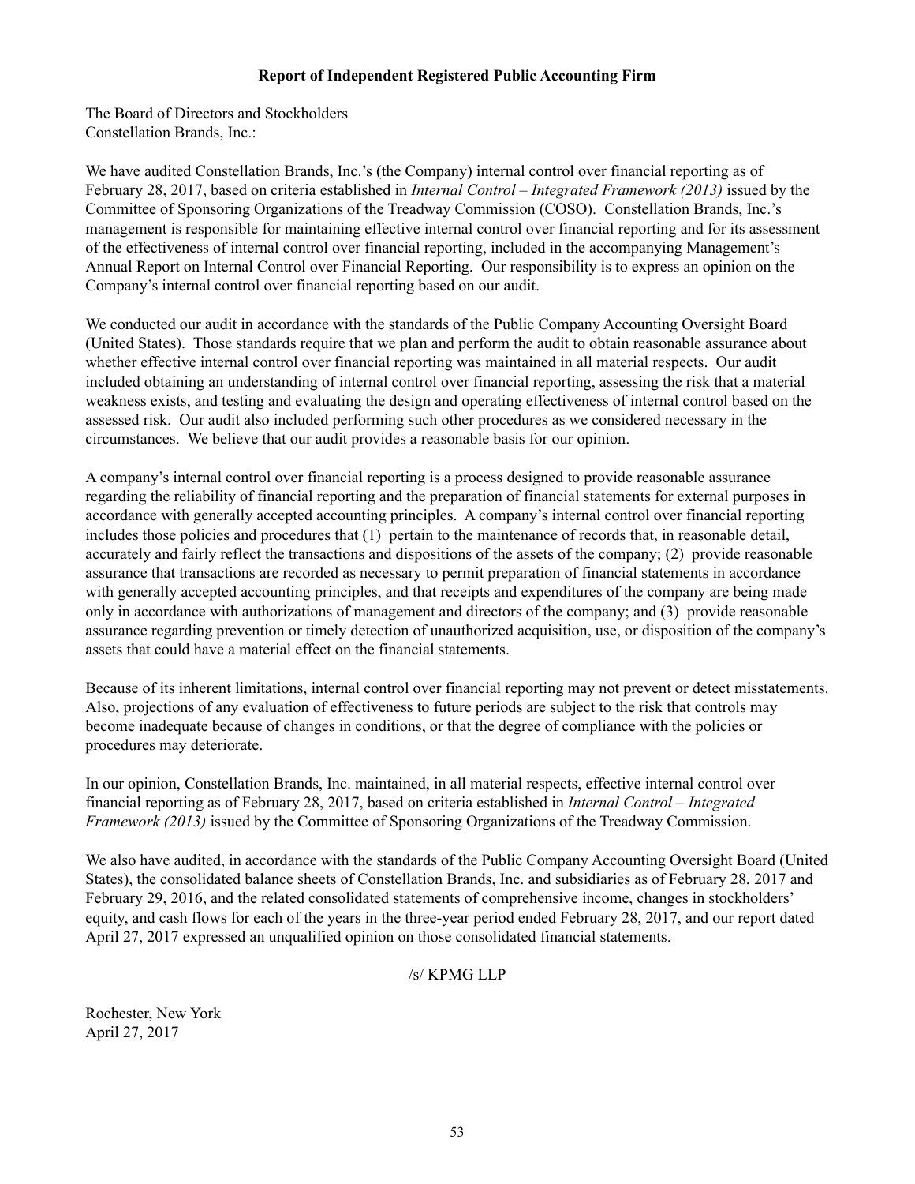## Report of Independent Registered Public Accounting Firm

The Board of Directors and Stockholders
Constellation Brands, Inc.:

We have audited Constellation Brands, Inc.'s (the Company) internal control over financial reporting as of February 28, 2017, based on criteria established in *Internal Control – Integrated Framework (2013)* issued by the Committee of Sponsoring Organizations of the Treadway Commission (COSO). Constellation Brands, Inc.'s management is responsible for maintaining effective internal control over financial reporting and for its assessment of the effectiveness of internal control over financial reporting, included in the accompanying Management's Annual Report on Internal Control over Financial Reporting. Our responsibility is to express an opinion on the Company's internal control over financial reporting based on our audit.

We conducted our audit in accordance with the standards of the Public Company Accounting Oversight Board (United States). Those standards require that we plan and perform the audit to obtain reasonable assurance about whether effective internal control over financial reporting was maintained in all material respects. Our audit included obtaining an understanding of internal control over financial reporting, assessing the risk that a material weakness exists, and testing and evaluating the design and operating effectiveness of internal control based on the assessed risk. Our audit also included performing such other procedures as we considered necessary in the circumstances. We believe that our audit provides a reasonable basis for our opinion.

A company's internal control over financial reporting is a process designed to provide reasonable assurance regarding the reliability of financial reporting and the preparation of financial statements for external purposes in accordance with generally accepted accounting principles. A company's internal control over financial reporting includes those policies and procedures that (1) pertain to the maintenance of records that, in reasonable detail, accurately and fairly reflect the transactions and dispositions of the assets of the company; (2) provide reasonable assurance that transactions are recorded as necessary to permit preparation of financial statements in accordance with generally accepted accounting principles, and that receipts and expenditures of the company are being made only in accordance with authorizations of management and directors of the company; and (3) provide reasonable assurance regarding prevention or timely detection of unauthorized acquisition, use, or disposition of the company's assets that could have a material effect on the financial statements.

Because of its inherent limitations, internal control over financial reporting may not prevent or detect misstatements. Also, projections of any evaluation of effectiveness to future periods are subject to the risk that controls may become inadequate because of changes in conditions, or that the degree of compliance with the policies or procedures may deteriorate.

In our opinion, Constellation Brands, Inc. maintained, in all material respects, effective internal control over financial reporting as of February 28, 2017, based on criteria established in *Internal Control – Integrated Framework (2013)* issued by the Committee of Sponsoring Organizations of the Treadway Commission.

We also have audited, in accordance with the standards of the Public Company Accounting Oversight Board (United States), the consolidated balance sheets of Constellation Brands, Inc. and subsidiaries as of February 28, 2017 and February 29, 2016, and the related consolidated statements of comprehensive income, changes in stockholders' equity, and cash flows for each of the years in the three-year period ended February 28, 2017, and our report dated April 27, 2017 expressed an unqualified opinion on those consolidated financial statements.

/s/ KPMG LLP

Rochester, New York
April 27, 2017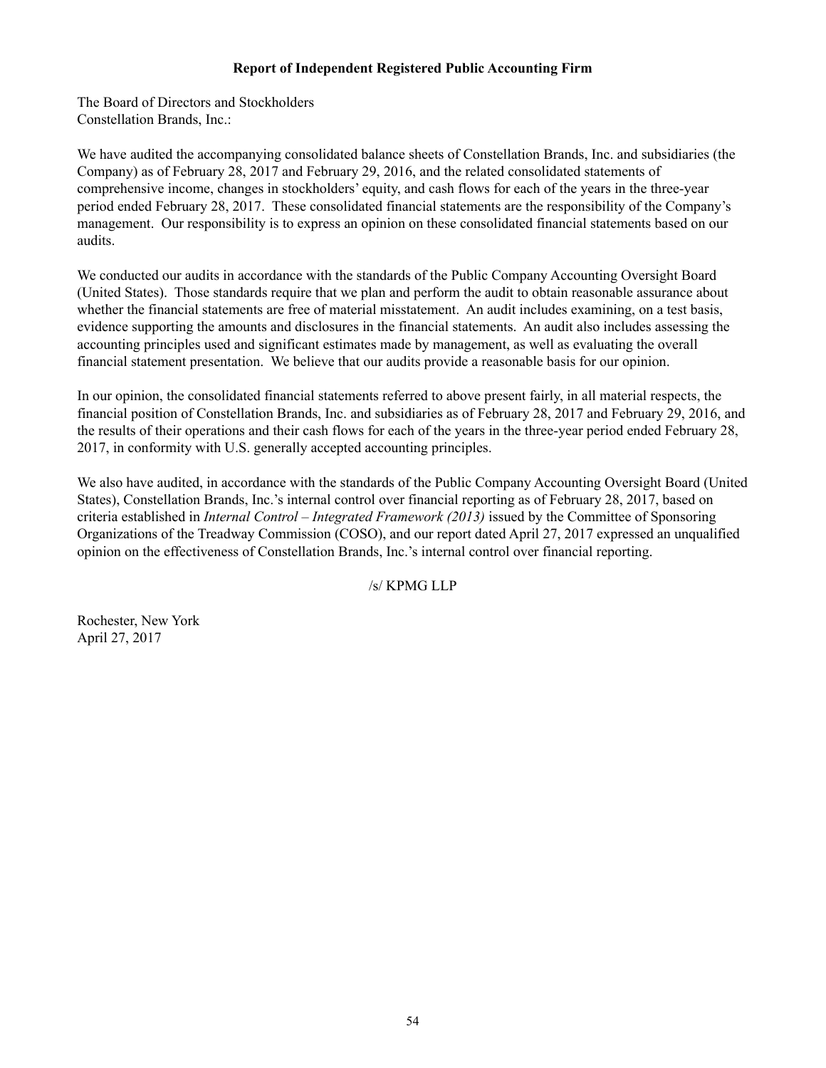## Report of Independent Registered Public Accounting Firm

The Board of Directors and Stockholders
Constellation Brands, Inc.:

We have audited the accompanying consolidated balance sheets of Constellation Brands, Inc. and subsidiaries (the Company) as of February 28, 2017 and February 29, 2016, and the related consolidated statements of comprehensive income, changes in stockholders' equity, and cash flows for each of the years in the three-year period ended February 28, 2017. These consolidated financial statements are the responsibility of the Company's management. Our responsibility is to express an opinion on these consolidated financial statements based on our audits.

We conducted our audits in accordance with the standards of the Public Company Accounting Oversight Board (United States). Those standards require that we plan and perform the audit to obtain reasonable assurance about whether the financial statements are free of material misstatement. An audit includes examining, on a test basis, evidence supporting the amounts and disclosures in the financial statements. An audit also includes assessing the accounting principles used and significant estimates made by management, as well as evaluating the overall financial statement presentation. We believe that our audits provide a reasonable basis for our opinion.

In our opinion, the consolidated financial statements referred to above present fairly, in all material respects, the financial position of Constellation Brands, Inc. and subsidiaries as of February 28, 2017 and February 29, 2016, and the results of their operations and their cash flows for each of the years in the three-year period ended February 28, 2017, in conformity with U.S. generally accepted accounting principles.

We also have audited, in accordance with the standards of the Public Company Accounting Oversight Board (United States), Constellation Brands, Inc.'s internal control over financial reporting as of February 28, 2017, based on criteria established in *Internal Control – Integrated Framework (2013)* issued by the Committee of Sponsoring Organizations of the Treadway Commission (COSO), and our report dated April 27, 2017 expressed an unqualified opinion on the effectiveness of Constellation Brands, Inc.'s internal control over financial reporting.

/s/ KPMG LLP

Rochester, New York
April 27, 2017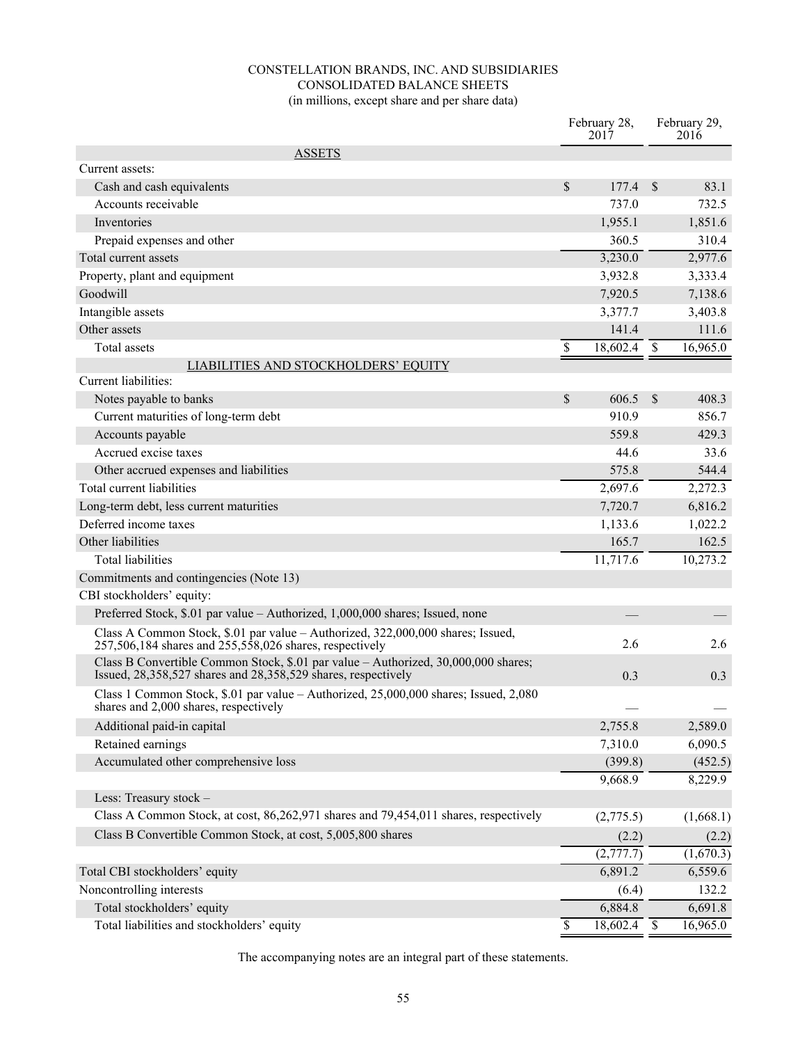CONSTELLATION BRANDS, INC. AND SUBSIDIARIES
CONSOLIDATED BALANCE SHEETS
(in millions, except share and per share data)

| | February 28, 2017 | February 29, 2016 |
|---|---|---|
| ASSETS | | |
| Current assets: | | |
| Cash and cash equivalents | $ 177.4 | $ 83.1 |
| Accounts receivable | 737.0 | 732.5 |
| Inventories | 1,955.1 | 1,851.6 |
| Prepaid expenses and other | 360.5 | 310.4 |
| Total current assets | 3,230.0 | 2,977.6 |
| Property, plant and equipment | 3,932.8 | 3,333.4 |
| Goodwill | 7,920.5 | 7,138.6 |
| Intangible assets | 3,377.7 | 3,403.8 |
| Other assets | 141.4 | 111.6 |
| Total assets | $ 18,602.4 | $ 16,965.0 |
| LIABILITIES AND STOCKHOLDERS' EQUITY | | |
| Current liabilities: | | |
| Notes payable to banks | $ 606.5 | $ 408.3 |
| Current maturities of long-term debt | 910.9 | 856.7 |
| Accounts payable | 559.8 | 429.3 |
| Accrued excise taxes | 44.6 | 33.6 |
| Other accrued expenses and liabilities | 575.8 | 544.4 |
| Total current liabilities | 2,697.6 | 2,272.3 |
| Long-term debt, less current maturities | 7,720.7 | 6,816.2 |
| Deferred income taxes | 1,133.6 | 1,022.2 |
| Other liabilities | 165.7 | 162.5 |
| Total liabilities | 11,717.6 | 10,273.2 |
| Commitments and contingencies (Note 13) | | |
| CBI stockholders' equity: | | |
| Preferred Stock, \$.01 par value – Authorized, 1,000,000 shares; Issued, none | — | — |
| Class A Common Stock, \$.01 par value – Authorized, 322,000,000 shares; Issued, 257,506,184 shares and 255,558,026 shares, respectively | 2.6 | 2.6 |
| Class B Convertible Common Stock, \$.01 par value – Authorized, 30,000,000 shares; Issued, 28,358,527 shares and 28,358,529 shares, respectively | 0.3 | 0.3 |
| Class 1 Common Stock, \$.01 par value – Authorized, 25,000,000 shares; Issued, 2,080 shares and 2,000 shares, respectively | — | — |
| Additional paid-in capital | 2,755.8 | 2,589.0 |
| Retained earnings | 7,310.0 | 6,090.5 |
| Accumulated other comprehensive loss | (399.8) | (452.5) |
| | 9,668.9 | 8,229.9 |
| Less: Treasury stock – | | |
| Class A Common Stock, at cost, 86,262,971 shares and 79,454,011 shares, respectively | (2,775.5) | (1,668.1) |
| Class B Convertible Common Stock, at cost, 5,005,800 shares | (2.2) | (2.2) |
| | (2,777.7) | (1,670.3) |
| Total CBI stockholders' equity | 6,891.2 | 6,559.6 |
| Noncontrolling interests | (6.4) | 132.2 |
| Total stockholders' equity | 6,884.8 | 6,691.8 |
| Total liabilities and stockholders' equity | $ 18,602.4 | $ 16,965.0 |

The accompanying notes are an integral part of these statements.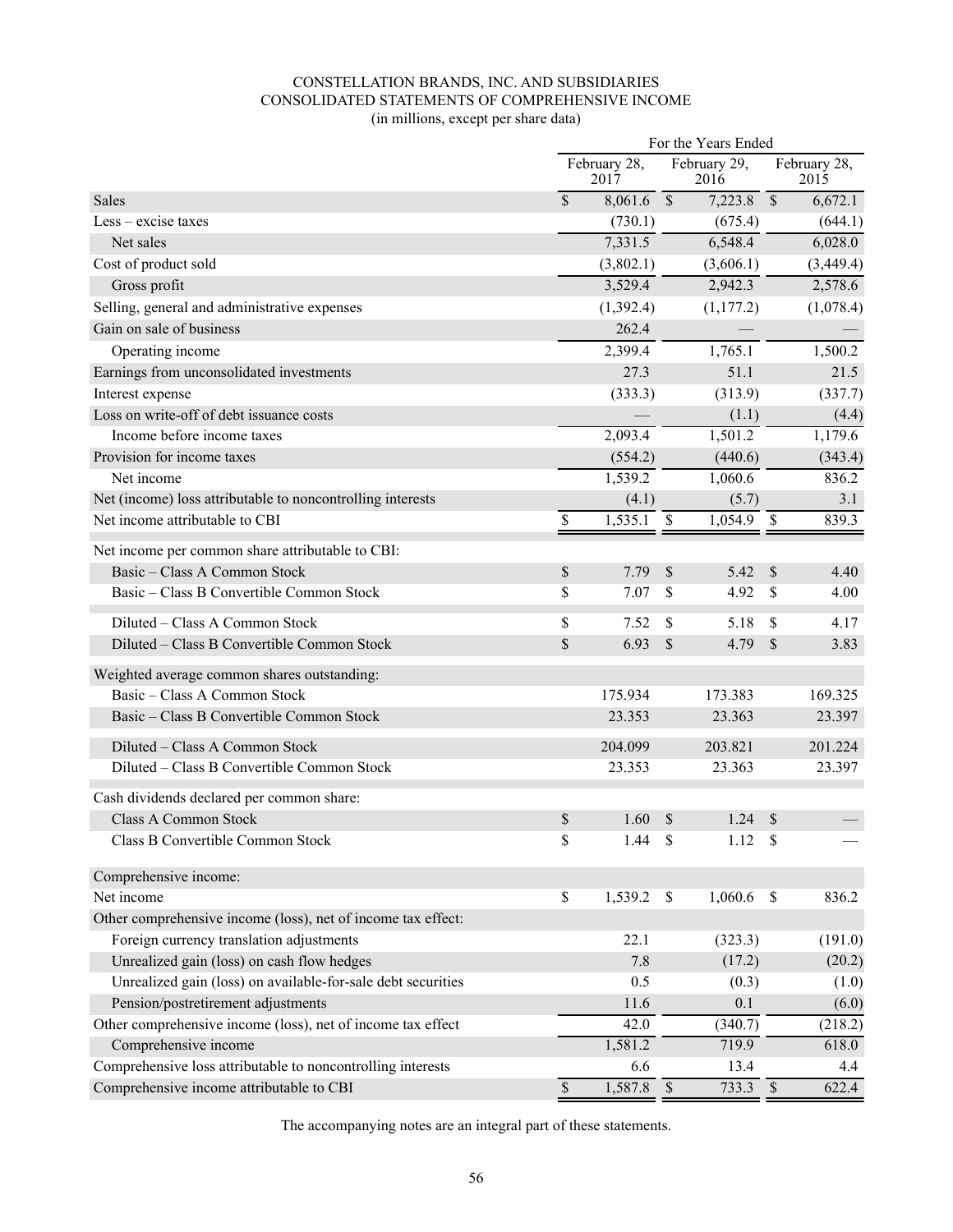# CONSTELLATION BRANDS, INC. AND SUBSIDIARIES
## CONSOLIDATED STATEMENTS OF COMPREHENSIVE INCOME
(in millions, except per share data)

| | For the Years Ended | | |
|---|---|---|---|
| | February 28, 2017 | February 29, 2016 | February 28, 2015 |
| Sales | $ 8,061.6 | $ 7,223.8 | $ 6,672.1 |
| Less – excise taxes | (730.1) | (675.4) | (644.1) |
| Net sales | 7,331.5 | 6,548.4 | 6,028.0 |
| Cost of product sold | (3,802.1) | (3,606.1) | (3,449.4) |
| Gross profit | 3,529.4 | 2,942.3 | 2,578.6 |
| Selling, general and administrative expenses | (1,392.4) | (1,177.2) | (1,078.4) |
| Gain on sale of business | 262.4 | — | — |
| Operating income | 2,399.4 | 1,765.1 | 1,500.2 |
| Earnings from unconsolidated investments | 27.3 | 51.1 | 21.5 |
| Interest expense | (333.3) | (313.9) | (337.7) |
| Loss on write-off of debt issuance costs | — | (1.1) | (4.4) |
| Income before income taxes | 2,093.4 | 1,501.2 | 1,179.6 |
| Provision for income taxes | (554.2) | (440.6) | (343.4) |
| Net income | 1,539.2 | 1,060.6 | 836.2 |
| Net (income) loss attributable to noncontrolling interests | (4.1) | (5.7) | 3.1 |
| Net income attributable to CBI | $ 1,535.1 | $ 1,054.9 | $ 839.3 |
| Net income per common share attributable to CBI: | | | |
| Basic – Class A Common Stock | $ 7.79 | $ 5.42 | $ 4.40 |
| Basic – Class B Convertible Common Stock | $ 7.07 | $ 4.92 | $ 4.00 |
| Diluted – Class A Common Stock | $ 7.52 | $ 5.18 | $ 4.17 |
| Diluted – Class B Convertible Common Stock | $ 6.93 | $ 4.79 | $ 3.83 |
| Weighted average common shares outstanding: | | | |
| Basic – Class A Common Stock | 175.934 | 173.383 | 169.325 |
| Basic – Class B Convertible Common Stock | 23.353 | 23.363 | 23.397 |
| Diluted – Class A Common Stock | 204.099 | 203.821 | 201.224 |
| Diluted – Class B Convertible Common Stock | 23.353 | 23.363 | 23.397 |
| Cash dividends declared per common share: | | | |
| Class A Common Stock | $ 1.60 | $ 1.24 | $ — |
| Class B Convertible Common Stock | $ 1.44 | $ 1.12 | $ — |
| Comprehensive income: | | | |
| Net income | $ 1,539.2 | $ 1,060.6 | $ 836.2 |
| Other comprehensive income (loss), net of income tax effect: | | | |
| Foreign currency translation adjustments | 22.1 | (323.3) | (191.0) |
| Unrealized gain (loss) on cash flow hedges | 7.8 | (17.2) | (20.2) |
| Unrealized gain (loss) on available-for-sale debt securities | 0.5 | (0.3) | (1.0) |
| Pension/postretirement adjustments | 11.6 | 0.1 | (6.0) |
| Other comprehensive income (loss), net of income tax effect | 42.0 | (340.7) | (218.2) |
| Comprehensive income | 1,581.2 | 719.9 | 618.0 |
| Comprehensive loss attributable to noncontrolling interests | 6.6 | 13.4 | 4.4 |
| Comprehensive income attributable to CBI | $ 1,587.8 | $ 733.3 | $ 622.4 |

The accompanying notes are an integral part of these statements.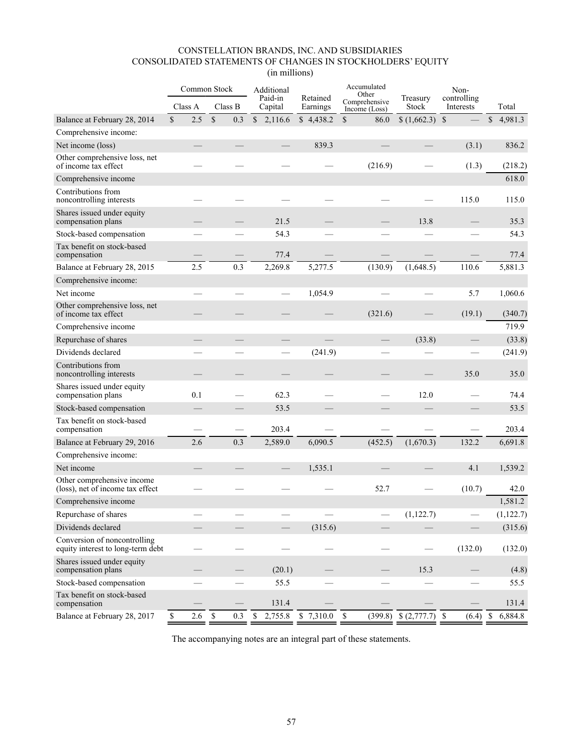# CONSTELLATION BRANDS, INC. AND SUBSIDIARIES
## CONSOLIDATED STATEMENTS OF CHANGES IN STOCKHOLDERS' EQUITY
(in millions)

| | Common Stock | | Additional Paid-in Capital | Retained Earnings | Accumulated Other Comprehensive Income (Loss) | Treasury Stock | Non-controlling Interests | Total |
|---|---|---|---|---|---|---|---|---|
| | Class A | Class B | | | | | | |
| Balance at February 28, 2014 | $ 2.5 | $ 0.3 | $ 2,116.6 | $ 4,438.2 | $ 86.0 | $ (1,662.3) | $ — | $ 4,981.3 |
| Comprehensive income: | | | | | | | | |
| Net income (loss) | — | — | — | 839.3 | — | — | (3.1) | 836.2 |
| Other comprehensive loss, net of income tax effect | — | — | — | — | (216.9) | — | (1.3) | (218.2) |
| Comprehensive income | | | | | | | | 618.0 |
| Contributions from noncontrolling interests | — | — | — | — | — | — | 115.0 | 115.0 |
| Shares issued under equity compensation plans | — | — | 21.5 | — | — | 13.8 | — | 35.3 |
| Stock-based compensation | — | — | 54.3 | — | — | — | — | 54.3 |
| Tax benefit on stock-based compensation | — | — | 77.4 | — | — | — | — | 77.4 |
| Balance at February 28, 2015 | 2.5 | 0.3 | 2,269.8 | 5,277.5 | (130.9) | (1,648.5) | 110.6 | 5,881.3 |
| Comprehensive income: | | | | | | | | |
| Net income | — | — | — | 1,054.9 | — | — | 5.7 | 1,060.6 |
| Other comprehensive loss, net of income tax effect | — | — | — | — | (321.6) | — | (19.1) | (340.7) |
| Comprehensive income | | | | | | | | 719.9 |
| Repurchase of shares | — | — | — | — | — | (33.8) | — | (33.8) |
| Dividends declared | — | — | — | (241.9) | — | — | — | (241.9) |
| Contributions from noncontrolling interests | — | — | — | — | — | — | 35.0 | 35.0 |
| Shares issued under equity compensation plans | 0.1 | — | 62.3 | — | — | 12.0 | — | 74.4 |
| Stock-based compensation | — | — | 53.5 | — | — | — | — | 53.5 |
| Tax benefit on stock-based compensation | — | — | 203.4 | — | — | — | — | 203.4 |
| Balance at February 29, 2016 | 2.6 | 0.3 | 2,589.0 | 6,090.5 | (452.5) | (1,670.3) | 132.2 | 6,691.8 |
| Comprehensive income: | | | | | | | | |
| Net income | — | — | — | 1,535.1 | — | — | 4.1 | 1,539.2 |
| Other comprehensive income (loss), net of income tax effect | — | — | — | — | 52.7 | — | (10.7) | 42.0 |
| Comprehensive income | | | | | | | | 1,581.2 |
| Repurchase of shares | — | — | — | — | — | (1,122.7) | — | (1,122.7) |
| Dividends declared | — | — | — | (315.6) | — | — | — | (315.6) |
| Conversion of noncontrolling equity interest to long-term debt | — | — | — | — | — | — | (132.0) | (132.0) |
| Shares issued under equity compensation plans | — | — | (20.1) | — | — | 15.3 | — | (4.8) |
| Stock-based compensation | — | — | 55.5 | — | — | — | — | 55.5 |
| Tax benefit on stock-based compensation | — | — | 131.4 | — | — | — | — | 131.4 |
| Balance at February 28, 2017 | $ 2.6 | $ 0.3 | $ 2,755.8 | $ 7,310.0 | $ (399.8) | $ (2,777.7) | $ (6.4) | $ 6,884.8 |

The accompanying notes are an integral part of these statements.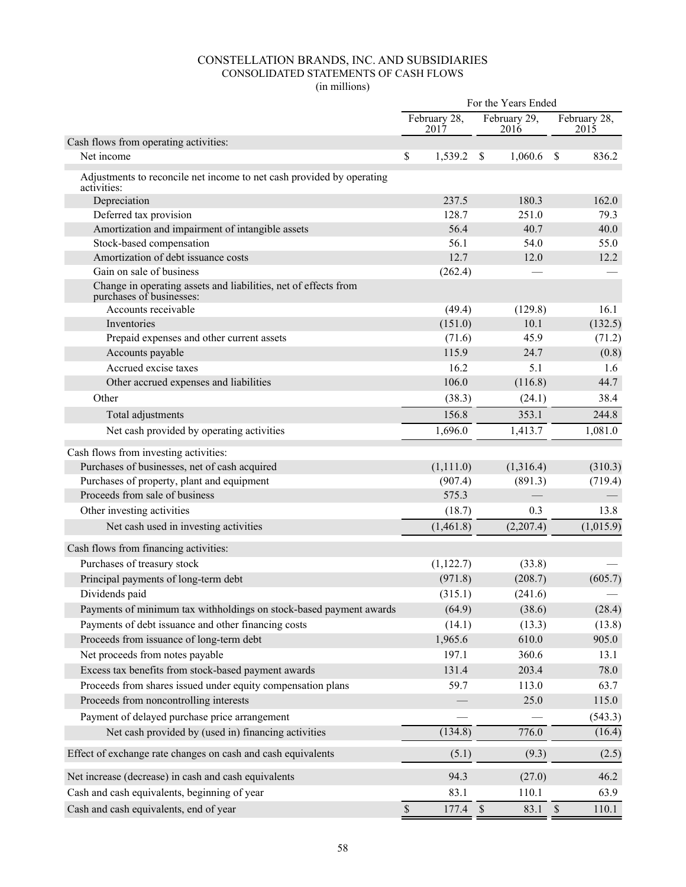# CONSTELLATION BRANDS, INC. AND SUBSIDIARIES
## CONSOLIDATED STATEMENTS OF CASH FLOWS
(in millions)

| | For the Years Ended | | |
|---|---|---|---|
| | February 28, 2017 | February 29, 2016 | February 28, 2015 |
| **Cash flows from operating activities:** | | | |
| Net income | $ 1,539.2 | $ 1,060.6 | $ 836.2 |
| Adjustments to reconcile net income to net cash provided by operating activities: | | | |
| Depreciation | 237.5 | 180.3 | 162.0 |
| Deferred tax provision | 128.7 | 251.0 | 79.3 |
| Amortization and impairment of intangible assets | 56.4 | 40.7 | 40.0 |
| Stock-based compensation | 56.1 | 54.0 | 55.0 |
| Amortization of debt issuance costs | 12.7 | 12.0 | 12.2 |
| Gain on sale of business | (262.4) | — | — |
| Change in operating assets and liabilities, net of effects from purchases of businesses: | | | |
| Accounts receivable | (49.4) | (129.8) | 16.1 |
| Inventories | (151.0) | 10.1 | (132.5) |
| Prepaid expenses and other current assets | (71.6) | 45.9 | (71.2) |
| Accounts payable | 115.9 | 24.7 | (0.8) |
| Accrued excise taxes | 16.2 | 5.1 | 1.6 |
| Other accrued expenses and liabilities | 106.0 | (116.8) | 44.7 |
| Other | (38.3) | (24.1) | 38.4 |
| Total adjustments | 156.8 | 353.1 | 244.8 |
| Net cash provided by operating activities | 1,696.0 | 1,413.7 | 1,081.0 |
| **Cash flows from investing activities:** | | | |
| Purchases of businesses, net of cash acquired | (1,111.0) | (1,316.4) | (310.3) |
| Purchases of property, plant and equipment | (907.4) | (891.3) | (719.4) |
| Proceeds from sale of business | 575.3 | — | — |
| Other investing activities | (18.7) | 0.3 | 13.8 |
| Net cash used in investing activities | (1,461.8) | (2,207.4) | (1,015.9) |
| **Cash flows from financing activities:** | | | |
| Purchases of treasury stock | (1,122.7) | (33.8) | — |
| Principal payments of long-term debt | (971.8) | (208.7) | (605.7) |
| Dividends paid | (315.1) | (241.6) | — |
| Payments of minimum tax withholdings on stock-based payment awards | (64.9) | (38.6) | (28.4) |
| Payments of debt issuance and other financing costs | (14.1) | (13.3) | (13.8) |
| Proceeds from issuance of long-term debt | 1,965.6 | 610.0 | 905.0 |
| Net proceeds from notes payable | 197.1 | 360.6 | 13.1 |
| Excess tax benefits from stock-based payment awards | 131.4 | 203.4 | 78.0 |
| Proceeds from shares issued under equity compensation plans | 59.7 | 113.0 | 63.7 |
| Proceeds from noncontrolling interests | — | 25.0 | 115.0 |
| Payment of delayed purchase price arrangement | — | — | (543.3) |
| Net cash provided by (used in) financing activities | (134.8) | 776.0 | (16.4) |
| Effect of exchange rate changes on cash and cash equivalents | (5.1) | (9.3) | (2.5) |
| Net increase (decrease) in cash and cash equivalents | 94.3 | (27.0) | 46.2 |
| Cash and cash equivalents, beginning of year | 83.1 | 110.1 | 63.9 |
| Cash and cash equivalents, end of year | $ 177.4 | $ 83.1 | $ 110.1 |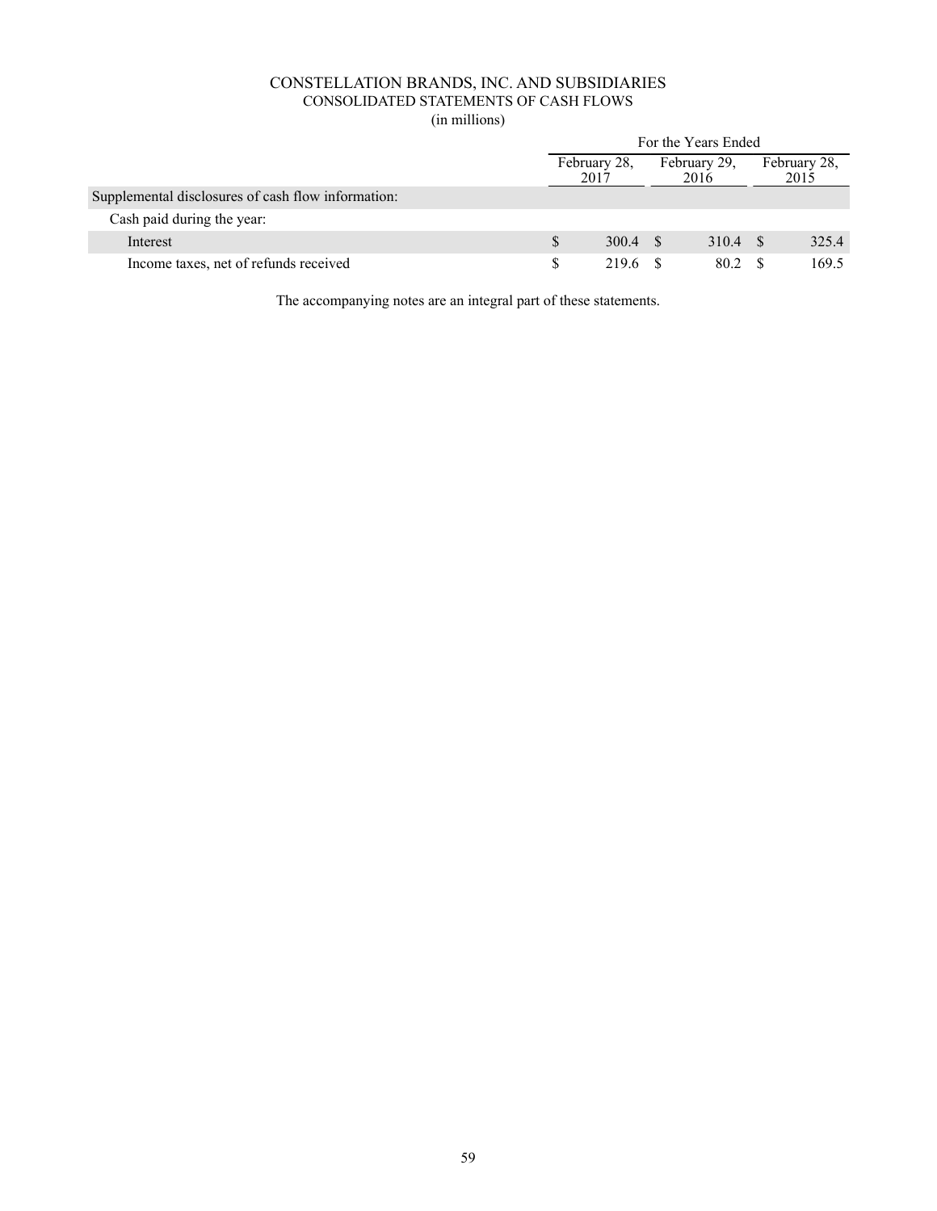# CONSTELLATION BRANDS, INC. AND SUBSIDIARIES
## CONSOLIDATED STATEMENTS OF CASH FLOWS
(in millions)

| | For the Years Ended | | |
|---|---|---|---|
| | February 28, 2017 | February 29, 2016 | February 28, 2015 |
| Supplemental disclosures of cash flow information: | | | |
| Cash paid during the year: | | | |
| Interest | $ 300.4 | $ 310.4 | $ 325.4 |
| Income taxes, net of refunds received | $ 219.6 | $ 80.2 | $ 169.5 |

The accompanying notes are an integral part of these statements.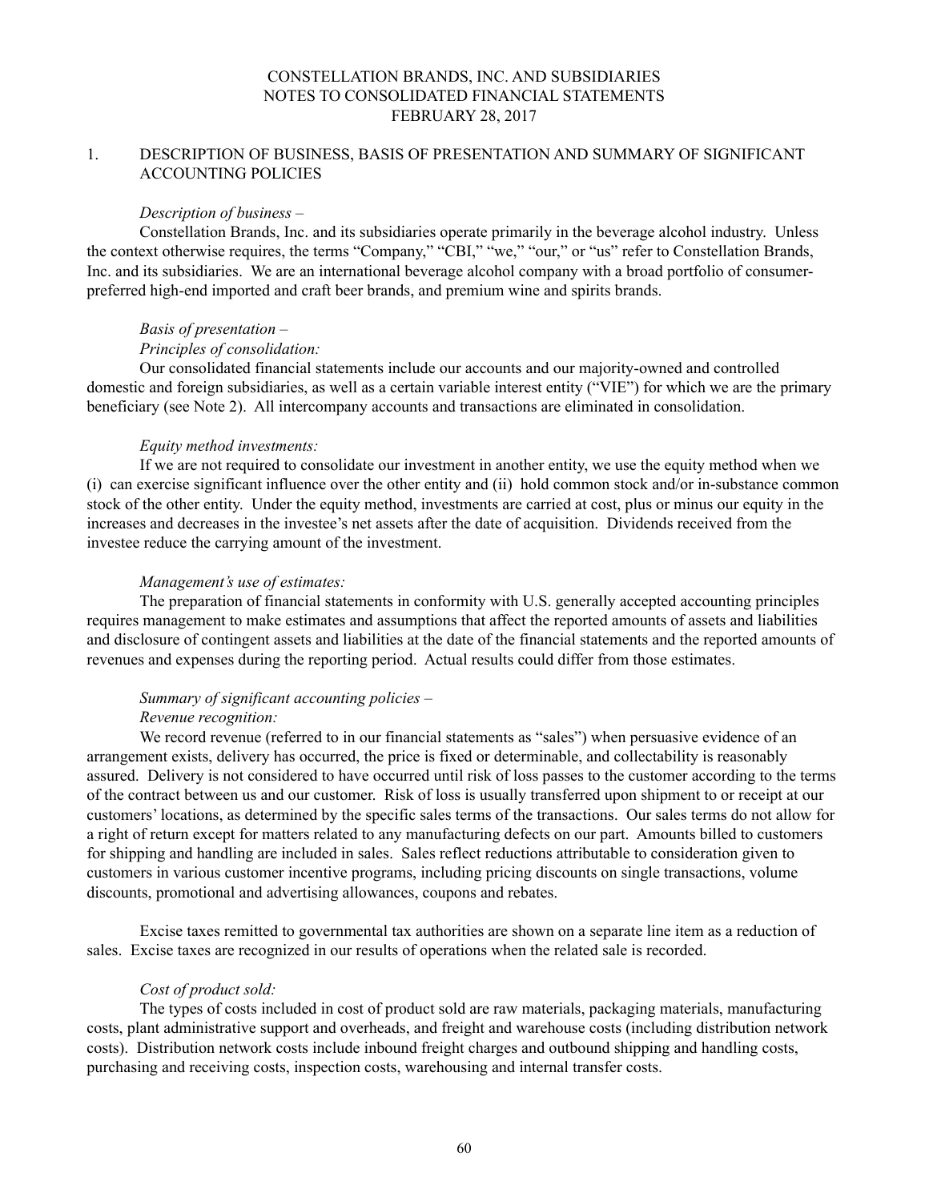CONSTELLATION BRANDS, INC. AND SUBSIDIARIES
NOTES TO CONSOLIDATED FINANCIAL STATEMENTS
FEBRUARY 28, 2017

## 1. DESCRIPTION OF BUSINESS, BASIS OF PRESENTATION AND SUMMARY OF SIGNIFICANT ACCOUNTING POLICIES

*Description of business –*

Constellation Brands, Inc. and its subsidiaries operate primarily in the beverage alcohol industry. Unless the context otherwise requires, the terms "Company," "CBI," "we," "our," or "us" refer to Constellation Brands, Inc. and its subsidiaries. We are an international beverage alcohol company with a broad portfolio of consumer-preferred high-end imported and craft beer brands, and premium wine and spirits brands.

*Basis of presentation –*

*Principles of consolidation:*

Our consolidated financial statements include our accounts and our majority-owned and controlled domestic and foreign subsidiaries, as well as a certain variable interest entity ("VIE") for which we are the primary beneficiary (see Note 2). All intercompany accounts and transactions are eliminated in consolidation.

*Equity method investments:*

If we are not required to consolidate our investment in another entity, we use the equity method when we (i) can exercise significant influence over the other entity and (ii) hold common stock and/or in-substance common stock of the other entity. Under the equity method, investments are carried at cost, plus or minus our equity in the increases and decreases in the investee's net assets after the date of acquisition. Dividends received from the investee reduce the carrying amount of the investment.

*Management's use of estimates:*

The preparation of financial statements in conformity with U.S. generally accepted accounting principles requires management to make estimates and assumptions that affect the reported amounts of assets and liabilities and disclosure of contingent assets and liabilities at the date of the financial statements and the reported amounts of revenues and expenses during the reporting period. Actual results could differ from those estimates.

*Summary of significant accounting policies –*

*Revenue recognition:*

We record revenue (referred to in our financial statements as "sales") when persuasive evidence of an arrangement exists, delivery has occurred, the price is fixed or determinable, and collectability is reasonably assured. Delivery is not considered to have occurred until risk of loss passes to the customer according to the terms of the contract between us and our customer. Risk of loss is usually transferred upon shipment to or receipt at our customers' locations, as determined by the specific sales terms of the transactions. Our sales terms do not allow for a right of return except for matters related to any manufacturing defects on our part. Amounts billed to customers for shipping and handling are included in sales. Sales reflect reductions attributable to consideration given to customers in various customer incentive programs, including pricing discounts on single transactions, volume discounts, promotional and advertising allowances, coupons and rebates.

Excise taxes remitted to governmental tax authorities are shown on a separate line item as a reduction of sales. Excise taxes are recognized in our results of operations when the related sale is recorded.

*Cost of product sold:*

The types of costs included in cost of product sold are raw materials, packaging materials, manufacturing costs, plant administrative support and overheads, and freight and warehouse costs (including distribution network costs). Distribution network costs include inbound freight charges and outbound shipping and handling costs, purchasing and receiving costs, inspection costs, warehousing and internal transfer costs.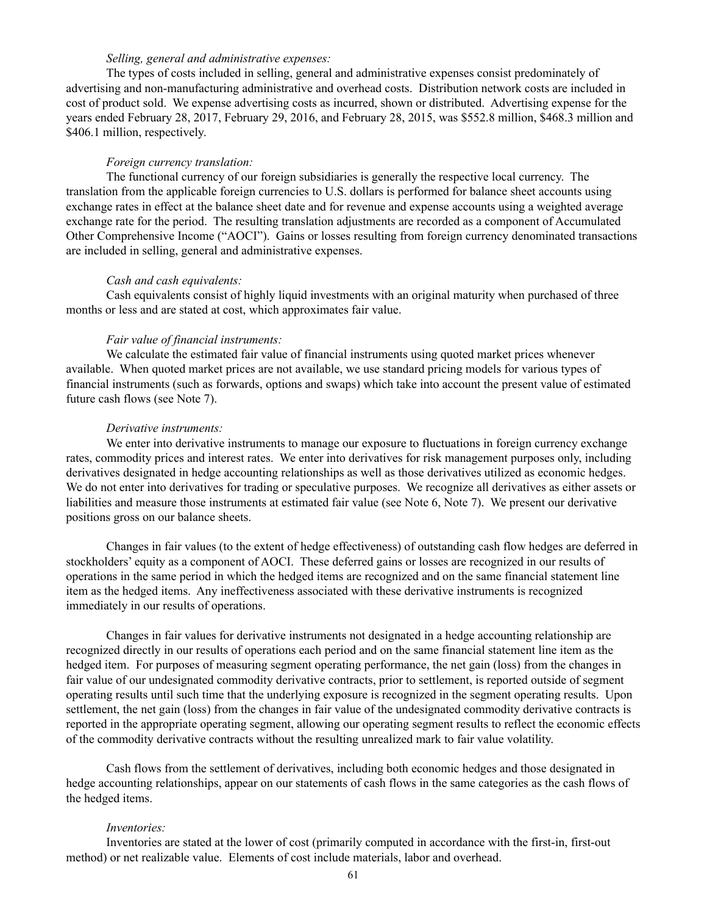*Selling, general and administrative expenses:*

The types of costs included in selling, general and administrative expenses consist predominately of advertising and non-manufacturing administrative and overhead costs. Distribution network costs are included in cost of product sold. We expense advertising costs as incurred, shown or distributed. Advertising expense for the years ended February 28, 2017, February 29, 2016, and February 28, 2015, was $552.8 million, $468.3 million and $406.1 million, respectively.

*Foreign currency translation:*

The functional currency of our foreign subsidiaries is generally the respective local currency. The translation from the applicable foreign currencies to U.S. dollars is performed for balance sheet accounts using exchange rates in effect at the balance sheet date and for revenue and expense accounts using a weighted average exchange rate for the period. The resulting translation adjustments are recorded as a component of Accumulated Other Comprehensive Income ("AOCI"). Gains or losses resulting from foreign currency denominated transactions are included in selling, general and administrative expenses.

*Cash and cash equivalents:*

Cash equivalents consist of highly liquid investments with an original maturity when purchased of three months or less and are stated at cost, which approximates fair value.

*Fair value of financial instruments:*

We calculate the estimated fair value of financial instruments using quoted market prices whenever available. When quoted market prices are not available, we use standard pricing models for various types of financial instruments (such as forwards, options and swaps) which take into account the present value of estimated future cash flows (see Note 7).

*Derivative instruments:*

We enter into derivative instruments to manage our exposure to fluctuations in foreign currency exchange rates, commodity prices and interest rates. We enter into derivatives for risk management purposes only, including derivatives designated in hedge accounting relationships as well as those derivatives utilized as economic hedges. We do not enter into derivatives for trading or speculative purposes. We recognize all derivatives as either assets or liabilities and measure those instruments at estimated fair value (see Note 6, Note 7). We present our derivative positions gross on our balance sheets.

Changes in fair values (to the extent of hedge effectiveness) of outstanding cash flow hedges are deferred in stockholders' equity as a component of AOCI. These deferred gains or losses are recognized in our results of operations in the same period in which the hedged items are recognized and on the same financial statement line item as the hedged items. Any ineffectiveness associated with these derivative instruments is recognized immediately in our results of operations.

Changes in fair values for derivative instruments not designated in a hedge accounting relationship are recognized directly in our results of operations each period and on the same financial statement line item as the hedged item. For purposes of measuring segment operating performance, the net gain (loss) from the changes in fair value of our undesignated commodity derivative contracts, prior to settlement, is reported outside of segment operating results until such time that the underlying exposure is recognized in the segment operating results. Upon settlement, the net gain (loss) from the changes in fair value of the undesignated commodity derivative contracts is reported in the appropriate operating segment, allowing our operating segment results to reflect the economic effects of the commodity derivative contracts without the resulting unrealized mark to fair value volatility.

Cash flows from the settlement of derivatives, including both economic hedges and those designated in hedge accounting relationships, appear on our statements of cash flows in the same categories as the cash flows of the hedged items.

*Inventories:*

Inventories are stated at the lower of cost (primarily computed in accordance with the first-in, first-out method) or net realizable value. Elements of cost include materials, labor and overhead.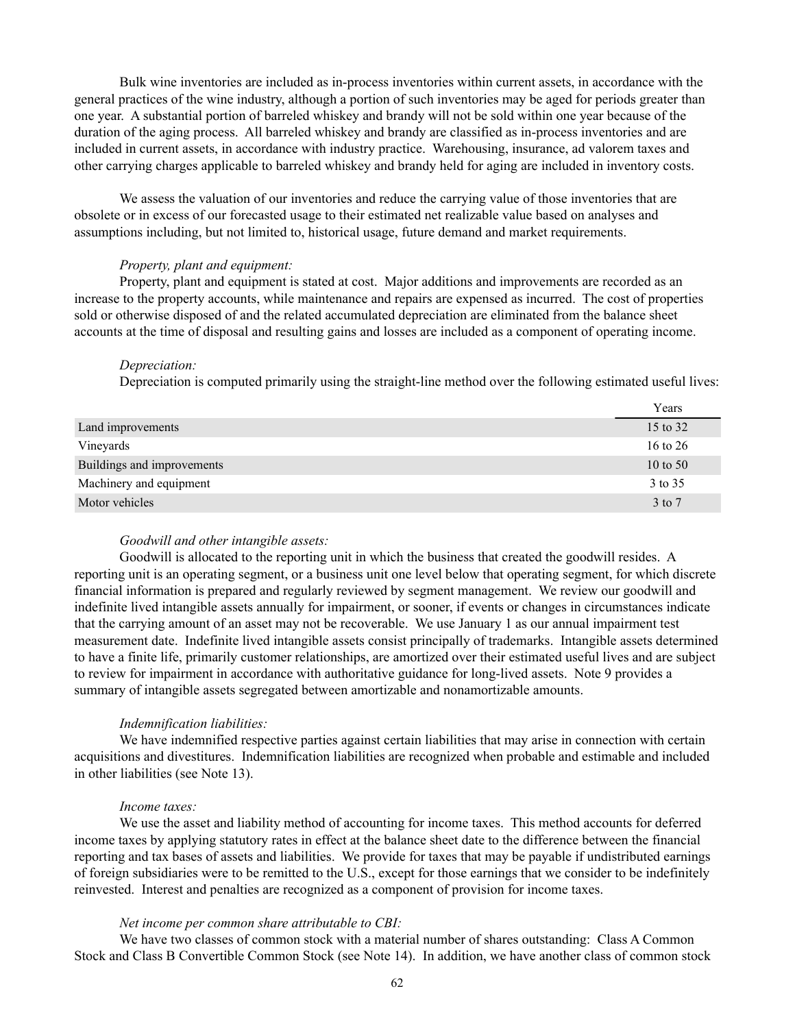Bulk wine inventories are included as in-process inventories within current assets, in accordance with the general practices of the wine industry, although a portion of such inventories may be aged for periods greater than one year. A substantial portion of barreled whiskey and brandy will not be sold within one year because of the duration of the aging process. All barreled whiskey and brandy are classified as in-process inventories and are included in current assets, in accordance with industry practice. Warehousing, insurance, ad valorem taxes and other carrying charges applicable to barreled whiskey and brandy held for aging are included in inventory costs.

We assess the valuation of our inventories and reduce the carrying value of those inventories that are obsolete or in excess of our forecasted usage to their estimated net realizable value based on analyses and assumptions including, but not limited to, historical usage, future demand and market requirements.

*Property, plant and equipment:*

Property, plant and equipment is stated at cost. Major additions and improvements are recorded as an increase to the property accounts, while maintenance and repairs are expensed as incurred. The cost of properties sold or otherwise disposed of and the related accumulated depreciation are eliminated from the balance sheet accounts at the time of disposal and resulting gains and losses are included as a component of operating income.

*Depreciation:*

Depreciation is computed primarily using the straight-line method over the following estimated useful lives:

| | Years |
|---|---|
| Land improvements | 15 to 32 |
| Vineyards | 16 to 26 |
| Buildings and improvements | 10 to 50 |
| Machinery and equipment | 3 to 35 |
| Motor vehicles | 3 to 7 |

*Goodwill and other intangible assets:*

Goodwill is allocated to the reporting unit in which the business that created the goodwill resides. A reporting unit is an operating segment, or a business unit one level below that operating segment, for which discrete financial information is prepared and regularly reviewed by segment management. We review our goodwill and indefinite lived intangible assets annually for impairment, or sooner, if events or changes in circumstances indicate that the carrying amount of an asset may not be recoverable. We use January 1 as our annual impairment test measurement date. Indefinite lived intangible assets consist principally of trademarks. Intangible assets determined to have a finite life, primarily customer relationships, are amortized over their estimated useful lives and are subject to review for impairment in accordance with authoritative guidance for long-lived assets. Note 9 provides a summary of intangible assets segregated between amortizable and nonamortizable amounts.

*Indemnification liabilities:*

We have indemnified respective parties against certain liabilities that may arise in connection with certain acquisitions and divestitures. Indemnification liabilities are recognized when probable and estimable and included in other liabilities (see Note 13).

*Income taxes:*

We use the asset and liability method of accounting for income taxes. This method accounts for deferred income taxes by applying statutory rates in effect at the balance sheet date to the difference between the financial reporting and tax bases of assets and liabilities. We provide for taxes that may be payable if undistributed earnings of foreign subsidiaries were to be remitted to the U.S., except for those earnings that we consider to be indefinitely reinvested. Interest and penalties are recognized as a component of provision for income taxes.

*Net income per common share attributable to CBI:*

We have two classes of common stock with a material number of shares outstanding: Class A Common Stock and Class B Convertible Common Stock (see Note 14). In addition, we have another class of common stock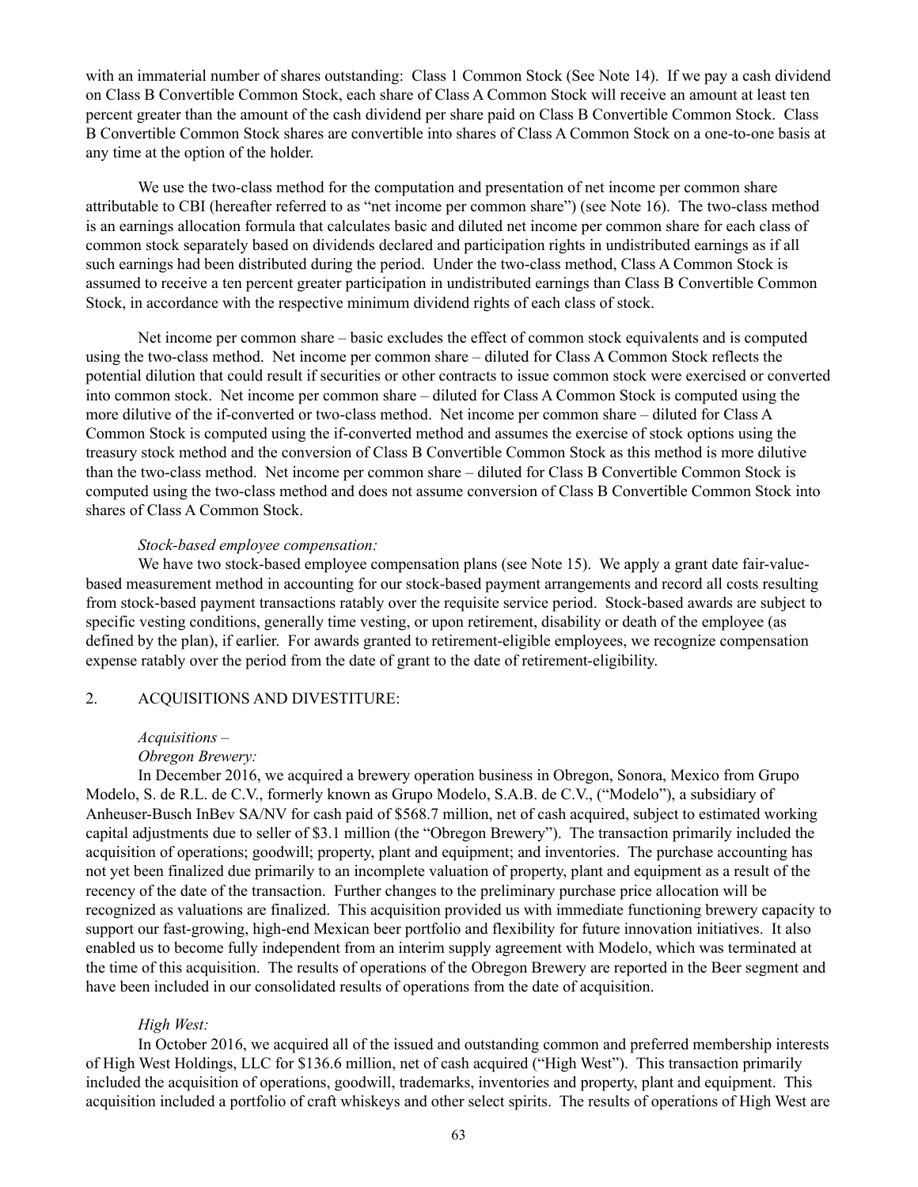with an immaterial number of shares outstanding: Class 1 Common Stock (See Note 14). If we pay a cash dividend on Class B Convertible Common Stock, each share of Class A Common Stock will receive an amount at least ten percent greater than the amount of the cash dividend per share paid on Class B Convertible Common Stock. Class B Convertible Common Stock shares are convertible into shares of Class A Common Stock on a one-to-one basis at any time at the option of the holder.

We use the two-class method for the computation and presentation of net income per common share attributable to CBI (hereafter referred to as "net income per common share") (see Note 16). The two-class method is an earnings allocation formula that calculates basic and diluted net income per common share for each class of common stock separately based on dividends declared and participation rights in undistributed earnings as if all such earnings had been distributed during the period. Under the two-class method, Class A Common Stock is assumed to receive a ten percent greater participation in undistributed earnings than Class B Convertible Common Stock, in accordance with the respective minimum dividend rights of each class of stock.

Net income per common share – basic excludes the effect of common stock equivalents and is computed using the two-class method. Net income per common share – diluted for Class A Common Stock reflects the potential dilution that could result if securities or other contracts to issue common stock were exercised or converted into common stock. Net income per common share – diluted for Class A Common Stock is computed using the more dilutive of the if-converted or two-class method. Net income per common share – diluted for Class A Common Stock is computed using the if-converted method and assumes the exercise of stock options using the treasury stock method and the conversion of Class B Convertible Common Stock as this method is more dilutive than the two-class method. Net income per common share – diluted for Class B Convertible Common Stock is computed using the two-class method and does not assume conversion of Class B Convertible Common Stock into shares of Class A Common Stock.

*Stock-based employee compensation:*

We have two stock-based employee compensation plans (see Note 15). We apply a grant date fair-value-based measurement method in accounting for our stock-based payment arrangements and record all costs resulting from stock-based payment transactions ratably over the requisite service period. Stock-based awards are subject to specific vesting conditions, generally time vesting, or upon retirement, disability or death of the employee (as defined by the plan), if earlier. For awards granted to retirement-eligible employees, we recognize compensation expense ratably over the period from the date of grant to the date of retirement-eligibility.

## 2. ACQUISITIONS AND DIVESTITURE:

*Acquisitions –*

*Obregon Brewery:*

In December 2016, we acquired a brewery operation business in Obregon, Sonora, Mexico from Grupo Modelo, S. de R.L. de C.V., formerly known as Grupo Modelo, S.A.B. de C.V., ("Modelo"), a subsidiary of Anheuser-Busch InBev SA/NV for cash paid of $568.7 million, net of cash acquired, subject to estimated working capital adjustments due to seller of $3.1 million (the "Obregon Brewery"). The transaction primarily included the acquisition of operations; goodwill; property, plant and equipment; and inventories. The purchase accounting has not yet been finalized due primarily to an incomplete valuation of property, plant and equipment as a result of the recency of the date of the transaction. Further changes to the preliminary purchase price allocation will be recognized as valuations are finalized. This acquisition provided us with immediate functioning brewery capacity to support our fast-growing, high-end Mexican beer portfolio and flexibility for future innovation initiatives. It also enabled us to become fully independent from an interim supply agreement with Modelo, which was terminated at the time of this acquisition. The results of operations of the Obregon Brewery are reported in the Beer segment and have been included in our consolidated results of operations from the date of acquisition.

*High West:*

In October 2016, we acquired all of the issued and outstanding common and preferred membership interests of High West Holdings, LLC for $136.6 million, net of cash acquired ("High West"). This transaction primarily included the acquisition of operations, goodwill, trademarks, inventories and property, plant and equipment. This acquisition included a portfolio of craft whiskeys and other select spirits. The results of operations of High West are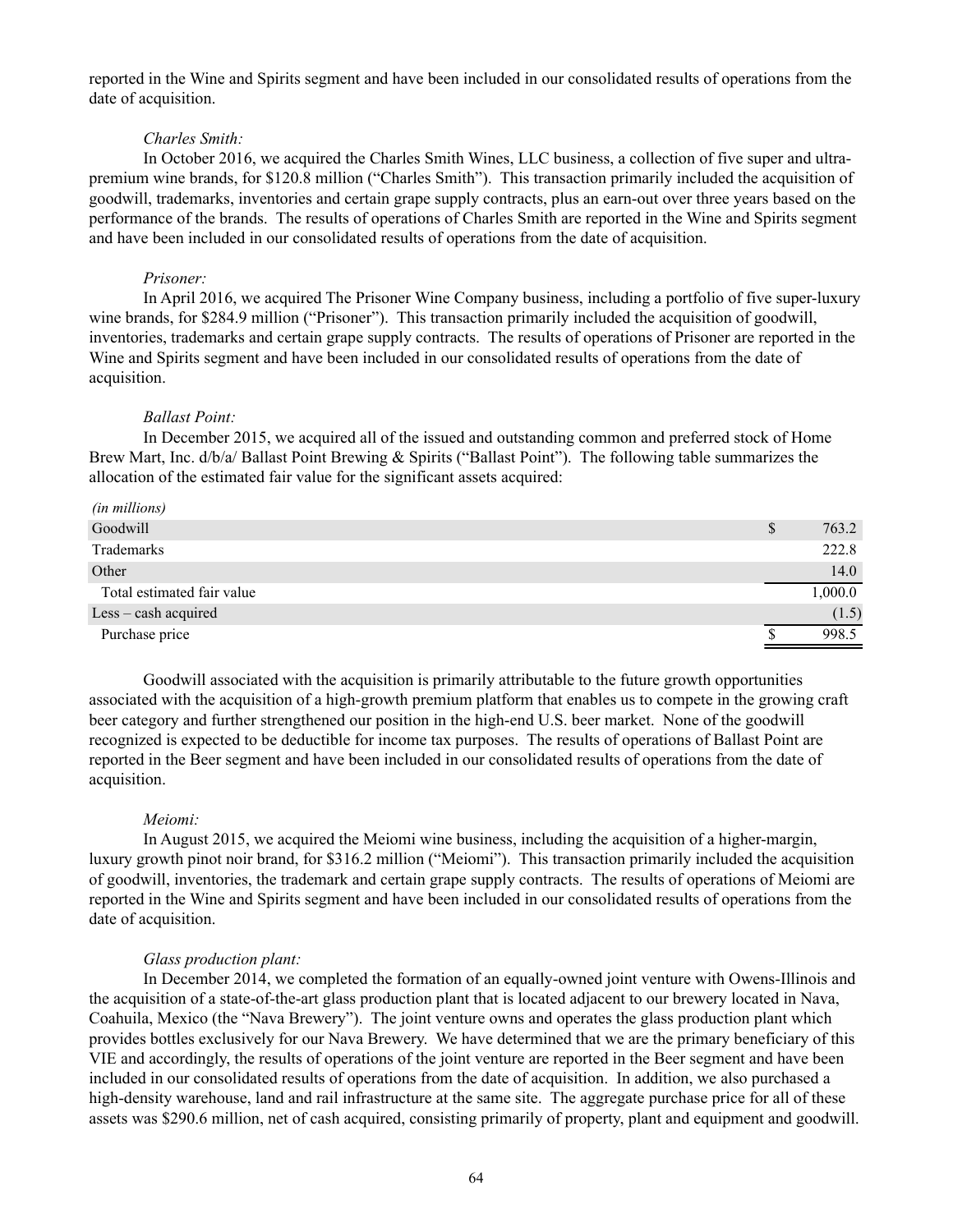reported in the Wine and Spirits segment and have been included in our consolidated results of operations from the date of acquisition.

*Charles Smith:*

In October 2016, we acquired the Charles Smith Wines, LLC business, a collection of five super and ultra-premium wine brands, for $120.8 million ("Charles Smith"). This transaction primarily included the acquisition of goodwill, trademarks, inventories and certain grape supply contracts, plus an earn-out over three years based on the performance of the brands. The results of operations of Charles Smith are reported in the Wine and Spirits segment and have been included in our consolidated results of operations from the date of acquisition.

*Prisoner:*

In April 2016, we acquired The Prisoner Wine Company business, including a portfolio of five super-luxury wine brands, for $284.9 million ("Prisoner"). This transaction primarily included the acquisition of goodwill, inventories, trademarks and certain grape supply contracts. The results of operations of Prisoner are reported in the Wine and Spirits segment and have been included in our consolidated results of operations from the date of acquisition.

*Ballast Point:*

In December 2015, we acquired all of the issued and outstanding common and preferred stock of Home Brew Mart, Inc. d/b/a/ Ballast Point Brewing & Spirits ("Ballast Point"). The following table summarizes the allocation of the estimated fair value for the significant assets acquired:

| *(in millions)* | |
|---|---|
| Goodwill | $ 763.2 |
| Trademarks | 222.8 |
| Other | 14.0 |
| Total estimated fair value | 1,000.0 |
| Less – cash acquired | (1.5) |
| Purchase price | $ 998.5 |

Goodwill associated with the acquisition is primarily attributable to the future growth opportunities associated with the acquisition of a high-growth premium platform that enables us to compete in the growing craft beer category and further strengthened our position in the high-end U.S. beer market. None of the goodwill recognized is expected to be deductible for income tax purposes. The results of operations of Ballast Point are reported in the Beer segment and have been included in our consolidated results of operations from the date of acquisition.

*Meiomi:*

In August 2015, we acquired the Meiomi wine business, including the acquisition of a higher-margin, luxury growth pinot noir brand, for $316.2 million ("Meiomi"). This transaction primarily included the acquisition of goodwill, inventories, the trademark and certain grape supply contracts. The results of operations of Meiomi are reported in the Wine and Spirits segment and have been included in our consolidated results of operations from the date of acquisition.

*Glass production plant:*

In December 2014, we completed the formation of an equally-owned joint venture with Owens-Illinois and the acquisition of a state-of-the-art glass production plant that is located adjacent to our brewery located in Nava, Coahuila, Mexico (the "Nava Brewery"). The joint venture owns and operates the glass production plant which provides bottles exclusively for our Nava Brewery. We have determined that we are the primary beneficiary of this VIE and accordingly, the results of operations of the joint venture are reported in the Beer segment and have been included in our consolidated results of operations from the date of acquisition. In addition, we also purchased a high-density warehouse, land and rail infrastructure at the same site. The aggregate purchase price for all of these assets was $290.6 million, net of cash acquired, consisting primarily of property, plant and equipment and goodwill.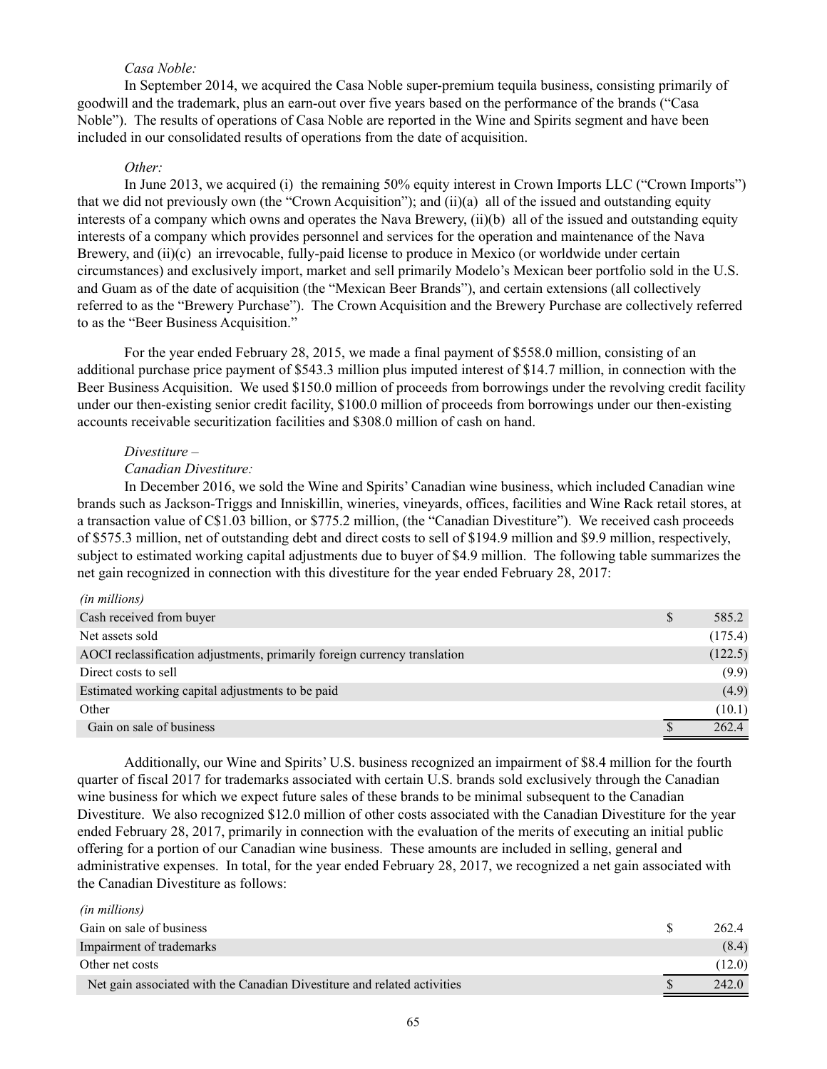*Casa Noble:*

In September 2014, we acquired the Casa Noble super-premium tequila business, consisting primarily of goodwill and the trademark, plus an earn-out over five years based on the performance of the brands ("Casa Noble"). The results of operations of Casa Noble are reported in the Wine and Spirits segment and have been included in our consolidated results of operations from the date of acquisition.

*Other:*

In June 2013, we acquired (i) the remaining 50% equity interest in Crown Imports LLC ("Crown Imports") that we did not previously own (the "Crown Acquisition"); and (ii)(a) all of the issued and outstanding equity interests of a company which owns and operates the Nava Brewery, (ii)(b) all of the issued and outstanding equity interests of a company which provides personnel and services for the operation and maintenance of the Nava Brewery, and (ii)(c) an irrevocable, fully-paid license to produce in Mexico (or worldwide under certain circumstances) and exclusively import, market and sell primarily Modelo's Mexican beer portfolio sold in the U.S. and Guam as of the date of acquisition (the "Mexican Beer Brands"), and certain extensions (all collectively referred to as the "Brewery Purchase"). The Crown Acquisition and the Brewery Purchase are collectively referred to as the "Beer Business Acquisition."

For the year ended February 28, 2015, we made a final payment of $558.0 million, consisting of an additional purchase price payment of $543.3 million plus imputed interest of $14.7 million, in connection with the Beer Business Acquisition. We used $150.0 million of proceeds from borrowings under the revolving credit facility under our then-existing senior credit facility, $100.0 million of proceeds from borrowings under our then-existing accounts receivable securitization facilities and $308.0 million of cash on hand.

*Divestiture –*

*Canadian Divestiture:*

In December 2016, we sold the Wine and Spirits' Canadian wine business, which included Canadian wine brands such as Jackson-Triggs and Inniskillin, wineries, vineyards, offices, facilities and Wine Rack retail stores, at a transaction value of C$1.03 billion, or $775.2 million, (the "Canadian Divestiture"). We received cash proceeds of $575.3 million, net of outstanding debt and direct costs to sell of $194.9 million and $9.9 million, respectively, subject to estimated working capital adjustments due to buyer of $4.9 million. The following table summarizes the net gain recognized in connection with this divestiture for the year ended February 28, 2017:

| *(in millions)* | |
|---|---|
| Cash received from buyer | $ 585.2 |
| Net assets sold | (175.4) |
| AOCI reclassification adjustments, primarily foreign currency translation | (122.5) |
| Direct costs to sell | (9.9) |
| Estimated working capital adjustments to be paid | (4.9) |
| Other | (10.1) |
| Gain on sale of business | $ 262.4 |

Additionally, our Wine and Spirits' U.S. business recognized an impairment of $8.4 million for the fourth quarter of fiscal 2017 for trademarks associated with certain U.S. brands sold exclusively through the Canadian wine business for which we expect future sales of these brands to be minimal subsequent to the Canadian Divestiture. We also recognized $12.0 million of other costs associated with the Canadian Divestiture for the year ended February 28, 2017, primarily in connection with the evaluation of the merits of executing an initial public offering for a portion of our Canadian wine business. These amounts are included in selling, general and administrative expenses. In total, for the year ended February 28, 2017, we recognized a net gain associated with the Canadian Divestiture as follows:

| *(in millions)* | |
|---|---|
| Gain on sale of business | $ 262.4 |
| Impairment of trademarks | (8.4) |
| Other net costs | (12.0) |
| Net gain associated with the Canadian Divestiture and related activities | $ 242.0 |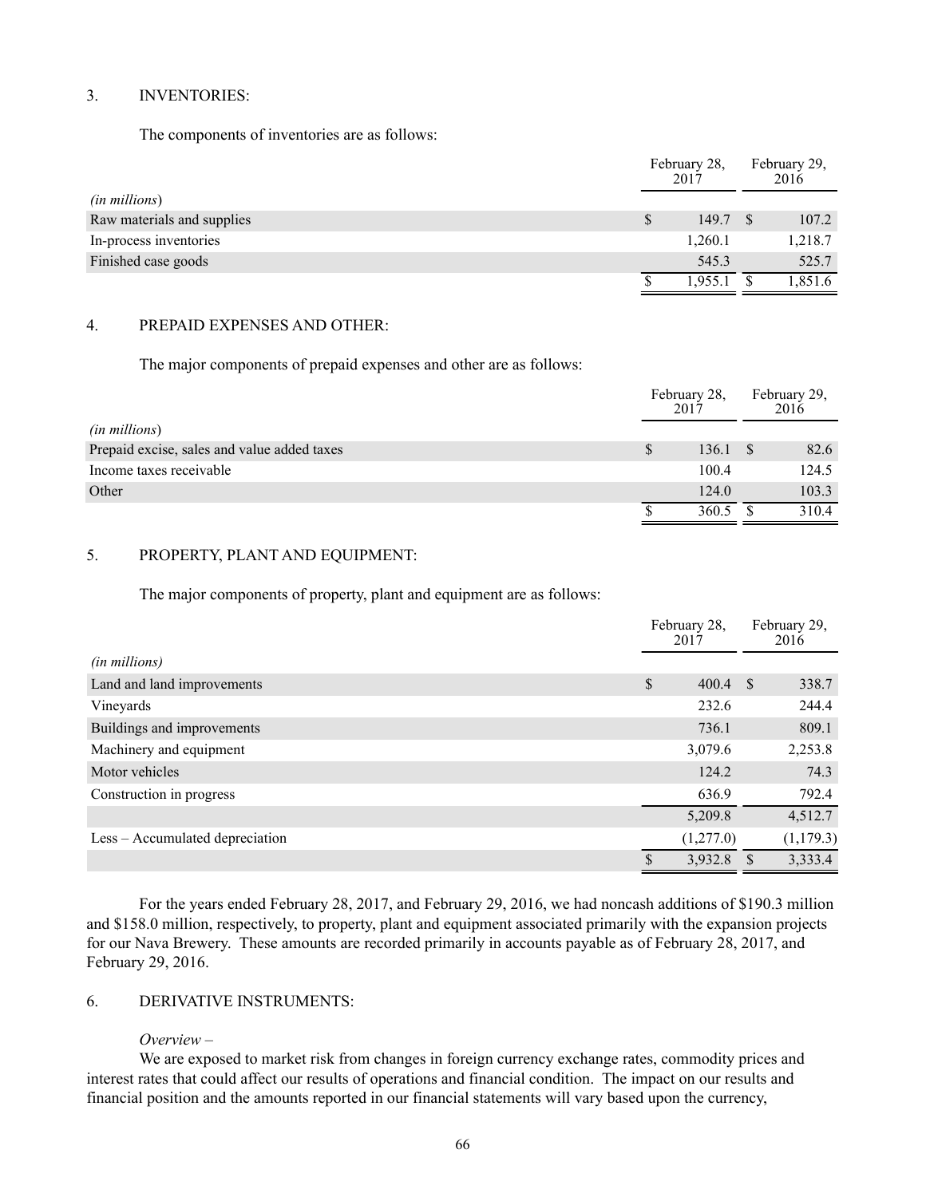## 3. INVENTORIES:

The components of inventories are as follows:

| (in millions) | February 28, 2017 | February 29, 2016 |
|---|---|---|
| Raw materials and supplies | $ 149.7 | $ 107.2 |
| In-process inventories | 1,260.1 | 1,218.7 |
| Finished case goods | 545.3 | 525.7 |
| | $ 1,955.1 | $ 1,851.6 |

## 4. PREPAID EXPENSES AND OTHER:

The major components of prepaid expenses and other are as follows:

| (in millions) | February 28, 2017 | February 29, 2016 |
|---|---|---|
| Prepaid excise, sales and value added taxes | $ 136.1 | $ 82.6 |
| Income taxes receivable | 100.4 | 124.5 |
| Other | 124.0 | 103.3 |
| | $ 360.5 | $ 310.4 |

## 5. PROPERTY, PLANT AND EQUIPMENT:

The major components of property, plant and equipment are as follows:

| (in millions) | February 28, 2017 | February 29, 2016 |
|---|---|---|
| Land and land improvements | $ 400.4 | $ 338.7 |
| Vineyards | 232.6 | 244.4 |
| Buildings and improvements | 736.1 | 809.1 |
| Machinery and equipment | 3,079.6 | 2,253.8 |
| Motor vehicles | 124.2 | 74.3 |
| Construction in progress | 636.9 | 792.4 |
| | 5,209.8 | 4,512.7 |
| Less – Accumulated depreciation | (1,277.0) | (1,179.3) |
| | $ 3,932.8 | $ 3,333.4 |

For the years ended February 28, 2017, and February 29, 2016, we had noncash additions of $190.3 million and $158.0 million, respectively, to property, plant and equipment associated primarily with the expansion projects for our Nava Brewery. These amounts are recorded primarily in accounts payable as of February 28, 2017, and February 29, 2016.

## 6. DERIVATIVE INSTRUMENTS:

*Overview –*

We are exposed to market risk from changes in foreign currency exchange rates, commodity prices and interest rates that could affect our results of operations and financial condition. The impact on our results and financial position and the amounts reported in our financial statements will vary based upon the currency,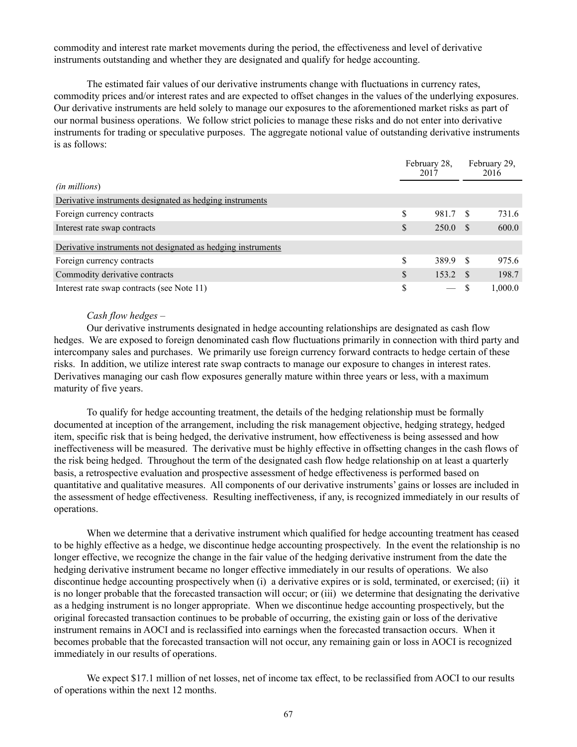commodity and interest rate market movements during the period, the effectiveness and level of derivative instruments outstanding and whether they are designated and qualify for hedge accounting.

The estimated fair values of our derivative instruments change with fluctuations in currency rates, commodity prices and/or interest rates and are expected to offset changes in the values of the underlying exposures. Our derivative instruments are held solely to manage our exposures to the aforementioned market risks as part of our normal business operations. We follow strict policies to manage these risks and do not enter into derivative instruments for trading or speculative purposes. The aggregate notional value of outstanding derivative instruments is as follows:

| *(in millions)* | February 28, 2017 | February 29, 2016 |
|---|---|---|
| Derivative instruments designated as hedging instruments | | |
| Foreign currency contracts | $ 981.7 | $ 731.6 |
| Interest rate swap contracts | $ 250.0 | $ 600.0 |
| Derivative instruments not designated as hedging instruments | | |
| Foreign currency contracts | $ 389.9 | $ 975.6 |
| Commodity derivative contracts | $ 153.2 | $ 198.7 |
| Interest rate swap contracts (see Note 11) | $ — | $ 1,000.0 |

*Cash flow hedges –*

Our derivative instruments designated in hedge accounting relationships are designated as cash flow hedges. We are exposed to foreign denominated cash flow fluctuations primarily in connection with third party and intercompany sales and purchases. We primarily use foreign currency forward contracts to hedge certain of these risks. In addition, we utilize interest rate swap contracts to manage our exposure to changes in interest rates. Derivatives managing our cash flow exposures generally mature within three years or less, with a maximum maturity of five years.

To qualify for hedge accounting treatment, the details of the hedging relationship must be formally documented at inception of the arrangement, including the risk management objective, hedging strategy, hedged item, specific risk that is being hedged, the derivative instrument, how effectiveness is being assessed and how ineffectiveness will be measured. The derivative must be highly effective in offsetting changes in the cash flows of the risk being hedged. Throughout the term of the designated cash flow hedge relationship on at least a quarterly basis, a retrospective evaluation and prospective assessment of hedge effectiveness is performed based on quantitative and qualitative measures. All components of our derivative instruments' gains or losses are included in the assessment of hedge effectiveness. Resulting ineffectiveness, if any, is recognized immediately in our results of operations.

When we determine that a derivative instrument which qualified for hedge accounting treatment has ceased to be highly effective as a hedge, we discontinue hedge accounting prospectively. In the event the relationship is no longer effective, we recognize the change in the fair value of the hedging derivative instrument from the date the hedging derivative instrument became no longer effective immediately in our results of operations. We also discontinue hedge accounting prospectively when (i) a derivative expires or is sold, terminated, or exercised; (ii) it is no longer probable that the forecasted transaction will occur; or (iii) we determine that designating the derivative as a hedging instrument is no longer appropriate. When we discontinue hedge accounting prospectively, but the original forecasted transaction continues to be probable of occurring, the existing gain or loss of the derivative instrument remains in AOCI and is reclassified into earnings when the forecasted transaction occurs. When it becomes probable that the forecasted transaction will not occur, any remaining gain or loss in AOCI is recognized immediately in our results of operations.

We expect $17.1 million of net losses, net of income tax effect, to be reclassified from AOCI to our results of operations within the next 12 months.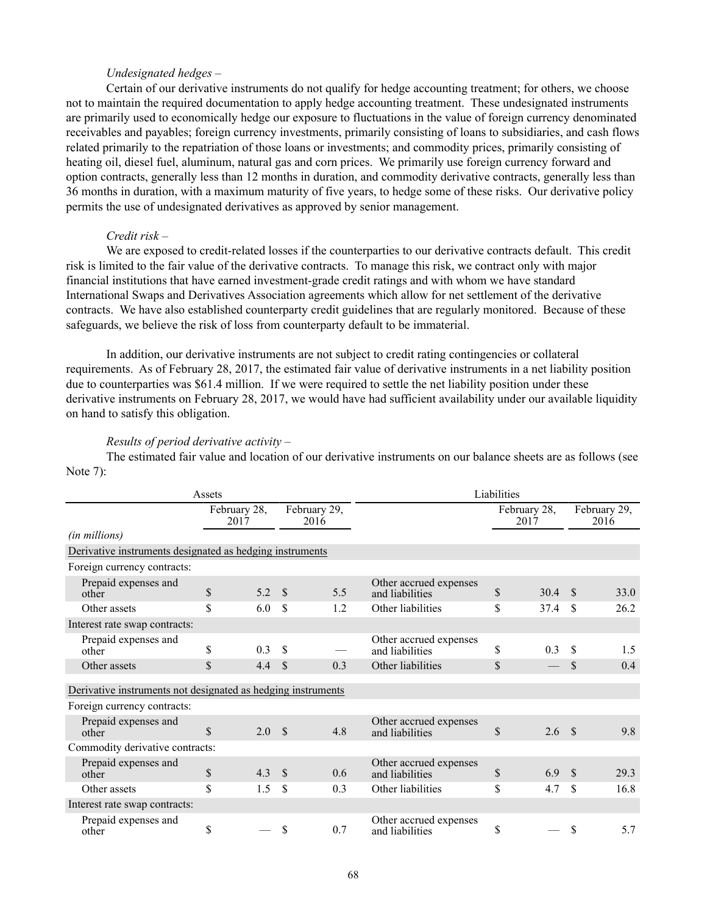*Undesignated hedges –*

Certain of our derivative instruments do not qualify for hedge accounting treatment; for others, we choose not to maintain the required documentation to apply hedge accounting treatment. These undesignated instruments are primarily used to economically hedge our exposure to fluctuations in the value of foreign currency denominated receivables and payables; foreign currency investments, primarily consisting of loans to subsidiaries, and cash flows related primarily to the repatriation of those loans or investments; and commodity prices, primarily consisting of heating oil, diesel fuel, aluminum, natural gas and corn prices. We primarily use foreign currency forward and option contracts, generally less than 12 months in duration, and commodity derivative contracts, generally less than 36 months in duration, with a maximum maturity of five years, to hedge some of these risks. Our derivative policy permits the use of undesignated derivatives as approved by senior management.

*Credit risk –*

We are exposed to credit-related losses if the counterparties to our derivative contracts default. This credit risk is limited to the fair value of the derivative contracts. To manage this risk, we contract only with major financial institutions that have earned investment-grade credit ratings and with whom we have standard International Swaps and Derivatives Association agreements which allow for net settlement of the derivative contracts. We have also established counterparty credit guidelines that are regularly monitored. Because of these safeguards, we believe the risk of loss from counterparty default to be immaterial.

In addition, our derivative instruments are not subject to credit rating contingencies or collateral requirements. As of February 28, 2017, the estimated fair value of derivative instruments in a net liability position due to counterparties was $61.4 million. If we were required to settle the net liability position under these derivative instruments on February 28, 2017, we would have had sufficient availability under our available liquidity on hand to satisfy this obligation.

*Results of period derivative activity –*

The estimated fair value and location of our derivative instruments on our balance sheets are as follows (see Note 7):

| Assets | | | Liabilities | | |
|---|---|---|---|---|---|
| | February 28, 2017 | February 29, 2016 | | February 28, 2017 | February 29, 2016 |
| *(in millions)* | | | | | |
| Derivative instruments designated as hedging instruments | | | | | |
| Foreign currency contracts: | | | | | |
| Prepaid expenses and other | $ 5.2 | $ 5.5 | Other accrued expenses and liabilities | $ 30.4 | $ 33.0 |
| Other assets | $ 6.0 | $ 1.2 | Other liabilities | $ 37.4 | $ 26.2 |
| Interest rate swap contracts: | | | | | |
| Prepaid expenses and other | $ 0.3 | $ — | Other accrued expenses and liabilities | $ 0.3 | $ 1.5 |
| Other assets | $ 4.4 | $ 0.3 | Other liabilities | $ — | $ 0.4 |
| Derivative instruments not designated as hedging instruments | | | | | |
| Foreign currency contracts: | | | | | |
| Prepaid expenses and other | $ 2.0 | $ 4.8 | Other accrued expenses and liabilities | $ 2.6 | $ 9.8 |
| Commodity derivative contracts: | | | | | |
| Prepaid expenses and other | $ 4.3 | $ 0.6 | Other accrued expenses and liabilities | $ 6.9 | $ 29.3 |
| Other assets | $ 1.5 | $ 0.3 | Other liabilities | $ 4.7 | $ 16.8 |
| Interest rate swap contracts: | | | | | |
| Prepaid expenses and other | $ — | $ 0.7 | Other accrued expenses and liabilities | $ — | $ 5.7 |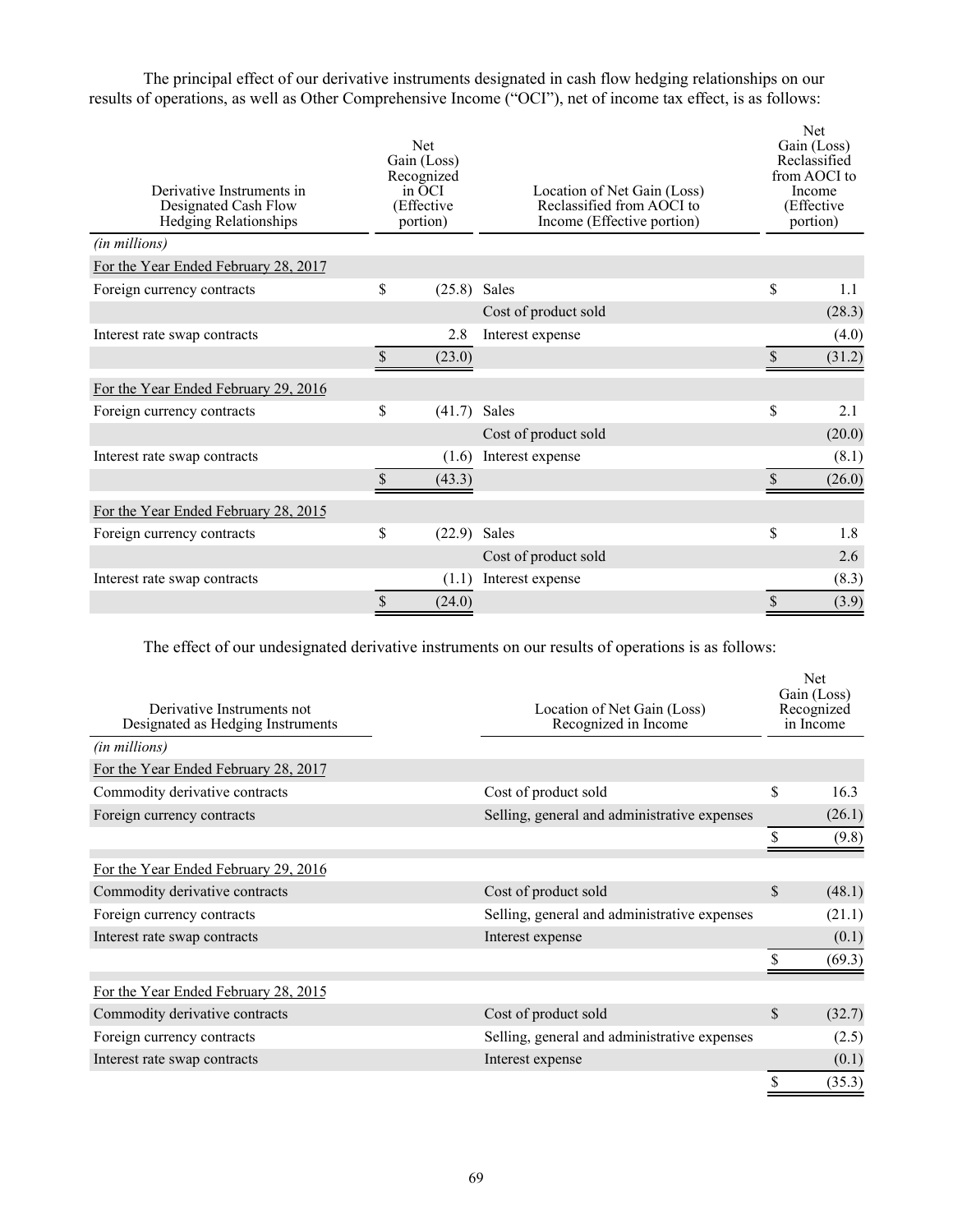The principal effect of our derivative instruments designated in cash flow hedging relationships on our results of operations, as well as Other Comprehensive Income ("OCI"), net of income tax effect, is as follows:

| Derivative Instruments in Designated Cash Flow Hedging Relationships | Net Gain (Loss) Recognized in OCI (Effective portion) | Location of Net Gain (Loss) Reclassified from AOCI to Income (Effective portion) | Net Gain (Loss) Reclassified from AOCI to Income (Effective portion) |
|---|---|---|---|
| *(in millions)* | | | |
| For the Year Ended February 28, 2017 | | | |
| Foreign currency contracts | $ (25.8) | Sales | $ 1.1 |
| | | Cost of product sold | (28.3) |
| Interest rate swap contracts | 2.8 | Interest expense | (4.0) |
| | $ (23.0) | | $ (31.2) |
| For the Year Ended February 29, 2016 | | | |
| Foreign currency contracts | $ (41.7) | Sales | $ 2.1 |
| | | Cost of product sold | (20.0) |
| Interest rate swap contracts | (1.6) | Interest expense | (8.1) |
| | $ (43.3) | | $ (26.0) |
| For the Year Ended February 28, 2015 | | | |
| Foreign currency contracts | $ (22.9) | Sales | $ 1.8 |
| | | Cost of product sold | 2.6 |
| Interest rate swap contracts | (1.1) | Interest expense | (8.3) |
| | $ (24.0) | | $ (3.9) |

The effect of our undesignated derivative instruments on our results of operations is as follows:

| Derivative Instruments not Designated as Hedging Instruments | Location of Net Gain (Loss) Recognized in Income | Net Gain (Loss) Recognized in Income |
|---|---|---|
| *(in millions)* | | |
| For the Year Ended February 28, 2017 | | |
| Commodity derivative contracts | Cost of product sold | $ 16.3 |
| Foreign currency contracts | Selling, general and administrative expenses | (26.1) |
| | | $ (9.8) |
| For the Year Ended February 29, 2016 | | |
| Commodity derivative contracts | Cost of product sold | $ (48.1) |
| Foreign currency contracts | Selling, general and administrative expenses | (21.1) |
| Interest rate swap contracts | Interest expense | (0.1) |
| | | $ (69.3) |
| For the Year Ended February 28, 2015 | | |
| Commodity derivative contracts | Cost of product sold | $ (32.7) |
| Foreign currency contracts | Selling, general and administrative expenses | (2.5) |
| Interest rate swap contracts | Interest expense | (0.1) |
| | | $ (35.3) |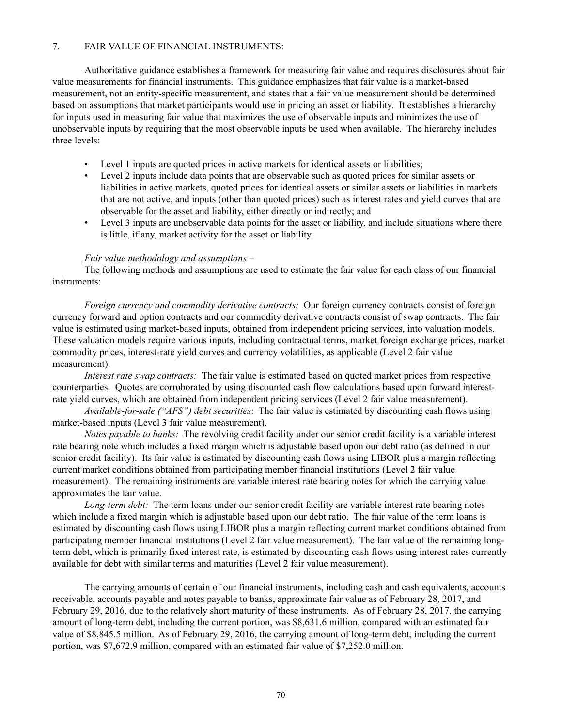## 7. FAIR VALUE OF FINANCIAL INSTRUMENTS:

Authoritative guidance establishes a framework for measuring fair value and requires disclosures about fair value measurements for financial instruments. This guidance emphasizes that fair value is a market-based measurement, not an entity-specific measurement, and states that a fair value measurement should be determined based on assumptions that market participants would use in pricing an asset or liability. It establishes a hierarchy for inputs used in measuring fair value that maximizes the use of observable inputs and minimizes the use of unobservable inputs by requiring that the most observable inputs be used when available. The hierarchy includes three levels:

- Level 1 inputs are quoted prices in active markets for identical assets or liabilities;
- Level 2 inputs include data points that are observable such as quoted prices for similar assets or liabilities in active markets, quoted prices for identical assets or similar assets or liabilities in markets that are not active, and inputs (other than quoted prices) such as interest rates and yield curves that are observable for the asset and liability, either directly or indirectly; and
- Level 3 inputs are unobservable data points for the asset or liability, and include situations where there is little, if any, market activity for the asset or liability.

*Fair value methodology and assumptions* –

The following methods and assumptions are used to estimate the fair value for each class of our financial instruments:

*Foreign currency and commodity derivative contracts:* Our foreign currency contracts consist of foreign currency forward and option contracts and our commodity derivative contracts consist of swap contracts. The fair value is estimated using market-based inputs, obtained from independent pricing services, into valuation models. These valuation models require various inputs, including contractual terms, market foreign exchange prices, market commodity prices, interest-rate yield curves and currency volatilities, as applicable (Level 2 fair value measurement).

*Interest rate swap contracts:* The fair value is estimated based on quoted market prices from respective counterparties. Quotes are corroborated by using discounted cash flow calculations based upon forward interest-rate yield curves, which are obtained from independent pricing services (Level 2 fair value measurement).

*Available-for-sale ("AFS") debt securities*: The fair value is estimated by discounting cash flows using market-based inputs (Level 3 fair value measurement).

*Notes payable to banks:* The revolving credit facility under our senior credit facility is a variable interest rate bearing note which includes a fixed margin which is adjustable based upon our debt ratio (as defined in our senior credit facility). Its fair value is estimated by discounting cash flows using LIBOR plus a margin reflecting current market conditions obtained from participating member financial institutions (Level 2 fair value measurement). The remaining instruments are variable interest rate bearing notes for which the carrying value approximates the fair value.

*Long-term debt:* The term loans under our senior credit facility are variable interest rate bearing notes which include a fixed margin which is adjustable based upon our debt ratio. The fair value of the term loans is estimated by discounting cash flows using LIBOR plus a margin reflecting current market conditions obtained from participating member financial institutions (Level 2 fair value measurement). The fair value of the remaining long-term debt, which is primarily fixed interest rate, is estimated by discounting cash flows using interest rates currently available for debt with similar terms and maturities (Level 2 fair value measurement).

The carrying amounts of certain of our financial instruments, including cash and cash equivalents, accounts receivable, accounts payable and notes payable to banks, approximate fair value as of February 28, 2017, and February 29, 2016, due to the relatively short maturity of these instruments. As of February 28, 2017, the carrying amount of long-term debt, including the current portion, was $8,631.6 million, compared with an estimated fair value of $8,845.5 million. As of February 29, 2016, the carrying amount of long-term debt, including the current portion, was $7,672.9 million, compared with an estimated fair value of $7,252.0 million.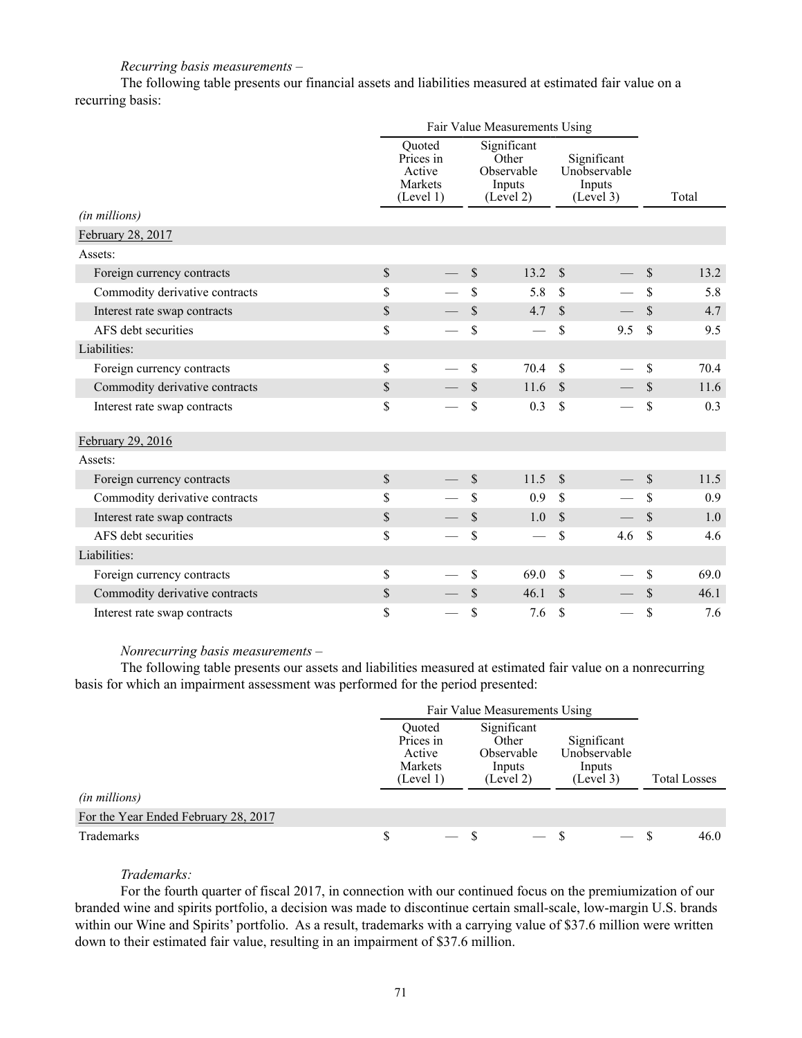*Recurring basis measurements –*

The following table presents our financial assets and liabilities measured at estimated fair value on a recurring basis:

| | Fair Value Measurements Using | | | |
|---|---|---|---|---|
| *(in millions)* | Quoted Prices in Active Markets (Level 1) | Significant Other Observable Inputs (Level 2) | Significant Unobservable Inputs (Level 3) | Total |
| February 28, 2017 | | | | |
| Assets: | | | | |
| Foreign currency contracts | $ — | $ 13.2 | $ — | $ 13.2 |
| Commodity derivative contracts | $ — | $ 5.8 | $ — | $ 5.8 |
| Interest rate swap contracts | $ — | $ 4.7 | $ — | $ 4.7 |
| AFS debt securities | $ — | $ — | $ 9.5 | $ 9.5 |
| Liabilities: | | | | |
| Foreign currency contracts | $ — | $ 70.4 | $ — | $ 70.4 |
| Commodity derivative contracts | $ — | $ 11.6 | $ — | $ 11.6 |
| Interest rate swap contracts | $ — | $ 0.3 | $ — | $ 0.3 |
| February 29, 2016 | | | | |
| Assets: | | | | |
| Foreign currency contracts | $ — | $ 11.5 | $ — | $ 11.5 |
| Commodity derivative contracts | $ — | $ 0.9 | $ — | $ 0.9 |
| Interest rate swap contracts | $ — | $ 1.0 | $ — | $ 1.0 |
| AFS debt securities | $ — | $ — | $ 4.6 | $ 4.6 |
| Liabilities: | | | | |
| Foreign currency contracts | $ — | $ 69.0 | $ — | $ 69.0 |
| Commodity derivative contracts | $ — | $ 46.1 | $ — | $ 46.1 |
| Interest rate swap contracts | $ — | $ 7.6 | $ — | $ 7.6 |

*Nonrecurring basis measurements –*

The following table presents our assets and liabilities measured at estimated fair value on a nonrecurring basis for which an impairment assessment was performed for the period presented:

| | Fair Value Measurements Using | | | |
|---|---|---|---|---|
| *(in millions)* | Quoted Prices in Active Markets (Level 1) | Significant Other Observable Inputs (Level 2) | Significant Unobservable Inputs (Level 3) | Total Losses |
| For the Year Ended February 28, 2017 | | | | |
| Trademarks | $ — | $ — | $ — | $ 46.0 |

*Trademarks:*

For the fourth quarter of fiscal 2017, in connection with our continued focus on the premiumization of our branded wine and spirits portfolio, a decision was made to discontinue certain small-scale, low-margin U.S. brands within our Wine and Spirits' portfolio. As a result, trademarks with a carrying value of $37.6 million were written down to their estimated fair value, resulting in an impairment of $37.6 million.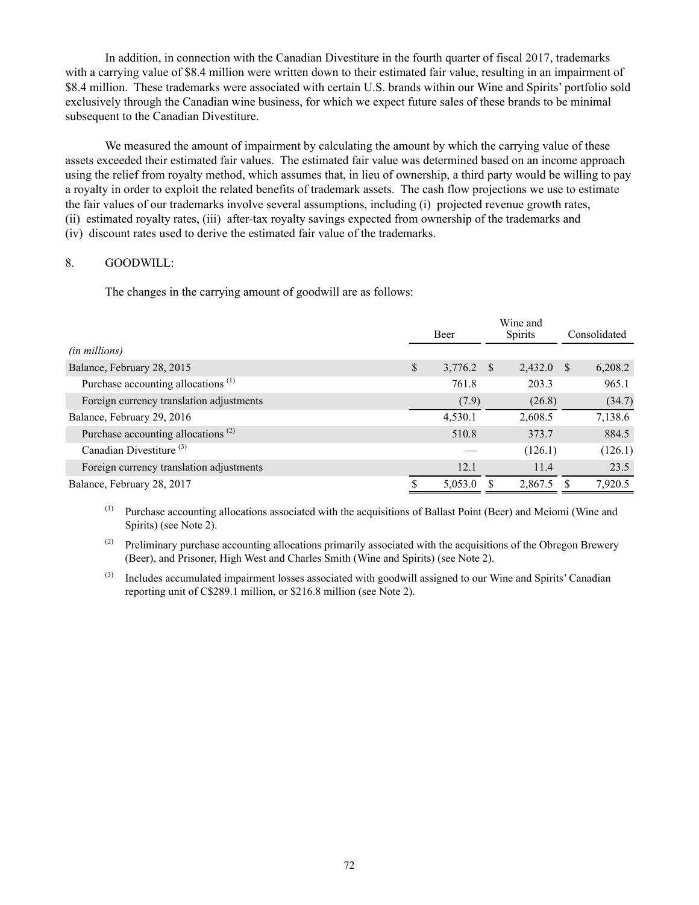In addition, in connection with the Canadian Divestiture in the fourth quarter of fiscal 2017, trademarks with a carrying value of $8.4 million were written down to their estimated fair value, resulting in an impairment of $8.4 million. These trademarks were associated with certain U.S. brands within our Wine and Spirits' portfolio sold exclusively through the Canadian wine business, for which we expect future sales of these brands to be minimal subsequent to the Canadian Divestiture.

We measured the amount of impairment by calculating the amount by which the carrying value of these assets exceeded their estimated fair values. The estimated fair value was determined based on an income approach using the relief from royalty method, which assumes that, in lieu of ownership, a third party would be willing to pay a royalty in order to exploit the related benefits of trademark assets. The cash flow projections we use to estimate the fair values of our trademarks involve several assumptions, including (i) projected revenue growth rates, (ii) estimated royalty rates, (iii) after-tax royalty savings expected from ownership of the trademarks and (iv) discount rates used to derive the estimated fair value of the trademarks.

## 8. GOODWILL:

The changes in the carrying amount of goodwill are as follows:

| *(in millions)* | Beer | Wine and Spirits | Consolidated |
|---|---|---|---|
| Balance, February 28, 2015 | $ 3,776.2 | $ 2,432.0 | $ 6,208.2 |
| Purchase accounting allocations [(1)] | 761.8 | 203.3 | 965.1 |
| Foreign currency translation adjustments | (7.9) | (26.8) | (34.7) |
| Balance, February 29, 2016 | 4,530.1 | 2,608.5 | 7,138.6 |
| Purchase accounting allocations [(2)] | 510.8 | 373.7 | 884.5 |
| Canadian Divestiture [(3)] | — | (126.1) | (126.1) |
| Foreign currency translation adjustments | 12.1 | 11.4 | 23.5 |
| Balance, February 28, 2017 | $ 5,053.0 | $ 2,867.5 | $ 7,920.5 |

(1) Purchase accounting allocations associated with the acquisitions of Ballast Point (Beer) and Meiomi (Wine and Spirits) (see Note 2).

(2) Preliminary purchase accounting allocations primarily associated with the acquisitions of the Obregon Brewery (Beer), and Prisoner, High West and Charles Smith (Wine and Spirits) (see Note 2).

(3) Includes accumulated impairment losses associated with goodwill assigned to our Wine and Spirits' Canadian reporting unit of C$289.1 million, or $216.8 million (see Note 2).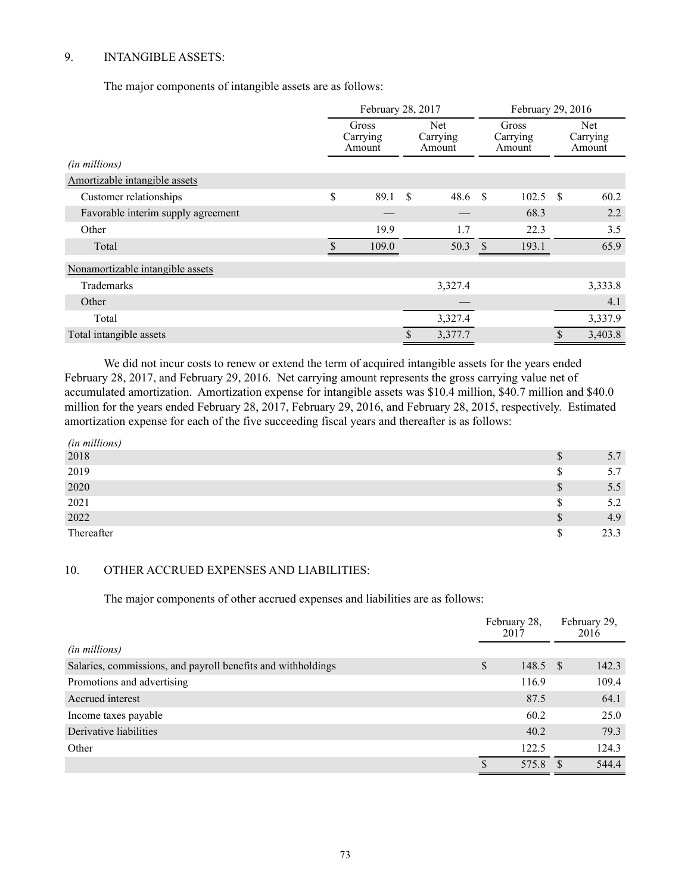## 9. INTANGIBLE ASSETS:

The major components of intangible assets are as follows:

| | February 28, 2017 | | February 29, 2016 | |
|---|---|---|---|---|
| | Gross Carrying Amount | Net Carrying Amount | Gross Carrying Amount | Net Carrying Amount |
| *(in millions)* | | | | |
| Amortizable intangible assets | | | | |
| Customer relationships | $ 89.1 | $ 48.6 | $ 102.5 | $ 60.2 |
| Favorable interim supply agreement | — | — | 68.3 | 2.2 |
| Other | 19.9 | 1.7 | 22.3 | 3.5 |
| Total | $ 109.0 | 50.3 | $ 193.1 | 65.9 |
| Nonamortizable intangible assets | | | | |
| Trademarks | | 3,327.4 | | 3,333.8 |
| Other | | — | | 4.1 |
| Total | | 3,327.4 | | 3,337.9 |
| Total intangible assets | | $ 3,377.7 | | $ 3,403.8 |

We did not incur costs to renew or extend the term of acquired intangible assets for the years ended February 28, 2017, and February 29, 2016. Net carrying amount represents the gross carrying value net of accumulated amortization. Amortization expense for intangible assets was $10.4 million, $40.7 million and $40.0 million for the years ended February 28, 2017, February 29, 2016, and February 28, 2015, respectively. Estimated amortization expense for each of the five succeeding fiscal years and thereafter is as follows:

| *(in millions)* | |
|---|---|
| 2018 | $ 5.7 |
| 2019 | $ 5.7 |
| 2020 | $ 5.5 |
| 2021 | $ 5.2 |
| 2022 | $ 4.9 |
| Thereafter | $ 23.3 |

## 10. OTHER ACCRUED EXPENSES AND LIABILITIES:

The major components of other accrued expenses and liabilities are as follows:

| | February 28, 2017 | February 29, 2016 |
|---|---|---|
| *(in millions)* | | |
| Salaries, commissions, and payroll benefits and withholdings | $ 148.5 | $ 142.3 |
| Promotions and advertising | 116.9 | 109.4 |
| Accrued interest | 87.5 | 64.1 |
| Income taxes payable | 60.2 | 25.0 |
| Derivative liabilities | 40.2 | 79.3 |
| Other | 122.5 | 124.3 |
| | $ 575.8 | $ 544.4 |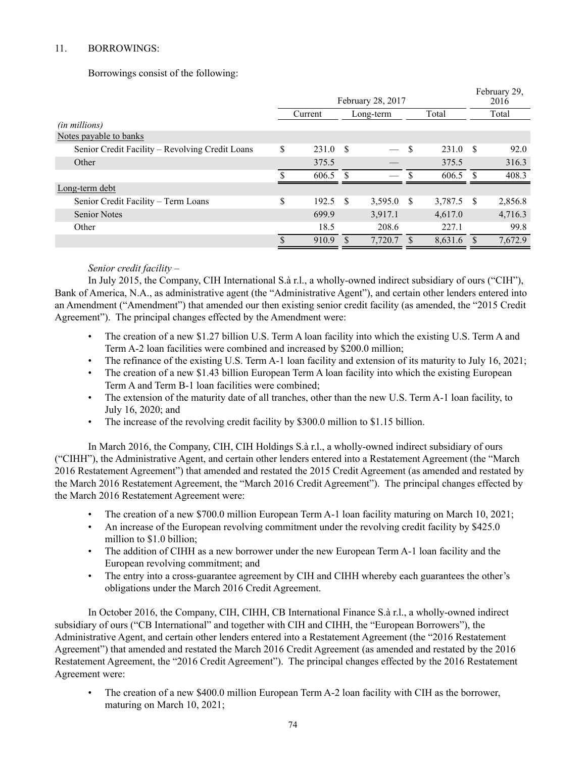11. BORROWINGS:

Borrowings consist of the following:

| (in millions) | February 28, 2017 | | | February 29, 2016 |
|---|---|---|---|---|
| | Current | Long-term | Total | Total |
| Notes payable to banks | | | | |
| Senior Credit Facility – Revolving Credit Loans | $ 231.0 | $ — | $ 231.0 | $ 92.0 |
| Other | 375.5 | — | 375.5 | 316.3 |
| | $ 606.5 | $ — | $ 606.5 | $ 408.3 |
| Long-term debt | | | | |
| Senior Credit Facility – Term Loans | $ 192.5 | $ 3,595.0 | $ 3,787.5 | $ 2,856.8 |
| Senior Notes | 699.9 | 3,917.1 | 4,617.0 | 4,716.3 |
| Other | 18.5 | 208.6 | 227.1 | 99.8 |
| | $ 910.9 | $ 7,720.7 | $ 8,631.6 | $ 7,672.9 |

*Senior credit facility –*

In July 2015, the Company, CIH International S.à r.l., a wholly-owned indirect subsidiary of ours ("CIH"), Bank of America, N.A., as administrative agent (the "Administrative Agent"), and certain other lenders entered into an Amendment ("Amendment") that amended our then existing senior credit facility (as amended, the "2015 Credit Agreement"). The principal changes effected by the Amendment were:

- The creation of a new $1.27 billion U.S. Term A loan facility into which the existing U.S. Term A and Term A-2 loan facilities were combined and increased by $200.0 million;
- The refinance of the existing U.S. Term A-1 loan facility and extension of its maturity to July 16, 2021;
- The creation of a new $1.43 billion European Term A loan facility into which the existing European Term A and Term B-1 loan facilities were combined;
- The extension of the maturity date of all tranches, other than the new U.S. Term A-1 loan facility, to July 16, 2020; and
- The increase of the revolving credit facility by $300.0 million to $1.15 billion.

In March 2016, the Company, CIH, CIH Holdings S.à r.l., a wholly-owned indirect subsidiary of ours ("CIHH"), the Administrative Agent, and certain other lenders entered into a Restatement Agreement (the "March 2016 Restatement Agreement") that amended and restated the 2015 Credit Agreement (as amended and restated by the March 2016 Restatement Agreement, the "March 2016 Credit Agreement"). The principal changes effected by the March 2016 Restatement Agreement were:

- The creation of a new $700.0 million European Term A-1 loan facility maturing on March 10, 2021;
- An increase of the European revolving commitment under the revolving credit facility by $425.0 million to $1.0 billion;
- The addition of CIHH as a new borrower under the new European Term A-1 loan facility and the European revolving commitment; and
- The entry into a cross-guarantee agreement by CIH and CIHH whereby each guarantees the other's obligations under the March 2016 Credit Agreement.

In October 2016, the Company, CIH, CIHH, CB International Finance S.à r.l., a wholly-owned indirect subsidiary of ours ("CB International" and together with CIH and CIHH, the "European Borrowers"), the Administrative Agent, and certain other lenders entered into a Restatement Agreement (the "2016 Restatement Agreement") that amended and restated the March 2016 Credit Agreement (as amended and restated by the 2016 Restatement Agreement, the "2016 Credit Agreement"). The principal changes effected by the 2016 Restatement Agreement were:

- The creation of a new $400.0 million European Term A-2 loan facility with CIH as the borrower, maturing on March 10, 2021;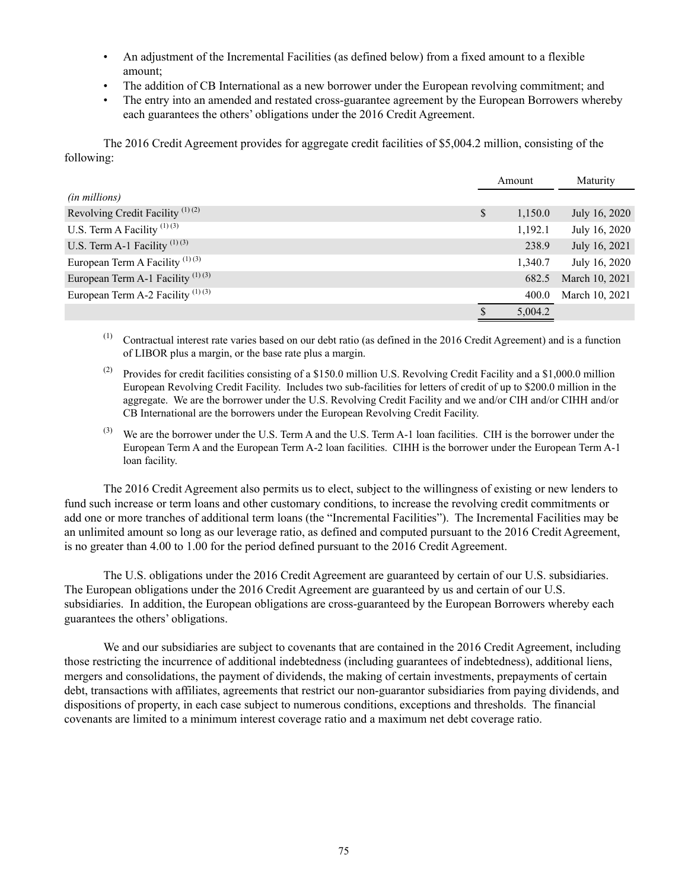- An adjustment of the Incremental Facilities (as defined below) from a fixed amount to a flexible amount;
- The addition of CB International as a new borrower under the European revolving commitment; and
- The entry into an amended and restated cross-guarantee agreement by the European Borrowers whereby each guarantees the others' obligations under the 2016 Credit Agreement.

The 2016 Credit Agreement provides for aggregate credit facilities of $5,004.2 million, consisting of the following:

| *(in millions)* | Amount | Maturity |
|---|---|---|
| Revolving Credit Facility [1] [2] | $ 1,150.0 | July 16, 2020 |
| U.S. Term A Facility [1] [3] | 1,192.1 | July 16, 2020 |
| U.S. Term A-1 Facility [1] [3] | 238.9 | July 16, 2021 |
| European Term A Facility [1] [3] | 1,340.7 | July 16, 2020 |
| European Term A-1 Facility [1] [3] | 682.5 | March 10, 2021 |
| European Term A-2 Facility [1] [3] | 400.0 | March 10, 2021 |
| | $ 5,004.2 | |

[1] Contractual interest rate varies based on our debt ratio (as defined in the 2016 Credit Agreement) and is a function of LIBOR plus a margin, or the base rate plus a margin.

[2] Provides for credit facilities consisting of a $150.0 million U.S. Revolving Credit Facility and a $1,000.0 million European Revolving Credit Facility. Includes two sub-facilities for letters of credit of up to $200.0 million in the aggregate. We are the borrower under the U.S. Revolving Credit Facility and we and/or CIH and/or CIHH and/or CB International are the borrowers under the European Revolving Credit Facility.

[3] We are the borrower under the U.S. Term A and the U.S. Term A-1 loan facilities. CIH is the borrower under the European Term A and the European Term A-2 loan facilities. CIHH is the borrower under the European Term A-1 loan facility.

The 2016 Credit Agreement also permits us to elect, subject to the willingness of existing or new lenders to fund such increase or term loans and other customary conditions, to increase the revolving credit commitments or add one or more tranches of additional term loans (the "Incremental Facilities"). The Incremental Facilities may be an unlimited amount so long as our leverage ratio, as defined and computed pursuant to the 2016 Credit Agreement, is no greater than 4.00 to 1.00 for the period defined pursuant to the 2016 Credit Agreement.

The U.S. obligations under the 2016 Credit Agreement are guaranteed by certain of our U.S. subsidiaries. The European obligations under the 2016 Credit Agreement are guaranteed by us and certain of our U.S. subsidiaries. In addition, the European obligations are cross-guaranteed by the European Borrowers whereby each guarantees the others' obligations.

We and our subsidiaries are subject to covenants that are contained in the 2016 Credit Agreement, including those restricting the incurrence of additional indebtedness (including guarantees of indebtedness), additional liens, mergers and consolidations, the payment of dividends, the making of certain investments, prepayments of certain debt, transactions with affiliates, agreements that restrict our non-guarantor subsidiaries from paying dividends, and dispositions of property, in each case subject to numerous conditions, exceptions and thresholds. The financial covenants are limited to a minimum interest coverage ratio and a maximum net debt coverage ratio.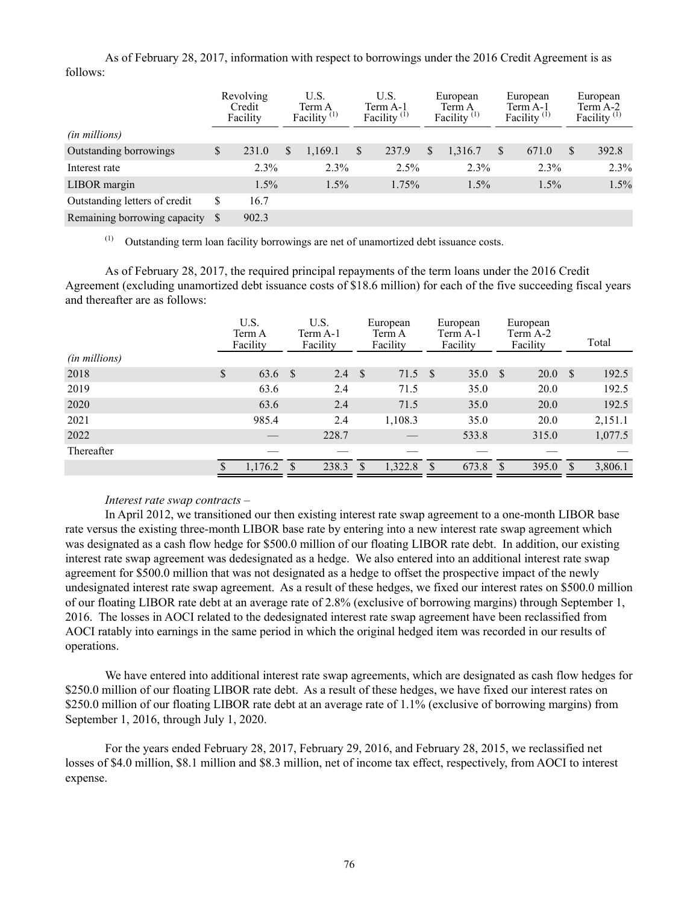As of February 28, 2017, information with respect to borrowings under the 2016 Credit Agreement is as follows:

| *(in millions)* | Revolving Credit Facility | U.S. Term A Facility [(1)] | U.S. Term A-1 Facility [(1)] | European Term A Facility [(1)] | European Term A-1 Facility [(1)] | European Term A-2 Facility [(1)] |
|---|---|---|---|---|---|---|
| Outstanding borrowings | $ 231.0 | $ 1,169.1 | $ 237.9 | $ 1,316.7 | $ 671.0 | $ 392.8 |
| Interest rate | 2.3% | 2.3% | 2.5% | 2.3% | 2.3% | 2.3% |
| LIBOR margin | 1.5% | 1.5% | 1.75% | 1.5% | 1.5% | 1.5% |
| Outstanding letters of credit | $ 16.7 | | | | | |
| Remaining borrowing capacity | $ 902.3 | | | | | |

(1) Outstanding term loan facility borrowings are net of unamortized debt issuance costs.

As of February 28, 2017, the required principal repayments of the term loans under the 2016 Credit Agreement (excluding unamortized debt issuance costs of $18.6 million) for each of the five succeeding fiscal years and thereafter are as follows:

| *(in millions)* | U.S. Term A Facility | U.S. Term A-1 Facility | European Term A Facility | European Term A-1 Facility | European Term A-2 Facility | Total |
|---|---|---|---|---|---|---|
| 2018 | $ 63.6 | $ 2.4 | $ 71.5 | $ 35.0 | $ 20.0 | $ 192.5 |
| 2019 | 63.6 | 2.4 | 71.5 | 35.0 | 20.0 | 192.5 |
| 2020 | 63.6 | 2.4 | 71.5 | 35.0 | 20.0 | 192.5 |
| 2021 | 985.4 | 2.4 | 1,108.3 | 35.0 | 20.0 | 2,151.1 |
| 2022 | — | 228.7 | — | 533.8 | 315.0 | 1,077.5 |
| Thereafter | — | — | — | — | — | — |
| | $ 1,176.2 | $ 238.3 | $ 1,322.8 | $ 673.8 | $ 395.0 | $ 3,806.1 |

*Interest rate swap contracts –*

In April 2012, we transitioned our then existing interest rate swap agreement to a one-month LIBOR base rate versus the existing three-month LIBOR base rate by entering into a new interest rate swap agreement which was designated as a cash flow hedge for $500.0 million of our floating LIBOR rate debt. In addition, our existing interest rate swap agreement was dedesignated as a hedge. We also entered into an additional interest rate swap agreement for $500.0 million that was not designated as a hedge to offset the prospective impact of the newly undesignated interest rate swap agreement. As a result of these hedges, we fixed our interest rates on $500.0 million of our floating LIBOR rate debt at an average rate of 2.8% (exclusive of borrowing margins) through September 1, 2016. The losses in AOCI related to the dedesignated interest rate swap agreement have been reclassified from AOCI ratably into earnings in the same period in which the original hedged item was recorded in our results of operations.

We have entered into additional interest rate swap agreements, which are designated as cash flow hedges for $250.0 million of our floating LIBOR rate debt. As a result of these hedges, we have fixed our interest rates on $250.0 million of our floating LIBOR rate debt at an average rate of 1.1% (exclusive of borrowing margins) from September 1, 2016, through July 1, 2020.

For the years ended February 28, 2017, February 29, 2016, and February 28, 2015, we reclassified net losses of $4.0 million, $8.1 million and $8.3 million, net of income tax effect, respectively, from AOCI to interest expense.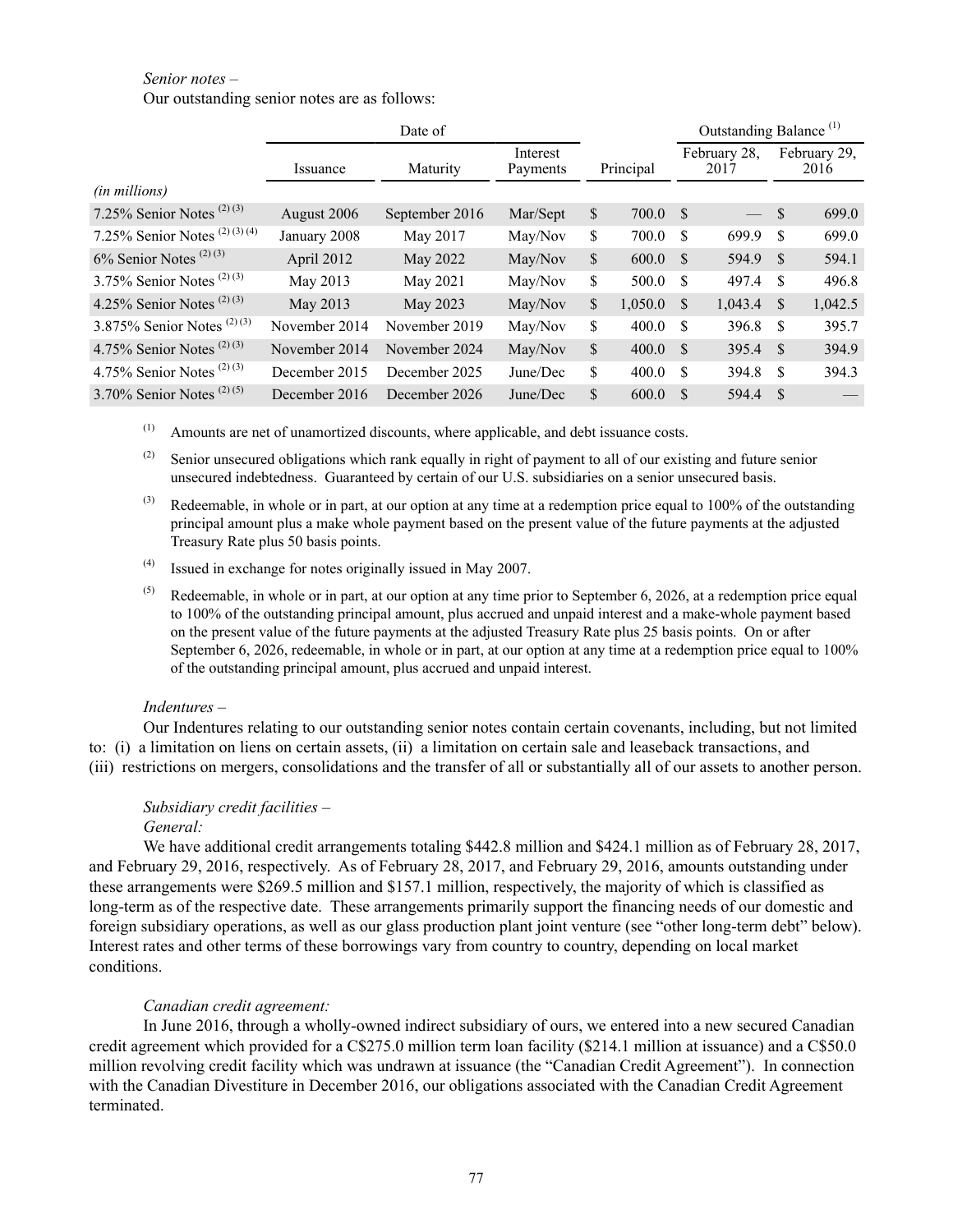*Senior notes –*

Our outstanding senior notes are as follows:

| | Date of | | | | Outstanding Balance (1) | |
|---|---|---|---|---|---|---|
| *(in millions)* | Issuance | Maturity | Interest Payments | Principal | February 28, 2017 | February 29, 2016 |
| 7.25% Senior Notes (2) (3) | August 2006 | September 2016 | Mar/Sept | $ 700.0 | $ — | $ 699.0 |
| 7.25% Senior Notes (2) (3) (4) | January 2008 | May 2017 | May/Nov | $ 700.0 | $ 699.9 | $ 699.0 |
| 6% Senior Notes (2) (3) | April 2012 | May 2022 | May/Nov | $ 600.0 | $ 594.9 | $ 594.1 |
| 3.75% Senior Notes (2) (3) | May 2013 | May 2021 | May/Nov | $ 500.0 | $ 497.4 | $ 496.8 |
| 4.25% Senior Notes (2) (3) | May 2013 | May 2023 | May/Nov | $ 1,050.0 | $ 1,043.4 | $ 1,042.5 |
| 3.875% Senior Notes (2) (3) | November 2014 | November 2019 | May/Nov | $ 400.0 | $ 396.8 | $ 395.7 |
| 4.75% Senior Notes (2) (3) | November 2014 | November 2024 | May/Nov | $ 400.0 | $ 395.4 | $ 394.9 |
| 4.75% Senior Notes (2) (3) | December 2015 | December 2025 | June/Dec | $ 400.0 | $ 394.8 | $ 394.3 |
| 3.70% Senior Notes (2) (5) | December 2016 | December 2026 | June/Dec | $ 600.0 | $ 594.4 | $ — |

(1) Amounts are net of unamortized discounts, where applicable, and debt issuance costs.

(2) Senior unsecured obligations which rank equally in right of payment to all of our existing and future senior unsecured indebtedness. Guaranteed by certain of our U.S. subsidiaries on a senior unsecured basis.

(3) Redeemable, in whole or in part, at our option at any time at a redemption price equal to 100% of the outstanding principal amount plus a make whole payment based on the present value of the future payments at the adjusted Treasury Rate plus 50 basis points.

(4) Issued in exchange for notes originally issued in May 2007.

(5) Redeemable, in whole or in part, at our option at any time prior to September 6, 2026, at a redemption price equal to 100% of the outstanding principal amount, plus accrued and unpaid interest and a make-whole payment based on the present value of the future payments at the adjusted Treasury Rate plus 25 basis points. On or after September 6, 2026, redeemable, in whole or in part, at our option at any time at a redemption price equal to 100% of the outstanding principal amount, plus accrued and unpaid interest.

*Indentures –*

Our Indentures relating to our outstanding senior notes contain certain covenants, including, but not limited to: (i) a limitation on liens on certain assets, (ii) a limitation on certain sale and leaseback transactions, and (iii) restrictions on mergers, consolidations and the transfer of all or substantially all of our assets to another person.

*Subsidiary credit facilities –*

*General:*

We have additional credit arrangements totaling $442.8 million and $424.1 million as of February 28, 2017, and February 29, 2016, respectively. As of February 28, 2017, and February 29, 2016, amounts outstanding under these arrangements were $269.5 million and $157.1 million, respectively, the majority of which is classified as long-term as of the respective date. These arrangements primarily support the financing needs of our domestic and foreign subsidiary operations, as well as our glass production plant joint venture (see "other long-term debt" below). Interest rates and other terms of these borrowings vary from country to country, depending on local market conditions.

*Canadian credit agreement:*

In June 2016, through a wholly-owned indirect subsidiary of ours, we entered into a new secured Canadian credit agreement which provided for a C$275.0 million term loan facility ($214.1 million at issuance) and a C$50.0 million revolving credit facility which was undrawn at issuance (the "Canadian Credit Agreement"). In connection with the Canadian Divestiture in December 2016, our obligations associated with the Canadian Credit Agreement terminated.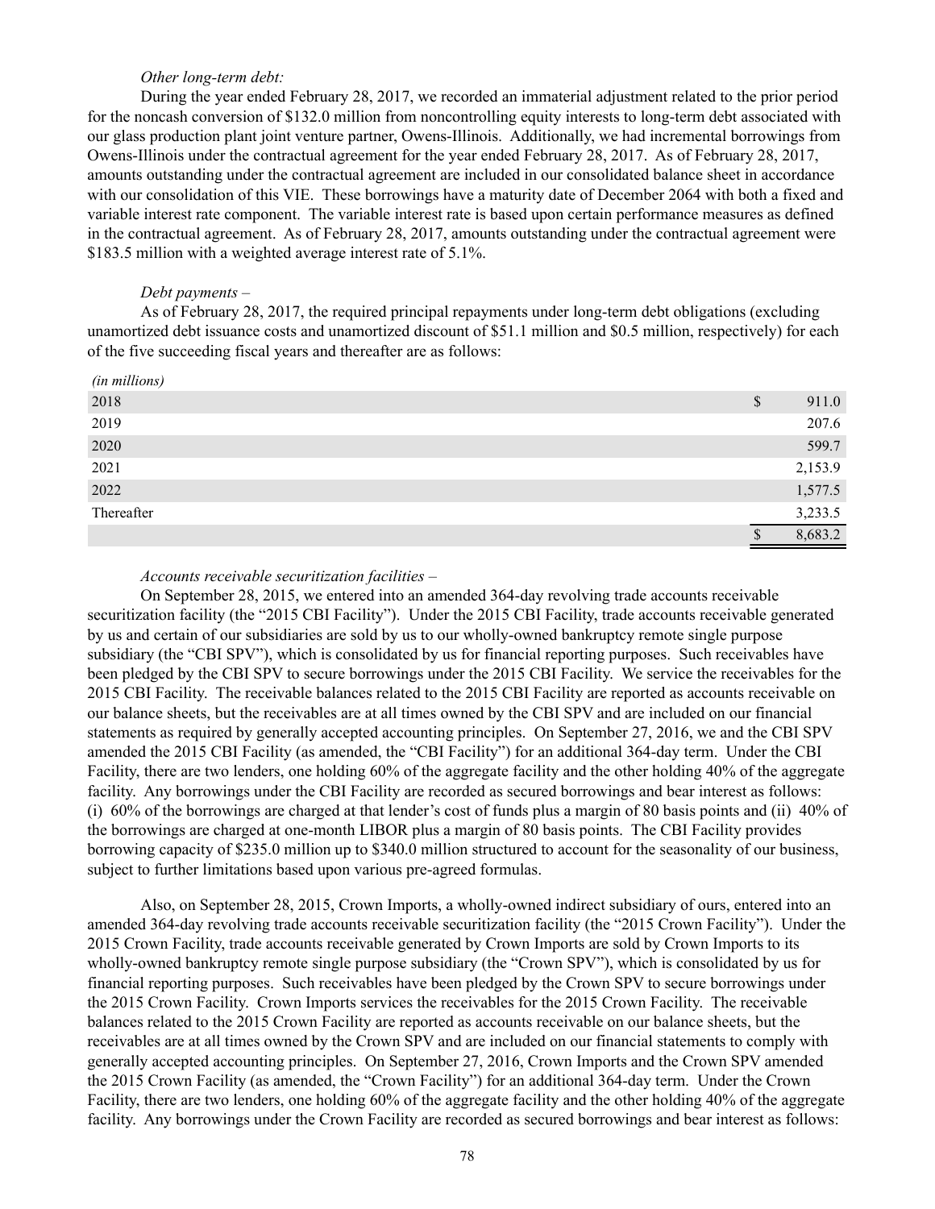*Other long-term debt:*

During the year ended February 28, 2017, we recorded an immaterial adjustment related to the prior period for the noncash conversion of $132.0 million from noncontrolling equity interests to long-term debt associated with our glass production plant joint venture partner, Owens-Illinois. Additionally, we had incremental borrowings from Owens-Illinois under the contractual agreement for the year ended February 28, 2017. As of February 28, 2017, amounts outstanding under the contractual agreement are included in our consolidated balance sheet in accordance with our consolidation of this VIE. These borrowings have a maturity date of December 2064 with both a fixed and variable interest rate component. The variable interest rate is based upon certain performance measures as defined in the contractual agreement. As of February 28, 2017, amounts outstanding under the contractual agreement were $183.5 million with a weighted average interest rate of 5.1%.

*Debt payments –*

As of February 28, 2017, the required principal repayments under long-term debt obligations (excluding unamortized debt issuance costs and unamortized discount of $51.1 million and $0.5 million, respectively) for each of the five succeeding fiscal years and thereafter are as follows:

| *(in millions)* | |
|---|---|
| 2018 | $ 911.0 |
| 2019 | 207.6 |
| 2020 | 599.7 |
| 2021 | 2,153.9 |
| 2022 | 1,577.5 |
| Thereafter | 3,233.5 |
| | $ 8,683.2 |

*Accounts receivable securitization facilities –*

On September 28, 2015, we entered into an amended 364-day revolving trade accounts receivable securitization facility (the "2015 CBI Facility"). Under the 2015 CBI Facility, trade accounts receivable generated by us and certain of our subsidiaries are sold by us to our wholly-owned bankruptcy remote single purpose subsidiary (the "CBI SPV"), which is consolidated by us for financial reporting purposes. Such receivables have been pledged by the CBI SPV to secure borrowings under the 2015 CBI Facility. We service the receivables for the 2015 CBI Facility. The receivable balances related to the 2015 CBI Facility are reported as accounts receivable on our balance sheets, but the receivables are at all times owned by the CBI SPV and are included on our financial statements as required by generally accepted accounting principles. On September 27, 2016, we and the CBI SPV amended the 2015 CBI Facility (as amended, the "CBI Facility") for an additional 364-day term. Under the CBI Facility, there are two lenders, one holding 60% of the aggregate facility and the other holding 40% of the aggregate facility. Any borrowings under the CBI Facility are recorded as secured borrowings and bear interest as follows: (i) 60% of the borrowings are charged at that lender's cost of funds plus a margin of 80 basis points and (ii) 40% of the borrowings are charged at one-month LIBOR plus a margin of 80 basis points. The CBI Facility provides borrowing capacity of $235.0 million up to $340.0 million structured to account for the seasonality of our business, subject to further limitations based upon various pre-agreed formulas.

Also, on September 28, 2015, Crown Imports, a wholly-owned indirect subsidiary of ours, entered into an amended 364-day revolving trade accounts receivable securitization facility (the "2015 Crown Facility"). Under the 2015 Crown Facility, trade accounts receivable generated by Crown Imports are sold by Crown Imports to its wholly-owned bankruptcy remote single purpose subsidiary (the "Crown SPV"), which is consolidated by us for financial reporting purposes. Such receivables have been pledged by the Crown SPV to secure borrowings under the 2015 Crown Facility. Crown Imports services the receivables for the 2015 Crown Facility. The receivable balances related to the 2015 Crown Facility are reported as accounts receivable on our balance sheets, but the receivables are at all times owned by the Crown SPV and are included on our financial statements to comply with generally accepted accounting principles. On September 27, 2016, Crown Imports and the Crown SPV amended the 2015 Crown Facility (as amended, the "Crown Facility") for an additional 364-day term. Under the Crown Facility, there are two lenders, one holding 60% of the aggregate facility and the other holding 40% of the aggregate facility. Any borrowings under the Crown Facility are recorded as secured borrowings and bear interest as follows: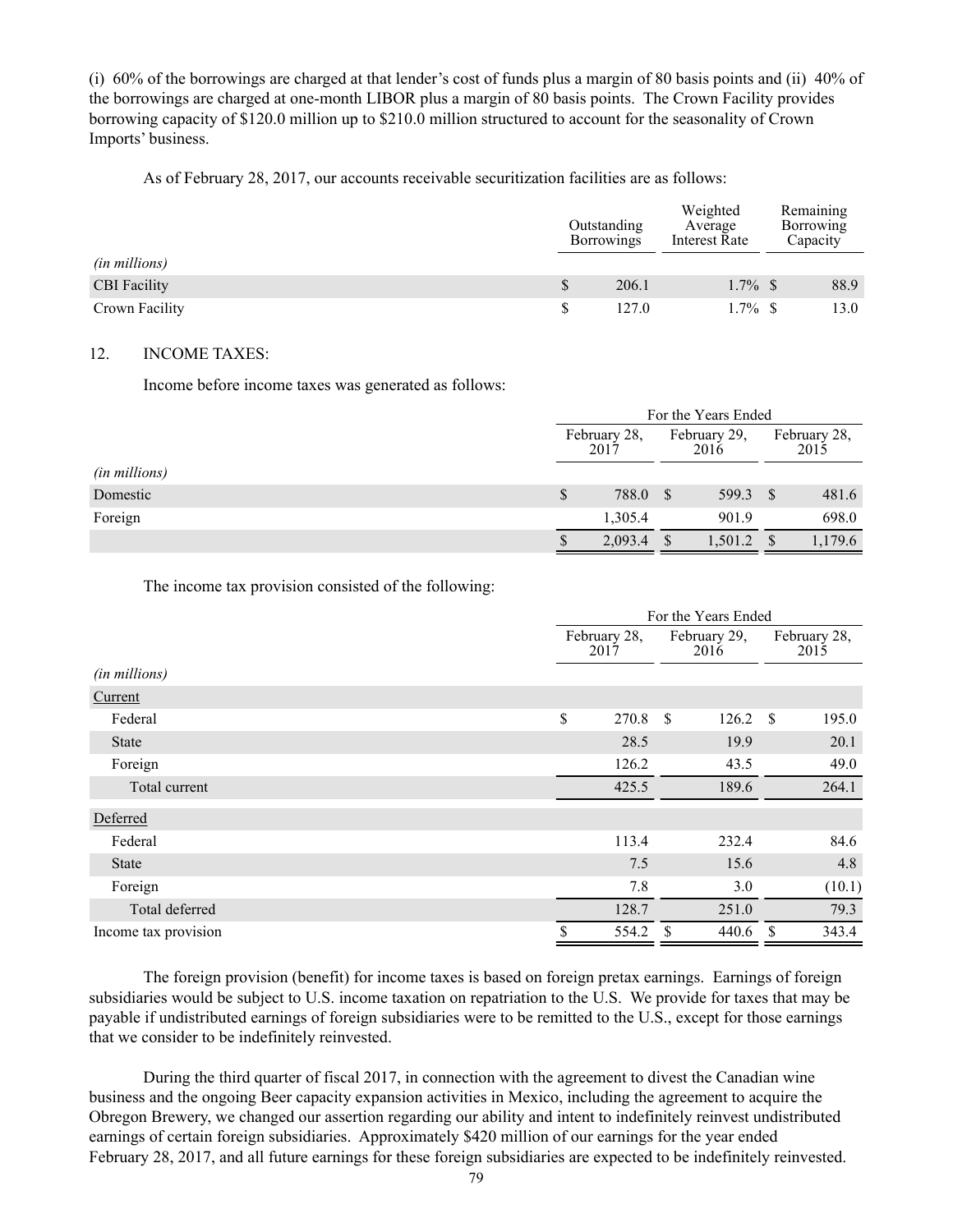(i) 60% of the borrowings are charged at that lender's cost of funds plus a margin of 80 basis points and (ii) 40% of the borrowings are charged at one-month LIBOR plus a margin of 80 basis points. The Crown Facility provides borrowing capacity of $120.0 million up to $210.0 million structured to account for the seasonality of Crown Imports' business.

As of February 28, 2017, our accounts receivable securitization facilities are as follows:

| | Outstanding Borrowings | Weighted Average Interest Rate | Remaining Borrowing Capacity |
|---|---|---|---|
| *(in millions)* | | | |
| CBI Facility | $ 206.1 | 1.7% | $ 88.9 |
| Crown Facility | $ 127.0 | 1.7% | $ 13.0 |

## 12. INCOME TAXES:

Income before income taxes was generated as follows:

| | For the Years Ended | | |
|---|---|---|---|
| | February 28, 2017 | February 29, 2016 | February 28, 2015 |
| *(in millions)* | | | |
| Domestic | $ 788.0 | $ 599.3 | $ 481.6 |
| Foreign | 1,305.4 | 901.9 | 698.0 |
| | $ 2,093.4 | $ 1,501.2 | $ 1,179.6 |

The income tax provision consisted of the following:

| | For the Years Ended | | |
|---|---|---|---|
| | February 28, 2017 | February 29, 2016 | February 28, 2015 |
| *(in millions)* | | | |
| Current | | | |
| Federal | $ 270.8 | $ 126.2 | $ 195.0 |
| State | 28.5 | 19.9 | 20.1 |
| Foreign | 126.2 | 43.5 | 49.0 |
| Total current | 425.5 | 189.6 | 264.1 |
| Deferred | | | |
| Federal | 113.4 | 232.4 | 84.6 |
| State | 7.5 | 15.6 | 4.8 |
| Foreign | 7.8 | 3.0 | (10.1) |
| Total deferred | 128.7 | 251.0 | 79.3 |
| Income tax provision | $ 554.2 | $ 440.6 | $ 343.4 |

The foreign provision (benefit) for income taxes is based on foreign pretax earnings. Earnings of foreign subsidiaries would be subject to U.S. income taxation on repatriation to the U.S. We provide for taxes that may be payable if undistributed earnings of foreign subsidiaries were to be remitted to the U.S., except for those earnings that we consider to be indefinitely reinvested.

During the third quarter of fiscal 2017, in connection with the agreement to divest the Canadian wine business and the ongoing Beer capacity expansion activities in Mexico, including the agreement to acquire the Obregon Brewery, we changed our assertion regarding our ability and intent to indefinitely reinvest undistributed earnings of certain foreign subsidiaries. Approximately $420 million of our earnings for the year ended February 28, 2017, and all future earnings for these foreign subsidiaries are expected to be indefinitely reinvested.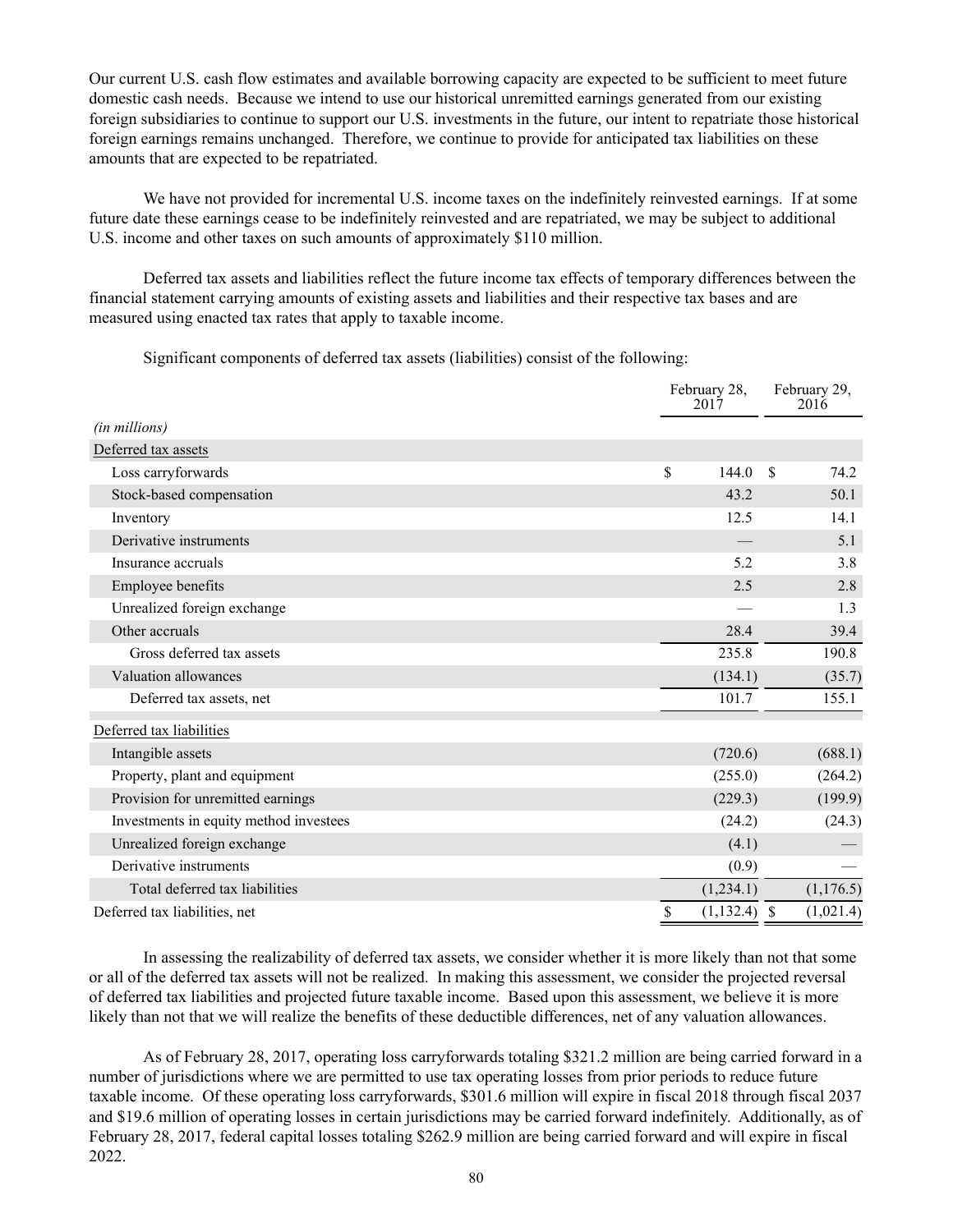Our current U.S. cash flow estimates and available borrowing capacity are expected to be sufficient to meet future domestic cash needs. Because we intend to use our historical unremitted earnings generated from our existing foreign subsidiaries to continue to support our U.S. investments in the future, our intent to repatriate those historical foreign earnings remains unchanged. Therefore, we continue to provide for anticipated tax liabilities on these amounts that are expected to be repatriated.

We have not provided for incremental U.S. income taxes on the indefinitely reinvested earnings. If at some future date these earnings cease to be indefinitely reinvested and are repatriated, we may be subject to additional U.S. income and other taxes on such amounts of approximately $110 million.

Deferred tax assets and liabilities reflect the future income tax effects of temporary differences between the financial statement carrying amounts of existing assets and liabilities and their respective tax bases and are measured using enacted tax rates that apply to taxable income.

Significant components of deferred tax assets (liabilities) consist of the following:

| *(in millions)* | February 28, 2017 | February 29, 2016 |
|---|---|---|
| Deferred tax assets | | |
| Loss carryforwards | $ 144.0 | $ 74.2 |
| Stock-based compensation | 43.2 | 50.1 |
| Inventory | 12.5 | 14.1 |
| Derivative instruments | — | 5.1 |
| Insurance accruals | 5.2 | 3.8 |
| Employee benefits | 2.5 | 2.8 |
| Unrealized foreign exchange | — | 1.3 |
| Other accruals | 28.4 | 39.4 |
| Gross deferred tax assets | 235.8 | 190.8 |
| Valuation allowances | (134.1) | (35.7) |
| Deferred tax assets, net | 101.7 | 155.1 |
| Deferred tax liabilities | | |
| Intangible assets | (720.6) | (688.1) |
| Property, plant and equipment | (255.0) | (264.2) |
| Provision for unremitted earnings | (229.3) | (199.9) |
| Investments in equity method investees | (24.2) | (24.3) |
| Unrealized foreign exchange | (4.1) | — |
| Derivative instruments | (0.9) | — |
| Total deferred tax liabilities | (1,234.1) | (1,176.5) |
| Deferred tax liabilities, net | $ (1,132.4) | $ (1,021.4) |

In assessing the realizability of deferred tax assets, we consider whether it is more likely than not that some or all of the deferred tax assets will not be realized. In making this assessment, we consider the projected reversal of deferred tax liabilities and projected future taxable income. Based upon this assessment, we believe it is more likely than not that we will realize the benefits of these deductible differences, net of any valuation allowances.

As of February 28, 2017, operating loss carryforwards totaling $321.2 million are being carried forward in a number of jurisdictions where we are permitted to use tax operating losses from prior periods to reduce future taxable income. Of these operating loss carryforwards, $301.6 million will expire in fiscal 2018 through fiscal 2037 and $19.6 million of operating losses in certain jurisdictions may be carried forward indefinitely. Additionally, as of February 28, 2017, federal capital losses totaling $262.9 million are being carried forward and will expire in fiscal 2022.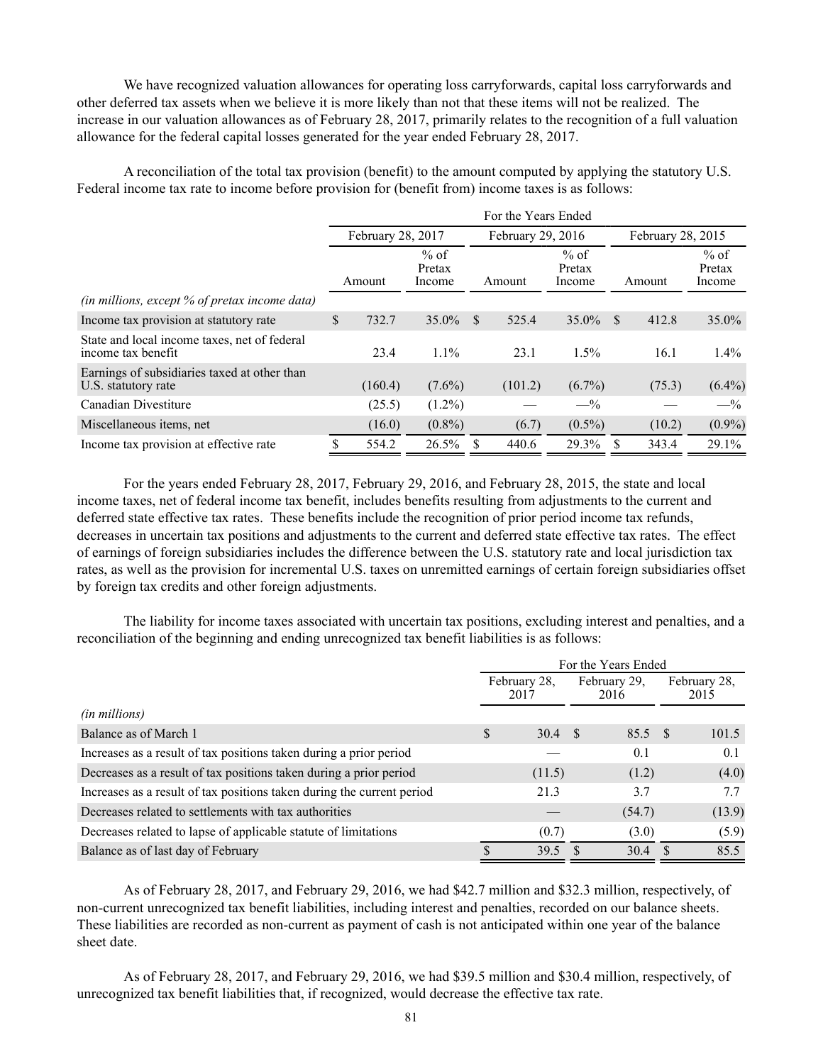We have recognized valuation allowances for operating loss carryforwards, capital loss carryforwards and other deferred tax assets when we believe it is more likely than not that these items will not be realized. The increase in our valuation allowances as of February 28, 2017, primarily relates to the recognition of a full valuation allowance for the federal capital losses generated for the year ended February 28, 2017.

A reconciliation of the total tax provision (benefit) to the amount computed by applying the statutory U.S. Federal income tax rate to income before provision for (benefit from) income taxes is as follows:

| | For the Years Ended | | | | | |
|---|---|---|---|---|---|---|
| | February 28, 2017 | | February 29, 2016 | | February 28, 2015 | |
| *(in millions, except % of pretax income data)* | Amount | % of Pretax Income | Amount | % of Pretax Income | Amount | % of Pretax Income |
| Income tax provision at statutory rate | $ 732.7 | 35.0% | $ 525.4 | 35.0% | $ 412.8 | 35.0% |
| State and local income taxes, net of federal income tax benefit | 23.4 | 1.1% | 23.1 | 1.5% | 16.1 | 1.4% |
| Earnings of subsidiaries taxed at other than U.S. statutory rate | (160.4) | (7.6%) | (101.2) | (6.7%) | (75.3) | (6.4%) |
| Canadian Divestiture | (25.5) | (1.2%) | — | —% | — | —% |
| Miscellaneous items, net | (16.0) | (0.8%) | (6.7) | (0.5%) | (10.2) | (0.9%) |
| Income tax provision at effective rate | $ 554.2 | 26.5% | $ 440.6 | 29.3% | $ 343.4 | 29.1% |

For the years ended February 28, 2017, February 29, 2016, and February 28, 2015, the state and local income taxes, net of federal income tax benefit, includes benefits resulting from adjustments to the current and deferred state effective tax rates. These benefits include the recognition of prior period income tax refunds, decreases in uncertain tax positions and adjustments to the current and deferred state effective tax rates. The effect of earnings of foreign subsidiaries includes the difference between the U.S. statutory rate and local jurisdiction tax rates, as well as the provision for incremental U.S. taxes on unremitted earnings of certain foreign subsidiaries offset by foreign tax credits and other foreign adjustments.

The liability for income taxes associated with uncertain tax positions, excluding interest and penalties, and a reconciliation of the beginning and ending unrecognized tax benefit liabilities is as follows:

| | For the Years Ended | | |
|---|---|---|---|
| *(in millions)* | February 28, 2017 | February 29, 2016 | February 28, 2015 |
| Balance as of March 1 | $ 30.4 | $ 85.5 | $ 101.5 |
| Increases as a result of tax positions taken during a prior period | — | 0.1 | 0.1 |
| Decreases as a result of tax positions taken during a prior period | (11.5) | (1.2) | (4.0) |
| Increases as a result of tax positions taken during the current period | 21.3 | 3.7 | 7.7 |
| Decreases related to settlements with tax authorities | — | (54.7) | (13.9) |
| Decreases related to lapse of applicable statute of limitations | (0.7) | (3.0) | (5.9) |
| Balance as of last day of February | $ 39.5 | $ 30.4 | $ 85.5 |

As of February 28, 2017, and February 29, 2016, we had $42.7 million and $32.3 million, respectively, of non-current unrecognized tax benefit liabilities, including interest and penalties, recorded on our balance sheets. These liabilities are recorded as non-current as payment of cash is not anticipated within one year of the balance sheet date.

As of February 28, 2017, and February 29, 2016, we had $39.5 million and $30.4 million, respectively, of unrecognized tax benefit liabilities that, if recognized, would decrease the effective tax rate.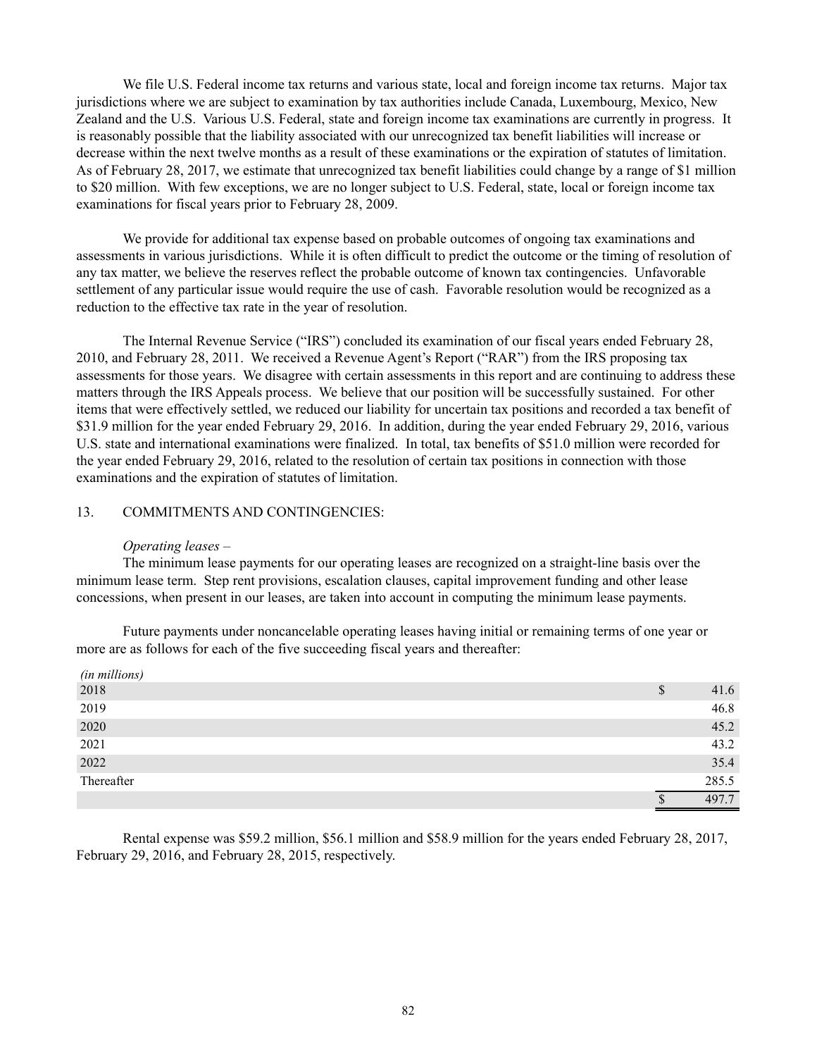We file U.S. Federal income tax returns and various state, local and foreign income tax returns. Major tax jurisdictions where we are subject to examination by tax authorities include Canada, Luxembourg, Mexico, New Zealand and the U.S. Various U.S. Federal, state and foreign income tax examinations are currently in progress. It is reasonably possible that the liability associated with our unrecognized tax benefit liabilities will increase or decrease within the next twelve months as a result of these examinations or the expiration of statutes of limitation. As of February 28, 2017, we estimate that unrecognized tax benefit liabilities could change by a range of $1 million to $20 million. With few exceptions, we are no longer subject to U.S. Federal, state, local or foreign income tax examinations for fiscal years prior to February 28, 2009.

We provide for additional tax expense based on probable outcomes of ongoing tax examinations and assessments in various jurisdictions. While it is often difficult to predict the outcome or the timing of resolution of any tax matter, we believe the reserves reflect the probable outcome of known tax contingencies. Unfavorable settlement of any particular issue would require the use of cash. Favorable resolution would be recognized as a reduction to the effective tax rate in the year of resolution.

The Internal Revenue Service ("IRS") concluded its examination of our fiscal years ended February 28, 2010, and February 28, 2011. We received a Revenue Agent's Report ("RAR") from the IRS proposing tax assessments for those years. We disagree with certain assessments in this report and are continuing to address these matters through the IRS Appeals process. We believe that our position will be successfully sustained. For other items that were effectively settled, we reduced our liability for uncertain tax positions and recorded a tax benefit of $31.9 million for the year ended February 29, 2016. In addition, during the year ended February 29, 2016, various U.S. state and international examinations were finalized. In total, tax benefits of $51.0 million were recorded for the year ended February 29, 2016, related to the resolution of certain tax positions in connection with those examinations and the expiration of statutes of limitation.

## 13. COMMITMENTS AND CONTINGENCIES:

*Operating leases –*

The minimum lease payments for our operating leases are recognized on a straight-line basis over the minimum lease term. Step rent provisions, escalation clauses, capital improvement funding and other lease concessions, when present in our leases, are taken into account in computing the minimum lease payments.

Future payments under noncancelable operating leases having initial or remaining terms of one year or more are as follows for each of the five succeeding fiscal years and thereafter:

| *(in millions)* | |
|---|---|
| 2018 | $ 41.6 |
| 2019 | 46.8 |
| 2020 | 45.2 |
| 2021 | 43.2 |
| 2022 | 35.4 |
| Thereafter | 285.5 |
| | $ 497.7 |

Rental expense was $59.2 million, $56.1 million and $58.9 million for the years ended February 28, 2017, February 29, 2016, and February 28, 2015, respectively.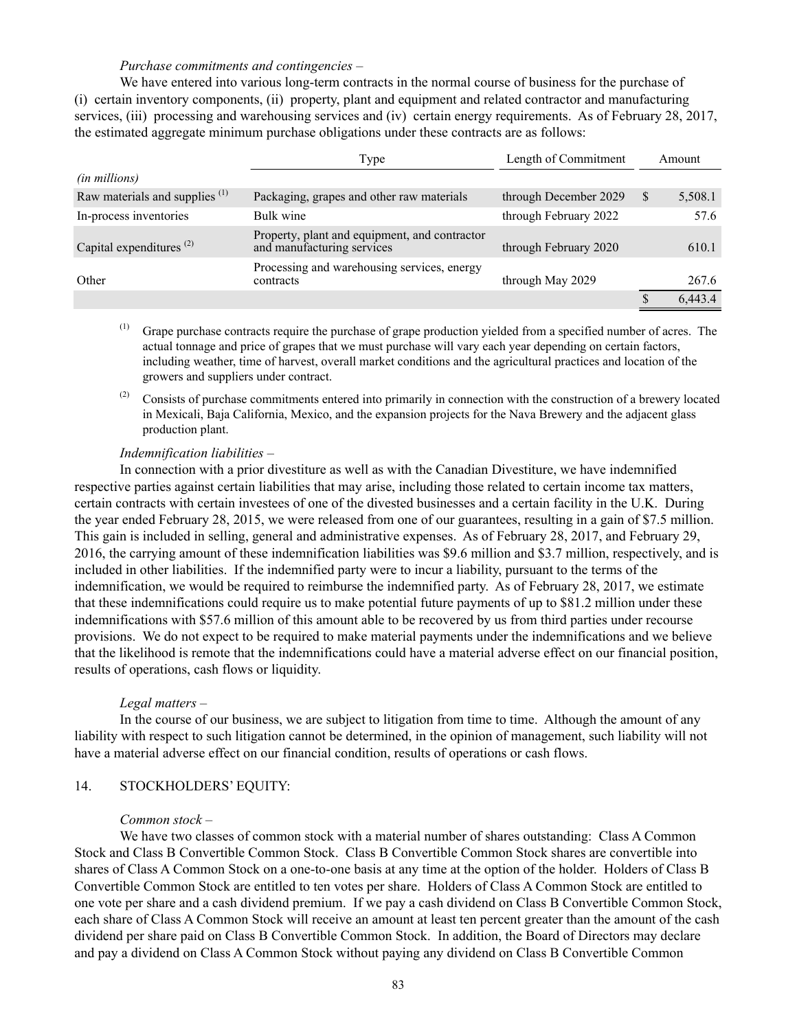*Purchase commitments and contingencies –*

We have entered into various long-term contracts in the normal course of business for the purchase of (i) certain inventory components, (ii) property, plant and equipment and related contractor and manufacturing services, (iii) processing and warehousing services and (iv) certain energy requirements. As of February 28, 2017, the estimated aggregate minimum purchase obligations under these contracts are as follows:

| | Type | Length of Commitment | Amount |
|---|---|---|---|
| *(in millions)* | | | |
| Raw materials and supplies [(1)] | Packaging, grapes and other raw materials | through December 2029 | $ 5,508.1 |
| In-process inventories | Bulk wine | through February 2022 | 57.6 |
| Capital expenditures [(2)] | Property, plant and equipment, and contractor and manufacturing services | through February 2020 | 610.1 |
| Other | Processing and warehousing services, energy contracts | through May 2029 | 267.6 |
| | | | $ 6,443.4 |

[(1)] Grape purchase contracts require the purchase of grape production yielded from a specified number of acres. The actual tonnage and price of grapes that we must purchase will vary each year depending on certain factors, including weather, time of harvest, overall market conditions and the agricultural practices and location of the growers and suppliers under contract.

[(2)] Consists of purchase commitments entered into primarily in connection with the construction of a brewery located in Mexicali, Baja California, Mexico, and the expansion projects for the Nava Brewery and the adjacent glass production plant.

*Indemnification liabilities –*

In connection with a prior divestiture as well as with the Canadian Divestiture, we have indemnified respective parties against certain liabilities that may arise, including those related to certain income tax matters, certain contracts with certain investees of one of the divested businesses and a certain facility in the U.K. During the year ended February 28, 2015, we were released from one of our guarantees, resulting in a gain of $7.5 million. This gain is included in selling, general and administrative expenses. As of February 28, 2017, and February 29, 2016, the carrying amount of these indemnification liabilities was $9.6 million and $3.7 million, respectively, and is included in other liabilities. If the indemnified party were to incur a liability, pursuant to the terms of the indemnification, we would be required to reimburse the indemnified party. As of February 28, 2017, we estimate that these indemnifications could require us to make potential future payments of up to $81.2 million under these indemnifications with $57.6 million of this amount able to be recovered by us from third parties under recourse provisions. We do not expect to be required to make material payments under the indemnifications and we believe that the likelihood is remote that the indemnifications could have a material adverse effect on our financial position, results of operations, cash flows or liquidity.

*Legal matters –*

In the course of our business, we are subject to litigation from time to time. Although the amount of any liability with respect to such litigation cannot be determined, in the opinion of management, such liability will not have a material adverse effect on our financial condition, results of operations or cash flows.

## 14. STOCKHOLDERS' EQUITY:

*Common stock –*

We have two classes of common stock with a material number of shares outstanding: Class A Common Stock and Class B Convertible Common Stock. Class B Convertible Common Stock shares are convertible into shares of Class A Common Stock on a one-to-one basis at any time at the option of the holder. Holders of Class B Convertible Common Stock are entitled to ten votes per share. Holders of Class A Common Stock are entitled to one vote per share and a cash dividend premium. If we pay a cash dividend on Class B Convertible Common Stock, each share of Class A Common Stock will receive an amount at least ten percent greater than the amount of the cash dividend per share paid on Class B Convertible Common Stock. In addition, the Board of Directors may declare and pay a dividend on Class A Common Stock without paying any dividend on Class B Convertible Common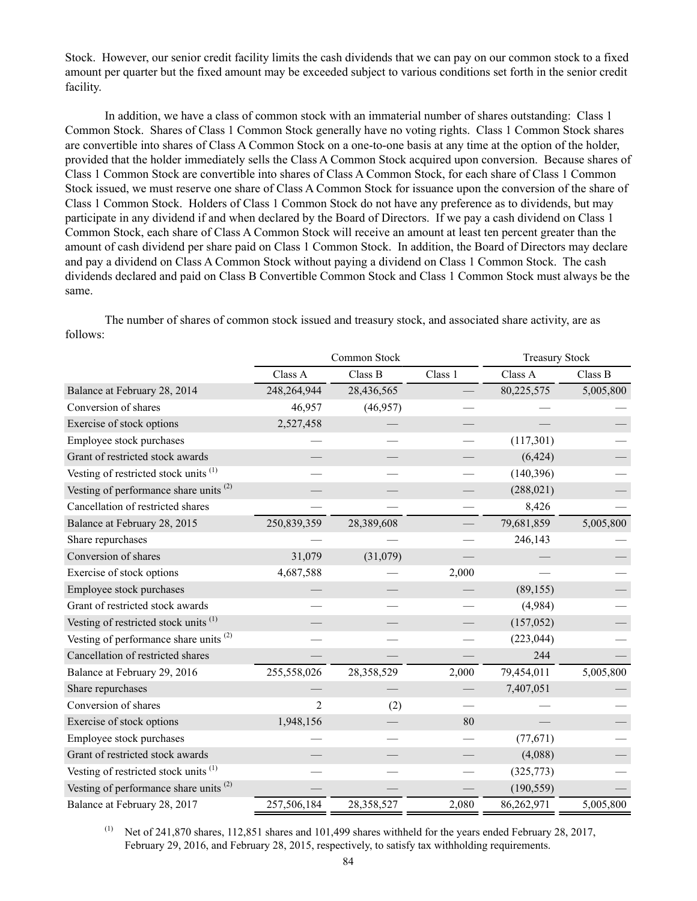Stock. However, our senior credit facility limits the cash dividends that we can pay on our common stock to a fixed amount per quarter but the fixed amount may be exceeded subject to various conditions set forth in the senior credit facility.

In addition, we have a class of common stock with an immaterial number of shares outstanding: Class 1 Common Stock. Shares of Class 1 Common Stock generally have no voting rights. Class 1 Common Stock shares are convertible into shares of Class A Common Stock on a one-to-one basis at any time at the option of the holder, provided that the holder immediately sells the Class A Common Stock acquired upon conversion. Because shares of Class 1 Common Stock are convertible into shares of Class A Common Stock, for each share of Class 1 Common Stock issued, we must reserve one share of Class A Common Stock for issuance upon the conversion of the share of Class 1 Common Stock. Holders of Class 1 Common Stock do not have any preference as to dividends, but may participate in any dividend if and when declared by the Board of Directors. If we pay a cash dividend on Class 1 Common Stock, each share of Class A Common Stock will receive an amount at least ten percent greater than the amount of cash dividend per share paid on Class 1 Common Stock. In addition, the Board of Directors may declare and pay a dividend on Class A Common Stock without paying a dividend on Class 1 Common Stock. The cash dividends declared and paid on Class B Convertible Common Stock and Class 1 Common Stock must always be the same.

The number of shares of common stock issued and treasury stock, and associated share activity, are as follows:

| | Common Stock | | | Treasury Stock | |
|---|---|---|---|---|---|
| | Class A | Class B | Class 1 | Class A | Class B |
| Balance at February 28, 2014 | 248,264,944 | 28,436,565 | — | 80,225,575 | 5,005,800 |
| Conversion of shares | 46,957 | (46,957) | — | — | — |
| Exercise of stock options | 2,527,458 | — | — | — | — |
| Employee stock purchases | — | — | — | (117,301) | — |
| Grant of restricted stock awards | — | — | — | (6,424) | — |
| Vesting of restricted stock units [(1)] | — | — | — | (140,396) | — |
| Vesting of performance share units [(2)] | — | — | — | (288,021) | — |
| Cancellation of restricted shares | — | — | — | 8,426 | — |
| Balance at February 28, 2015 | 250,839,359 | 28,389,608 | — | 79,681,859 | 5,005,800 |
| Share repurchases | — | — | — | 246,143 | — |
| Conversion of shares | 31,079 | (31,079) | — | — | — |
| Exercise of stock options | 4,687,588 | — | 2,000 | — | — |
| Employee stock purchases | — | — | — | (89,155) | — |
| Grant of restricted stock awards | — | — | — | (4,984) | — |
| Vesting of restricted stock units [(1)] | — | — | — | (157,052) | — |
| Vesting of performance share units [(2)] | — | — | — | (223,044) | — |
| Cancellation of restricted shares | — | — | — | 244 | — |
| Balance at February 29, 2016 | 255,558,026 | 28,358,529 | 2,000 | 79,454,011 | 5,005,800 |
| Share repurchases | — | — | — | 7,407,051 | — |
| Conversion of shares | 2 | (2) | — | — | — |
| Exercise of stock options | 1,948,156 | — | 80 | — | — |
| Employee stock purchases | — | — | — | (77,671) | — |
| Grant of restricted stock awards | — | — | — | (4,088) | — |
| Vesting of restricted stock units [(1)] | — | — | — | (325,773) | — |
| Vesting of performance share units [(2)] | — | — | — | (190,559) | — |
| Balance at February 28, 2017 | 257,506,184 | 28,358,527 | 2,080 | 86,262,971 | 5,005,800 |

(1) Net of 241,870 shares, 112,851 shares and 101,499 shares withheld for the years ended February 28, 2017, February 29, 2016, and February 28, 2015, respectively, to satisfy tax withholding requirements.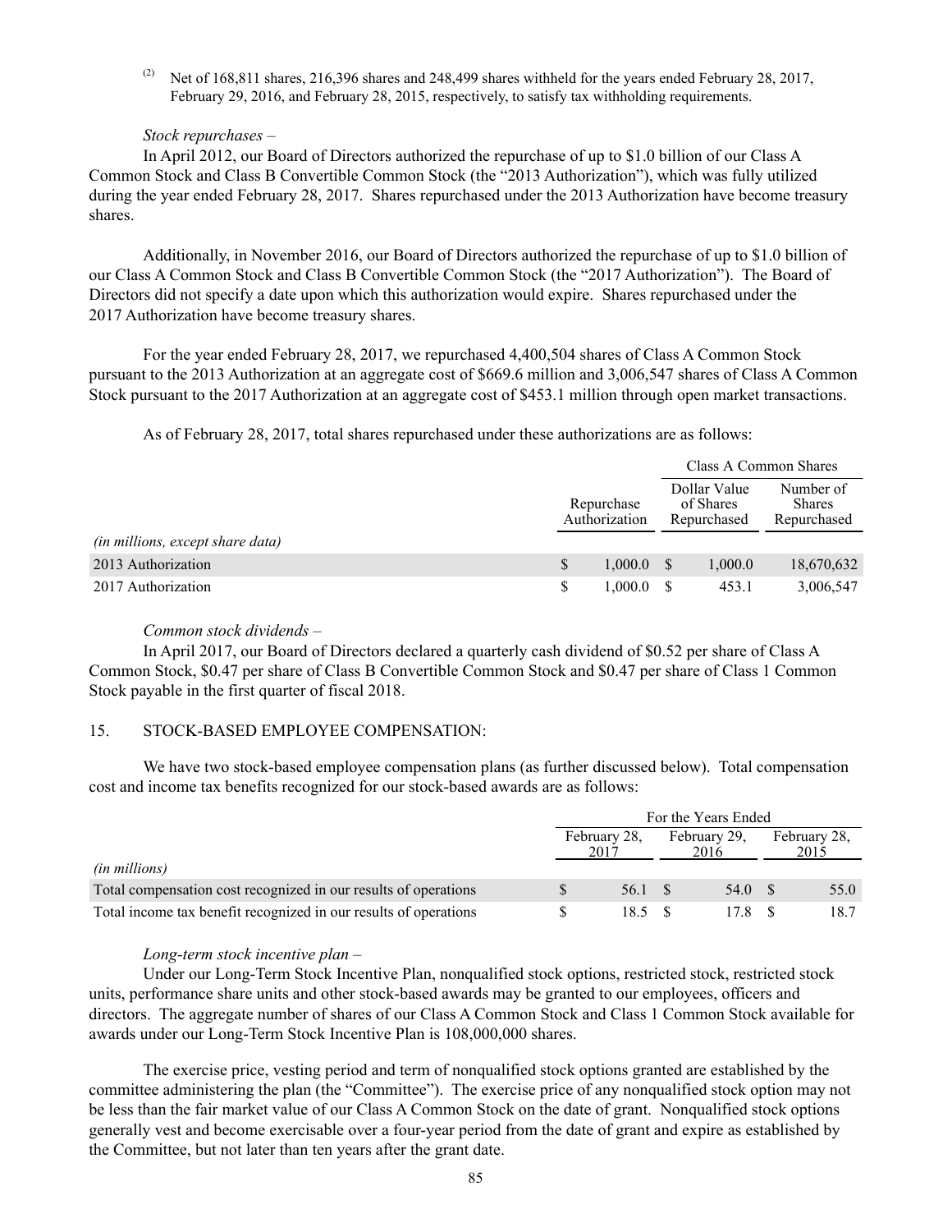(2) Net of 168,811 shares, 216,396 shares and 248,499 shares withheld for the years ended February 28, 2017, February 29, 2016, and February 28, 2015, respectively, to satisfy tax withholding requirements.

*Stock repurchases –*

In April 2012, our Board of Directors authorized the repurchase of up to $1.0 billion of our Class A Common Stock and Class B Convertible Common Stock (the "2013 Authorization"), which was fully utilized during the year ended February 28, 2017. Shares repurchased under the 2013 Authorization have become treasury shares.

Additionally, in November 2016, our Board of Directors authorized the repurchase of up to $1.0 billion of our Class A Common Stock and Class B Convertible Common Stock (the "2017 Authorization"). The Board of Directors did not specify a date upon which this authorization would expire. Shares repurchased under the 2017 Authorization have become treasury shares.

For the year ended February 28, 2017, we repurchased 4,400,504 shares of Class A Common Stock pursuant to the 2013 Authorization at an aggregate cost of $669.6 million and 3,006,547 shares of Class A Common Stock pursuant to the 2017 Authorization at an aggregate cost of $453.1 million through open market transactions.

As of February 28, 2017, total shares repurchased under these authorizations are as follows:

| | | Class A Common Shares | |
|---|---|---|---|
| *(in millions, except share data)* | Repurchase Authorization | Dollar Value of Shares Repurchased | Number of Shares Repurchased |
| 2013 Authorization | $ 1,000.0 | $ 1,000.0 | 18,670,632 |
| 2017 Authorization | $ 1,000.0 | $ 453.1 | 3,006,547 |

*Common stock dividends –*

In April 2017, our Board of Directors declared a quarterly cash dividend of $0.52 per share of Class A Common Stock, $0.47 per share of Class B Convertible Common Stock and $0.47 per share of Class 1 Common Stock payable in the first quarter of fiscal 2018.

## 15. STOCK-BASED EMPLOYEE COMPENSATION:

We have two stock-based employee compensation plans (as further discussed below). Total compensation cost and income tax benefits recognized for our stock-based awards are as follows:

| | For the Years Ended | | |
|---|---|---|---|
| *(in millions)* | February 28, 2017 | February 29, 2016 | February 28, 2015 |
| Total compensation cost recognized in our results of operations | $ 56.1 | $ 54.0 | $ 55.0 |
| Total income tax benefit recognized in our results of operations | $ 18.5 | $ 17.8 | $ 18.7 |

*Long-term stock incentive plan –*

Under our Long-Term Stock Incentive Plan, nonqualified stock options, restricted stock, restricted stock units, performance share units and other stock-based awards may be granted to our employees, officers and directors. The aggregate number of shares of our Class A Common Stock and Class 1 Common Stock available for awards under our Long-Term Stock Incentive Plan is 108,000,000 shares.

The exercise price, vesting period and term of nonqualified stock options granted are established by the committee administering the plan (the "Committee"). The exercise price of any nonqualified stock option may not be less than the fair market value of our Class A Common Stock on the date of grant. Nonqualified stock options generally vest and become exercisable over a four-year period from the date of grant and expire as established by the Committee, but not later than ten years after the grant date.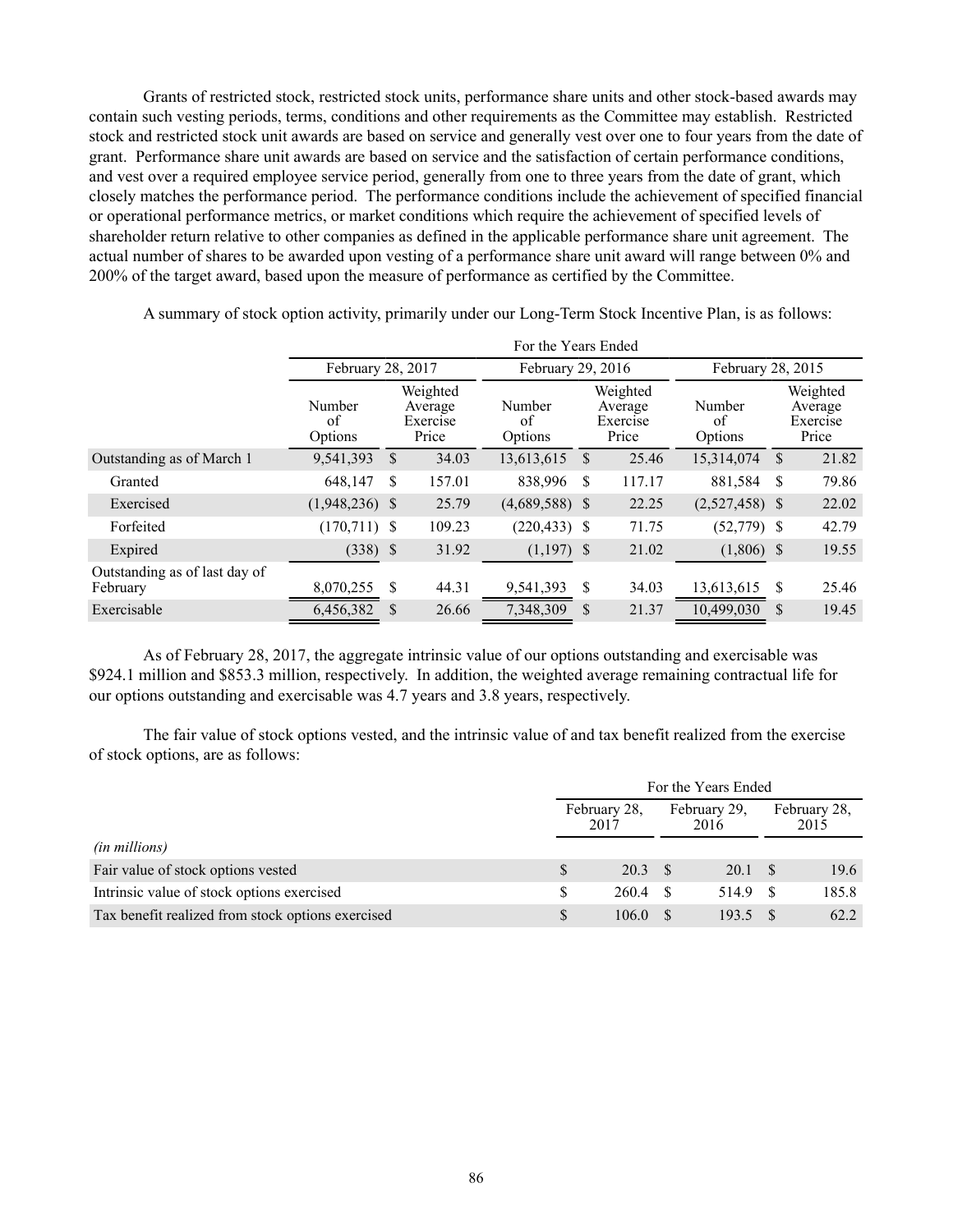Grants of restricted stock, restricted stock units, performance share units and other stock-based awards may contain such vesting periods, terms, conditions and other requirements as the Committee may establish. Restricted stock and restricted stock unit awards are based on service and generally vest over one to four years from the date of grant. Performance share unit awards are based on service and the satisfaction of certain performance conditions, and vest over a required employee service period, generally from one to three years from the date of grant, which closely matches the performance period. The performance conditions include the achievement of specified financial or operational performance metrics, or market conditions which require the achievement of specified levels of shareholder return relative to other companies as defined in the applicable performance share unit agreement. The actual number of shares to be awarded upon vesting of a performance share unit award will range between 0% and 200% of the target award, based upon the measure of performance as certified by the Committee.

A summary of stock option activity, primarily under our Long-Term Stock Incentive Plan, is as follows:

| | For the Years Ended | | | | | |
|---|---|---|---|---|---|---|
| | February 28, 2017 | | February 29, 2016 | | February 28, 2015 | |
| | Number of Options | Weighted Average Exercise Price | Number of Options | Weighted Average Exercise Price | Number of Options | Weighted Average Exercise Price |
| Outstanding as of March 1 | 9,541,393 | $ 34.03 | 13,613,615 | $ 25.46 | 15,314,074 | $ 21.82 |
| Granted | 648,147 | $ 157.01 | 838,996 | $ 117.17 | 881,584 | $ 79.86 |
| Exercised | (1,948,236) | $ 25.79 | (4,689,588) | $ 22.25 | (2,527,458) | $ 22.02 |
| Forfeited | (170,711) | $ 109.23 | (220,433) | $ 71.75 | (52,779) | $ 42.79 |
| Expired | (338) | $ 31.92 | (1,197) | $ 21.02 | (1,806) | $ 19.55 |
| Outstanding as of last day of February | 8,070,255 | $ 44.31 | 9,541,393 | $ 34.03 | 13,613,615 | $ 25.46 |
| Exercisable | 6,456,382 | $ 26.66 | 7,348,309 | $ 21.37 | 10,499,030 | $ 19.45 |

As of February 28, 2017, the aggregate intrinsic value of our options outstanding and exercisable was $924.1 million and $853.3 million, respectively. In addition, the weighted average remaining contractual life for our options outstanding and exercisable was 4.7 years and 3.8 years, respectively.

The fair value of stock options vested, and the intrinsic value of and tax benefit realized from the exercise of stock options, are as follows:

| | For the Years Ended | | |
|---|---|---|---|
| | February 28, 2017 | February 29, 2016 | February 28, 2015 |
| *(in millions)* | | | |
| Fair value of stock options vested | $ 20.3 | $ 20.1 | $ 19.6 |
| Intrinsic value of stock options exercised | $ 260.4 | $ 514.9 | $ 185.8 |
| Tax benefit realized from stock options exercised | $ 106.0 | $ 193.5 | $ 62.2 |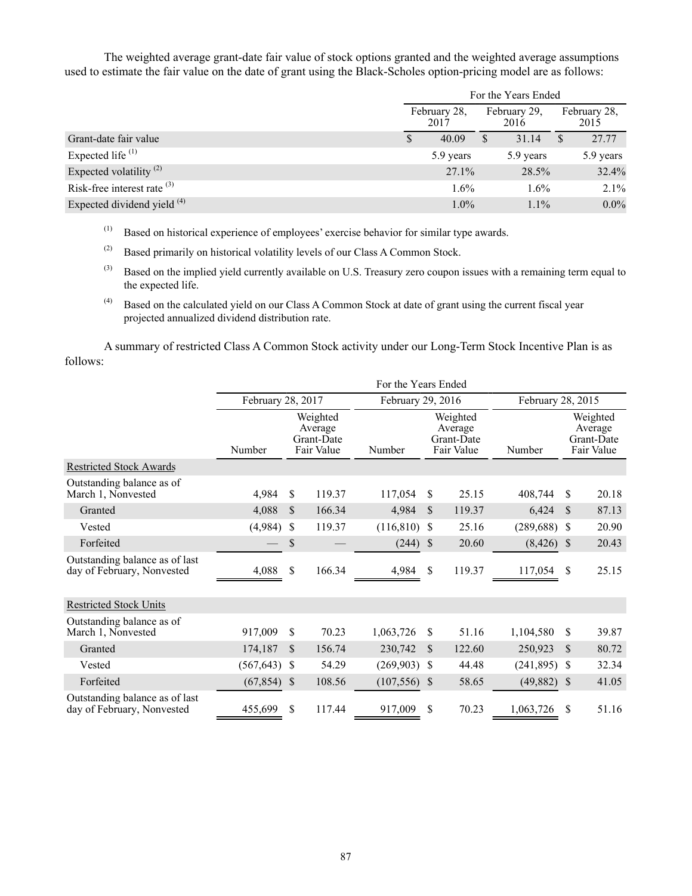The weighted average grant-date fair value of stock options granted and the weighted average assumptions used to estimate the fair value on the date of grant using the Black-Scholes option-pricing model are as follows:

| | For the Years Ended | | |
|---|---|---|---|
| | February 28, 2017 | February 29, 2016 | February 28, 2015 |
| Grant-date fair value | $ 40.09 | $ 31.14 | $ 27.77 |
| Expected life [(1)] | 5.9 years | 5.9 years | 5.9 years |
| Expected volatility [(2)] | 27.1% | 28.5% | 32.4% |
| Risk-free interest rate [(3)] | 1.6% | 1.6% | 2.1% |
| Expected dividend yield [(4)] | 1.0% | 1.1% | 0.0% |

(1) Based on historical experience of employees' exercise behavior for similar type awards.

(2) Based primarily on historical volatility levels of our Class A Common Stock.

(3) Based on the implied yield currently available on U.S. Treasury zero coupon issues with a remaining term equal to the expected life.

(4) Based on the calculated yield on our Class A Common Stock at date of grant using the current fiscal year projected annualized dividend distribution rate.

A summary of restricted Class A Common Stock activity under our Long-Term Stock Incentive Plan is as follows:

| | For the Years Ended | | | | | |
|---|---|---|---|---|---|---|
| | February 28, 2017 | | February 29, 2016 | | February 28, 2015 | |
| | Number | Weighted Average Grant-Date Fair Value | Number | Weighted Average Grant-Date Fair Value | Number | Weighted Average Grant-Date Fair Value |
| Restricted Stock Awards | | | | | | |
| Outstanding balance as of March 1, Nonvested | 4,984 | $ 119.37 | 117,054 | $ 25.15 | 408,744 | $ 20.18 |
| Granted | 4,088 | $ 166.34 | 4,984 | $ 119.37 | 6,424 | $ 87.13 |
| Vested | (4,984) | $ 119.37 | (116,810) | $ 25.16 | (289,688) | $ 20.90 |
| Forfeited | — | $ — | (244) | $ 20.60 | (8,426) | $ 20.43 |
| Outstanding balance as of last day of February, Nonvested | 4,088 | $ 166.34 | 4,984 | $ 119.37 | 117,054 | $ 25.15 |
| Restricted Stock Units | | | | | | |
| Outstanding balance as of March 1, Nonvested | 917,009 | $ 70.23 | 1,063,726 | $ 51.16 | 1,104,580 | $ 39.87 |
| Granted | 174,187 | $ 156.74 | 230,742 | $ 122.60 | 250,923 | $ 80.72 |
| Vested | (567,643) | $ 54.29 | (269,903) | $ 44.48 | (241,895) | $ 32.34 |
| Forfeited | (67,854) | $ 108.56 | (107,556) | $ 58.65 | (49,882) | $ 41.05 |
| Outstanding balance as of last day of February, Nonvested | 455,699 | $ 117.44 | 917,009 | $ 70.23 | 1,063,726 | $ 51.16 |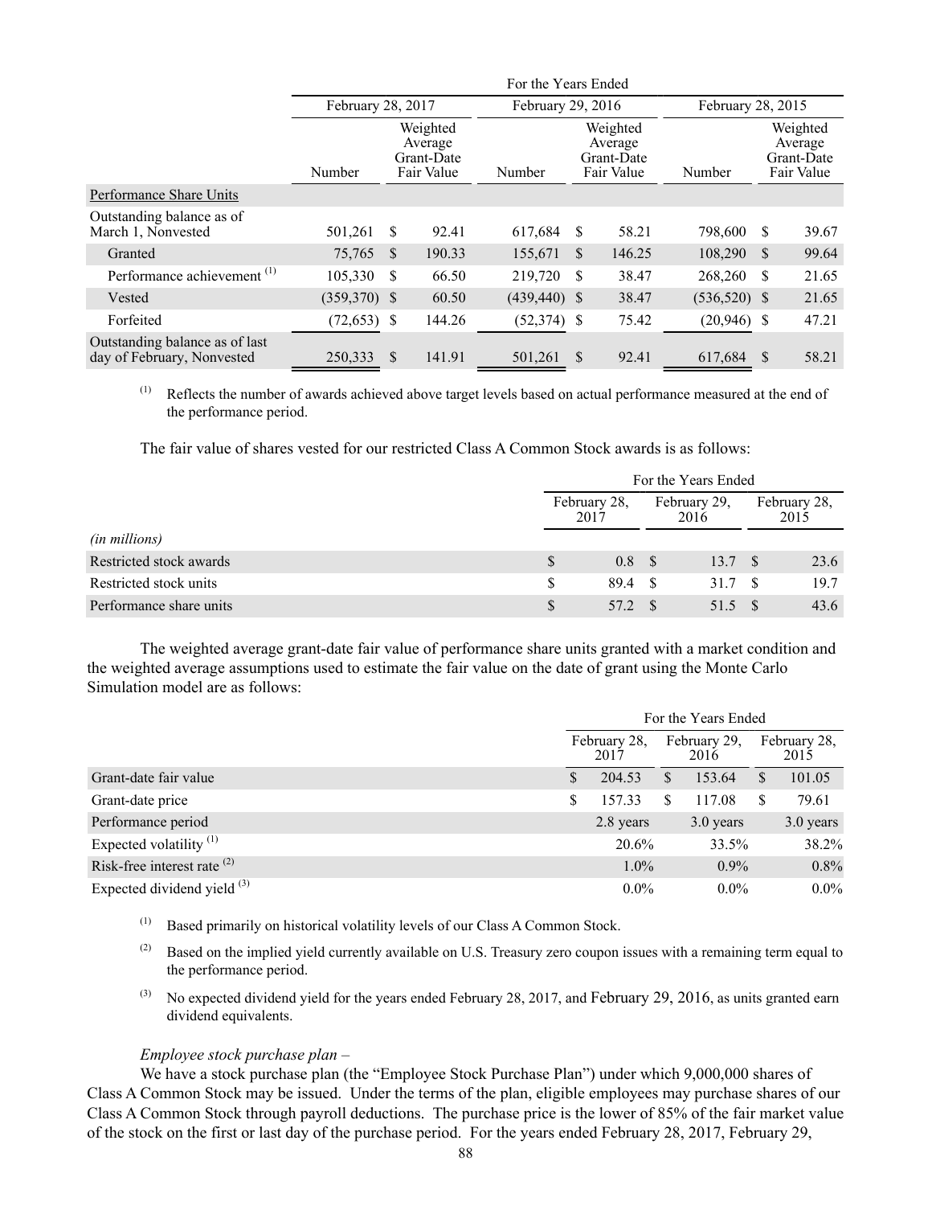| | For the Years Ended | | | | | |
|---|---|---|---|---|---|---|
| | February 28, 2017 | | February 29, 2016 | | February 28, 2015 | |
| | Number | Weighted Average Grant-Date Fair Value | Number | Weighted Average Grant-Date Fair Value | Number | Weighted Average Grant-Date Fair Value |
| Performance Share Units | | | | | | |
| Outstanding balance as of March 1, Nonvested | 501,261 | $ 92.41 | 617,684 | $ 58.21 | 798,600 | $ 39.67 |
| Granted | 75,765 | $ 190.33 | 155,671 | $ 146.25 | 108,290 | $ 99.64 |
| Performance achievement [(1)] | 105,330 | $ 66.50 | 219,720 | $ 38.47 | 268,260 | $ 21.65 |
| Vested | (359,370) | $ 60.50 | (439,440) | $ 38.47 | (536,520) | $ 21.65 |
| Forfeited | (72,653) | $ 144.26 | (52,374) | $ 75.42 | (20,946) | $ 47.21 |
| Outstanding balance as of last day of February, Nonvested | 250,333 | $ 141.91 | 501,261 | $ 92.41 | 617,684 | $ 58.21 |

(1) Reflects the number of awards achieved above target levels based on actual performance measured at the end of the performance period.

The fair value of shares vested for our restricted Class A Common Stock awards is as follows:

| | For the Years Ended | | |
|---|---|---|---|
| | February 28, 2017 | February 29, 2016 | February 28, 2015 |
| *(in millions)* | | | |
| Restricted stock awards | $ 0.8 | $ 13.7 | $ 23.6 |
| Restricted stock units | $ 89.4 | $ 31.7 | $ 19.7 |
| Performance share units | $ 57.2 | $ 51.5 | $ 43.6 |

The weighted average grant-date fair value of performance share units granted with a market condition and the weighted average assumptions used to estimate the fair value on the date of grant using the Monte Carlo Simulation model are as follows:

| | For the Years Ended | | |
|---|---|---|---|
| | February 28, 2017 | February 29, 2016 | February 28, 2015 |
| Grant-date fair value | $ 204.53 | $ 153.64 | $ 101.05 |
| Grant-date price | $ 157.33 | $ 117.08 | $ 79.61 |
| Performance period | 2.8 years | 3.0 years | 3.0 years |
| Expected volatility [(1)] | 20.6% | 33.5% | 38.2% |
| Risk-free interest rate [(2)] | 1.0% | 0.9% | 0.8% |
| Expected dividend yield [(3)] | 0.0% | 0.0% | 0.0% |

(1) Based primarily on historical volatility levels of our Class A Common Stock.

(2) Based on the implied yield currently available on U.S. Treasury zero coupon issues with a remaining term equal to the performance period.

(3) No expected dividend yield for the years ended February 28, 2017, and February 29, 2016, as units granted earn dividend equivalents.

*Employee stock purchase plan –*

We have a stock purchase plan (the "Employee Stock Purchase Plan") under which 9,000,000 shares of Class A Common Stock may be issued. Under the terms of the plan, eligible employees may purchase shares of our Class A Common Stock through payroll deductions. The purchase price is the lower of 85% of the fair market value of the stock on the first or last day of the purchase period. For the years ended February 28, 2017, February 29,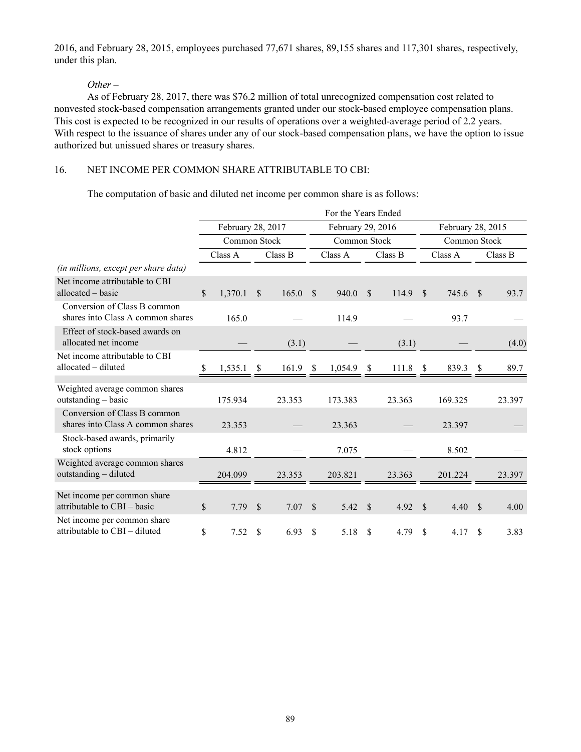2016, and February 28, 2015, employees purchased 77,671 shares, 89,155 shares and 117,301 shares, respectively, under this plan.

*Other –*

As of February 28, 2017, there was $76.2 million of total unrecognized compensation cost related to nonvested stock-based compensation arrangements granted under our stock-based employee compensation plans. This cost is expected to be recognized in our results of operations over a weighted-average period of 2.2 years. With respect to the issuance of shares under any of our stock-based compensation plans, we have the option to issue authorized but unissued shares or treasury shares.

## 16. NET INCOME PER COMMON SHARE ATTRIBUTABLE TO CBI:

The computation of basic and diluted net income per common share is as follows:

| | For the Years Ended | | | | | |
|---|---|---|---|---|---|---|
| | February 28, 2017 | | February 29, 2016 | | February 28, 2015 | |
| | Common Stock | | Common Stock | | Common Stock | |
| | Class A | Class B | Class A | Class B | Class A | Class B |
| *(in millions, except per share data)* | | | | | | |
| Net income attributable to CBI allocated – basic | $ 1,370.1 | $ 165.0 | $ 940.0 | $ 114.9 | $ 745.6 | $ 93.7 |
| Conversion of Class B common shares into Class A common shares | 165.0 | — | 114.9 | — | 93.7 | — |
| Effect of stock-based awards on allocated net income | — | (3.1) | — | (3.1) | — | (4.0) |
| Net income attributable to CBI allocated – diluted | $ 1,535.1 | $ 161.9 | $ 1,054.9 | $ 111.8 | $ 839.3 | $ 89.7 |
| Weighted average common shares outstanding – basic | 175.934 | 23.353 | 173.383 | 23.363 | 169.325 | 23.397 |
| Conversion of Class B common shares into Class A common shares | 23.353 | — | 23.363 | — | 23.397 | — |
| Stock-based awards, primarily stock options | 4.812 | — | 7.075 | — | 8.502 | — |
| Weighted average common shares outstanding – diluted | 204.099 | 23.353 | 203.821 | 23.363 | 201.224 | 23.397 |
| Net income per common share attributable to CBI – basic | $ 7.79 | $ 7.07 | $ 5.42 | $ 4.92 | $ 4.40 | $ 4.00 |
| Net income per common share attributable to CBI – diluted | $ 7.52 | $ 6.93 | $ 5.18 | $ 4.79 | $ 4.17 | $ 3.83 |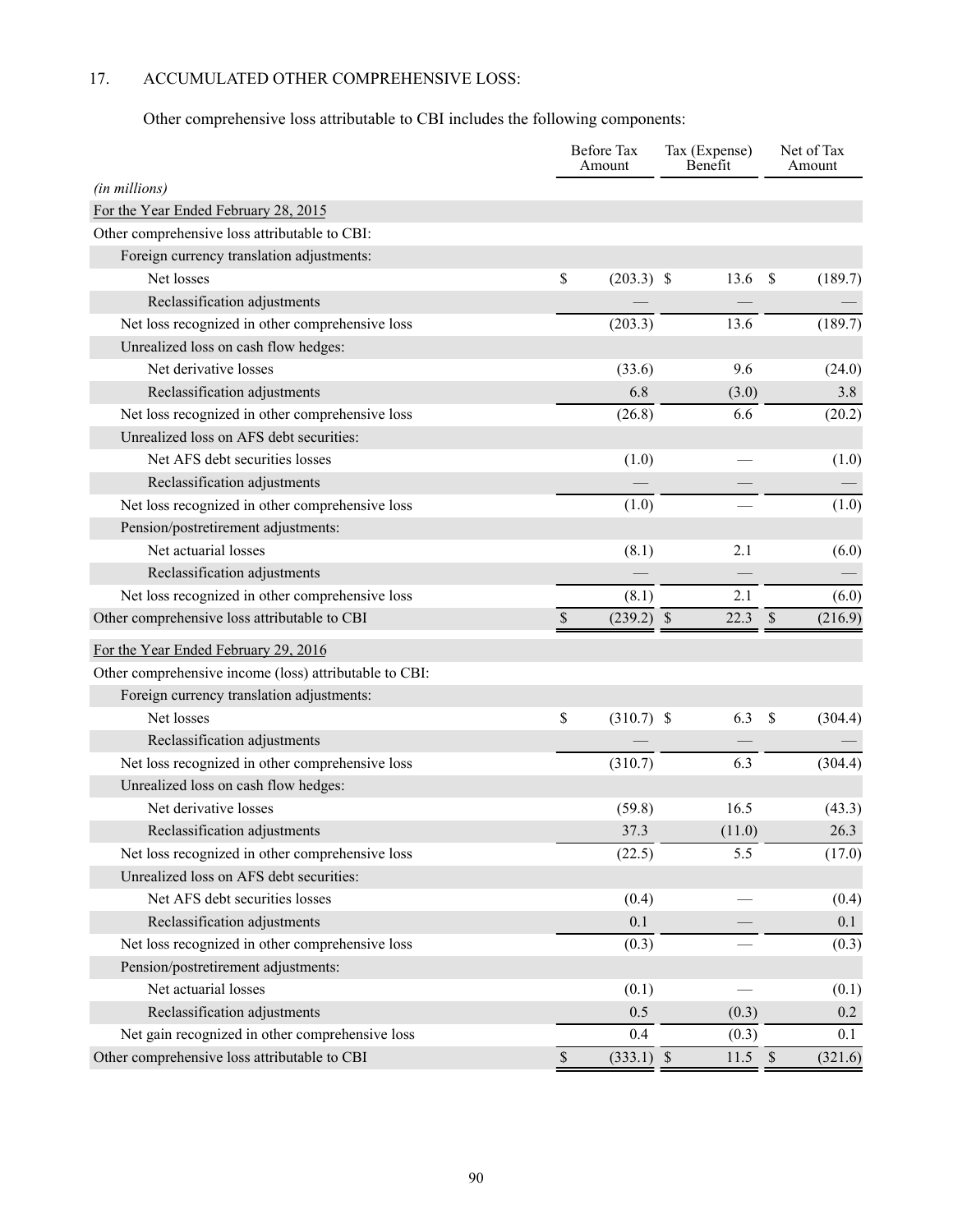## 17. ACCUMULATED OTHER COMPREHENSIVE LOSS:

Other comprehensive loss attributable to CBI includes the following components:

| *(in millions)* | Before Tax Amount | Tax (Expense) Benefit | Net of Tax Amount |
|---|---|---|---|
| For the Year Ended February 28, 2015 | | | |
| Other comprehensive loss attributable to CBI: | | | |
| Foreign currency translation adjustments: | | | |
| Net losses | $ (203.3) | $ 13.6 | $ (189.7) |
| Reclassification adjustments | — | — | — |
| Net loss recognized in other comprehensive loss | (203.3) | 13.6 | (189.7) |
| Unrealized loss on cash flow hedges: | | | |
| Net derivative losses | (33.6) | 9.6 | (24.0) |
| Reclassification adjustments | 6.8 | (3.0) | 3.8 |
| Net loss recognized in other comprehensive loss | (26.8) | 6.6 | (20.2) |
| Unrealized loss on AFS debt securities: | | | |
| Net AFS debt securities losses | (1.0) | — | (1.0) |
| Reclassification adjustments | — | — | — |
| Net loss recognized in other comprehensive loss | (1.0) | — | (1.0) |
| Pension/postretirement adjustments: | | | |
| Net actuarial losses | (8.1) | 2.1 | (6.0) |
| Reclassification adjustments | — | — | — |
| Net loss recognized in other comprehensive loss | (8.1) | 2.1 | (6.0) |
| Other comprehensive loss attributable to CBI | $ (239.2) | $ 22.3 | $ (216.9) |
| For the Year Ended February 29, 2016 | | | |
| Other comprehensive income (loss) attributable to CBI: | | | |
| Foreign currency translation adjustments: | | | |
| Net losses | $ (310.7) | $ 6.3 | $ (304.4) |
| Reclassification adjustments | — | — | — |
| Net loss recognized in other comprehensive loss | (310.7) | 6.3 | (304.4) |
| Unrealized loss on cash flow hedges: | | | |
| Net derivative losses | (59.8) | 16.5 | (43.3) |
| Reclassification adjustments | 37.3 | (11.0) | 26.3 |
| Net loss recognized in other comprehensive loss | (22.5) | 5.5 | (17.0) |
| Unrealized loss on AFS debt securities: | | | |
| Net AFS debt securities losses | (0.4) | — | (0.4) |
| Reclassification adjustments | 0.1 | — | 0.1 |
| Net loss recognized in other comprehensive loss | (0.3) | — | (0.3) |
| Pension/postretirement adjustments: | | | |
| Net actuarial losses | (0.1) | — | (0.1) |
| Reclassification adjustments | 0.5 | (0.3) | 0.2 |
| Net gain recognized in other comprehensive loss | 0.4 | (0.3) | 0.1 |
| Other comprehensive loss attributable to CBI | $ (333.1) | $ 11.5 | $ (321.6) |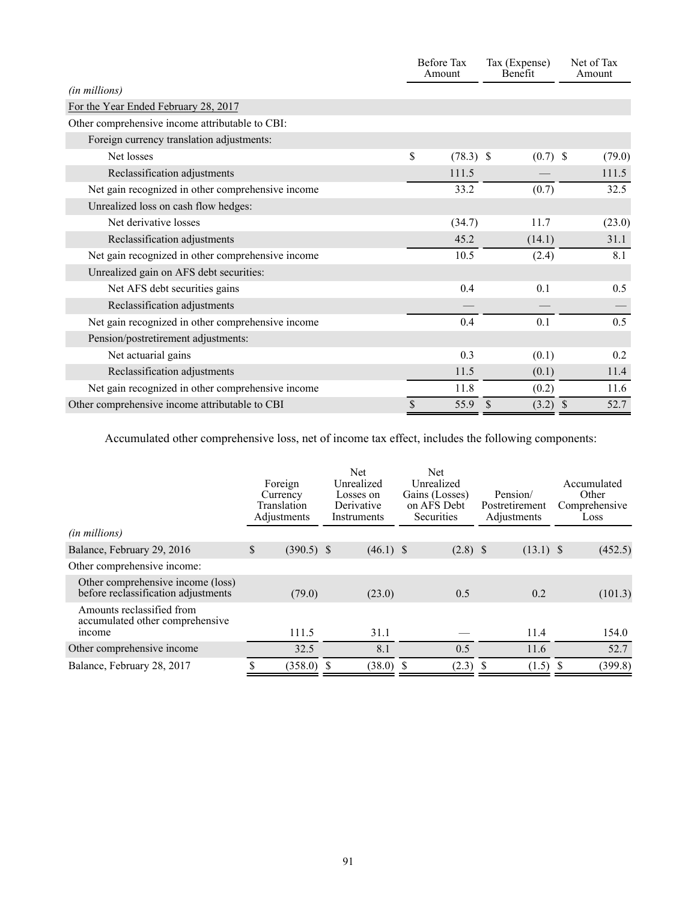| *(in millions)* | Before Tax Amount | Tax (Expense) Benefit | Net of Tax Amount |
|---|---|---|---|
| For the Year Ended February 28, 2017 | | | |
| Other comprehensive income attributable to CBI: | | | |
| Foreign currency translation adjustments: | | | |
| Net losses | $ (78.3) | $ (0.7) | $ (79.0) |
| Reclassification adjustments | 111.5 | — | 111.5 |
| Net gain recognized in other comprehensive income | 33.2 | (0.7) | 32.5 |
| Unrealized loss on cash flow hedges: | | | |
| Net derivative losses | (34.7) | 11.7 | (23.0) |
| Reclassification adjustments | 45.2 | (14.1) | 31.1 |
| Net gain recognized in other comprehensive income | 10.5 | (2.4) | 8.1 |
| Unrealized gain on AFS debt securities: | | | |
| Net AFS debt securities gains | 0.4 | 0.1 | 0.5 |
| Reclassification adjustments | — | — | — |
| Net gain recognized in other comprehensive income | 0.4 | 0.1 | 0.5 |
| Pension/postretirement adjustments: | | | |
| Net actuarial gains | 0.3 | (0.1) | 0.2 |
| Reclassification adjustments | 11.5 | (0.1) | 11.4 |
| Net gain recognized in other comprehensive income | 11.8 | (0.2) | 11.6 |
| Other comprehensive income attributable to CBI | $ 55.9 | $ (3.2) | $ 52.7 |

Accumulated other comprehensive loss, net of income tax effect, includes the following components:

| *(in millions)* | Foreign Currency Translation Adjustments | Net Unrealized Losses on Derivative Instruments | Net Unrealized Gains (Losses) on AFS Debt Securities | Pension/ Postretirement Adjustments | Accumulated Other Comprehensive Loss |
|---|---|---|---|---|---|
| Balance, February 29, 2016 | $ (390.5) | $ (46.1) | $ (2.8) | $ (13.1) | $ (452.5) |
| Other comprehensive income: | | | | | |
| Other comprehensive income (loss) before reclassification adjustments | (79.0) | (23.0) | 0.5 | 0.2 | (101.3) |
| Amounts reclassified from accumulated other comprehensive income | 111.5 | 31.1 | — | 11.4 | 154.0 |
| Other comprehensive income | 32.5 | 8.1 | 0.5 | 11.6 | 52.7 |
| Balance, February 28, 2017 | $ (358.0) | $ (38.0) | $ (2.3) | $ (1.5) | $ (399.8) |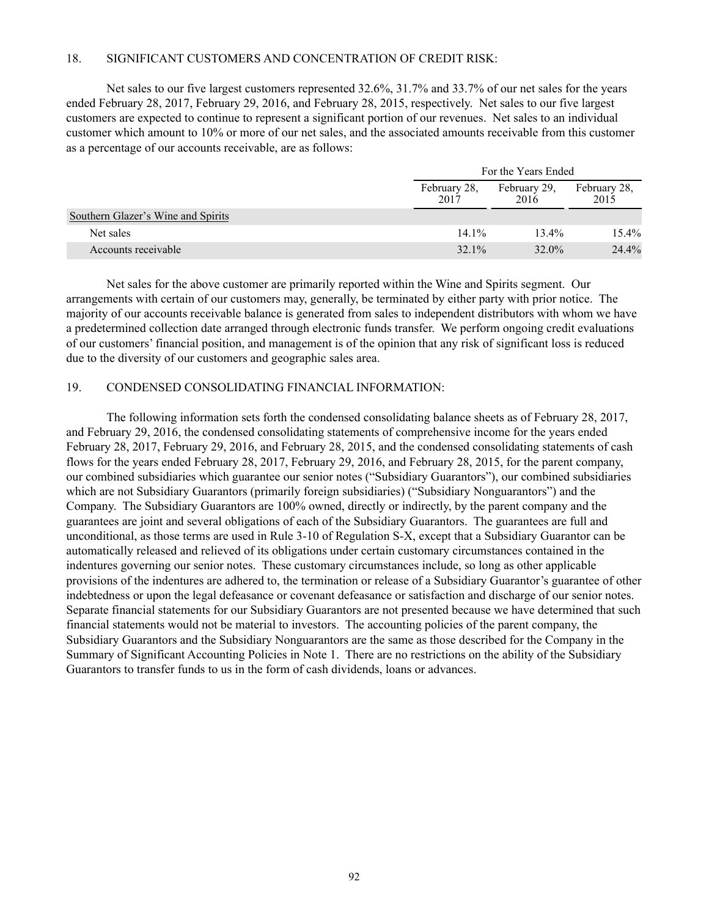## 18. SIGNIFICANT CUSTOMERS AND CONCENTRATION OF CREDIT RISK:

Net sales to our five largest customers represented 32.6%, 31.7% and 33.7% of our net sales for the years ended February 28, 2017, February 29, 2016, and February 28, 2015, respectively. Net sales to our five largest customers are expected to continue to represent a significant portion of our revenues. Net sales to an individual customer which amount to 10% or more of our net sales, and the associated amounts receivable from this customer as a percentage of our accounts receivable, are as follows:

| | For the Years Ended | | |
|---|---|---|---|
| | February 28, 2017 | February 29, 2016 | February 28, 2015 |
| Southern Glazer's Wine and Spirits | | | |
| Net sales | 14.1% | 13.4% | 15.4% |
| Accounts receivable | 32.1% | 32.0% | 24.4% |

Net sales for the above customer are primarily reported within the Wine and Spirits segment. Our arrangements with certain of our customers may, generally, be terminated by either party with prior notice. The majority of our accounts receivable balance is generated from sales to independent distributors with whom we have a predetermined collection date arranged through electronic funds transfer. We perform ongoing credit evaluations of our customers' financial position, and management is of the opinion that any risk of significant loss is reduced due to the diversity of our customers and geographic sales area.

## 19. CONDENSED CONSOLIDATING FINANCIAL INFORMATION:

The following information sets forth the condensed consolidating balance sheets as of February 28, 2017, and February 29, 2016, the condensed consolidating statements of comprehensive income for the years ended February 28, 2017, February 29, 2016, and February 28, 2015, and the condensed consolidating statements of cash flows for the years ended February 28, 2017, February 29, 2016, and February 28, 2015, for the parent company, our combined subsidiaries which guarantee our senior notes ("Subsidiary Guarantors"), our combined subsidiaries which are not Subsidiary Guarantors (primarily foreign subsidiaries) ("Subsidiary Nonguarantors") and the Company. The Subsidiary Guarantors are 100% owned, directly or indirectly, by the parent company and the guarantees are joint and several obligations of each of the Subsidiary Guarantors. The guarantees are full and unconditional, as those terms are used in Rule 3-10 of Regulation S-X, except that a Subsidiary Guarantor can be automatically released and relieved of its obligations under certain customary circumstances contained in the indentures governing our senior notes. These customary circumstances include, so long as other applicable provisions of the indentures are adhered to, the termination or release of a Subsidiary Guarantor's guarantee of other indebtedness or upon the legal defeasance or covenant defeasance or satisfaction and discharge of our senior notes. Separate financial statements for our Subsidiary Guarantors are not presented because we have determined that such financial statements would not be material to investors. The accounting policies of the parent company, the Subsidiary Guarantors and the Subsidiary Nonguarantors are the same as those described for the Company in the Summary of Significant Accounting Policies in Note 1. There are no restrictions on the ability of the Subsidiary Guarantors to transfer funds to us in the form of cash dividends, loans or advances.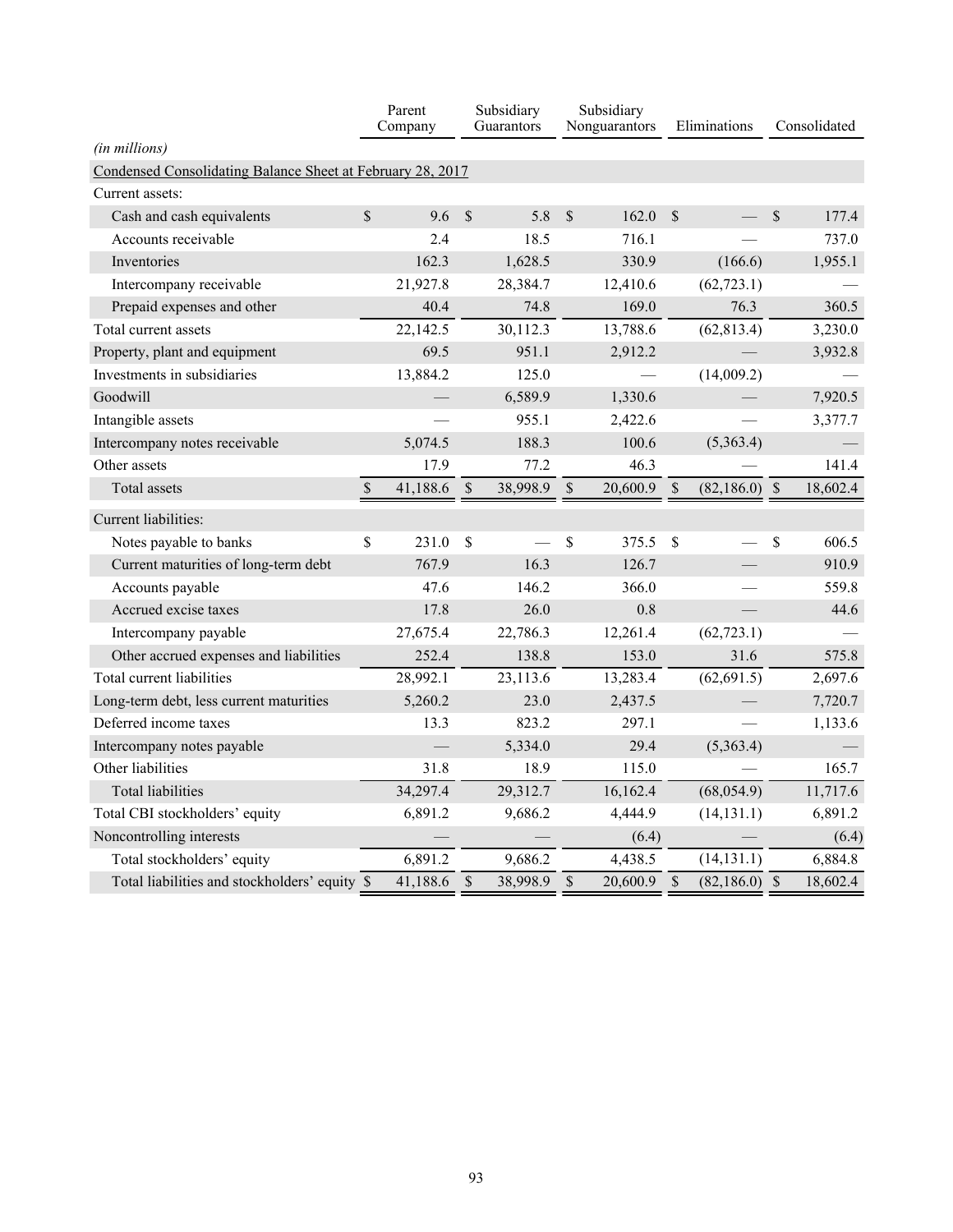| | Parent Company | Subsidiary Guarantors | Subsidiary Nonguarantors | Eliminations | Consolidated |
|---|---|---|---|---|---|
| *(in millions)* | | | | | |
| Condensed Consolidating Balance Sheet at February 28, 2017 | | | | | |
| Current assets: | | | | | |
| Cash and cash equivalents | $ 9.6 | $ 5.8 | $ 162.0 | $ — | $ 177.4 |
| Accounts receivable | 2.4 | 18.5 | 716.1 | — | 737.0 |
| Inventories | 162.3 | 1,628.5 | 330.9 | (166.6) | 1,955.1 |
| Intercompany receivable | 21,927.8 | 28,384.7 | 12,410.6 | (62,723.1) | — |
| Prepaid expenses and other | 40.4 | 74.8 | 169.0 | 76.3 | 360.5 |
| Total current assets | 22,142.5 | 30,112.3 | 13,788.6 | (62,813.4) | 3,230.0 |
| Property, plant and equipment | 69.5 | 951.1 | 2,912.2 | — | 3,932.8 |
| Investments in subsidiaries | 13,884.2 | 125.0 | — | (14,009.2) | — |
| Goodwill | — | 6,589.9 | 1,330.6 | — | 7,920.5 |
| Intangible assets | — | 955.1 | 2,422.6 | — | 3,377.7 |
| Intercompany notes receivable | 5,074.5 | 188.3 | 100.6 | (5,363.4) | — |
| Other assets | 17.9 | 77.2 | 46.3 | — | 141.4 |
| Total assets | $ 41,188.6 | $ 38,998.9 | $ 20,600.9 | $ (82,186.0) | $ 18,602.4 |
| Current liabilities: | | | | | |
| Notes payable to banks | $ 231.0 | $ — | $ 375.5 | $ — | $ 606.5 |
| Current maturities of long-term debt | 767.9 | 16.3 | 126.7 | — | 910.9 |
| Accounts payable | 47.6 | 146.2 | 366.0 | — | 559.8 |
| Accrued excise taxes | 17.8 | 26.0 | 0.8 | — | 44.6 |
| Intercompany payable | 27,675.4 | 22,786.3 | 12,261.4 | (62,723.1) | — |
| Other accrued expenses and liabilities | 252.4 | 138.8 | 153.0 | 31.6 | 575.8 |
| Total current liabilities | 28,992.1 | 23,113.6 | 13,283.4 | (62,691.5) | 2,697.6 |
| Long-term debt, less current maturities | 5,260.2 | 23.0 | 2,437.5 | — | 7,720.7 |
| Deferred income taxes | 13.3 | 823.2 | 297.1 | — | 1,133.6 |
| Intercompany notes payable | — | 5,334.0 | 29.4 | (5,363.4) | — |
| Other liabilities | 31.8 | 18.9 | 115.0 | — | 165.7 |
| Total liabilities | 34,297.4 | 29,312.7 | 16,162.4 | (68,054.9) | 11,717.6 |
| Total CBI stockholders' equity | 6,891.2 | 9,686.2 | 4,444.9 | (14,131.1) | 6,891.2 |
| Noncontrolling interests | — | — | (6.4) | — | (6.4) |
| Total stockholders' equity | 6,891.2 | 9,686.2 | 4,438.5 | (14,131.1) | 6,884.8 |
| Total liabilities and stockholders' equity | $ 41,188.6 | $ 38,998.9 | $ 20,600.9 | $ (82,186.0) | $ 18,602.4 |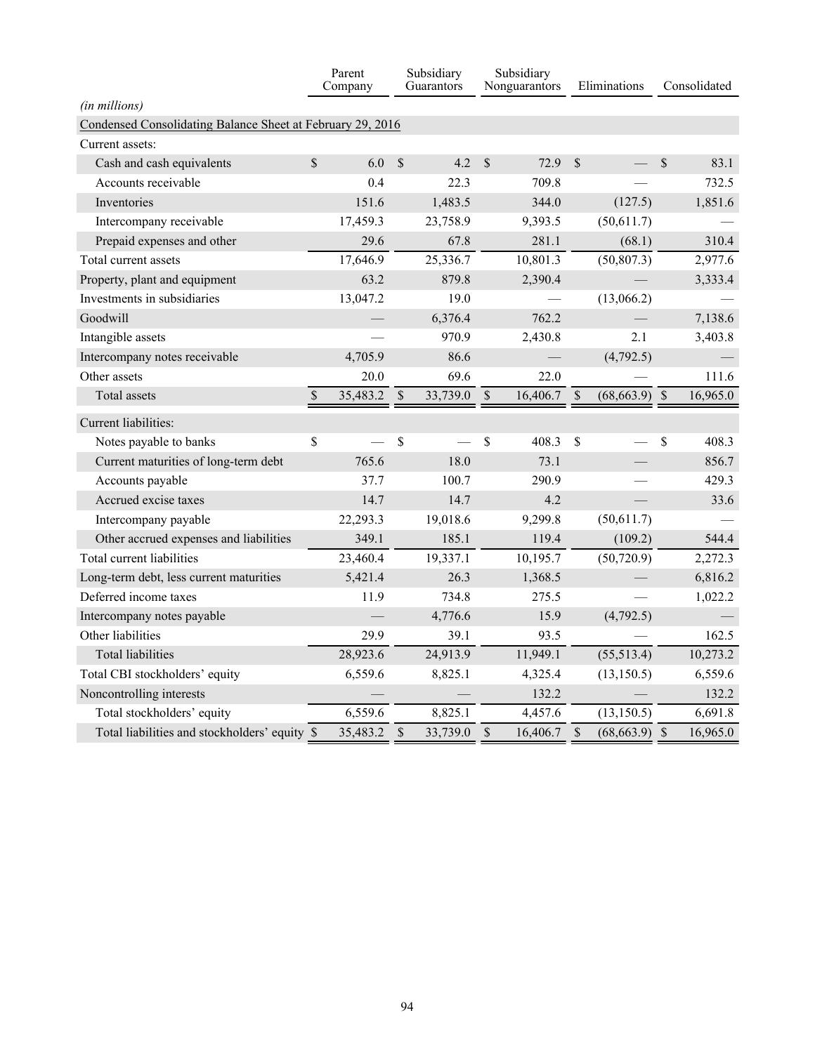| | Parent Company | Subsidiary Guarantors | Subsidiary Nonguarantors | Eliminations | Consolidated |
|---|---|---|---|---|---|
| *(in millions)* | | | | | |
| Condensed Consolidating Balance Sheet at February 29, 2016 | | | | | |
| Current assets: | | | | | |
| Cash and cash equivalents | $ 6.0 | $ 4.2 | $ 72.9 | $ — | $ 83.1 |
| Accounts receivable | 0.4 | 22.3 | 709.8 | — | 732.5 |
| Inventories | 151.6 | 1,483.5 | 344.0 | (127.5) | 1,851.6 |
| Intercompany receivable | 17,459.3 | 23,758.9 | 9,393.5 | (50,611.7) | — |
| Prepaid expenses and other | 29.6 | 67.8 | 281.1 | (68.1) | 310.4 |
| Total current assets | 17,646.9 | 25,336.7 | 10,801.3 | (50,807.3) | 2,977.6 |
| Property, plant and equipment | 63.2 | 879.8 | 2,390.4 | — | 3,333.4 |
| Investments in subsidiaries | 13,047.2 | 19.0 | — | (13,066.2) | — |
| Goodwill | — | 6,376.4 | 762.2 | — | 7,138.6 |
| Intangible assets | — | 970.9 | 2,430.8 | 2.1 | 3,403.8 |
| Intercompany notes receivable | 4,705.9 | 86.6 | — | (4,792.5) | — |
| Other assets | 20.0 | 69.6 | 22.0 | — | 111.6 |
| Total assets | $ 35,483.2 | $ 33,739.0 | $ 16,406.7 | $ (68,663.9) | $ 16,965.0 |
| Current liabilities: | | | | | |
| Notes payable to banks | $ — | $ — | $ 408.3 | $ — | $ 408.3 |
| Current maturities of long-term debt | 765.6 | 18.0 | 73.1 | — | 856.7 |
| Accounts payable | 37.7 | 100.7 | 290.9 | — | 429.3 |
| Accrued excise taxes | 14.7 | 14.7 | 4.2 | — | 33.6 |
| Intercompany payable | 22,293.3 | 19,018.6 | 9,299.8 | (50,611.7) | — |
| Other accrued expenses and liabilities | 349.1 | 185.1 | 119.4 | (109.2) | 544.4 |
| Total current liabilities | 23,460.4 | 19,337.1 | 10,195.7 | (50,720.9) | 2,272.3 |
| Long-term debt, less current maturities | 5,421.4 | 26.3 | 1,368.5 | — | 6,816.2 |
| Deferred income taxes | 11.9 | 734.8 | 275.5 | — | 1,022.2 |
| Intercompany notes payable | — | 4,776.6 | 15.9 | (4,792.5) | — |
| Other liabilities | 29.9 | 39.1 | 93.5 | — | 162.5 |
| Total liabilities | 28,923.6 | 24,913.9 | 11,949.1 | (55,513.4) | 10,273.2 |
| Total CBI stockholders' equity | 6,559.6 | 8,825.1 | 4,325.4 | (13,150.5) | 6,559.6 |
| Noncontrolling interests | — | — | 132.2 | — | 132.2 |
| Total stockholders' equity | 6,559.6 | 8,825.1 | 4,457.6 | (13,150.5) | 6,691.8 |
| Total liabilities and stockholders' equity | $ 35,483.2 | $ 33,739.0 | $ 16,406.7 | $ (68,663.9) | $ 16,965.0 |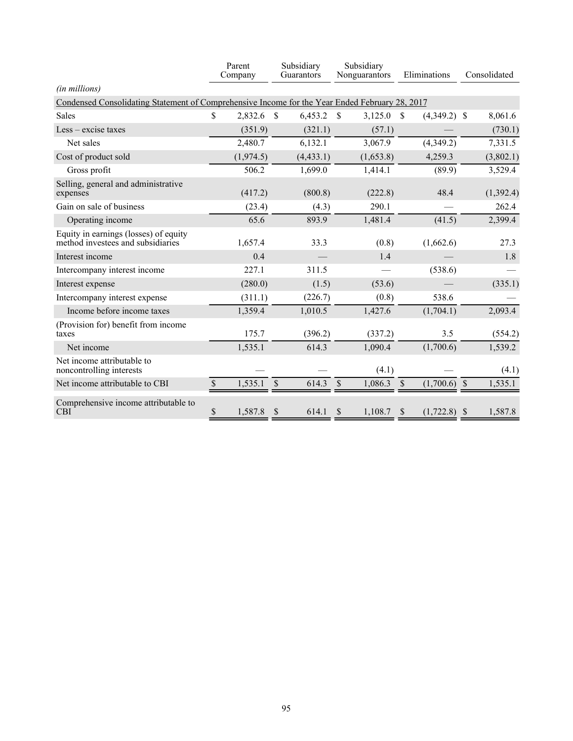| (in millions) | Parent Company | Subsidiary Guarantors | Subsidiary Nonguarantors | Eliminations | Consolidated |
|---|---|---|---|---|---|
| Condensed Consolidating Statement of Comprehensive Income for the Year Ended February 28, 2017 | | | | | |
| Sales | $ 2,832.6 | $ 6,453.2 | $ 3,125.0 | $ (4,349.2) | $ 8,061.6 |
| Less – excise taxes | (351.9) | (321.1) | (57.1) | — | (730.1) |
| Net sales | 2,480.7 | 6,132.1 | 3,067.9 | (4,349.2) | 7,331.5 |
| Cost of product sold | (1,974.5) | (4,433.1) | (1,653.8) | 4,259.3 | (3,802.1) |
| Gross profit | 506.2 | 1,699.0 | 1,414.1 | (89.9) | 3,529.4 |
| Selling, general and administrative expenses | (417.2) | (800.8) | (222.8) | 48.4 | (1,392.4) |
| Gain on sale of business | (23.4) | (4.3) | 290.1 | — | 262.4 |
| Operating income | 65.6 | 893.9 | 1,481.4 | (41.5) | 2,399.4 |
| Equity in earnings (losses) of equity method investees and subsidiaries | 1,657.4 | 33.3 | (0.8) | (1,662.6) | 27.3 |
| Interest income | 0.4 | — | 1.4 | — | 1.8 |
| Intercompany interest income | 227.1 | 311.5 | — | (538.6) | — |
| Interest expense | (280.0) | (1.5) | (53.6) | — | (335.1) |
| Intercompany interest expense | (311.1) | (226.7) | (0.8) | 538.6 | — |
| Income before income taxes | 1,359.4 | 1,010.5 | 1,427.6 | (1,704.1) | 2,093.4 |
| (Provision for) benefit from income taxes | 175.7 | (396.2) | (337.2) | 3.5 | (554.2) |
| Net income | 1,535.1 | 614.3 | 1,090.4 | (1,700.6) | 1,539.2 |
| Net income attributable to noncontrolling interests | — | — | (4.1) | — | (4.1) |
| Net income attributable to CBI | $ 1,535.1 | $ 614.3 | $ 1,086.3 | $ (1,700.6) | $ 1,535.1 |
| Comprehensive income attributable to CBI | $ 1,587.8 | $ 614.1 | $ 1,108.7 | $ (1,722.8) | $ 1,587.8 |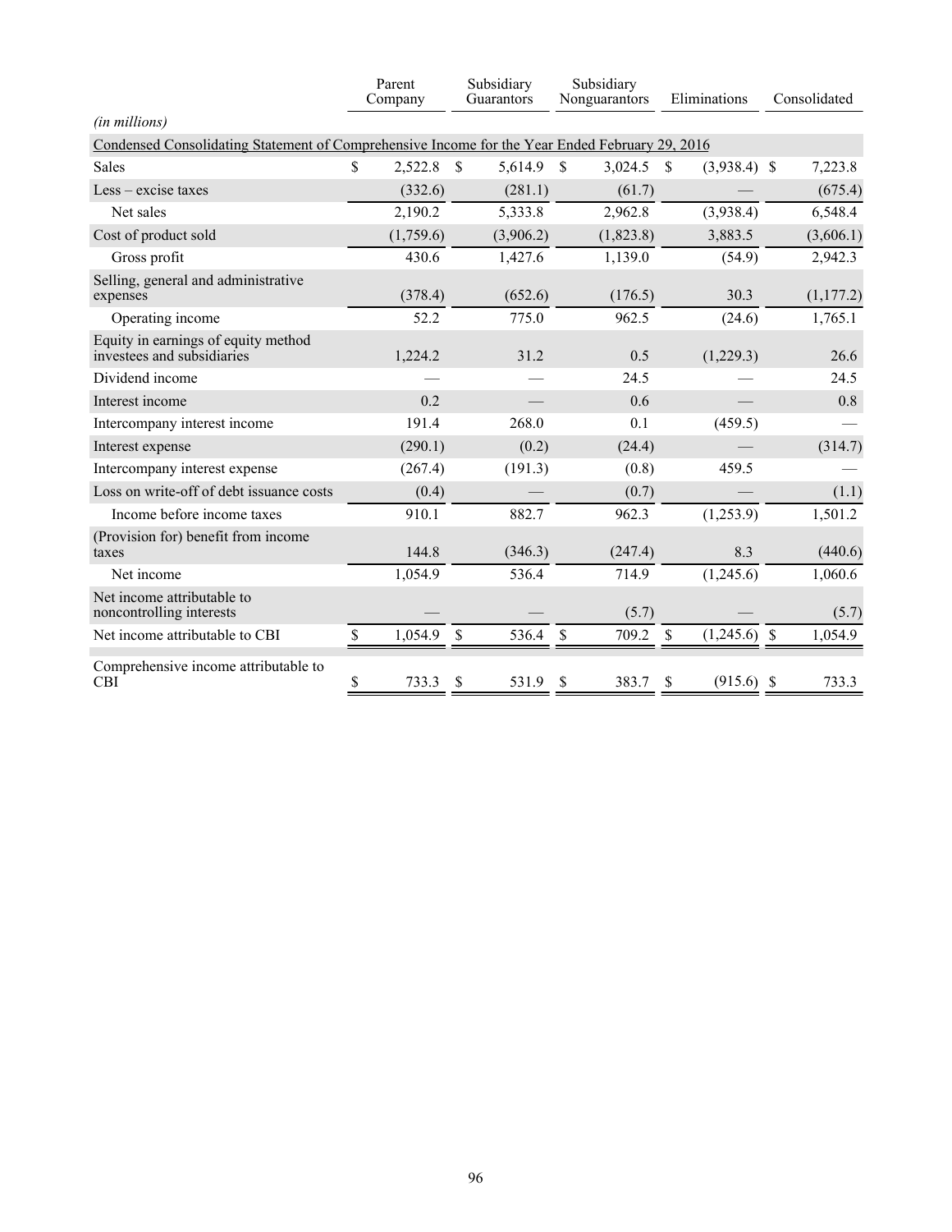| | Parent Company | Subsidiary Guarantors | Subsidiary Nonguarantors | Eliminations | Consolidated |
|---|---|---|---|---|---|
| *(in millions)* | | | | | |
| Condensed Consolidating Statement of Comprehensive Income for the Year Ended February 29, 2016 | | | | | |
| Sales | $ 2,522.8 | $ 5,614.9 | $ 3,024.5 | $ (3,938.4) | $ 7,223.8 |
| Less – excise taxes | (332.6) | (281.1) | (61.7) | — | (675.4) |
| Net sales | 2,190.2 | 5,333.8 | 2,962.8 | (3,938.4) | 6,548.4 |
| Cost of product sold | (1,759.6) | (3,906.2) | (1,823.8) | 3,883.5 | (3,606.1) |
| Gross profit | 430.6 | 1,427.6 | 1,139.0 | (54.9) | 2,942.3 |
| Selling, general and administrative expenses | (378.4) | (652.6) | (176.5) | 30.3 | (1,177.2) |
| Operating income | 52.2 | 775.0 | 962.5 | (24.6) | 1,765.1 |
| Equity in earnings of equity method investees and subsidiaries | 1,224.2 | 31.2 | 0.5 | (1,229.3) | 26.6 |
| Dividend income | — | — | 24.5 | — | 24.5 |
| Interest income | 0.2 | — | 0.6 | — | 0.8 |
| Intercompany interest income | 191.4 | 268.0 | 0.1 | (459.5) | — |
| Interest expense | (290.1) | (0.2) | (24.4) | — | (314.7) |
| Intercompany interest expense | (267.4) | (191.3) | (0.8) | 459.5 | — |
| Loss on write-off of debt issuance costs | (0.4) | — | (0.7) | — | (1.1) |
| Income before income taxes | 910.1 | 882.7 | 962.3 | (1,253.9) | 1,501.2 |
| (Provision for) benefit from income taxes | 144.8 | (346.3) | (247.4) | 8.3 | (440.6) |
| Net income | 1,054.9 | 536.4 | 714.9 | (1,245.6) | 1,060.6 |
| Net income attributable to noncontrolling interests | — | — | (5.7) | — | (5.7) |
| Net income attributable to CBI | $ 1,054.9 | $ 536.4 | $ 709.2 | $ (1,245.6) | $ 1,054.9 |
| Comprehensive income attributable to CBI | $ 733.3 | $ 531.9 | $ 383.7 | $ (915.6) | $ 733.3 |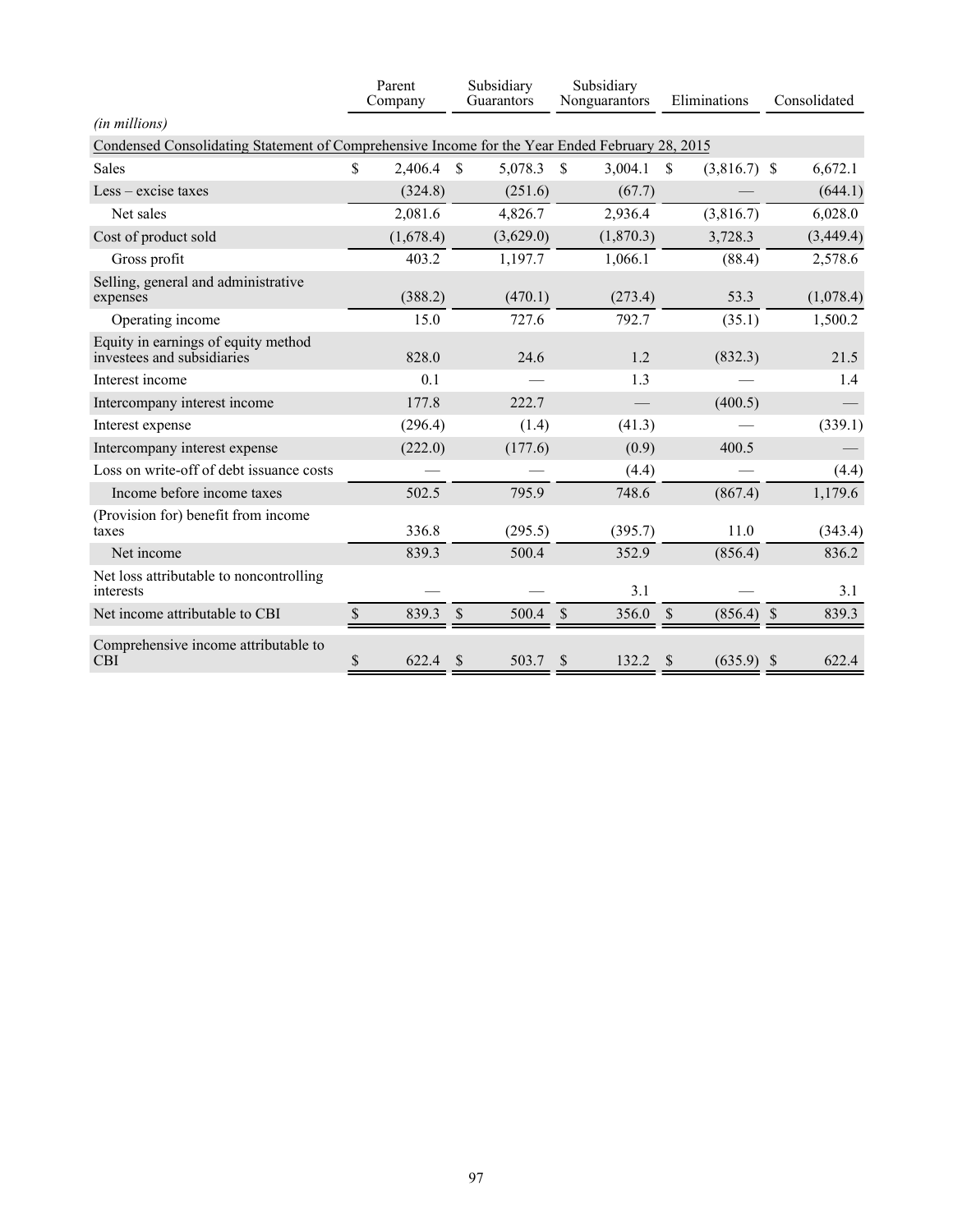| | Parent Company | Subsidiary Guarantors | Subsidiary Nonguarantors | Eliminations | Consolidated |
|---|---|---|---|---|---|
| *(in millions)* | | | | | |
| Condensed Consolidating Statement of Comprehensive Income for the Year Ended February 28, 2015 | | | | | |
| Sales | $ 2,406.4 | $ 5,078.3 | $ 3,004.1 | $ (3,816.7) | $ 6,672.1 |
| Less – excise taxes | (324.8) | (251.6) | (67.7) | — | (644.1) |
| Net sales | 2,081.6 | 4,826.7 | 2,936.4 | (3,816.7) | 6,028.0 |
| Cost of product sold | (1,678.4) | (3,629.0) | (1,870.3) | 3,728.3 | (3,449.4) |
| Gross profit | 403.2 | 1,197.7 | 1,066.1 | (88.4) | 2,578.6 |
| Selling, general and administrative expenses | (388.2) | (470.1) | (273.4) | 53.3 | (1,078.4) |
| Operating income | 15.0 | 727.6 | 792.7 | (35.1) | 1,500.2 |
| Equity in earnings of equity method investees and subsidiaries | 828.0 | 24.6 | 1.2 | (832.3) | 21.5 |
| Interest income | 0.1 | — | 1.3 | — | 1.4 |
| Intercompany interest income | 177.8 | 222.7 | — | (400.5) | — |
| Interest expense | (296.4) | (1.4) | (41.3) | — | (339.1) |
| Intercompany interest expense | (222.0) | (177.6) | (0.9) | 400.5 | — |
| Loss on write-off of debt issuance costs | — | — | (4.4) | — | (4.4) |
| Income before income taxes | 502.5 | 795.9 | 748.6 | (867.4) | 1,179.6 |
| (Provision for) benefit from income taxes | 336.8 | (295.5) | (395.7) | 11.0 | (343.4) |
| Net income | 839.3 | 500.4 | 352.9 | (856.4) | 836.2 |
| Net loss attributable to noncontrolling interests | — | — | 3.1 | — | 3.1 |
| Net income attributable to CBI | $ 839.3 | $ 500.4 | $ 356.0 | $ (856.4) | $ 839.3 |
| Comprehensive income attributable to CBI | $ 622.4 | $ 503.7 | $ 132.2 | $ (635.9) | $ 622.4 |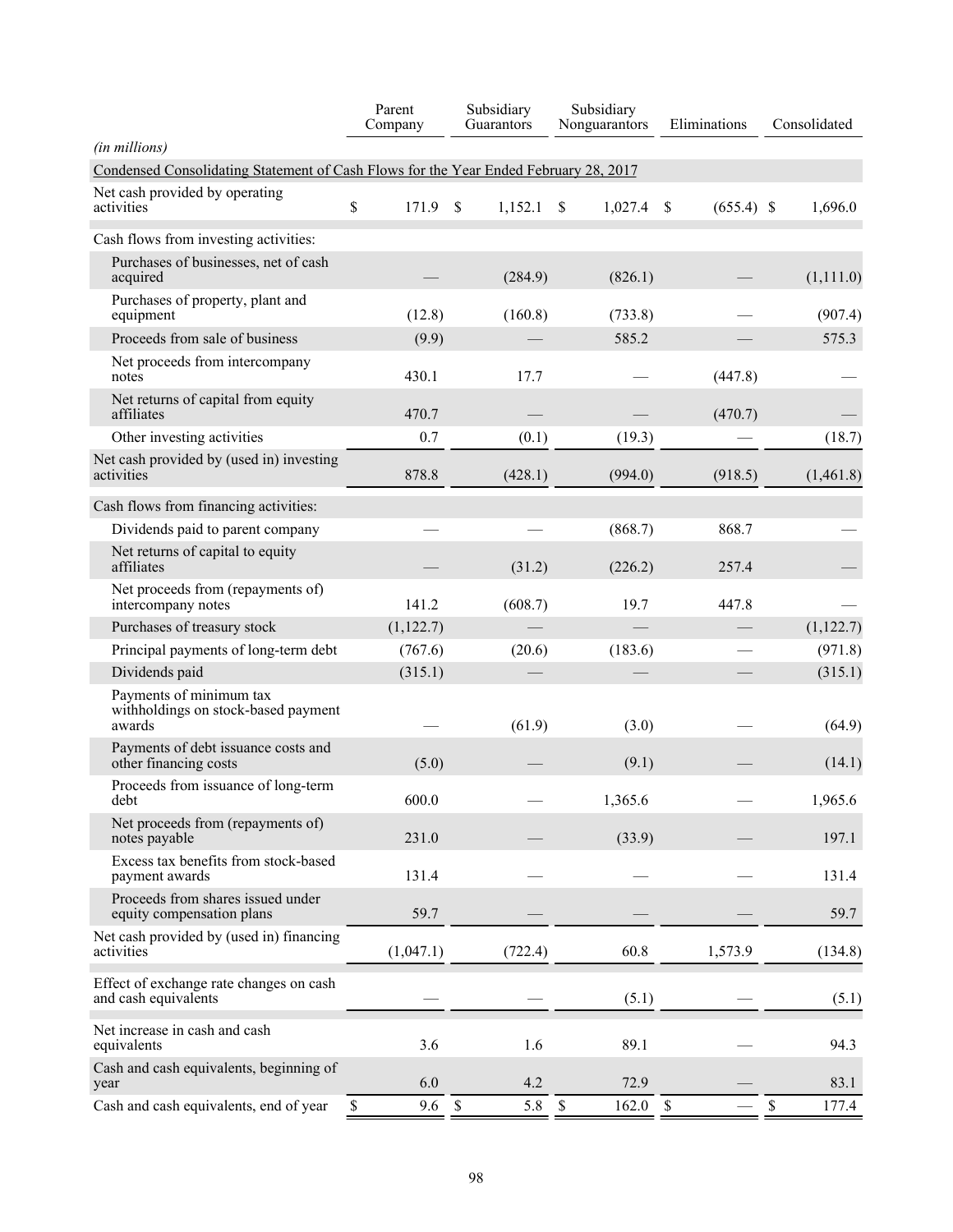| | Parent Company | Subsidiary Guarantors | Subsidiary Nonguarantors | Eliminations | Consolidated |
|---|---|---|---|---|---|
| *(in millions)* | | | | | |
| Condensed Consolidating Statement of Cash Flows for the Year Ended February 28, 2017 | | | | | |
| Net cash provided by operating activities | $ 171.9 | $ 1,152.1 | $ 1,027.4 | $ (655.4) | $ 1,696.0 |
| Cash flows from investing activities: | | | | | |
| Purchases of businesses, net of cash acquired | — | (284.9) | (826.1) | — | (1,111.0) |
| Purchases of property, plant and equipment | (12.8) | (160.8) | (733.8) | — | (907.4) |
| Proceeds from sale of business | (9.9) | — | 585.2 | — | 575.3 |
| Net proceeds from intercompany notes | 430.1 | 17.7 | — | (447.8) | — |
| Net returns of capital from equity affiliates | 470.7 | — | — | (470.7) | — |
| Other investing activities | 0.7 | (0.1) | (19.3) | — | (18.7) |
| Net cash provided by (used in) investing activities | 878.8 | (428.1) | (994.0) | (918.5) | (1,461.8) |
| Cash flows from financing activities: | | | | | |
| Dividends paid to parent company | — | — | (868.7) | 868.7 | — |
| Net returns of capital to equity affiliates | — | (31.2) | (226.2) | 257.4 | — |
| Net proceeds from (repayments of) intercompany notes | 141.2 | (608.7) | 19.7 | 447.8 | — |
| Purchases of treasury stock | (1,122.7) | — | — | — | (1,122.7) |
| Principal payments of long-term debt | (767.6) | (20.6) | (183.6) | — | (971.8) |
| Dividends paid | (315.1) | — | — | — | (315.1) |
| Payments of minimum tax withholdings on stock-based payment awards | — | (61.9) | (3.0) | — | (64.9) |
| Payments of debt issuance costs and other financing costs | (5.0) | — | (9.1) | — | (14.1) |
| Proceeds from issuance of long-term debt | 600.0 | — | 1,365.6 | — | 1,965.6 |
| Net proceeds from (repayments of) notes payable | 231.0 | — | (33.9) | — | 197.1 |
| Excess tax benefits from stock-based payment awards | 131.4 | — | — | — | 131.4 |
| Proceeds from shares issued under equity compensation plans | 59.7 | — | — | — | 59.7 |
| Net cash provided by (used in) financing activities | (1,047.1) | (722.4) | 60.8 | 1,573.9 | (134.8) |
| Effect of exchange rate changes on cash and cash equivalents | — | — | (5.1) | — | (5.1) |
| Net increase in cash and cash equivalents | 3.6 | 1.6 | 89.1 | — | 94.3 |
| Cash and cash equivalents, beginning of year | 6.0 | 4.2 | 72.9 | — | 83.1 |
| Cash and cash equivalents, end of year | $ 9.6 | $ 5.8 | $ 162.0 | $ — | $ 177.4 |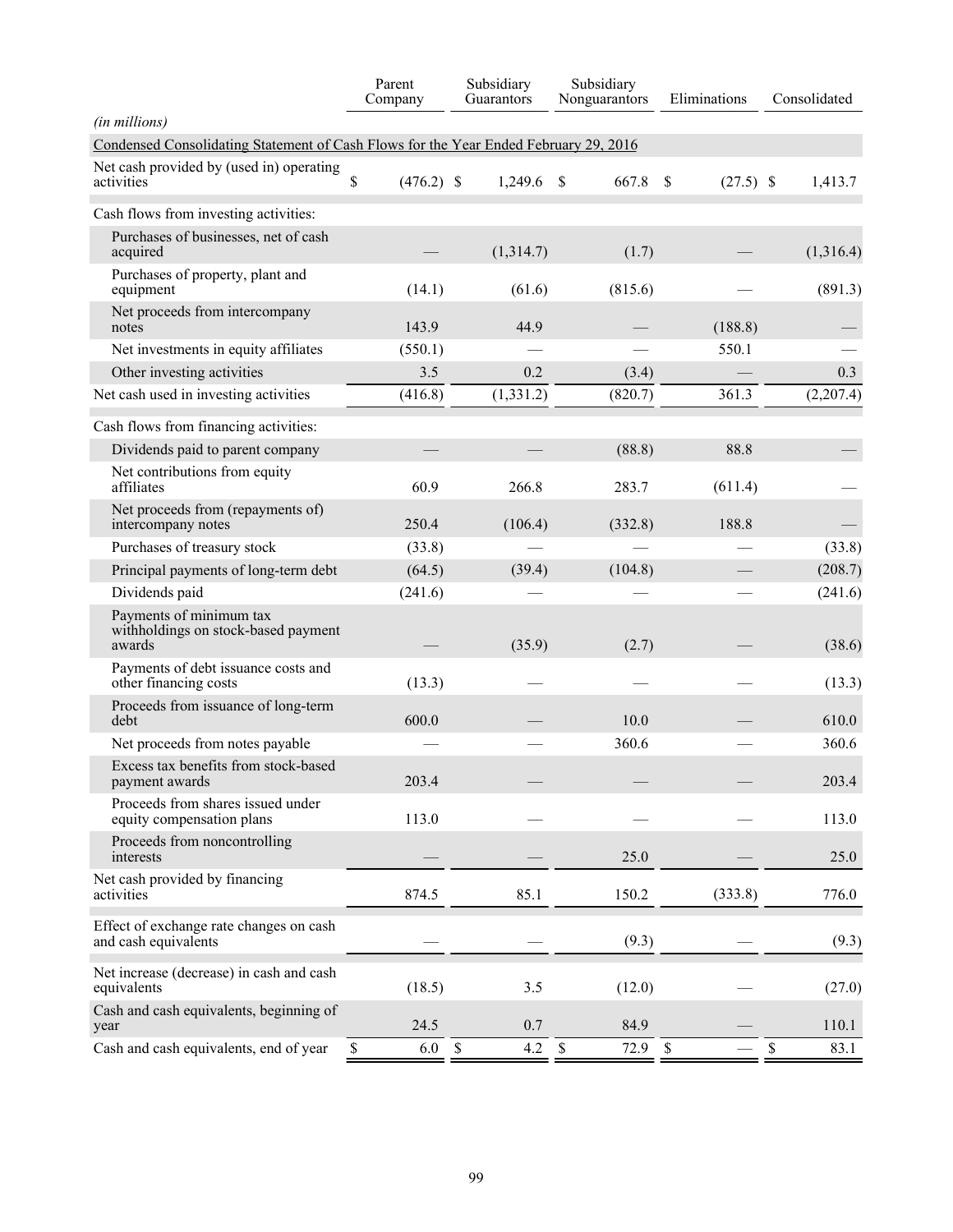| | Parent Company | Subsidiary Guarantors | Subsidiary Nonguarantors | Eliminations | Consolidated |
|---|---|---|---|---|---|
| *(in millions)* | | | | | |
| Condensed Consolidating Statement of Cash Flows for the Year Ended February 29, 2016 | | | | | |
| Net cash provided by (used in) operating activities | $ (476.2) | $ 1,249.6 | $ 667.8 | $ (27.5) | $ 1,413.7 |
| Cash flows from investing activities: | | | | | |
| Purchases of businesses, net of cash acquired | — | (1,314.7) | (1.7) | — | (1,316.4) |
| Purchases of property, plant and equipment | (14.1) | (61.6) | (815.6) | — | (891.3) |
| Net proceeds from intercompany notes | 143.9 | 44.9 | — | (188.8) | — |
| Net investments in equity affiliates | (550.1) | — | — | 550.1 | — |
| Other investing activities | 3.5 | 0.2 | (3.4) | — | 0.3 |
| Net cash used in investing activities | (416.8) | (1,331.2) | (820.7) | 361.3 | (2,207.4) |
| Cash flows from financing activities: | | | | | |
| Dividends paid to parent company | — | — | (88.8) | 88.8 | — |
| Net contributions from equity affiliates | 60.9 | 266.8 | 283.7 | (611.4) | — |
| Net proceeds from (repayments of) intercompany notes | 250.4 | (106.4) | (332.8) | 188.8 | — |
| Purchases of treasury stock | (33.8) | — | — | — | (33.8) |
| Principal payments of long-term debt | (64.5) | (39.4) | (104.8) | — | (208.7) |
| Dividends paid | (241.6) | — | — | — | (241.6) |
| Payments of minimum tax withholdings on stock-based payment awards | — | (35.9) | (2.7) | — | (38.6) |
| Payments of debt issuance costs and other financing costs | (13.3) | — | — | — | (13.3) |
| Proceeds from issuance of long-term debt | 600.0 | — | 10.0 | — | 610.0 |
| Net proceeds from notes payable | — | — | 360.6 | — | 360.6 |
| Excess tax benefits from stock-based payment awards | 203.4 | — | — | — | 203.4 |
| Proceeds from shares issued under equity compensation plans | 113.0 | — | — | — | 113.0 |
| Proceeds from noncontrolling interests | — | — | 25.0 | — | 25.0 |
| Net cash provided by financing activities | 874.5 | 85.1 | 150.2 | (333.8) | 776.0 |
| Effect of exchange rate changes on cash and cash equivalents | — | — | (9.3) | — | (9.3) |
| Net increase (decrease) in cash and cash equivalents | (18.5) | 3.5 | (12.0) | — | (27.0) |
| Cash and cash equivalents, beginning of year | 24.5 | 0.7 | 84.9 | — | 110.1 |
| Cash and cash equivalents, end of year | $ 6.0 | $ 4.2 | $ 72.9 | $ — | $ 83.1 |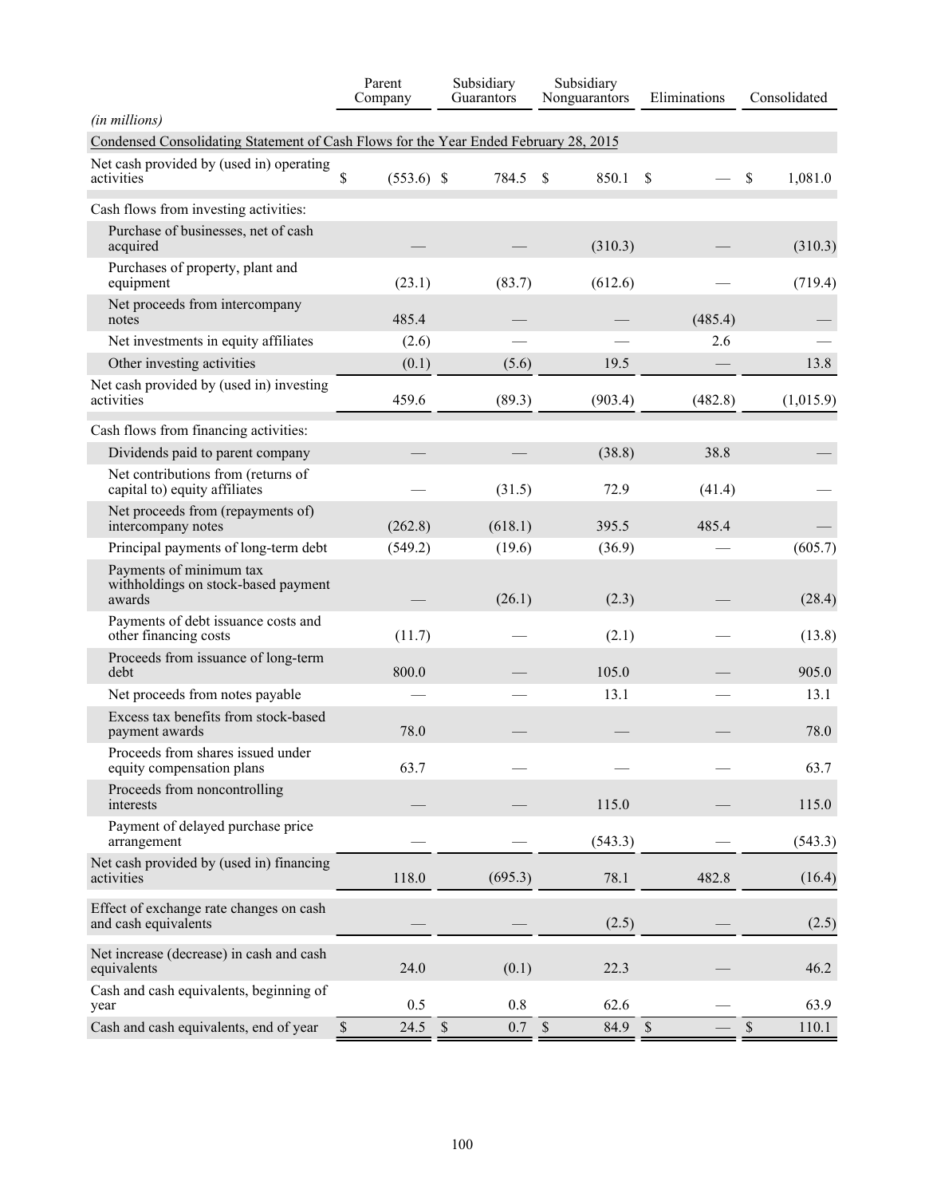| | Parent Company | Subsidiary Guarantors | Subsidiary Nonguarantors | Eliminations | Consolidated |
|---|---|---|---|---|---|
| *(in millions)* | | | | | |
| Condensed Consolidating Statement of Cash Flows for the Year Ended February 28, 2015 | | | | | |
| Net cash provided by (used in) operating activities | $ (553.6) | $ 784.5 | $ 850.1 | $ — | $ 1,081.0 |
| Cash flows from investing activities: | | | | | |
| Purchase of businesses, net of cash acquired | — | — | (310.3) | — | (310.3) |
| Purchases of property, plant and equipment | (23.1) | (83.7) | (612.6) | — | (719.4) |
| Net proceeds from intercompany notes | 485.4 | — | — | (485.4) | — |
| Net investments in equity affiliates | (2.6) | — | — | 2.6 | — |
| Other investing activities | (0.1) | (5.6) | 19.5 | — | 13.8 |
| Net cash provided by (used in) investing activities | 459.6 | (89.3) | (903.4) | (482.8) | (1,015.9) |
| Cash flows from financing activities: | | | | | |
| Dividends paid to parent company | — | — | (38.8) | 38.8 | — |
| Net contributions from (returns of capital to) equity affiliates | — | (31.5) | 72.9 | (41.4) | — |
| Net proceeds from (repayments of) intercompany notes | (262.8) | (618.1) | 395.5 | 485.4 | — |
| Principal payments of long-term debt | (549.2) | (19.6) | (36.9) | — | (605.7) |
| Payments of minimum tax withholdings on stock-based payment awards | — | (26.1) | (2.3) | — | (28.4) |
| Payments of debt issuance costs and other financing costs | (11.7) | — | (2.1) | — | (13.8) |
| Proceeds from issuance of long-term debt | 800.0 | — | 105.0 | — | 905.0 |
| Net proceeds from notes payable | — | — | 13.1 | — | 13.1 |
| Excess tax benefits from stock-based payment awards | 78.0 | — | — | — | 78.0 |
| Proceeds from shares issued under equity compensation plans | 63.7 | — | — | — | 63.7 |
| Proceeds from noncontrolling interests | — | — | 115.0 | — | 115.0 |
| Payment of delayed purchase price arrangement | — | — | (543.3) | — | (543.3) |
| Net cash provided by (used in) financing activities | 118.0 | (695.3) | 78.1 | 482.8 | (16.4) |
| Effect of exchange rate changes on cash and cash equivalents | — | — | (2.5) | — | (2.5) |
| Net increase (decrease) in cash and cash equivalents | 24.0 | (0.1) | 22.3 | — | 46.2 |
| Cash and cash equivalents, beginning of year | 0.5 | 0.8 | 62.6 | — | 63.9 |
| Cash and cash equivalents, end of year | $ 24.5 | $ 0.7 | $ 84.9 | $ — | $ 110.1 |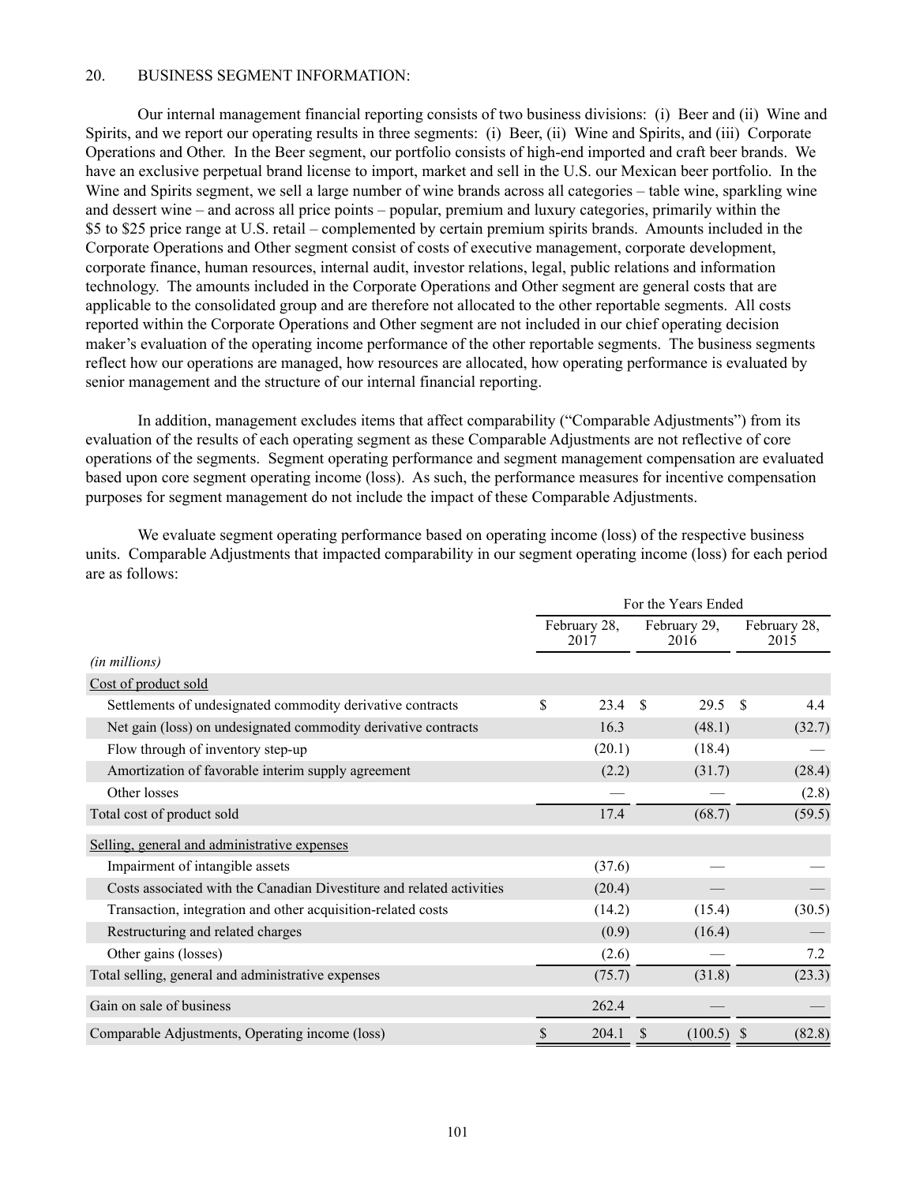20. BUSINESS SEGMENT INFORMATION:

Our internal management financial reporting consists of two business divisions: (i) Beer and (ii) Wine and Spirits, and we report our operating results in three segments: (i) Beer, (ii) Wine and Spirits, and (iii) Corporate Operations and Other. In the Beer segment, our portfolio consists of high-end imported and craft beer brands. We have an exclusive perpetual brand license to import, market and sell in the U.S. our Mexican beer portfolio. In the Wine and Spirits segment, we sell a large number of wine brands across all categories – table wine, sparkling wine and dessert wine – and across all price points – popular, premium and luxury categories, primarily within the $5 to $25 price range at U.S. retail – complemented by certain premium spirits brands. Amounts included in the Corporate Operations and Other segment consist of costs of executive management, corporate development, corporate finance, human resources, internal audit, investor relations, legal, public relations and information technology. The amounts included in the Corporate Operations and Other segment are general costs that are applicable to the consolidated group and are therefore not allocated to the other reportable segments. All costs reported within the Corporate Operations and Other segment are not included in our chief operating decision maker's evaluation of the operating income performance of the other reportable segments. The business segments reflect how our operations are managed, how resources are allocated, how operating performance is evaluated by senior management and the structure of our internal financial reporting.

In addition, management excludes items that affect comparability ("Comparable Adjustments") from its evaluation of the results of each operating segment as these Comparable Adjustments are not reflective of core operations of the segments. Segment operating performance and segment management compensation are evaluated based upon core segment operating income (loss). As such, the performance measures for incentive compensation purposes for segment management do not include the impact of these Comparable Adjustments.

We evaluate segment operating performance based on operating income (loss) of the respective business units. Comparable Adjustments that impacted comparability in our segment operating income (loss) for each period are as follows:

| | For the Years Ended | | |
|---|---|---|---|
| *(in millions)* | February 28, 2017 | February 29, 2016 | February 28, 2015 |
| Cost of product sold | | | |
| Settlements of undesignated commodity derivative contracts | $ 23.4 | $ 29.5 | $ 4.4 |
| Net gain (loss) on undesignated commodity derivative contracts | 16.3 | (48.1) | (32.7) |
| Flow through of inventory step-up | (20.1) | (18.4) | — |
| Amortization of favorable interim supply agreement | (2.2) | (31.7) | (28.4) |
| Other losses | — | — | (2.8) |
| Total cost of product sold | 17.4 | (68.7) | (59.5) |
| Selling, general and administrative expenses | | | |
| Impairment of intangible assets | (37.6) | — | — |
| Costs associated with the Canadian Divestiture and related activities | (20.4) | — | — |
| Transaction, integration and other acquisition-related costs | (14.2) | (15.4) | (30.5) |
| Restructuring and related charges | (0.9) | (16.4) | — |
| Other gains (losses) | (2.6) | — | 7.2 |
| Total selling, general and administrative expenses | (75.7) | (31.8) | (23.3) |
| Gain on sale of business | 262.4 | — | — |
| Comparable Adjustments, Operating income (loss) | $ 204.1 | $ (100.5) | $ (82.8) |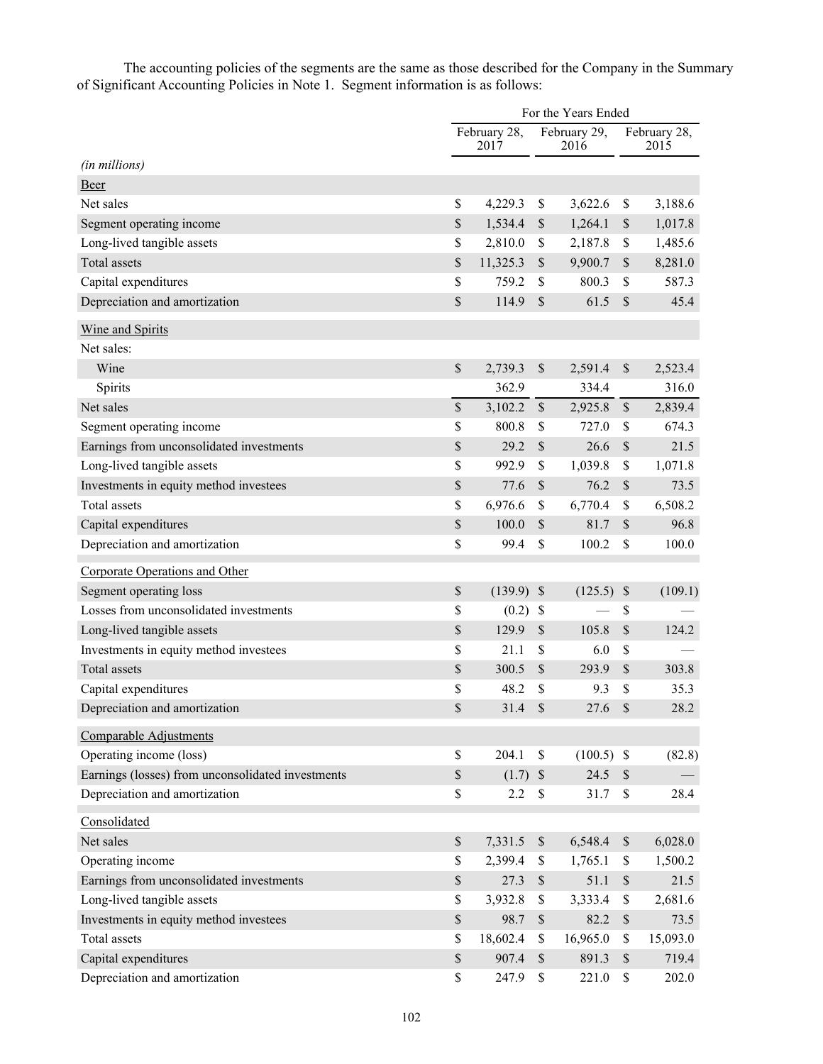The accounting policies of the segments are the same as those described for the Company in the Summary of Significant Accounting Policies in Note 1. Segment information is as follows:

| | For the Years Ended | | |
|---|---|---|---|
| | February 28, 2017 | February 29, 2016 | February 28, 2015 |
| *(in millions)* | | | |
| Beer | | | |
| Net sales | $ 4,229.3 | $ 3,622.6 | $ 3,188.6 |
| Segment operating income | $ 1,534.4 | $ 1,264.1 | $ 1,017.8 |
| Long-lived tangible assets | $ 2,810.0 | $ 2,187.8 | $ 1,485.6 |
| Total assets | $ 11,325.3 | $ 9,900.7 | $ 8,281.0 |
| Capital expenditures | $ 759.2 | $ 800.3 | $ 587.3 |
| Depreciation and amortization | $ 114.9 | $ 61.5 | $ 45.4 |
| Wine and Spirits | | | |
| Net sales: | | | |
| Wine | $ 2,739.3 | $ 2,591.4 | $ 2,523.4 |
| Spirits | 362.9 | 334.4 | 316.0 |
| Net sales | $ 3,102.2 | $ 2,925.8 | $ 2,839.4 |
| Segment operating income | $ 800.8 | $ 727.0 | $ 674.3 |
| Earnings from unconsolidated investments | $ 29.2 | $ 26.6 | $ 21.5 |
| Long-lived tangible assets | $ 992.9 | $ 1,039.8 | $ 1,071.8 |
| Investments in equity method investees | $ 77.6 | $ 76.2 | $ 73.5 |
| Total assets | $ 6,976.6 | $ 6,770.4 | $ 6,508.2 |
| Capital expenditures | $ 100.0 | $ 81.7 | $ 96.8 |
| Depreciation and amortization | $ 99.4 | $ 100.2 | $ 100.0 |
| Corporate Operations and Other | | | |
| Segment operating loss | $ (139.9) | $ (125.5) | $ (109.1) |
| Losses from unconsolidated investments | $ (0.2) | $ — | $ — |
| Long-lived tangible assets | $ 129.9 | $ 105.8 | $ 124.2 |
| Investments in equity method investees | $ 21.1 | $ 6.0 | $ — |
| Total assets | $ 300.5 | $ 293.9 | $ 303.8 |
| Capital expenditures | $ 48.2 | $ 9.3 | $ 35.3 |
| Depreciation and amortization | $ 31.4 | $ 27.6 | $ 28.2 |
| Comparable Adjustments | | | |
| Operating income (loss) | $ 204.1 | $ (100.5) | $ (82.8) |
| Earnings (losses) from unconsolidated investments | $ (1.7) | $ 24.5 | $ — |
| Depreciation and amortization | $ 2.2 | $ 31.7 | $ 28.4 |
| Consolidated | | | |
| Net sales | $ 7,331.5 | $ 6,548.4 | $ 6,028.0 |
| Operating income | $ 2,399.4 | $ 1,765.1 | $ 1,500.2 |
| Earnings from unconsolidated investments | $ 27.3 | $ 51.1 | $ 21.5 |
| Long-lived tangible assets | $ 3,932.8 | $ 3,333.4 | $ 2,681.6 |
| Investments in equity method investees | $ 98.7 | $ 82.2 | $ 73.5 |
| Total assets | $ 18,602.4 | $ 16,965.0 | $ 15,093.0 |
| Capital expenditures | $ 907.4 | $ 891.3 | $ 719.4 |
| Depreciation and amortization | $ 247.9 | $ 221.0 | $ 202.0 |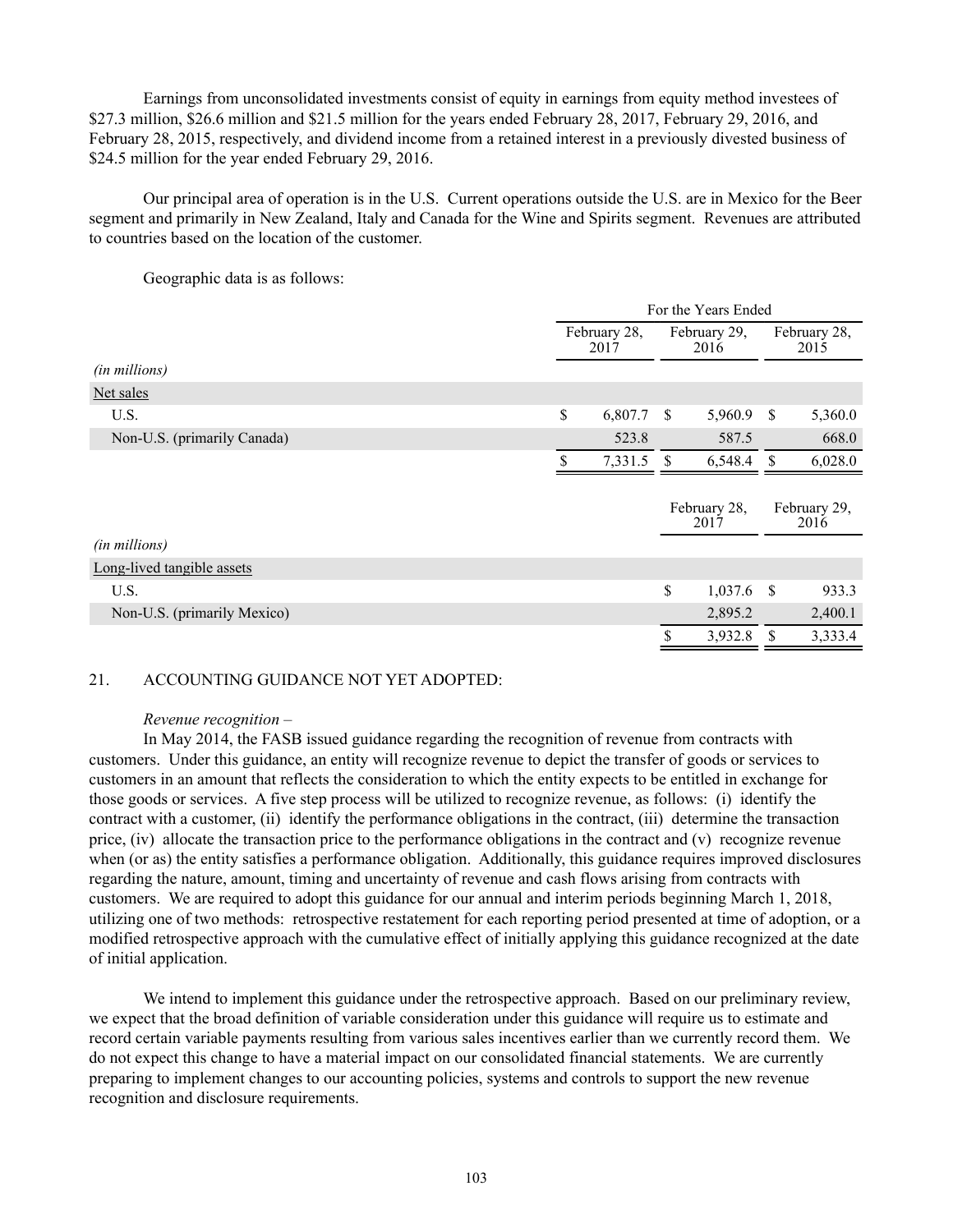Earnings from unconsolidated investments consist of equity in earnings from equity method investees of $27.3 million, $26.6 million and $21.5 million for the years ended February 28, 2017, February 29, 2016, and February 28, 2015, respectively, and dividend income from a retained interest in a previously divested business of $24.5 million for the year ended February 29, 2016.

Our principal area of operation is in the U.S. Current operations outside the U.S. are in Mexico for the Beer segment and primarily in New Zealand, Italy and Canada for the Wine and Spirits segment. Revenues are attributed to countries based on the location of the customer.

Geographic data is as follows:

| | For the Years Ended | | |
|---|---|---|---|
| | February 28, 2017 | February 29, 2016 | February 28, 2015 |
| *(in millions)* | | | |
| Net sales | | | |
| U.S. | $ 6,807.7 | $ 5,960.9 | $ 5,360.0 |
| Non-U.S. (primarily Canada) | 523.8 | 587.5 | 668.0 |
| | $ 7,331.5 | $ 6,548.4 | $ 6,028.0 |

| | February 28, 2017 | February 29, 2016 |
|---|---|---|
| *(in millions)* | | |
| Long-lived tangible assets | | |
| U.S. | $ 1,037.6 | $ 933.3 |
| Non-U.S. (primarily Mexico) | 2,895.2 | 2,400.1 |
| | $ 3,932.8 | $ 3,333.4 |

## 21. ACCOUNTING GUIDANCE NOT YET ADOPTED:

*Revenue recognition –*

In May 2014, the FASB issued guidance regarding the recognition of revenue from contracts with customers. Under this guidance, an entity will recognize revenue to depict the transfer of goods or services to customers in an amount that reflects the consideration to which the entity expects to be entitled in exchange for those goods or services. A five step process will be utilized to recognize revenue, as follows: (i) identify the contract with a customer, (ii) identify the performance obligations in the contract, (iii) determine the transaction price, (iv) allocate the transaction price to the performance obligations in the contract and (v) recognize revenue when (or as) the entity satisfies a performance obligation. Additionally, this guidance requires improved disclosures regarding the nature, amount, timing and uncertainty of revenue and cash flows arising from contracts with customers. We are required to adopt this guidance for our annual and interim periods beginning March 1, 2018, utilizing one of two methods: retrospective restatement for each reporting period presented at time of adoption, or a modified retrospective approach with the cumulative effect of initially applying this guidance recognized at the date of initial application.

We intend to implement this guidance under the retrospective approach. Based on our preliminary review, we expect that the broad definition of variable consideration under this guidance will require us to estimate and record certain variable payments resulting from various sales incentives earlier than we currently record them. We do not expect this change to have a material impact on our consolidated financial statements. We are currently preparing to implement changes to our accounting policies, systems and controls to support the new revenue recognition and disclosure requirements.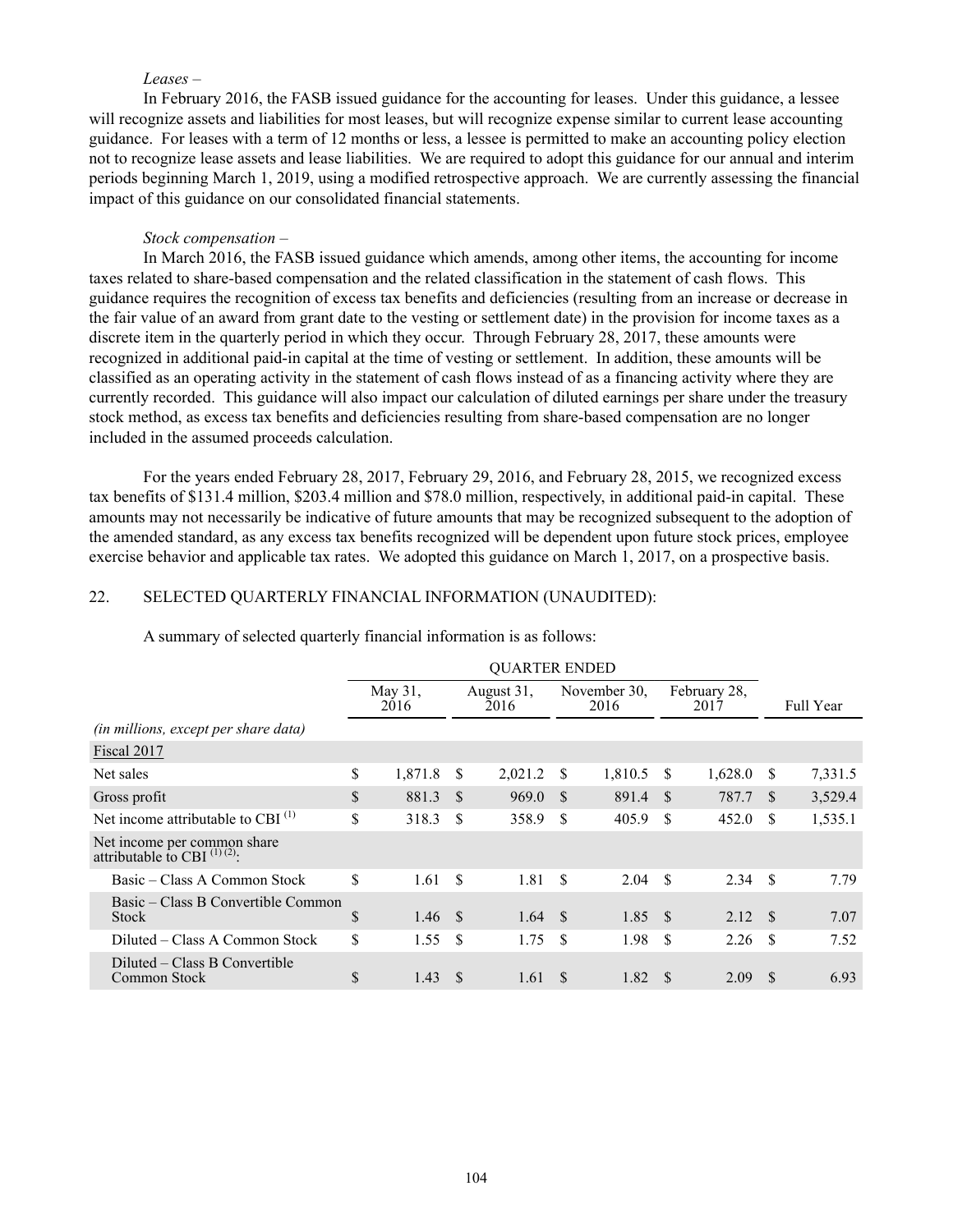*Leases –*

In February 2016, the FASB issued guidance for the accounting for leases. Under this guidance, a lessee will recognize assets and liabilities for most leases, but will recognize expense similar to current lease accounting guidance. For leases with a term of 12 months or less, a lessee is permitted to make an accounting policy election not to recognize lease assets and lease liabilities. We are required to adopt this guidance for our annual and interim periods beginning March 1, 2019, using a modified retrospective approach. We are currently assessing the financial impact of this guidance on our consolidated financial statements.

*Stock compensation –*

In March 2016, the FASB issued guidance which amends, among other items, the accounting for income taxes related to share-based compensation and the related classification in the statement of cash flows. This guidance requires the recognition of excess tax benefits and deficiencies (resulting from an increase or decrease in the fair value of an award from grant date to the vesting or settlement date) in the provision for income taxes as a discrete item in the quarterly period in which they occur. Through February 28, 2017, these amounts were recognized in additional paid-in capital at the time of vesting or settlement. In addition, these amounts will be classified as an operating activity in the statement of cash flows instead of as a financing activity where they are currently recorded. This guidance will also impact our calculation of diluted earnings per share under the treasury stock method, as excess tax benefits and deficiencies resulting from share-based compensation are no longer included in the assumed proceeds calculation.

For the years ended February 28, 2017, February 29, 2016, and February 28, 2015, we recognized excess tax benefits of $131.4 million, $203.4 million and $78.0 million, respectively, in additional paid-in capital. These amounts may not necessarily be indicative of future amounts that may be recognized subsequent to the adoption of the amended standard, as any excess tax benefits recognized will be dependent upon future stock prices, employee exercise behavior and applicable tax rates. We adopted this guidance on March 1, 2017, on a prospective basis.

## 22. SELECTED QUARTERLY FINANCIAL INFORMATION (UNAUDITED):

A summary of selected quarterly financial information is as follows:

| | QUARTER ENDED | | | | |
|---|---|---|---|---|---|
| | May 31, 2016 | August 31, 2016 | November 30, 2016 | February 28, 2017 | Full Year |
| *(in millions, except per share data)* | | | | | |
| Fiscal 2017 | | | | | |
| Net sales | $ 1,871.8 | $ 2,021.2 | $ 1,810.5 | $ 1,628.0 | $ 7,331.5 |
| Gross profit | $ 881.3 | $ 969.0 | $ 891.4 | $ 787.7 | $ 3,529.4 |
| Net income attributable to CBI [(1)] | $ 318.3 | $ 358.9 | $ 405.9 | $ 452.0 | $ 1,535.1 |
| Net income per common share attributable to CBI [(1) (2)]: | | | | | |
| Basic – Class A Common Stock | $ 1.61 | $ 1.81 | $ 2.04 | $ 2.34 | $ 7.79 |
| Basic – Class B Convertible Common Stock | $ 1.46 | $ 1.64 | $ 1.85 | $ 2.12 | $ 7.07 |
| Diluted – Class A Common Stock | $ 1.55 | $ 1.75 | $ 1.98 | $ 2.26 | $ 7.52 |
| Diluted – Class B Convertible Common Stock | $ 1.43 | $ 1.61 | $ 1.82 | $ 2.09 | $ 6.93 |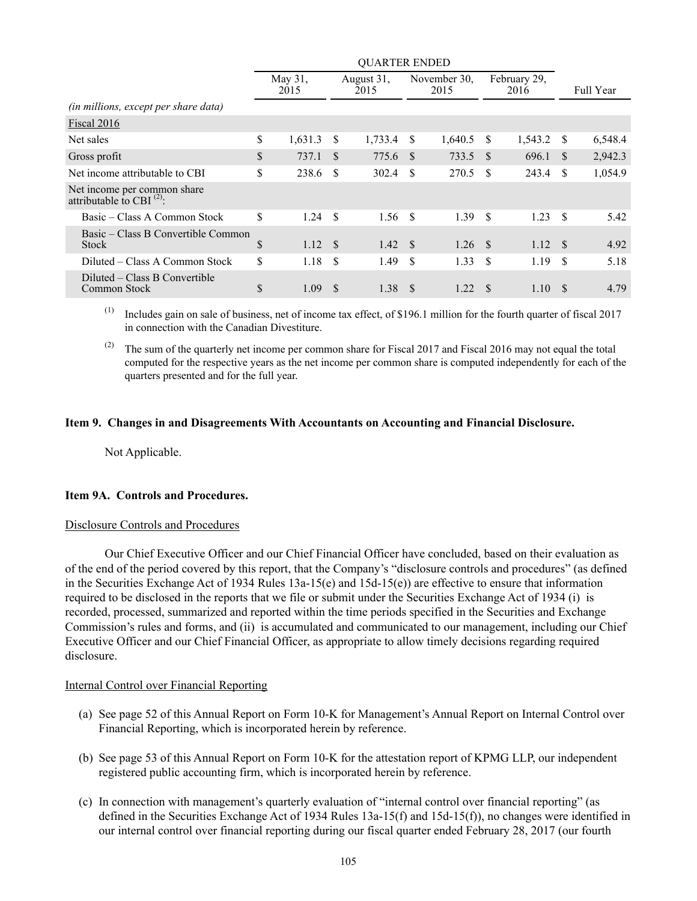| | QUARTER ENDED | | | | |
|---|---|---|---|---|---|
| | May 31, 2015 | August 31, 2015 | November 30, 2015 | February 29, 2016 | Full Year |
| *(in millions, except per share data)* | | | | | |
| Fiscal 2016 | | | | | |
| Net sales | $ 1,631.3 | $ 1,733.4 | $ 1,640.5 | $ 1,543.2 | $ 6,548.4 |
| Gross profit | $ 737.1 | $ 775.6 | $ 733.5 | $ 696.1 | $ 2,942.3 |
| Net income attributable to CBI | $ 238.6 | $ 302.4 | $ 270.5 | $ 243.4 | $ 1,054.9 |
| Net income per common share attributable to CBI [(2)]: | | | | | |
| Basic – Class A Common Stock | $ 1.24 | $ 1.56 | $ 1.39 | $ 1.23 | $ 5.42 |
| Basic – Class B Convertible Common Stock | $ 1.12 | $ 1.42 | $ 1.26 | $ 1.12 | $ 4.92 |
| Diluted – Class A Common Stock | $ 1.18 | $ 1.49 | $ 1.33 | $ 1.19 | $ 5.18 |
| Diluted – Class B Convertible Common Stock | $ 1.09 | $ 1.38 | $ 1.22 | $ 1.10 | $ 4.79 |

(1) Includes gain on sale of business, net of income tax effect, of $196.1 million for the fourth quarter of fiscal 2017 in connection with the Canadian Divestiture.

(2) The sum of the quarterly net income per common share for Fiscal 2017 and Fiscal 2016 may not equal the total computed for the respective years as the net income per common share is computed independently for each of the quarters presented and for the full year.

## Item 9. Changes in and Disagreements With Accountants on Accounting and Financial Disclosure.

Not Applicable.

## Item 9A. Controls and Procedures.

Disclosure Controls and Procedures

Our Chief Executive Officer and our Chief Financial Officer have concluded, based on their evaluation as of the end of the period covered by this report, that the Company's "disclosure controls and procedures" (as defined in the Securities Exchange Act of 1934 Rules 13a-15(e) and 15d-15(e)) are effective to ensure that information required to be disclosed in the reports that we file or submit under the Securities Exchange Act of 1934 (i) is recorded, processed, summarized and reported within the time periods specified in the Securities and Exchange Commission's rules and forms, and (ii) is accumulated and communicated to our management, including our Chief Executive Officer and our Chief Financial Officer, as appropriate to allow timely decisions regarding required disclosure.

Internal Control over Financial Reporting

(a) See page 52 of this Annual Report on Form 10-K for Management's Annual Report on Internal Control over Financial Reporting, which is incorporated herein by reference.

(b) See page 53 of this Annual Report on Form 10-K for the attestation report of KPMG LLP, our independent registered public accounting firm, which is incorporated herein by reference.

(c) In connection with management's quarterly evaluation of "internal control over financial reporting" (as defined in the Securities Exchange Act of 1934 Rules 13a-15(f) and 15d-15(f)), no changes were identified in our internal control over financial reporting during our fiscal quarter ended February 28, 2017 (our fourth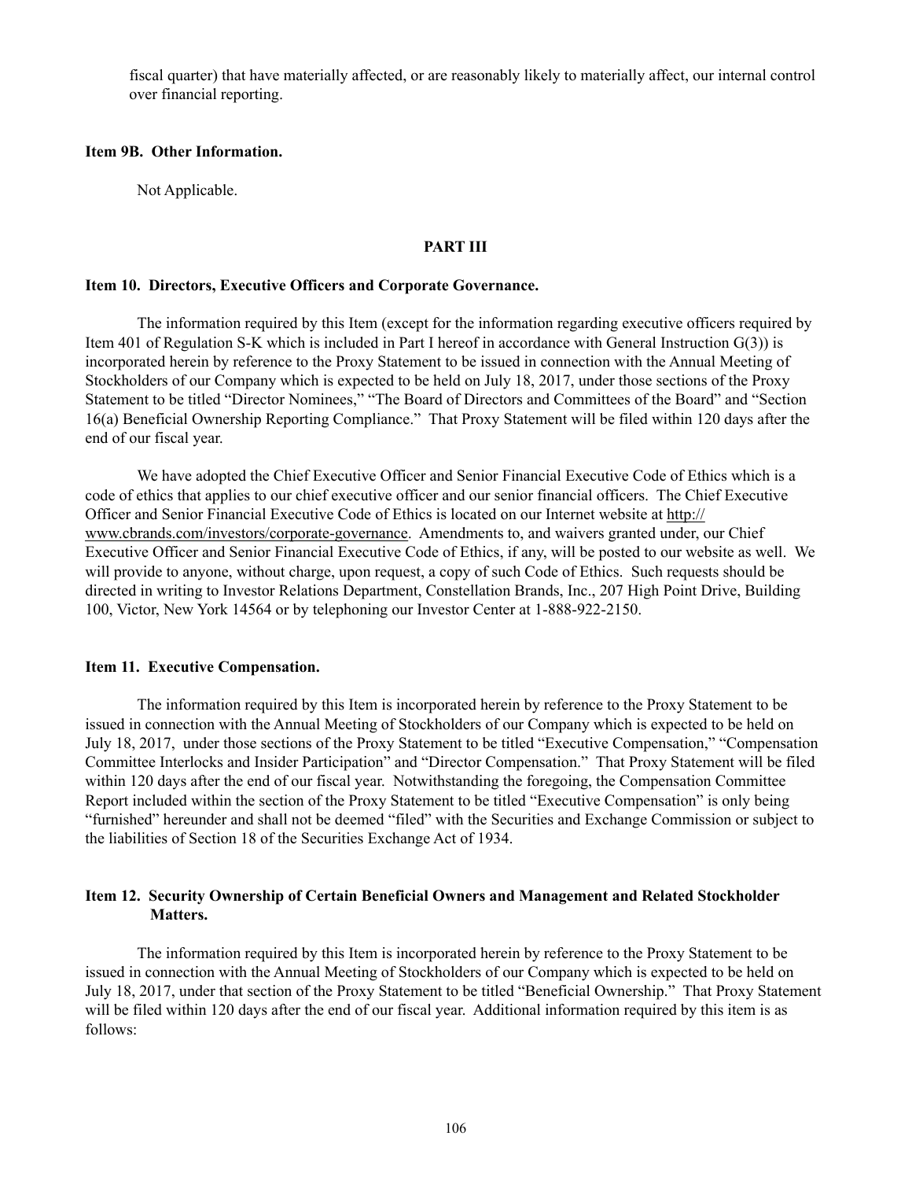fiscal quarter) that have materially affected, or are reasonably likely to materially affect, our internal control over financial reporting.

**Item 9B. Other Information.**

Not Applicable.

**PART III**

**Item 10. Directors, Executive Officers and Corporate Governance.**

The information required by this Item (except for the information regarding executive officers required by Item 401 of Regulation S-K which is included in Part I hereof in accordance with General Instruction G(3)) is incorporated herein by reference to the Proxy Statement to be issued in connection with the Annual Meeting of Stockholders of our Company which is expected to be held on July 18, 2017, under those sections of the Proxy Statement to be titled "Director Nominees," "The Board of Directors and Committees of the Board" and "Section 16(a) Beneficial Ownership Reporting Compliance." That Proxy Statement will be filed within 120 days after the end of our fiscal year.

We have adopted the Chief Executive Officer and Senior Financial Executive Code of Ethics which is a code of ethics that applies to our chief executive officer and our senior financial officers. The Chief Executive Officer and Senior Financial Executive Code of Ethics is located on our Internet website at http://www.cbrands.com/investors/corporate-governance. Amendments to, and waivers granted under, our Chief Executive Officer and Senior Financial Executive Code of Ethics, if any, will be posted to our website as well. We will provide to anyone, without charge, upon request, a copy of such Code of Ethics. Such requests should be directed in writing to Investor Relations Department, Constellation Brands, Inc., 207 High Point Drive, Building 100, Victor, New York 14564 or by telephoning our Investor Center at 1-888-922-2150.

**Item 11. Executive Compensation.**

The information required by this Item is incorporated herein by reference to the Proxy Statement to be issued in connection with the Annual Meeting of Stockholders of our Company which is expected to be held on July 18, 2017, under those sections of the Proxy Statement to be titled "Executive Compensation," "Compensation Committee Interlocks and Insider Participation" and "Director Compensation." That Proxy Statement will be filed within 120 days after the end of our fiscal year. Notwithstanding the foregoing, the Compensation Committee Report included within the section of the Proxy Statement to be titled "Executive Compensation" is only being "furnished" hereunder and shall not be deemed "filed" with the Securities and Exchange Commission or subject to the liabilities of Section 18 of the Securities Exchange Act of 1934.

**Item 12. Security Ownership of Certain Beneficial Owners and Management and Related Stockholder Matters.**

The information required by this Item is incorporated herein by reference to the Proxy Statement to be issued in connection with the Annual Meeting of Stockholders of our Company which is expected to be held on July 18, 2017, under that section of the Proxy Statement to be titled "Beneficial Ownership." That Proxy Statement will be filed within 120 days after the end of our fiscal year. Additional information required by this item is as follows: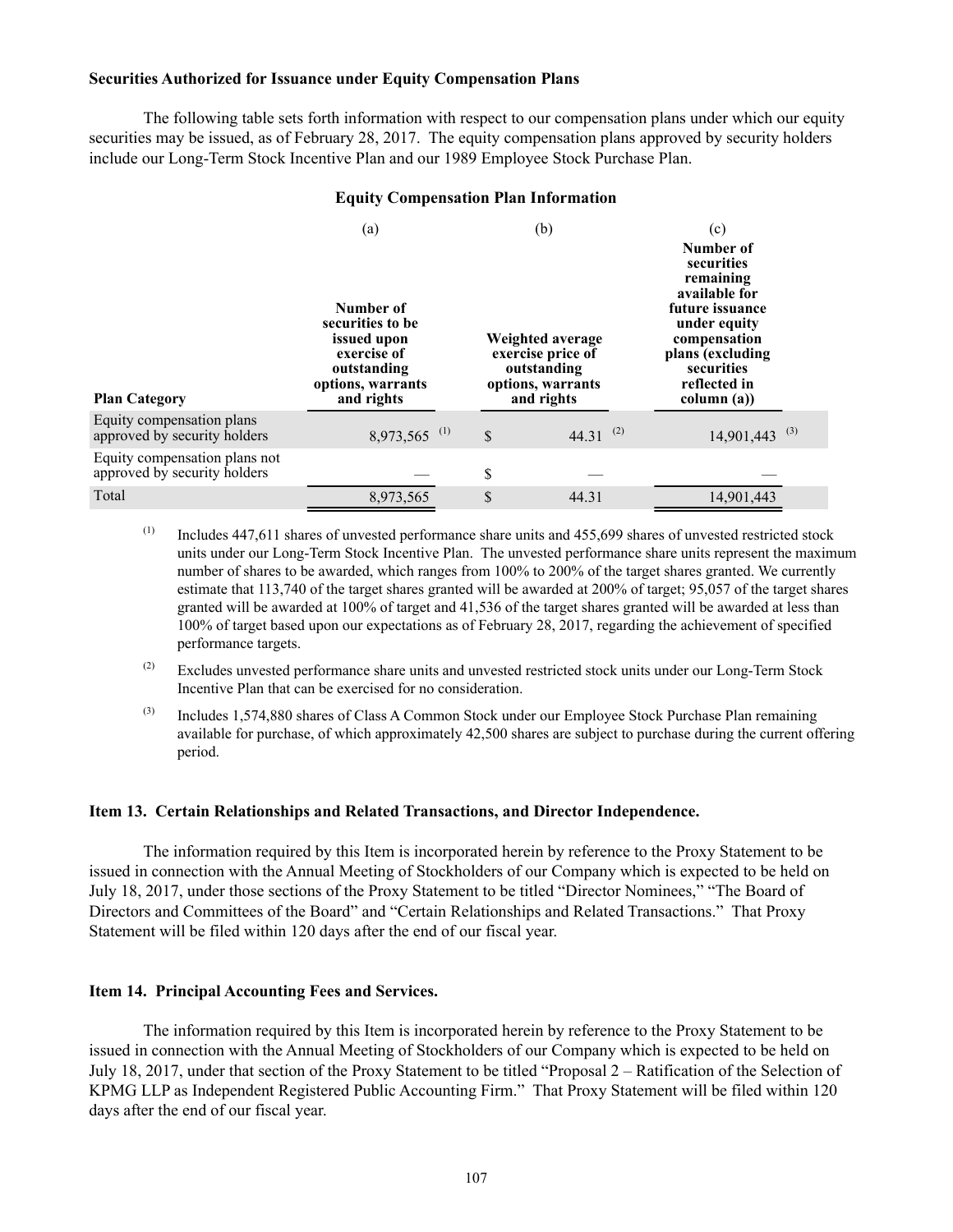**Securities Authorized for Issuance under Equity Compensation Plans**

The following table sets forth information with respect to our compensation plans under which our equity securities may be issued, as of February 28, 2017. The equity compensation plans approved by security holders include our Long-Term Stock Incentive Plan and our 1989 Employee Stock Purchase Plan.

**Equity Compensation Plan Information**

| | (a) | (b) | (c) |
|---|---|---|---|
| **Plan Category** | **Number of securities to be issued upon exercise of outstanding options, warrants and rights** | **Weighted average exercise price of outstanding options, warrants and rights** | **Number of securities remaining available for future issuance under equity compensation plans (excluding securities reflected in column (a))** |
| Equity compensation plans approved by security holders | 8,973,565 [(1)] | $ 44.31 [(2)] | 14,901,443 [(3)] |
| Equity compensation plans not approved by security holders | — | $ — | — |
| Total | 8,973,565 | $ 44.31 | 14,901,443 |

(1) Includes 447,611 shares of unvested performance share units and 455,699 shares of unvested restricted stock units under our Long-Term Stock Incentive Plan. The unvested performance share units represent the maximum number of shares to be awarded, which ranges from 100% to 200% of the target shares granted. We currently estimate that 113,740 of the target shares granted will be awarded at 200% of target; 95,057 of the target shares granted will be awarded at 100% of target and 41,536 of the target shares granted will be awarded at less than 100% of target based upon our expectations as of February 28, 2017, regarding the achievement of specified performance targets.

(2) Excludes unvested performance share units and unvested restricted stock units under our Long-Term Stock Incentive Plan that can be exercised for no consideration.

(3) Includes 1,574,880 shares of Class A Common Stock under our Employee Stock Purchase Plan remaining available for purchase, of which approximately 42,500 shares are subject to purchase during the current offering period.

### Item 13. Certain Relationships and Related Transactions, and Director Independence.

The information required by this Item is incorporated herein by reference to the Proxy Statement to be issued in connection with the Annual Meeting of Stockholders of our Company which is expected to be held on July 18, 2017, under those sections of the Proxy Statement to be titled "Director Nominees," "The Board of Directors and Committees of the Board" and "Certain Relationships and Related Transactions." That Proxy Statement will be filed within 120 days after the end of our fiscal year.

### Item 14. Principal Accounting Fees and Services.

The information required by this Item is incorporated herein by reference to the Proxy Statement to be issued in connection with the Annual Meeting of Stockholders of our Company which is expected to be held on July 18, 2017, under that section of the Proxy Statement to be titled "Proposal 2 – Ratification of the Selection of KPMG LLP as Independent Registered Public Accounting Firm." That Proxy Statement will be filed within 120 days after the end of our fiscal year.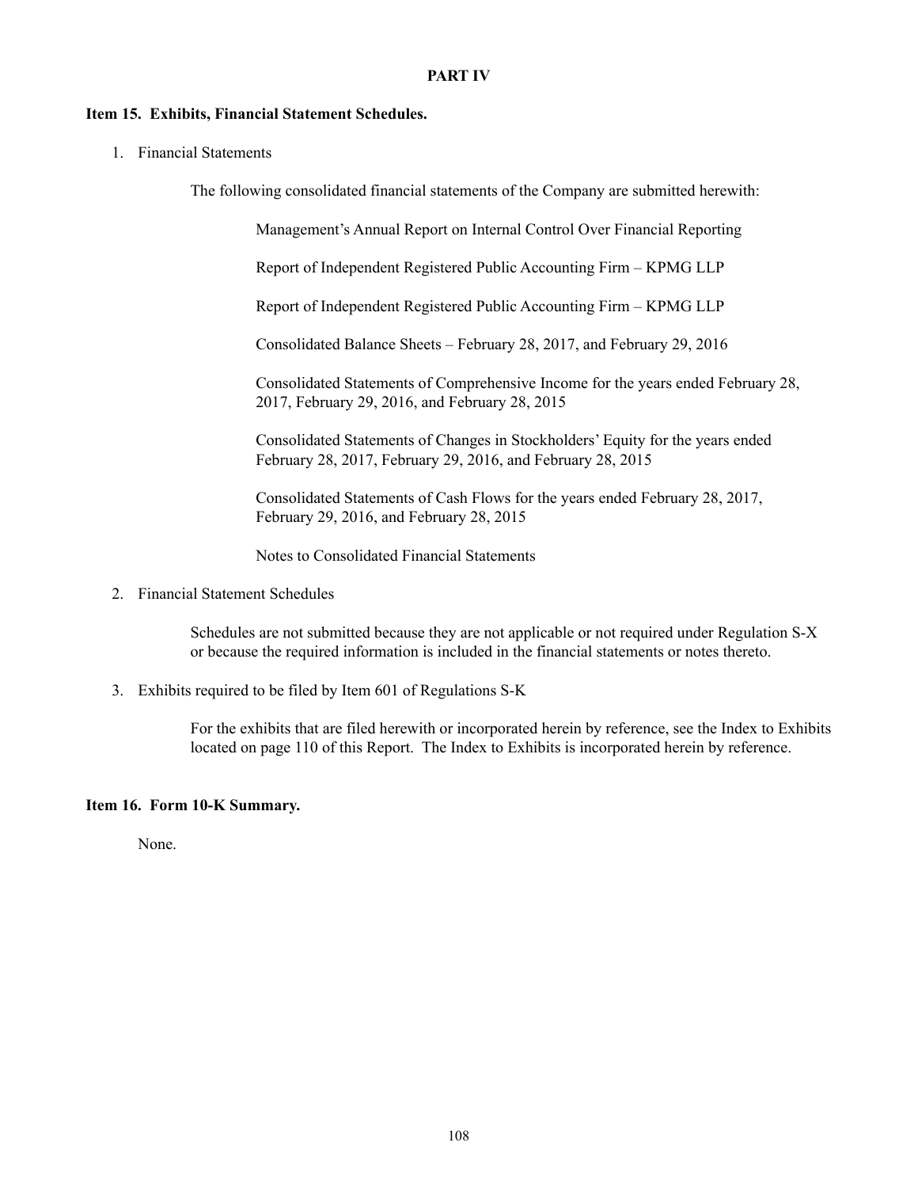# PART IV

## Item 15. Exhibits, Financial Statement Schedules.

1. Financial Statements

   The following consolidated financial statements of the Company are submitted herewith:

   Management's Annual Report on Internal Control Over Financial Reporting

   Report of Independent Registered Public Accounting Firm – KPMG LLP

   Report of Independent Registered Public Accounting Firm – KPMG LLP

   Consolidated Balance Sheets – February 28, 2017, and February 29, 2016

   Consolidated Statements of Comprehensive Income for the years ended February 28, 2017, February 29, 2016, and February 28, 2015

   Consolidated Statements of Changes in Stockholders' Equity for the years ended February 28, 2017, February 29, 2016, and February 28, 2015

   Consolidated Statements of Cash Flows for the years ended February 28, 2017, February 29, 2016, and February 28, 2015

   Notes to Consolidated Financial Statements

2. Financial Statement Schedules

   Schedules are not submitted because they are not applicable or not required under Regulation S-X or because the required information is included in the financial statements or notes thereto.

3. Exhibits required to be filed by Item 601 of Regulations S-K

   For the exhibits that are filed herewith or incorporated herein by reference, see the Index to Exhibits located on page 110 of this Report. The Index to Exhibits is incorporated herein by reference.

## Item 16. Form 10-K Summary.

None.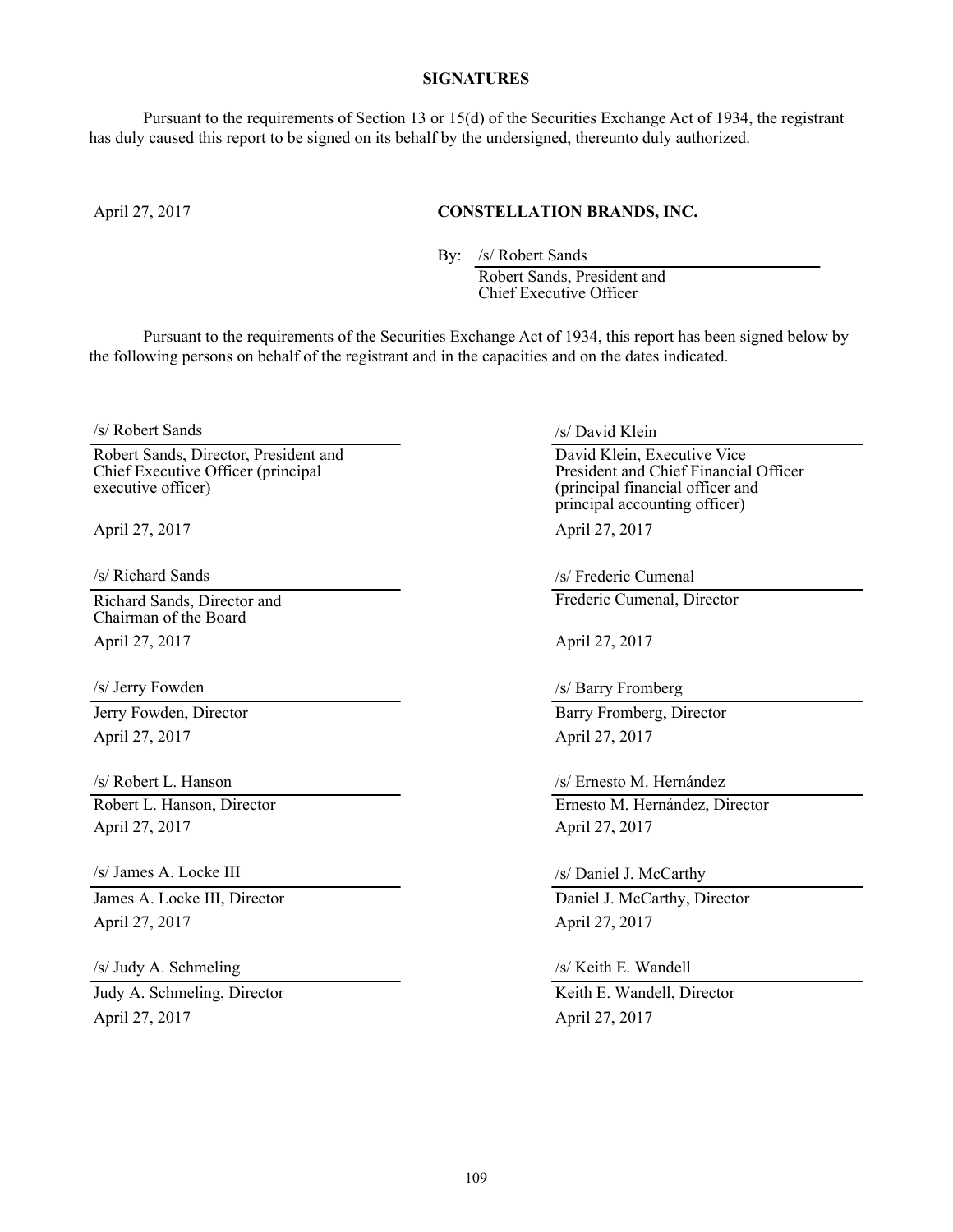**SIGNATURES**

Pursuant to the requirements of Section 13 or 15(d) of the Securities Exchange Act of 1934, the registrant has duly caused this report to be signed on its behalf by the undersigned, thereunto duly authorized.

April 27, 2017

**CONSTELLATION BRANDS, INC.**

By: /s/ Robert Sands
Robert Sands, President and Chief Executive Officer

Pursuant to the requirements of the Securities Exchange Act of 1934, this report has been signed below by the following persons on behalf of the registrant and in the capacities and on the dates indicated.

/s/ Robert Sands
Robert Sands, Director, President and Chief Executive Officer (principal executive officer)
April 27, 2017

/s/ David Klein
David Klein, Executive Vice President and Chief Financial Officer (principal financial officer and principal accounting officer)
April 27, 2017

/s/ Richard Sands
Richard Sands, Director and Chairman of the Board
April 27, 2017

/s/ Frederic Cumenal
Frederic Cumenal, Director
April 27, 2017

/s/ Jerry Fowden
Jerry Fowden, Director
April 27, 2017

/s/ Barry Fromberg
Barry Fromberg, Director
April 27, 2017

/s/ Robert L. Hanson
Robert L. Hanson, Director
April 27, 2017

/s/ Ernesto M. Hernández
Ernesto M. Hernández, Director
April 27, 2017

/s/ James A. Locke III
James A. Locke III, Director
April 27, 2017

/s/ Daniel J. McCarthy
Daniel J. McCarthy, Director
April 27, 2017

/s/ Judy A. Schmeling
Judy A. Schmeling, Director
April 27, 2017

/s/ Keith E. Wandell
Keith E. Wandell, Director
April 27, 2017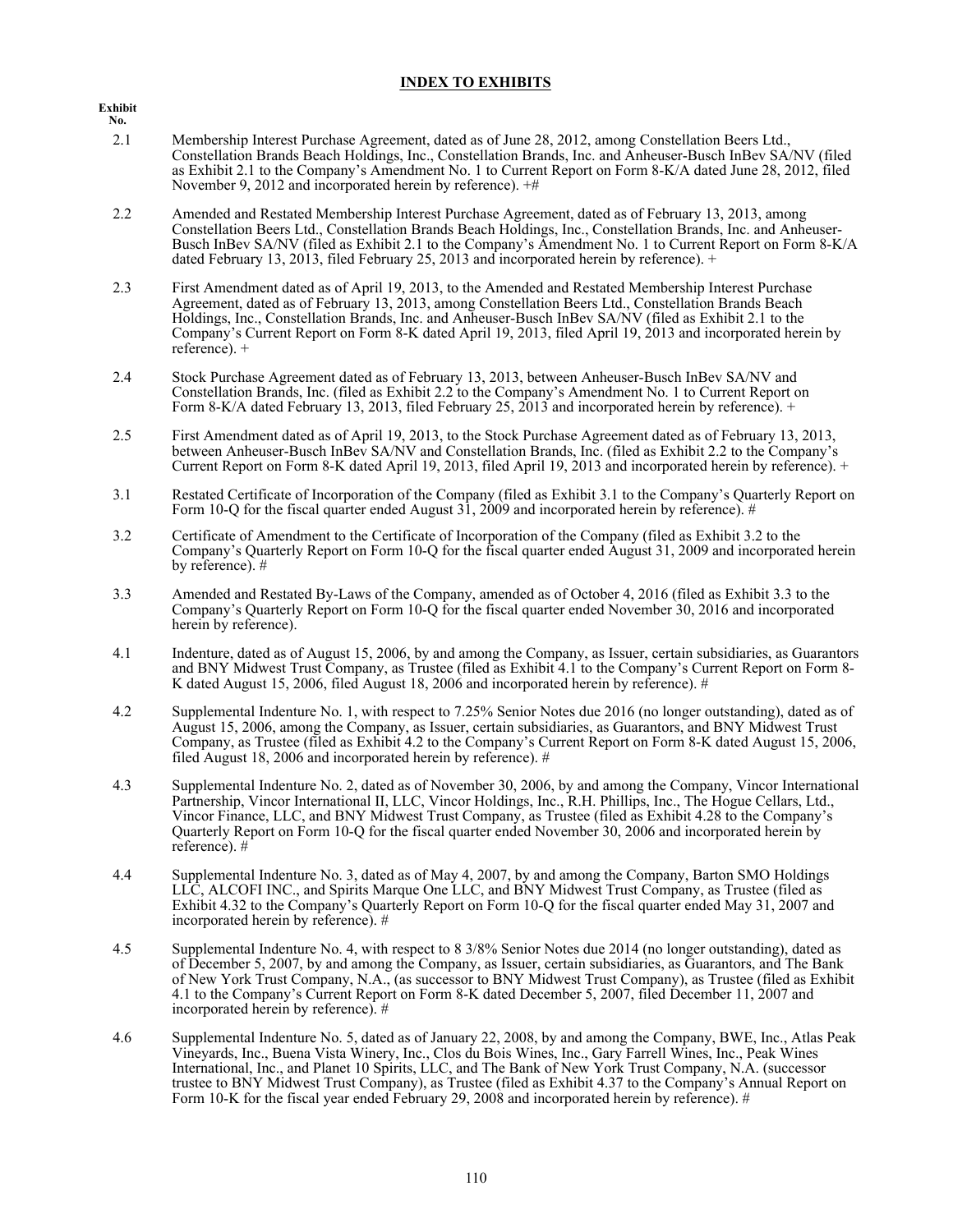## INDEX TO EXHIBITS

| Exhibit No. | |
|---|---|
| 2.1 | Membership Interest Purchase Agreement, dated as of June 28, 2012, among Constellation Beers Ltd., Constellation Brands Beach Holdings, Inc., Constellation Brands, Inc. and Anheuser-Busch InBev SA/NV (filed as Exhibit 2.1 to the Company's Amendment No. 1 to Current Report on Form 8-K/A dated June 28, 2012, filed November 9, 2012 and incorporated herein by reference). +# |
| 2.2 | Amended and Restated Membership Interest Purchase Agreement, dated as of February 13, 2013, among Constellation Beers Ltd., Constellation Brands Beach Holdings, Inc., Constellation Brands, Inc. and Anheuser-Busch InBev SA/NV (filed as Exhibit 2.1 to the Company's Amendment No. 1 to Current Report on Form 8-K/A dated February 13, 2013, filed February 25, 2013 and incorporated herein by reference). + |
| 2.3 | First Amendment dated as of April 19, 2013, to the Amended and Restated Membership Interest Purchase Agreement, dated as of February 13, 2013, among Constellation Beers Ltd., Constellation Brands Beach Holdings, Inc., Constellation Brands, Inc. and Anheuser-Busch InBev SA/NV (filed as Exhibit 2.1 to the Company's Current Report on Form 8-K dated April 19, 2013, filed April 19, 2013 and incorporated herein by reference). + |
| 2.4 | Stock Purchase Agreement dated as of February 13, 2013, between Anheuser-Busch InBev SA/NV and Constellation Brands, Inc. (filed as Exhibit 2.2 to the Company's Amendment No. 1 to Current Report on Form 8-K/A dated February 13, 2013, filed February 25, 2013 and incorporated herein by reference). + |
| 2.5 | First Amendment dated as of April 19, 2013, to the Stock Purchase Agreement dated as of February 13, 2013, between Anheuser-Busch InBev SA/NV and Constellation Brands, Inc. (filed as Exhibit 2.2 to the Company's Current Report on Form 8-K dated April 19, 2013, filed April 19, 2013 and incorporated herein by reference). + |
| 3.1 | Restated Certificate of Incorporation of the Company (filed as Exhibit 3.1 to the Company's Quarterly Report on Form 10-Q for the fiscal quarter ended August 31, 2009 and incorporated herein by reference). # |
| 3.2 | Certificate of Amendment to the Certificate of Incorporation of the Company (filed as Exhibit 3.2 to the Company's Quarterly Report on Form 10-Q for the fiscal quarter ended August 31, 2009 and incorporated herein by reference). # |
| 3.3 | Amended and Restated By-Laws of the Company, amended as of October 4, 2016 (filed as Exhibit 3.3 to the Company's Quarterly Report on Form 10-Q for the fiscal quarter ended November 30, 2016 and incorporated herein by reference). |
| 4.1 | Indenture, dated as of August 15, 2006, by and among the Company, as Issuer, certain subsidiaries, as Guarantors and BNY Midwest Trust Company, as Trustee (filed as Exhibit 4.1 to the Company's Current Report on Form 8-K dated August 15, 2006, filed August 18, 2006 and incorporated herein by reference). # |
| 4.2 | Supplemental Indenture No. 1, with respect to 7.25% Senior Notes due 2016 (no longer outstanding), dated as of August 15, 2006, among the Company, as Issuer, certain subsidiaries, as Guarantors, and BNY Midwest Trust Company, as Trustee (filed as Exhibit 4.2 to the Company's Current Report on Form 8-K dated August 15, 2006, filed August 18, 2006 and incorporated herein by reference). # |
| 4.3 | Supplemental Indenture No. 2, dated as of November 30, 2006, by and among the Company, Vincor International Partnership, Vincor International II, LLC, Vincor Holdings, Inc., R.H. Phillips, Inc., The Hogue Cellars, Ltd., Vincor Finance, LLC, and BNY Midwest Trust Company, as Trustee (filed as Exhibit 4.28 to the Company's Quarterly Report on Form 10-Q for the fiscal quarter ended November 30, 2006 and incorporated herein by reference). # |
| 4.4 | Supplemental Indenture No. 3, dated as of May 4, 2007, by and among the Company, Barton SMO Holdings LLC, ALCOFI INC., and Spirits Marque One LLC, and BNY Midwest Trust Company, as Trustee (filed as Exhibit 4.32 to the Company's Quarterly Report on Form 10-Q for the fiscal quarter ended May 31, 2007 and incorporated herein by reference). # |
| 4.5 | Supplemental Indenture No. 4, with respect to 8 3/8% Senior Notes due 2014 (no longer outstanding), dated as of December 5, 2007, by and among the Company, as Issuer, certain subsidiaries, as Guarantors, and The Bank of New York Trust Company, N.A., (as successor to BNY Midwest Trust Company), as Trustee (filed as Exhibit 4.1 to the Company's Current Report on Form 8-K dated December 5, 2007, filed December 11, 2007 and incorporated herein by reference). # |
| 4.6 | Supplemental Indenture No. 5, dated as of January 22, 2008, by and among the Company, BWE, Inc., Atlas Peak Vineyards, Inc., Buena Vista Winery, Inc., Clos du Bois Wines, Inc., Gary Farrell Wines, Inc., Peak Wines International, Inc., and Planet 10 Spirits, LLC, and The Bank of New York Trust Company, N.A. (successor trustee to BNY Midwest Trust Company), as Trustee (filed as Exhibit 4.37 to the Company's Annual Report on Form 10-K for the fiscal year ended February 29, 2008 and incorporated herein by reference). # |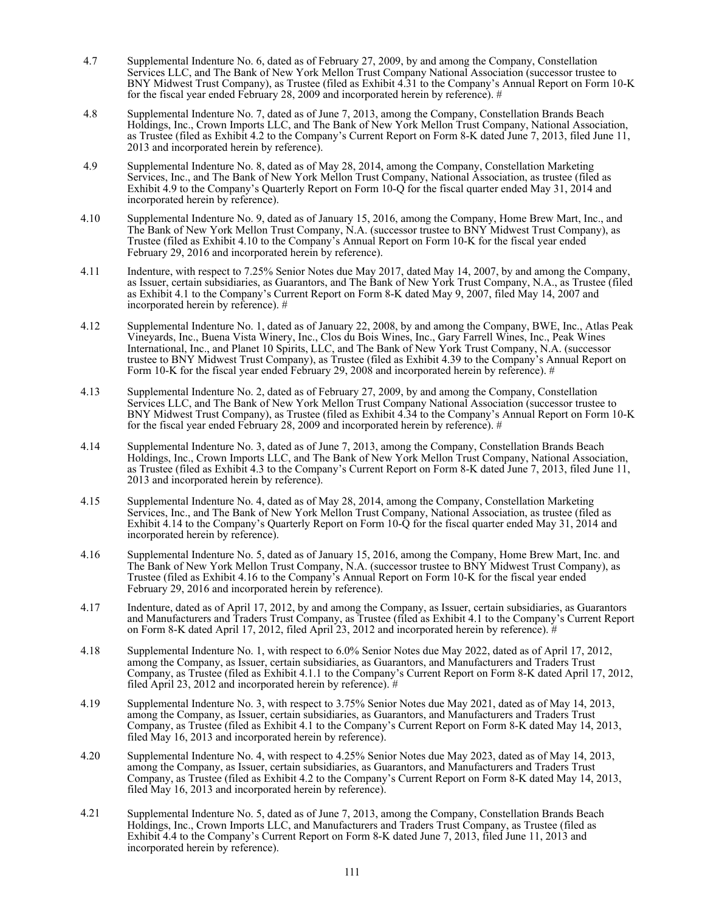4.7 Supplemental Indenture No. 6, dated as of February 27, 2009, by and among the Company, Constellation Services LLC, and The Bank of New York Mellon Trust Company National Association (successor trustee to BNY Midwest Trust Company), as Trustee (filed as Exhibit 4.31 to the Company's Annual Report on Form 10-K for the fiscal year ended February 28, 2009 and incorporated herein by reference). #

4.8 Supplemental Indenture No. 7, dated as of June 7, 2013, among the Company, Constellation Brands Beach Holdings, Inc., Crown Imports LLC, and The Bank of New York Mellon Trust Company, National Association, as Trustee (filed as Exhibit 4.2 to the Company's Current Report on Form 8-K dated June 7, 2013, filed June 11, 2013 and incorporated herein by reference).

4.9 Supplemental Indenture No. 8, dated as of May 28, 2014, among the Company, Constellation Marketing Services, Inc., and The Bank of New York Mellon Trust Company, National Association, as trustee (filed as Exhibit 4.9 to the Company's Quarterly Report on Form 10-Q for the fiscal quarter ended May 31, 2014 and incorporated herein by reference).

4.10 Supplemental Indenture No. 9, dated as of January 15, 2016, among the Company, Home Brew Mart, Inc., and The Bank of New York Mellon Trust Company, N.A. (successor trustee to BNY Midwest Trust Company), as Trustee (filed as Exhibit 4.10 to the Company's Annual Report on Form 10-K for the fiscal year ended February 29, 2016 and incorporated herein by reference).

4.11 Indenture, with respect to 7.25% Senior Notes due May 2017, dated May 14, 2007, by and among the Company, as Issuer, certain subsidiaries, as Guarantors, and The Bank of New York Trust Company, N.A., as Trustee (filed as Exhibit 4.1 to the Company's Current Report on Form 8-K dated May 9, 2007, filed May 14, 2007 and incorporated herein by reference). #

4.12 Supplemental Indenture No. 1, dated as of January 22, 2008, by and among the Company, BWE, Inc., Atlas Peak Vineyards, Inc., Buena Vista Winery, Inc., Clos du Bois Wines, Inc., Gary Farrell Wines, Inc., Peak Wines International, Inc., and Planet 10 Spirits, LLC, and The Bank of New York Trust Company, N.A. (successor trustee to BNY Midwest Trust Company), as Trustee (filed as Exhibit 4.39 to the Company's Annual Report on Form 10-K for the fiscal year ended February 29, 2008 and incorporated herein by reference). #

4.13 Supplemental Indenture No. 2, dated as of February 27, 2009, by and among the Company, Constellation Services LLC, and The Bank of New York Mellon Trust Company National Association (successor trustee to BNY Midwest Trust Company), as Trustee (filed as Exhibit 4.34 to the Company's Annual Report on Form 10-K for the fiscal year ended February 28, 2009 and incorporated herein by reference). #

4.14 Supplemental Indenture No. 3, dated as of June 7, 2013, among the Company, Constellation Brands Beach Holdings, Inc., Crown Imports LLC, and The Bank of New York Mellon Trust Company, National Association, as Trustee (filed as Exhibit 4.3 to the Company's Current Report on Form 8-K dated June 7, 2013, filed June 11, 2013 and incorporated herein by reference).

4.15 Supplemental Indenture No. 4, dated as of May 28, 2014, among the Company, Constellation Marketing Services, Inc., and The Bank of New York Mellon Trust Company, National Association, as trustee (filed as Exhibit 4.14 to the Company's Quarterly Report on Form 10-Q for the fiscal quarter ended May 31, 2014 and incorporated herein by reference).

4.16 Supplemental Indenture No. 5, dated as of January 15, 2016, among the Company, Home Brew Mart, Inc. and The Bank of New York Mellon Trust Company, N.A. (successor trustee to BNY Midwest Trust Company), as Trustee (filed as Exhibit 4.16 to the Company's Annual Report on Form 10-K for the fiscal year ended February 29, 2016 and incorporated herein by reference).

4.17 Indenture, dated as of April 17, 2012, by and among the Company, as Issuer, certain subsidiaries, as Guarantors and Manufacturers and Traders Trust Company, as Trustee (filed as Exhibit 4.1 to the Company's Current Report on Form 8-K dated April 17, 2012, filed April 23, 2012 and incorporated herein by reference). #

4.18 Supplemental Indenture No. 1, with respect to 6.0% Senior Notes due May 2022, dated as of April 17, 2012, among the Company, as Issuer, certain subsidiaries, as Guarantors, and Manufacturers and Traders Trust Company, as Trustee (filed as Exhibit 4.1.1 to the Company's Current Report on Form 8-K dated April 17, 2012, filed April 23, 2012 and incorporated herein by reference). #

4.19 Supplemental Indenture No. 3, with respect to 3.75% Senior Notes due May 2021, dated as of May 14, 2013, among the Company, as Issuer, certain subsidiaries, as Guarantors, and Manufacturers and Traders Trust Company, as Trustee (filed as Exhibit 4.1 to the Company's Current Report on Form 8-K dated May 14, 2013, filed May 16, 2013 and incorporated herein by reference).

4.20 Supplemental Indenture No. 4, with respect to 4.25% Senior Notes due May 2023, dated as of May 14, 2013, among the Company, as Issuer, certain subsidiaries, as Guarantors, and Manufacturers and Traders Trust Company, as Trustee (filed as Exhibit 4.2 to the Company's Current Report on Form 8-K dated May 14, 2013, filed May 16, 2013 and incorporated herein by reference).

4.21 Supplemental Indenture No. 5, dated as of June 7, 2013, among the Company, Constellation Brands Beach Holdings, Inc., Crown Imports LLC, and Manufacturers and Traders Trust Company, as Trustee (filed as Exhibit 4.4 to the Company's Current Report on Form 8-K dated June 7, 2013, filed June 11, 2013 and incorporated herein by reference).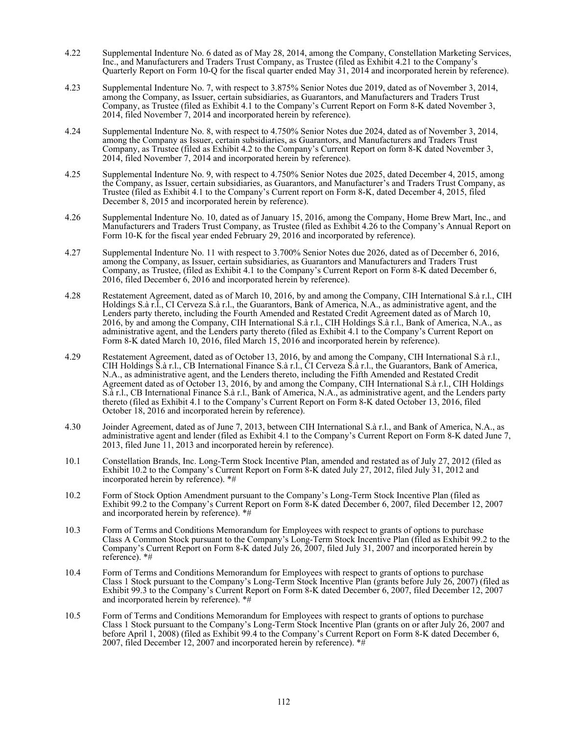| | |
|---|---|
| 4.22 | Supplemental Indenture No. 6 dated as of May 28, 2014, among the Company, Constellation Marketing Services, Inc., and Manufacturers and Traders Trust Company, as Trustee (filed as Exhibit 4.21 to the Company's Quarterly Report on Form 10-Q for the fiscal quarter ended May 31, 2014 and incorporated herein by reference). |
| 4.23 | Supplemental Indenture No. 7, with respect to 3.875% Senior Notes due 2019, dated as of November 3, 2014, among the Company, as Issuer, certain subsidiaries, as Guarantors, and Manufacturers and Traders Trust Company, as Trustee (filed as Exhibit 4.1 to the Company's Current Report on Form 8-K dated November 3, 2014, filed November 7, 2014 and incorporated herein by reference). |
| 4.24 | Supplemental Indenture No. 8, with respect to 4.750% Senior Notes due 2024, dated as of November 3, 2014, among the Company as Issuer, certain subsidiaries, as Guarantors, and Manufacturers and Traders Trust Company, as Trustee (filed as Exhibit 4.2 to the Company's Current Report on form 8-K dated November 3, 2014, filed November 7, 2014 and incorporated herein by reference). |
| 4.25 | Supplemental Indenture No. 9, with respect to 4.750% Senior Notes due 2025, dated December 4, 2015, among the Company, as Issuer, certain subsidiaries, as Guarantors, and Manufacturer's and Traders Trust Company, as Trustee (filed as Exhibit 4.1 to the Company's Current report on Form 8-K, dated December 4, 2015, filed December 8, 2015 and incorporated herein by reference). |
| 4.26 | Supplemental Indenture No. 10, dated as of January 15, 2016, among the Company, Home Brew Mart, Inc., and Manufacturers and Traders Trust Company, as Trustee (filed as Exhibit 4.26 to the Company's Annual Report on Form 10-K for the fiscal year ended February 29, 2016 and incorporated by reference). |
| 4.27 | Supplemental Indenture No. 11 with respect to 3.700% Senior Notes due 2026, dated as of December 6, 2016, among the Company, as Issuer, certain subsidiaries, as Guarantors and Manufacturers and Traders Trust Company, as Trustee, (filed as Exhibit 4.1 to the Company's Current Report on Form 8-K dated December 6, 2016, filed December 6, 2016 and incorporated herein by reference). |
| 4.28 | Restatement Agreement, dated as of March 10, 2016, by and among the Company, CIH International S.à r.l., CIH Holdings S.à r.l., CI Cerveza S.à r.l., the Guarantors, Bank of America, N.A., as administrative agent, and the Lenders party thereto, including the Fourth Amended and Restated Credit Agreement dated as of March 10, 2016, by and among the Company, CIH International S.à r.l., CIH Holdings S.à r.l., Bank of America, N.A., as administrative agent, and the Lenders party thereto (filed as Exhibit 4.1 to the Company's Current Report on Form 8-K dated March 10, 2016, filed March 15, 2016 and incorporated herein by reference). |
| 4.29 | Restatement Agreement, dated as of October 13, 2016, by and among the Company, CIH International S.à r.l., CIH Holdings S.à r.l., CB International Finance S.à r.l., CI Cerveza S.à r.l., the Guarantors, Bank of America, N.A., as administrative agent, and the Lenders thereto, including the Fifth Amended and Restated Credit Agreement dated as of October 13, 2016, by and among the Company, CIH International S.à r.l., CIH Holdings S.à r.l., CB International Finance S.à r.l., Bank of America, N.A., as administrative agent, and the Lenders party thereto (filed as Exhibit 4.1 to the Company's Current Report on Form 8-K dated October 13, 2016, filed October 18, 2016 and incorporated herein by reference). |
| 4.30 | Joinder Agreement, dated as of June 7, 2013, between CIH International S.à r.l., and Bank of America, N.A., as administrative agent and lender (filed as Exhibit 4.1 to the Company's Current Report on Form 8-K dated June 7, 2013, filed June 11, 2013 and incorporated herein by reference). |
| 10.1 | Constellation Brands, Inc. Long-Term Stock Incentive Plan, amended and restated as of July 27, 2012 (filed as Exhibit 10.2 to the Company's Current Report on Form 8-K dated July 27, 2012, filed July 31, 2012 and incorporated herein by reference). *# |
| 10.2 | Form of Stock Option Amendment pursuant to the Company's Long-Term Stock Incentive Plan (filed as Exhibit 99.2 to the Company's Current Report on Form 8-K dated December 6, 2007, filed December 12, 2007 and incorporated herein by reference). *# |
| 10.3 | Form of Terms and Conditions Memorandum for Employees with respect to grants of options to purchase Class A Common Stock pursuant to the Company's Long-Term Stock Incentive Plan (filed as Exhibit 99.2 to the Company's Current Report on Form 8-K dated July 26, 2007, filed July 31, 2007 and incorporated herein by reference). *# |
| 10.4 | Form of Terms and Conditions Memorandum for Employees with respect to grants of options to purchase Class 1 Stock pursuant to the Company's Long-Term Stock Incentive Plan (grants before July 26, 2007) (filed as Exhibit 99.3 to the Company's Current Report on Form 8-K dated December 6, 2007, filed December 12, 2007 and incorporated herein by reference). *# |
| 10.5 | Form of Terms and Conditions Memorandum for Employees with respect to grants of options to purchase Class 1 Stock pursuant to the Company's Long-Term Stock Incentive Plan (grants on or after July 26, 2007 and before April 1, 2008) (filed as Exhibit 99.4 to the Company's Current Report on Form 8-K dated December 6, 2007, filed December 12, 2007 and incorporated herein by reference). *# |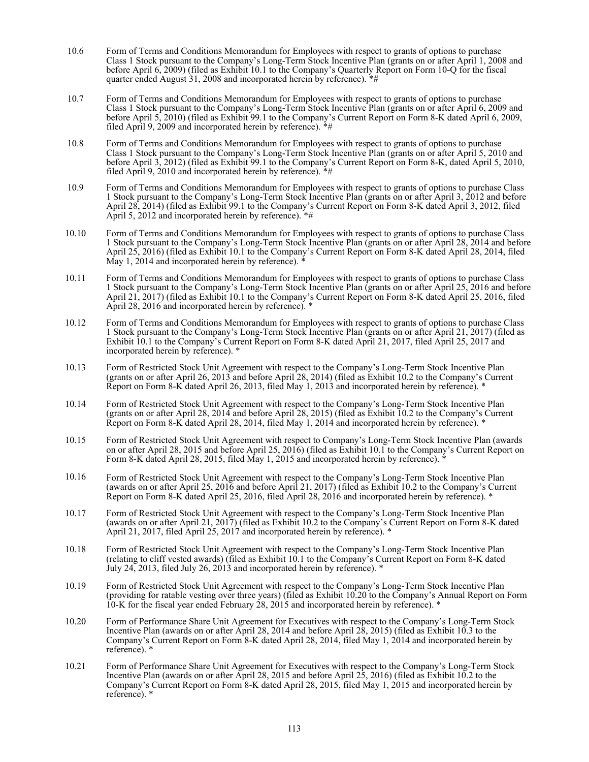10.6 Form of Terms and Conditions Memorandum for Employees with respect to grants of options to purchase Class 1 Stock pursuant to the Company's Long-Term Stock Incentive Plan (grants on or after April 1, 2008 and before April 6, 2009) (filed as Exhibit 10.1 to the Company's Quarterly Report on Form 10-Q for the fiscal quarter ended August 31, 2008 and incorporated herein by reference). *#

10.7 Form of Terms and Conditions Memorandum for Employees with respect to grants of options to purchase Class 1 Stock pursuant to the Company's Long-Term Stock Incentive Plan (grants on or after April 6, 2009 and before April 5, 2010) (filed as Exhibit 99.1 to the Company's Current Report on Form 8-K dated April 6, 2009, filed April 9, 2009 and incorporated herein by reference). *#

10.8 Form of Terms and Conditions Memorandum for Employees with respect to grants of options to purchase Class 1 Stock pursuant to the Company's Long-Term Stock Incentive Plan (grants on or after April 5, 2010 and before April 3, 2012) (filed as Exhibit 99.1 to the Company's Current Report on Form 8-K, dated April 5, 2010, filed April 9, 2010 and incorporated herein by reference). *#

10.9 Form of Terms and Conditions Memorandum for Employees with respect to grants of options to purchase Class 1 Stock pursuant to the Company's Long-Term Stock Incentive Plan (grants on or after April 3, 2012 and before April 28, 2014) (filed as Exhibit 99.1 to the Company's Current Report on Form 8-K dated April 3, 2012, filed April 5, 2012 and incorporated herein by reference). *#

10.10 Form of Terms and Conditions Memorandum for Employees with respect to grants of options to purchase Class 1 Stock pursuant to the Company's Long-Term Stock Incentive Plan (grants on or after April 28, 2014 and before April 25, 2016) (filed as Exhibit 10.1 to the Company's Current Report on Form 8-K dated April 28, 2014, filed May 1, 2014 and incorporated herein by reference). *

10.11 Form of Terms and Conditions Memorandum for Employees with respect to grants of options to purchase Class 1 Stock pursuant to the Company's Long-Term Stock Incentive Plan (grants on or after April 25, 2016 and before April 21, 2017) (filed as Exhibit 10.1 to the Company's Current Report on Form 8-K dated April 25, 2016, filed April 28, 2016 and incorporated herein by reference). *

10.12 Form of Terms and Conditions Memorandum for Employees with respect to grants of options to purchase Class 1 Stock pursuant to the Company's Long-Term Stock Incentive Plan (grants on or after April 21, 2017) (filed as Exhibit 10.1 to the Company's Current Report on Form 8-K dated April 21, 2017, filed April 25, 2017 and incorporated herein by reference). *

10.13 Form of Restricted Stock Unit Agreement with respect to the Company's Long-Term Stock Incentive Plan (grants on or after April 26, 2013 and before April 28, 2014) (filed as Exhibit 10.2 to the Company's Current Report on Form 8-K dated April 26, 2013, filed May 1, 2013 and incorporated herein by reference). *

10.14 Form of Restricted Stock Unit Agreement with respect to the Company's Long-Term Stock Incentive Plan (grants on or after April 28, 2014 and before April 28, 2015) (filed as Exhibit 10.2 to the Company's Current Report on Form 8-K dated April 28, 2014, filed May 1, 2014 and incorporated herein by reference). *

10.15 Form of Restricted Stock Unit Agreement with respect to Company's Long-Term Stock Incentive Plan (awards on or after April 28, 2015 and before April 25, 2016) (filed as Exhibit 10.1 to the Company's Current Report on Form 8-K dated April 28, 2015, filed May 1, 2015 and incorporated herein by reference). *

10.16 Form of Restricted Stock Unit Agreement with respect to the Company's Long-Term Stock Incentive Plan (awards on or after April 25, 2016 and before April 21, 2017) (filed as Exhibit 10.2 to the Company's Current Report on Form 8-K dated April 25, 2016, filed April 28, 2016 and incorporated herein by reference). *

10.17 Form of Restricted Stock Unit Agreement with respect to the Company's Long-Term Stock Incentive Plan (awards on or after April 21, 2017) (filed as Exhibit 10.2 to the Company's Current Report on Form 8-K dated April 21, 2017, filed April 25, 2017 and incorporated herein by reference). *

10.18 Form of Restricted Stock Unit Agreement with respect to the Company's Long-Term Stock Incentive Plan (relating to cliff vested awards) (filed as Exhibit 10.1 to the Company's Current Report on Form 8-K dated July 24, 2013, filed July 26, 2013 and incorporated herein by reference). *

10.19 Form of Restricted Stock Unit Agreement with respect to the Company's Long-Term Stock Incentive Plan (providing for ratable vesting over three years) (filed as Exhibit 10.20 to the Company's Annual Report on Form 10-K for the fiscal year ended February 28, 2015 and incorporated herein by reference). *

10.20 Form of Performance Share Unit Agreement for Executives with respect to the Company's Long-Term Stock Incentive Plan (awards on or after April 28, 2014 and before April 28, 2015) (filed as Exhibit 10.3 to the Company's Current Report on Form 8-K dated April 28, 2014, filed May 1, 2014 and incorporated herein by reference). *

10.21 Form of Performance Share Unit Agreement for Executives with respect to the Company's Long-Term Stock Incentive Plan (awards on or after April 28, 2015 and before April 25, 2016) (filed as Exhibit 10.2 to the Company's Current Report on Form 8-K dated April 28, 2015, filed May 1, 2015 and incorporated herein by reference). *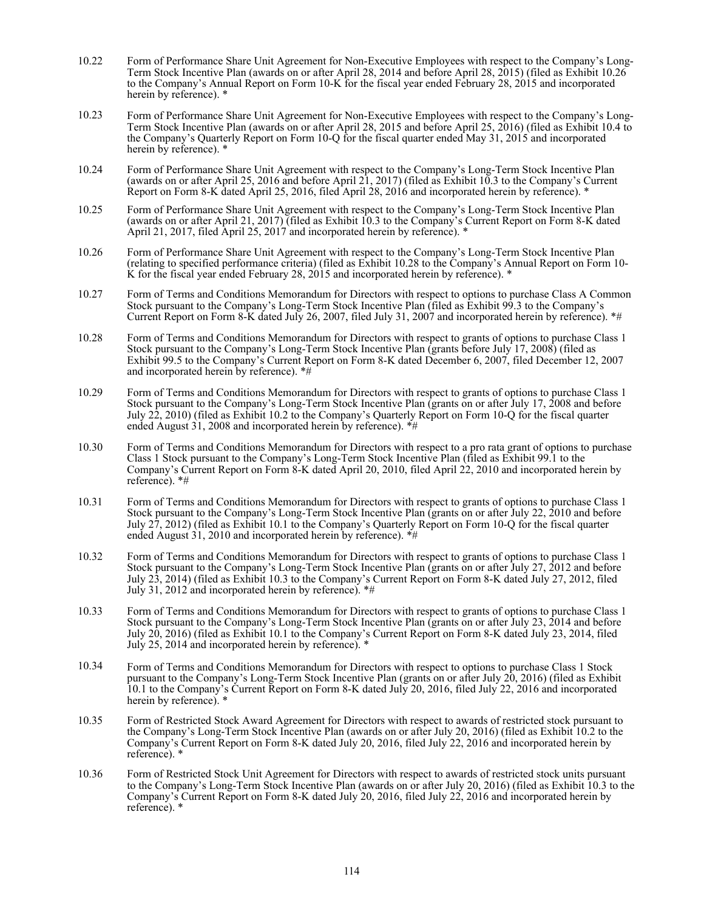10.22 Form of Performance Share Unit Agreement for Non-Executive Employees with respect to the Company's Long-Term Stock Incentive Plan (awards on or after April 28, 2014 and before April 28, 2015) (filed as Exhibit 10.26 to the Company's Annual Report on Form 10-K for the fiscal year ended February 28, 2015 and incorporated herein by reference). *

10.23 Form of Performance Share Unit Agreement for Non-Executive Employees with respect to the Company's Long-Term Stock Incentive Plan (awards on or after April 28, 2015 and before April 25, 2016) (filed as Exhibit 10.4 to the Company's Quarterly Report on Form 10-Q for the fiscal quarter ended May 31, 2015 and incorporated herein by reference). *

10.24 Form of Performance Share Unit Agreement with respect to the Company's Long-Term Stock Incentive Plan (awards on or after April 25, 2016 and before April 21, 2017) (filed as Exhibit 10.3 to the Company's Current Report on Form 8-K dated April 25, 2016, filed April 28, 2016 and incorporated herein by reference). *

10.25 Form of Performance Share Unit Agreement with respect to the Company's Long-Term Stock Incentive Plan (awards on or after April 21, 2017) (filed as Exhibit 10.3 to the Company's Current Report on Form 8-K dated April 21, 2017, filed April 25, 2017 and incorporated herein by reference). *

10.26 Form of Performance Share Unit Agreement with respect to the Company's Long-Term Stock Incentive Plan (relating to specified performance criteria) (filed as Exhibit 10.28 to the Company's Annual Report on Form 10-K for the fiscal year ended February 28, 2015 and incorporated herein by reference). *

10.27 Form of Terms and Conditions Memorandum for Directors with respect to options to purchase Class A Common Stock pursuant to the Company's Long-Term Stock Incentive Plan (filed as Exhibit 99.3 to the Company's Current Report on Form 8-K dated July 26, 2007, filed July 31, 2007 and incorporated herein by reference). *#

10.28 Form of Terms and Conditions Memorandum for Directors with respect to grants of options to purchase Class 1 Stock pursuant to the Company's Long-Term Stock Incentive Plan (grants before July 17, 2008) (filed as Exhibit 99.5 to the Company's Current Report on Form 8-K dated December 6, 2007, filed December 12, 2007 and incorporated herein by reference). *#

10.29 Form of Terms and Conditions Memorandum for Directors with respect to grants of options to purchase Class 1 Stock pursuant to the Company's Long-Term Stock Incentive Plan (grants on or after July 17, 2008 and before July 22, 2010) (filed as Exhibit 10.2 to the Company's Quarterly Report on Form 10-Q for the fiscal quarter ended August 31, 2008 and incorporated herein by reference). *#

10.30 Form of Terms and Conditions Memorandum for Directors with respect to a pro rata grant of options to purchase Class 1 Stock pursuant to the Company's Long-Term Stock Incentive Plan (filed as Exhibit 99.1 to the Company's Current Report on Form 8-K dated April 20, 2010, filed April 22, 2010 and incorporated herein by reference). *#

10.31 Form of Terms and Conditions Memorandum for Directors with respect to grants of options to purchase Class 1 Stock pursuant to the Company's Long-Term Stock Incentive Plan (grants on or after July 22, 2010 and before July 27, 2012) (filed as Exhibit 10.1 to the Company's Quarterly Report on Form 10-Q for the fiscal quarter ended August 31, 2010 and incorporated herein by reference). *#

10.32 Form of Terms and Conditions Memorandum for Directors with respect to grants of options to purchase Class 1 Stock pursuant to the Company's Long-Term Stock Incentive Plan (grants on or after July 27, 2012 and before July 23, 2014) (filed as Exhibit 10.3 to the Company's Current Report on Form 8-K dated July 27, 2012, filed July 31, 2012 and incorporated herein by reference). *#

10.33 Form of Terms and Conditions Memorandum for Directors with respect to grants of options to purchase Class 1 Stock pursuant to the Company's Long-Term Stock Incentive Plan (grants on or after July 23, 2014 and before July 20, 2016) (filed as Exhibit 10.1 to the Company's Current Report on Form 8-K dated July 23, 2014, filed July 25, 2014 and incorporated herein by reference). *

10.34 Form of Terms and Conditions Memorandum for Directors with respect to options to purchase Class 1 Stock pursuant to the Company's Long-Term Stock Incentive Plan (grants on or after July 20, 2016) (filed as Exhibit 10.1 to the Company's Current Report on Form 8-K dated July 20, 2016, filed July 22, 2016 and incorporated herein by reference). *

10.35 Form of Restricted Stock Award Agreement for Directors with respect to awards of restricted stock pursuant to the Company's Long-Term Stock Incentive Plan (awards on or after July 20, 2016) (filed as Exhibit 10.2 to the Company's Current Report on Form 8-K dated July 20, 2016, filed July 22, 2016 and incorporated herein by reference). *

10.36 Form of Restricted Stock Unit Agreement for Directors with respect to awards of restricted stock units pursuant to the Company's Long-Term Stock Incentive Plan (awards on or after July 20, 2016) (filed as Exhibit 10.3 to the Company's Current Report on Form 8-K dated July 20, 2016, filed July 22, 2016 and incorporated herein by reference). *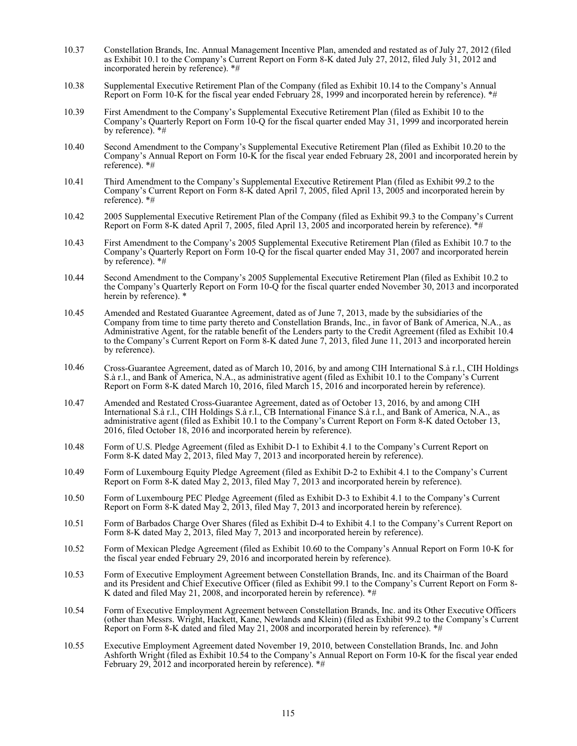10.37 Constellation Brands, Inc. Annual Management Incentive Plan, amended and restated as of July 27, 2012 (filed as Exhibit 10.1 to the Company's Current Report on Form 8-K dated July 27, 2012, filed July 31, 2012 and incorporated herein by reference). *#

10.38 Supplemental Executive Retirement Plan of the Company (filed as Exhibit 10.14 to the Company's Annual Report on Form 10-K for the fiscal year ended February 28, 1999 and incorporated herein by reference). *#

10.39 First Amendment to the Company's Supplemental Executive Retirement Plan (filed as Exhibit 10 to the Company's Quarterly Report on Form 10-Q for the fiscal quarter ended May 31, 1999 and incorporated herein by reference). *#

10.40 Second Amendment to the Company's Supplemental Executive Retirement Plan (filed as Exhibit 10.20 to the Company's Annual Report on Form 10-K for the fiscal year ended February 28, 2001 and incorporated herein by reference). *#

10.41 Third Amendment to the Company's Supplemental Executive Retirement Plan (filed as Exhibit 99.2 to the Company's Current Report on Form 8-K dated April 7, 2005, filed April 13, 2005 and incorporated herein by reference). *#

10.42 2005 Supplemental Executive Retirement Plan of the Company (filed as Exhibit 99.3 to the Company's Current Report on Form 8-K dated April 7, 2005, filed April 13, 2005 and incorporated herein by reference). *#

10.43 First Amendment to the Company's 2005 Supplemental Executive Retirement Plan (filed as Exhibit 10.7 to the Company's Quarterly Report on Form 10-Q for the fiscal quarter ended May 31, 2007 and incorporated herein by reference). *#

10.44 Second Amendment to the Company's 2005 Supplemental Executive Retirement Plan (filed as Exhibit 10.2 to the Company's Quarterly Report on Form 10-Q for the fiscal quarter ended November 30, 2013 and incorporated herein by reference). *

10.45 Amended and Restated Guarantee Agreement, dated as of June 7, 2013, made by the subsidiaries of the Company from time to time party thereto and Constellation Brands, Inc., in favor of Bank of America, N.A., as Administrative Agent, for the ratable benefit of the Lenders party to the Credit Agreement (filed as Exhibit 10.4 to the Company's Current Report on Form 8-K dated June 7, 2013, filed June 11, 2013 and incorporated herein by reference).

10.46 Cross-Guarantee Agreement, dated as of March 10, 2016, by and among CIH International S.à r.l., CIH Holdings S.à r.l., and Bank of America, N.A., as administrative agent (filed as Exhibit 10.1 to the Company's Current Report on Form 8-K dated March 10, 2016, filed March 15, 2016 and incorporated herein by reference).

10.47 Amended and Restated Cross-Guarantee Agreement, dated as of October 13, 2016, by and among CIH International S.à r.l., CIH Holdings S.à r.l., CB International Finance S.à r.l., and Bank of America, N.A., as administrative agent (filed as Exhibit 10.1 to the Company's Current Report on Form 8-K dated October 13, 2016, filed October 18, 2016 and incorporated herein by reference).

10.48 Form of U.S. Pledge Agreement (filed as Exhibit D-1 to Exhibit 4.1 to the Company's Current Report on Form 8-K dated May 2, 2013, filed May 7, 2013 and incorporated herein by reference).

10.49 Form of Luxembourg Equity Pledge Agreement (filed as Exhibit D-2 to Exhibit 4.1 to the Company's Current Report on Form 8-K dated May 2, 2013, filed May 7, 2013 and incorporated herein by reference).

10.50 Form of Luxembourg PEC Pledge Agreement (filed as Exhibit D-3 to Exhibit 4.1 to the Company's Current Report on Form 8-K dated May 2, 2013, filed May 7, 2013 and incorporated herein by reference).

10.51 Form of Barbados Charge Over Shares (filed as Exhibit D-4 to Exhibit 4.1 to the Company's Current Report on Form 8-K dated May 2, 2013, filed May 7, 2013 and incorporated herein by reference).

10.52 Form of Mexican Pledge Agreement (filed as Exhibit 10.60 to the Company's Annual Report on Form 10-K for the fiscal year ended February 29, 2016 and incorporated herein by reference).

10.53 Form of Executive Employment Agreement between Constellation Brands, Inc. and its Chairman of the Board and its President and Chief Executive Officer (filed as Exhibit 99.1 to the Company's Current Report on Form 8-K dated and filed May 21, 2008, and incorporated herein by reference). *#

10.54 Form of Executive Employment Agreement between Constellation Brands, Inc. and its Other Executive Officers (other than Messrs. Wright, Hackett, Kane, Newlands and Klein) (filed as Exhibit 99.2 to the Company's Current Report on Form 8-K dated and filed May 21, 2008 and incorporated herein by reference). *#

10.55 Executive Employment Agreement dated November 19, 2010, between Constellation Brands, Inc. and John Ashforth Wright (filed as Exhibit 10.54 to the Company's Annual Report on Form 10-K for the fiscal year ended February 29, 2012 and incorporated herein by reference). *#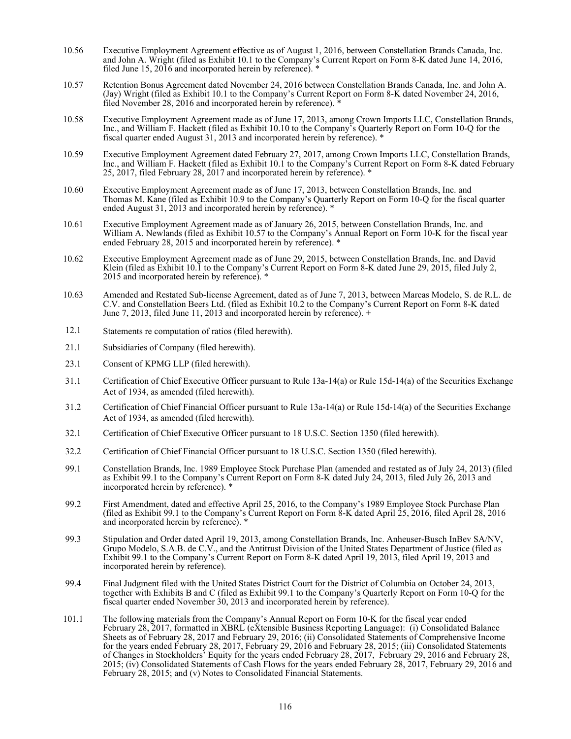10.56 Executive Employment Agreement effective as of August 1, 2016, between Constellation Brands Canada, Inc. and John A. Wright (filed as Exhibit 10.1 to the Company's Current Report on Form 8-K dated June 14, 2016, filed June 15, 2016 and incorporated herein by reference). *

10.57 Retention Bonus Agreement dated November 24, 2016 between Constellation Brands Canada, Inc. and John A. (Jay) Wright (filed as Exhibit 10.1 to the Company's Current Report on Form 8-K dated November 24, 2016, filed November 28, 2016 and incorporated herein by reference). *

10.58 Executive Employment Agreement made as of June 17, 2013, among Crown Imports LLC, Constellation Brands, Inc., and William F. Hackett (filed as Exhibit 10.10 to the Company's Quarterly Report on Form 10-Q for the fiscal quarter ended August 31, 2013 and incorporated herein by reference). *

10.59 Executive Employment Agreement dated February 27, 2017, among Crown Imports LLC, Constellation Brands, Inc., and William F. Hackett (filed as Exhibit 10.1 to the Company's Current Report on Form 8-K dated February 25, 2017, filed February 28, 2017 and incorporated herein by reference). *

10.60 Executive Employment Agreement made as of June 17, 2013, between Constellation Brands, Inc. and Thomas M. Kane (filed as Exhibit 10.9 to the Company's Quarterly Report on Form 10-Q for the fiscal quarter ended August 31, 2013 and incorporated herein by reference). *

10.61 Executive Employment Agreement made as of January 26, 2015, between Constellation Brands, Inc. and William A. Newlands (filed as Exhibit 10.57 to the Company's Annual Report on Form 10-K for the fiscal year ended February 28, 2015 and incorporated herein by reference). *

10.62 Executive Employment Agreement made as of June 29, 2015, between Constellation Brands, Inc. and David Klein (filed as Exhibit 10.1 to the Company's Current Report on Form 8-K dated June 29, 2015, filed July 2, 2015 and incorporated herein by reference). *

10.63 Amended and Restated Sub-license Agreement, dated as of June 7, 2013, between Marcas Modelo, S. de R.L. de C.V. and Constellation Beers Ltd. (filed as Exhibit 10.2 to the Company's Current Report on Form 8-K dated June 7, 2013, filed June 11, 2013 and incorporated herein by reference). +

12.1 Statements re computation of ratios (filed herewith).

21.1 Subsidiaries of Company (filed herewith).

23.1 Consent of KPMG LLP (filed herewith).

31.1 Certification of Chief Executive Officer pursuant to Rule 13a-14(a) or Rule 15d-14(a) of the Securities Exchange Act of 1934, as amended (filed herewith).

31.2 Certification of Chief Financial Officer pursuant to Rule 13a-14(a) or Rule 15d-14(a) of the Securities Exchange Act of 1934, as amended (filed herewith).

32.1 Certification of Chief Executive Officer pursuant to 18 U.S.C. Section 1350 (filed herewith).

32.2 Certification of Chief Financial Officer pursuant to 18 U.S.C. Section 1350 (filed herewith).

99.1 Constellation Brands, Inc. 1989 Employee Stock Purchase Plan (amended and restated as of July 24, 2013) (filed as Exhibit 99.1 to the Company's Current Report on Form 8-K dated July 24, 2013, filed July 26, 2013 and incorporated herein by reference). *

99.2 First Amendment, dated and effective April 25, 2016, to the Company's 1989 Employee Stock Purchase Plan (filed as Exhibit 99.1 to the Company's Current Report on Form 8-K dated April 25, 2016, filed April 28, 2016 and incorporated herein by reference). *

99.3 Stipulation and Order dated April 19, 2013, among Constellation Brands, Inc. Anheuser-Busch InBev SA/NV, Grupo Modelo, S.A.B. de C.V., and the Antitrust Division of the United States Department of Justice (filed as Exhibit 99.1 to the Company's Current Report on Form 8-K dated April 19, 2013, filed April 19, 2013 and incorporated herein by reference).

99.4 Final Judgment filed with the United States District Court for the District of Columbia on October 24, 2013, together with Exhibits B and C (filed as Exhibit 99.1 to the Company's Quarterly Report on Form 10-Q for the fiscal quarter ended November 30, 2013 and incorporated herein by reference).

101.1 The following materials from the Company's Annual Report on Form 10-K for the fiscal year ended February 28, 2017, formatted in XBRL (eXtensible Business Reporting Language): (i) Consolidated Balance Sheets as of February 28, 2017 and February 29, 2016; (ii) Consolidated Statements of Comprehensive Income for the years ended February 28, 2017, February 29, 2016 and February 28, 2015; (iii) Consolidated Statements of Changes in Stockholders' Equity for the years ended February 28, 2017, February 29, 2016 and February 28, 2015; (iv) Consolidated Statements of Cash Flows for the years ended February 28, 2017, February 29, 2016 and February 28, 2015; and (v) Notes to Consolidated Financial Statements.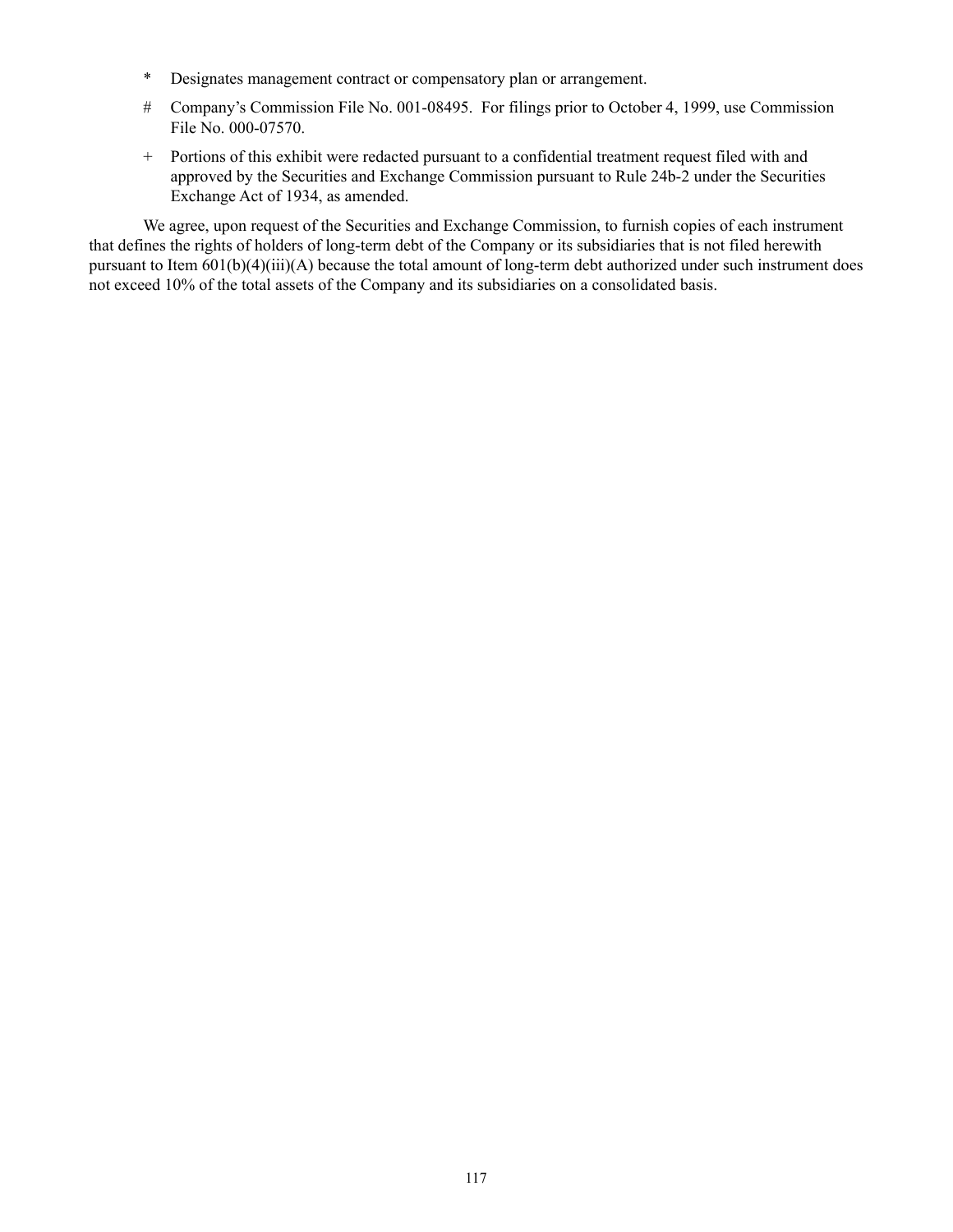- \* Designates management contract or compensatory plan or arrangement.
- \# Company's Commission File No. 001-08495. For filings prior to October 4, 1999, use Commission File No. 000-07570.
- \+ Portions of this exhibit were redacted pursuant to a confidential treatment request filed with and approved by the Securities and Exchange Commission pursuant to Rule 24b-2 under the Securities Exchange Act of 1934, as amended.

We agree, upon request of the Securities and Exchange Commission, to furnish copies of each instrument that defines the rights of holders of long-term debt of the Company or its subsidiaries that is not filed herewith pursuant to Item 601(b)(4)(iii)(A) because the total amount of long-term debt authorized under such instrument does not exceed 10% of the total assets of the Company and its subsidiaries on a consolidated basis.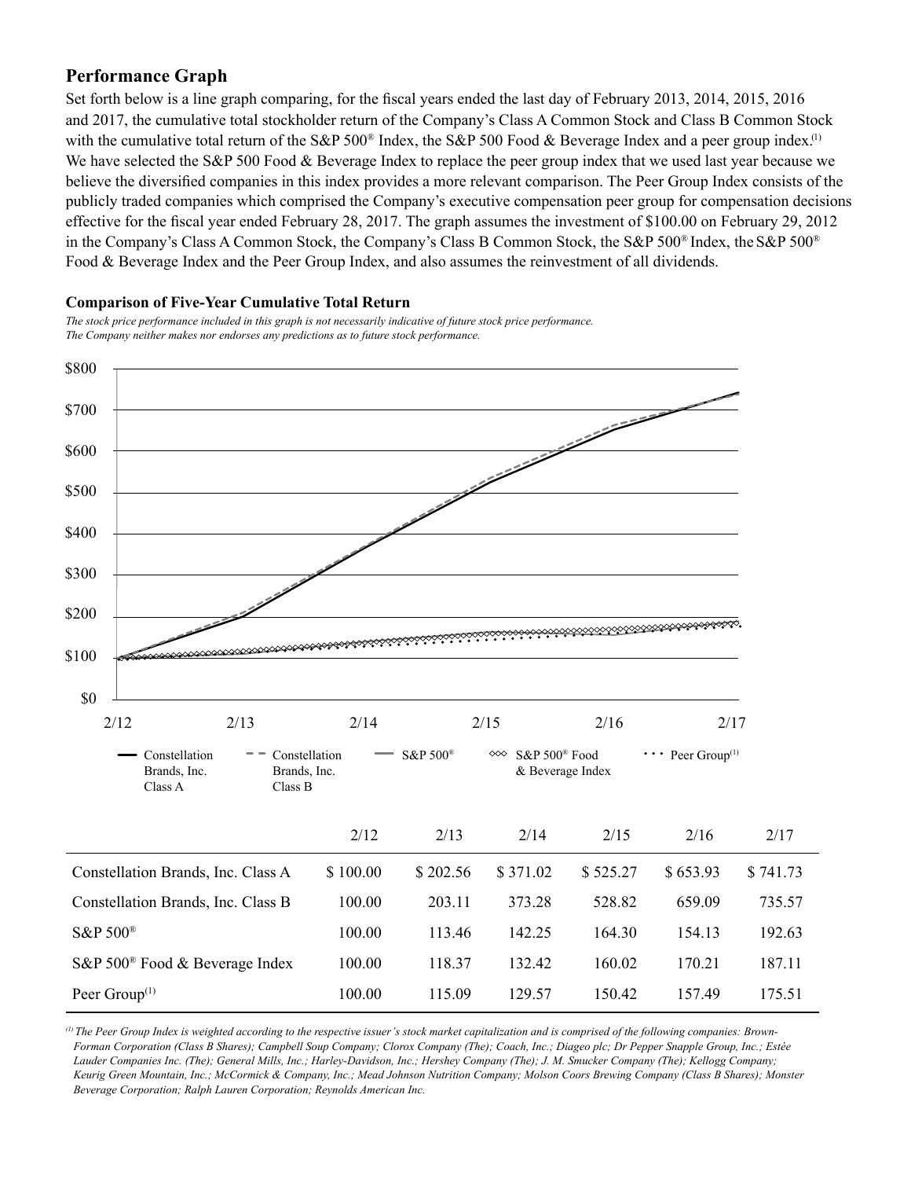## Performance Graph

Set forth below is a line graph comparing, for the fiscal years ended the last day of February 2013, 2014, 2015, 2016 and 2017, the cumulative total stockholder return of the Company's Class A Common Stock and Class B Common Stock with the cumulative total return of the S&P 500® Index, the S&P 500 Food & Beverage Index and a peer group index.[1] We have selected the S&P 500 Food & Beverage Index to replace the peer group index that we used last year because we believe the diversified companies in this index provides a more relevant comparison. The Peer Group Index consists of the publicly traded companies which comprised the Company's executive compensation peer group for compensation decisions effective for the fiscal year ended February 28, 2017. The graph assumes the investment of $100.00 on February 29, 2012 in the Company's Class A Common Stock, the Company's Class B Common Stock, the S&P 500® Index, the S&P 500® Food & Beverage Index and the Peer Group Index, and also assumes the reinvestment of all dividends.

### Comparison of Five-Year Cumulative Total Return

*The stock price performance included in this graph is not necessarily indicative of future stock price performance.*
*The Company neither makes nor endorses any predictions as to future stock performance.*

| | 2/12 | 2/13 | 2/14 | 2/15 | 2/16 | 2/17 |
|---|---|---|---|---|---|---|
| Constellation Brands, Inc. Class A | $ 100.00 | $ 202.56 | $ 371.02 | $ 525.27 | $ 653.93 | $ 741.73 |
| Constellation Brands, Inc. Class B | 100.00 | 203.11 | 373.28 | 528.82 | 659.09 | 735.57 |
| S&P 500® | 100.00 | 113.46 | 142.25 | 164.30 | 154.13 | 192.63 |
| S&P 500® Food & Beverage Index | 100.00 | 118.37 | 132.42 | 160.02 | 170.21 | 187.11 |
| Peer Group[1] | 100.00 | 115.09 | 129.57 | 150.42 | 157.49 | 175.51 |

*[1] The Peer Group Index is weighted according to the respective issuer's stock market capitalization and is comprised of the following companies: Brown-Forman Corporation (Class B Shares); Campbell Soup Company; Clorox Company (The); Coach, Inc.; Diageo plc; Dr Pepper Snapple Group, Inc.; Estée Lauder Companies Inc. (The); General Mills, Inc.; Harley-Davidson, Inc.; Hershey Company (The); J. M. Smucker Company (The); Kellogg Company; Keurig Green Mountain, Inc.; McCormick & Company, Inc.; Mead Johnson Nutrition Company; Molson Coors Brewing Company (Class B Shares); Monster Beverage Corporation; Ralph Lauren Corporation; Reynolds American Inc.*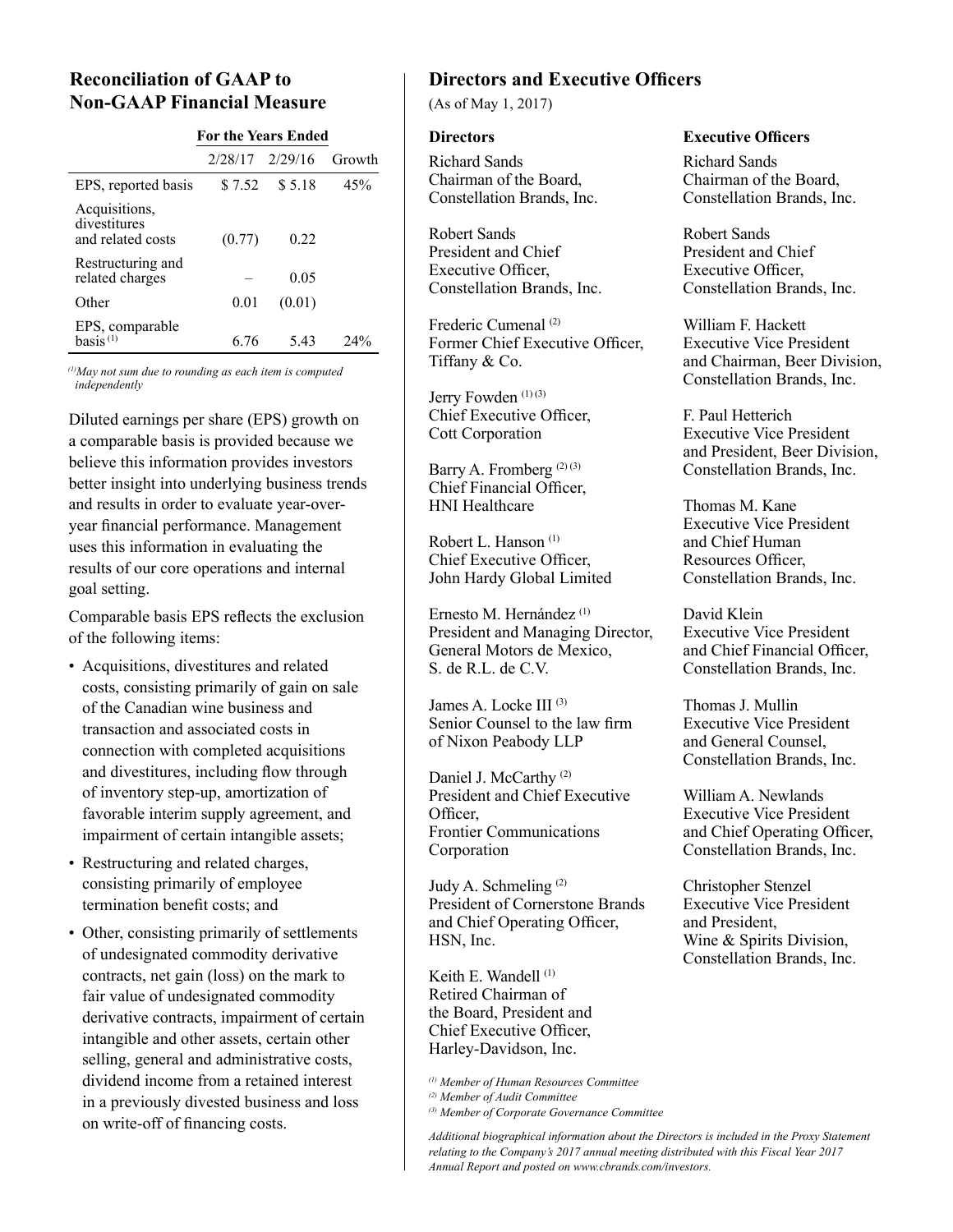## Reconciliation of GAAP to Non-GAAP Financial Measure

| | For the Years Ended | | |
|---|---|---|---|
| | 2/28/17 | 2/29/16 | Growth |
| EPS, reported basis | $ 7.52 | $ 5.18 | 45% |
| Acquisitions, divestitures and related costs | (0.77) | 0.22 | |
| Restructuring and related charges | – | 0.05 | |
| Other | 0.01 | (0.01) | |
| EPS, comparable basis [1] | 6.76 | 5.43 | 24% |

*[1] May not sum due to rounding as each item is computed independently*

Diluted earnings per share (EPS) growth on a comparable basis is provided because we believe this information provides investors better insight into underlying business trends and results in order to evaluate year-over-year financial performance. Management uses this information in evaluating the results of our core operations and internal goal setting.

Comparable basis EPS reflects the exclusion of the following items:

- Acquisitions, divestitures and related costs, consisting primarily of gain on sale of the Canadian wine business and transaction and associated costs in connection with completed acquisitions and divestitures, including flow through of inventory step-up, amortization of favorable interim supply agreement, and impairment of certain intangible assets;
- Restructuring and related charges, consisting primarily of employee termination benefit costs; and
- Other, consisting primarily of settlements of undesignated commodity derivative contracts, net gain (loss) on the mark to fair value of undesignated commodity derivative contracts, impairment of certain intangible and other assets, certain other selling, general and administrative costs, dividend income from a retained interest in a previously divested business and loss on write-off of financing costs.

## Directors and Executive Officers

(As of May 1, 2017)

### Directors

Richard Sands
Chairman of the Board,
Constellation Brands, Inc.

Robert Sands
President and Chief Executive Officer,
Constellation Brands, Inc.

Frederic Cumenal [2]
Former Chief Executive Officer,
Tiffany & Co.

Jerry Fowden [1] [3]
Chief Executive Officer,
Cott Corporation

Barry A. Fromberg [2] [3]
Chief Financial Officer,
HNI Healthcare

Robert L. Hanson [1]
Chief Executive Officer,
John Hardy Global Limited

Ernesto M. Hernández [1]
President and Managing Director,
General Motors de Mexico,
S. de R.L. de C.V.

James A. Locke III [3]
Senior Counsel to the law firm
of Nixon Peabody LLP

Daniel J. McCarthy [2]
President and Chief Executive Officer,
Frontier Communications Corporation

Judy A. Schmeling [2]
President of Cornerstone Brands and Chief Operating Officer,
HSN, Inc.

Keith E. Wandell [1]
Retired Chairman of the Board, President and Chief Executive Officer,
Harley-Davidson, Inc.

*[1] Member of Human Resources Committee*
*[2] Member of Audit Committee*
*[3] Member of Corporate Governance Committee*

### Executive Officers

Richard Sands
Chairman of the Board,
Constellation Brands, Inc.

Robert Sands
President and Chief Executive Officer,
Constellation Brands, Inc.

William F. Hackett
Executive Vice President and Chairman, Beer Division,
Constellation Brands, Inc.

F. Paul Hetterich
Executive Vice President and President, Beer Division,
Constellation Brands, Inc.

Thomas M. Kane
Executive Vice President and Chief Human Resources Officer,
Constellation Brands, Inc.

David Klein
Executive Vice President and Chief Financial Officer,
Constellation Brands, Inc.

Thomas J. Mullin
Executive Vice President and General Counsel,
Constellation Brands, Inc.

William A. Newlands
Executive Vice President and Chief Operating Officer,
Constellation Brands, Inc.

Christopher Stenzel
Executive Vice President and President,
Wine & Spirits Division,
Constellation Brands, Inc.

*Additional biographical information about the Directors is included in the Proxy Statement relating to the Company's 2017 annual meeting distributed with this Fiscal Year 2017 Annual Report and posted on www.cbrands.com/investors.*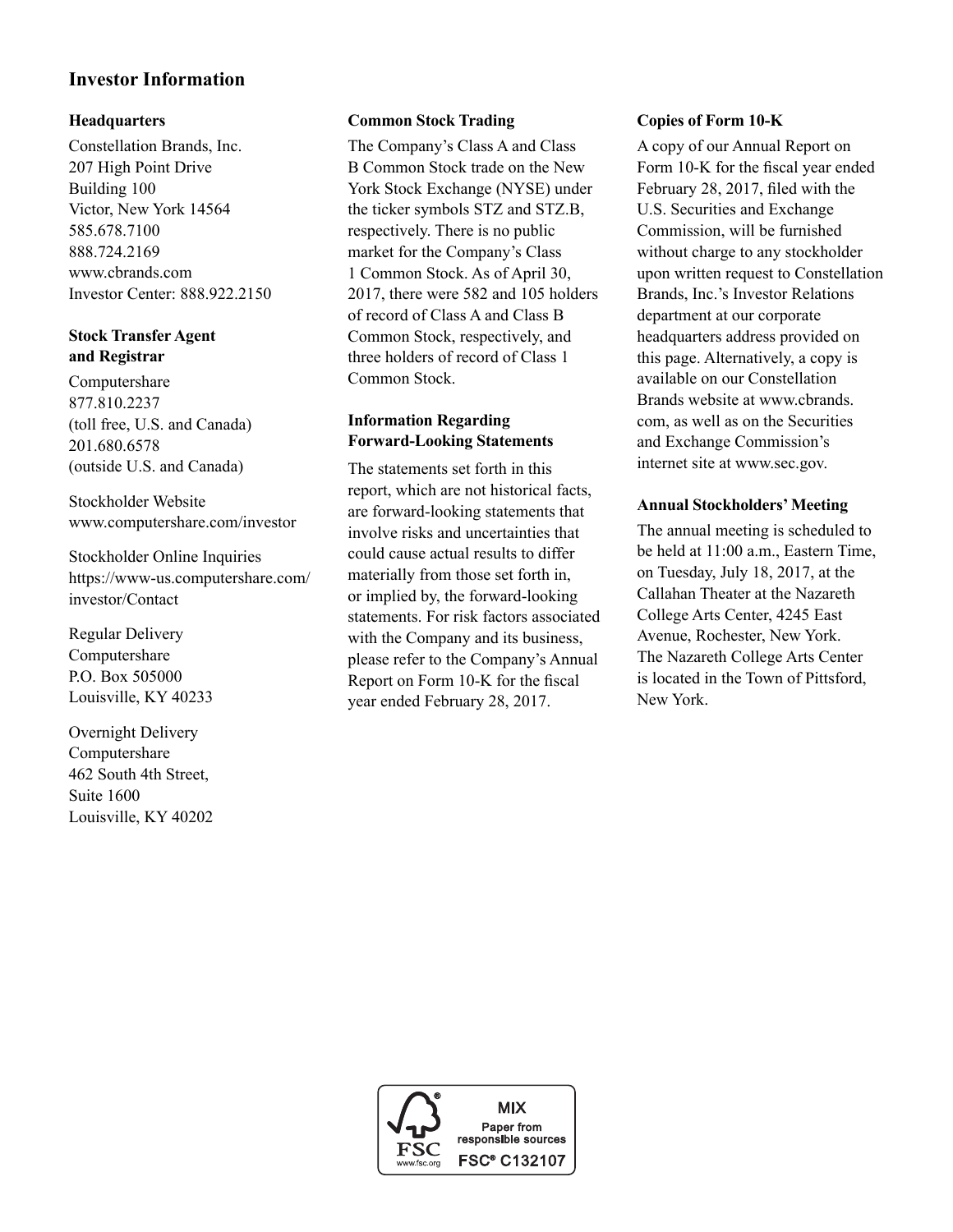## Investor Information

### Headquarters

Constellation Brands, Inc.
207 High Point Drive
Building 100
Victor, New York 14564
585.678.7100
888.724.2169
www.cbrands.com
Investor Center: 888.922.2150

### Stock Transfer Agent and Registrar

Computershare
877.810.2237
(toll free, U.S. and Canada)
201.680.6578
(outside U.S. and Canada)

Stockholder Website
www.computershare.com/investor

Stockholder Online Inquiries
https://www-us.computershare.com/investor/Contact

Regular Delivery
Computershare
P.O. Box 505000
Louisville, KY 40233

Overnight Delivery
Computershare
462 South 4th Street,
Suite 1600
Louisville, KY 40202

### Common Stock Trading

The Company's Class A and Class B Common Stock trade on the New York Stock Exchange (NYSE) under the ticker symbols STZ and STZ.B, respectively. There is no public market for the Company's Class 1 Common Stock. As of April 30, 2017, there were 582 and 105 holders of record of Class A and Class B Common Stock, respectively, and three holders of record of Class 1 Common Stock.

### Information Regarding Forward-Looking Statements

The statements set forth in this report, which are not historical facts, are forward-looking statements that involve risks and uncertainties that could cause actual results to differ materially from those set forth in, or implied by, the forward-looking statements. For risk factors associated with the Company and its business, please refer to the Company's Annual Report on Form 10-K for the fiscal year ended February 28, 2017.

### Copies of Form 10-K

A copy of our Annual Report on Form 10-K for the fiscal year ended February 28, 2017, filed with the U.S. Securities and Exchange Commission, will be furnished without charge to any stockholder upon written request to Constellation Brands, Inc.'s Investor Relations department at our corporate headquarters address provided on this page. Alternatively, a copy is available on our Constellation Brands website at www.cbrands.com, as well as on the Securities and Exchange Commission's internet site at www.sec.gov.

### Annual Stockholders' Meeting

The annual meeting is scheduled to be held at 11:00 a.m., Eastern Time, on Tuesday, July 18, 2017, at the Callahan Theater at the Nazareth College Arts Center, 4245 East Avenue, Rochester, New York. The Nazareth College Arts Center is located in the Town of Pittsford, New York.

FSC
www.fsc.org
MIX
Paper from responsible sources
FSC® C132107